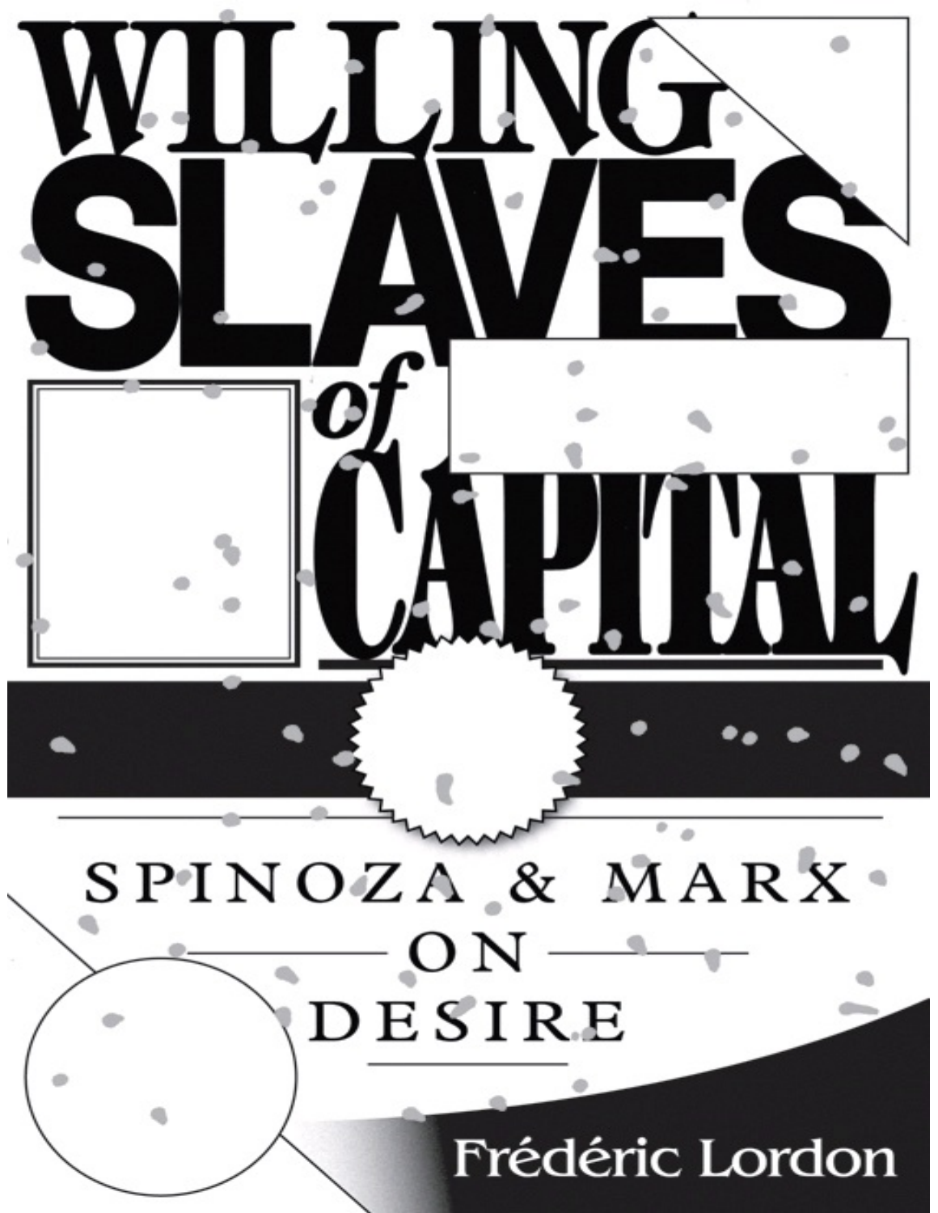# WILLING SLAVES of CAPITAL

## SPINOZA & MARX ON DESIRE

Frédéric Lordon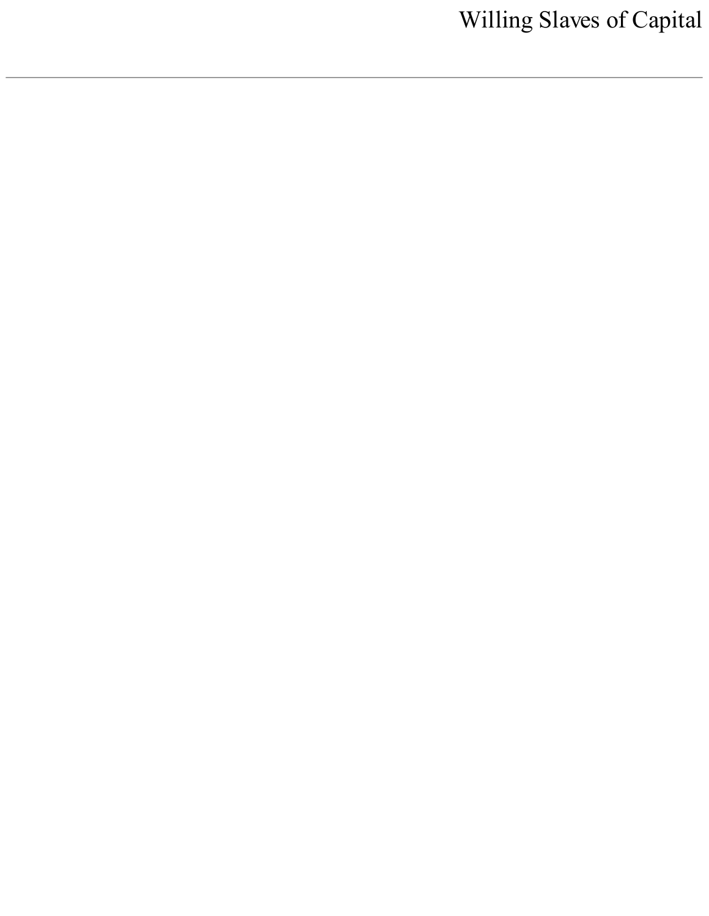# Willing Slaves of Capital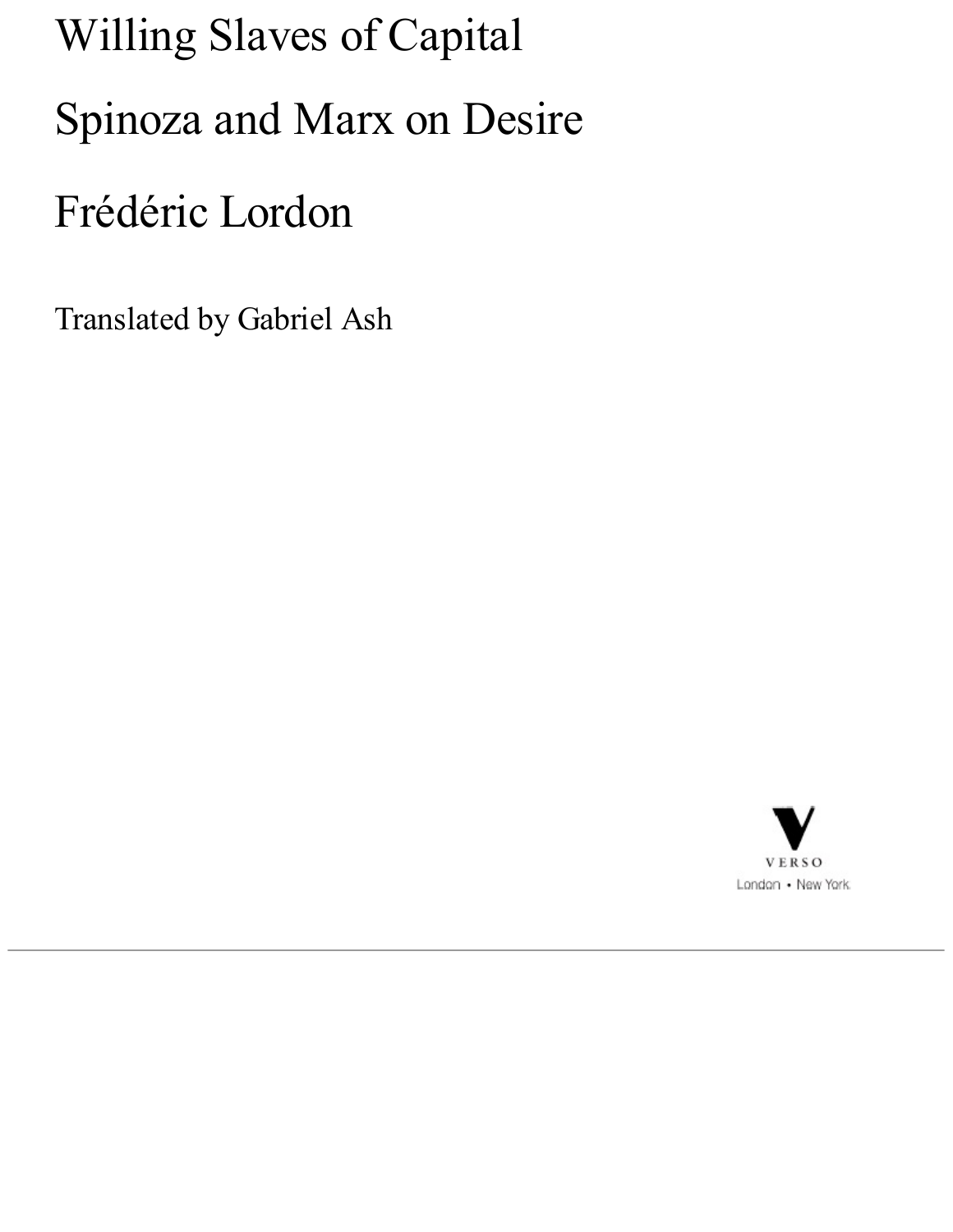# Willing Slaves of Capital

## Spinoza and Marx on Desire

### Frédéric Lordon

Translated by Gabriel Ash

VERSO

London • New York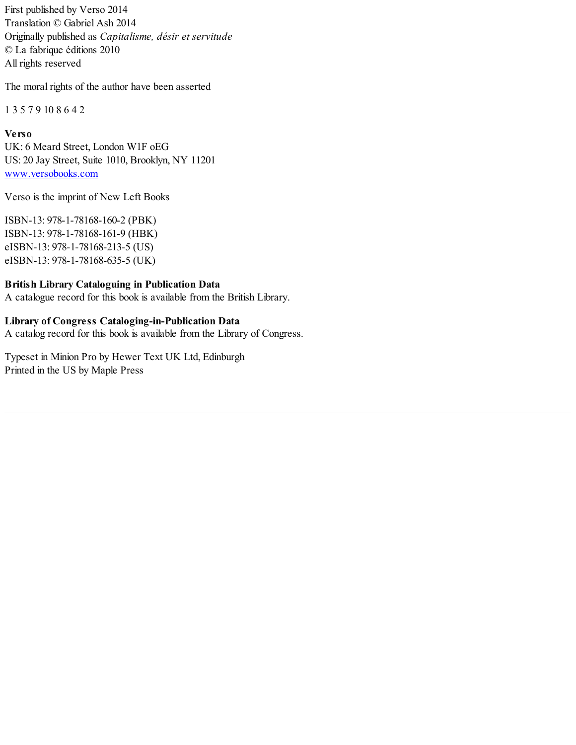First published by Verso 2014
Translation © Gabriel Ash 2014
Originally published as *Capitalisme, désir et servitude*
© La fabrique éditions 2010
All rights reserved

The moral rights of the author have been asserted

1 3 5 7 9 10 8 6 4 2

**Verso**
UK: 6 Meard Street, London W1F oEG
US: 20 Jay Street, Suite 1010, Brooklyn, NY 11201
www.versobooks.com

Verso is the imprint of New Left Books

ISBN-13: 978-1-78168-160-2 (PBK)
ISBN-13: 978-1-78168-161-9 (HBK)
eISBN-13: 978-1-78168-213-5 (US)
eISBN-13: 978-1-78168-635-5 (UK)

**British Library Cataloguing in Publication Data**
A catalogue record for this book is available from the British Library.

**Library of Congress Cataloging-in-Publication Data**
A catalog record for this book is available from the Library of Congress.

Typeset in Minion Pro by Hewer Text UK Ltd, Edinburgh
Printed in the US by Maple Press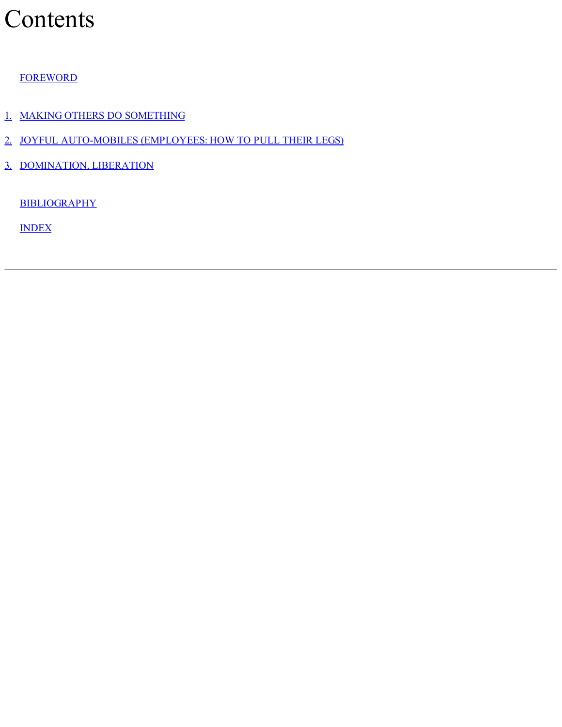# Contents

FOREWORD

1. MAKING OTHERS DO SOMETHING
2. JOYFUL AUTO-MOBILES (EMPLOYEES: HOW TO PULL THEIR LEGS)
3. DOMINATION, LIBERATION

BIBLIOGRAPHY

INDEX

---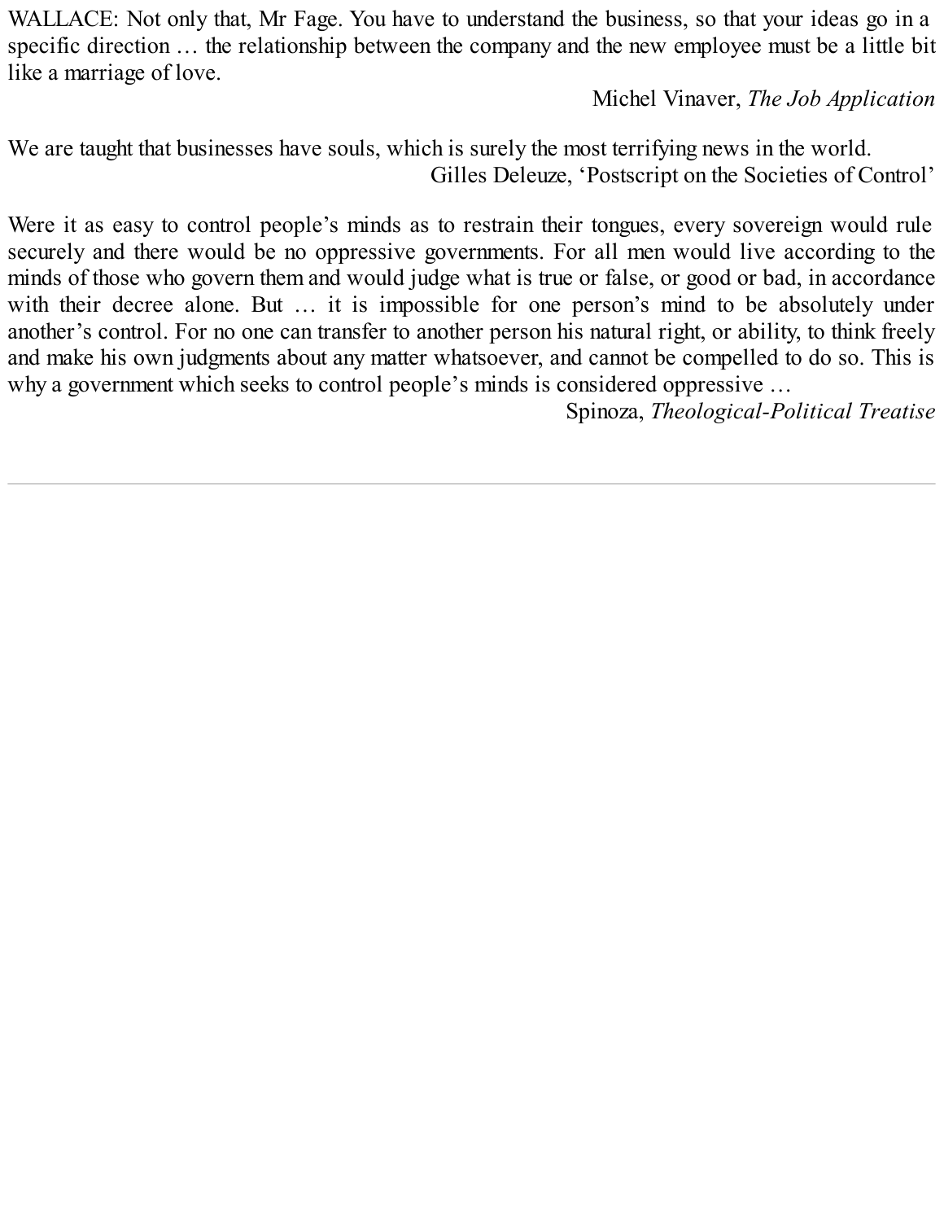WALLACE: Not only that, Mr Fage. You have to understand the business, so that your ideas go in a specific direction … the relationship between the company and the new employee must be a little bit like a marriage of love.

Michel Vinaver, *The Job Application*

We are taught that businesses have souls, which is surely the most terrifying news in the world.

Gilles Deleuze, 'Postscript on the Societies of Control'

Were it as easy to control people's minds as to restrain their tongues, every sovereign would rule securely and there would be no oppressive governments. For all men would live according to the minds of those who govern them and would judge what is true or false, or good or bad, in accordance with their decree alone. But … it is impossible for one person's mind to be absolutely under another's control. For no one can transfer to another person his natural right, or ability, to think freely and make his own judgments about any matter whatsoever, and cannot be compelled to do so. This is why a government which seeks to control people's minds is considered oppressive …

Spinoza, *Theological-Political Treatise*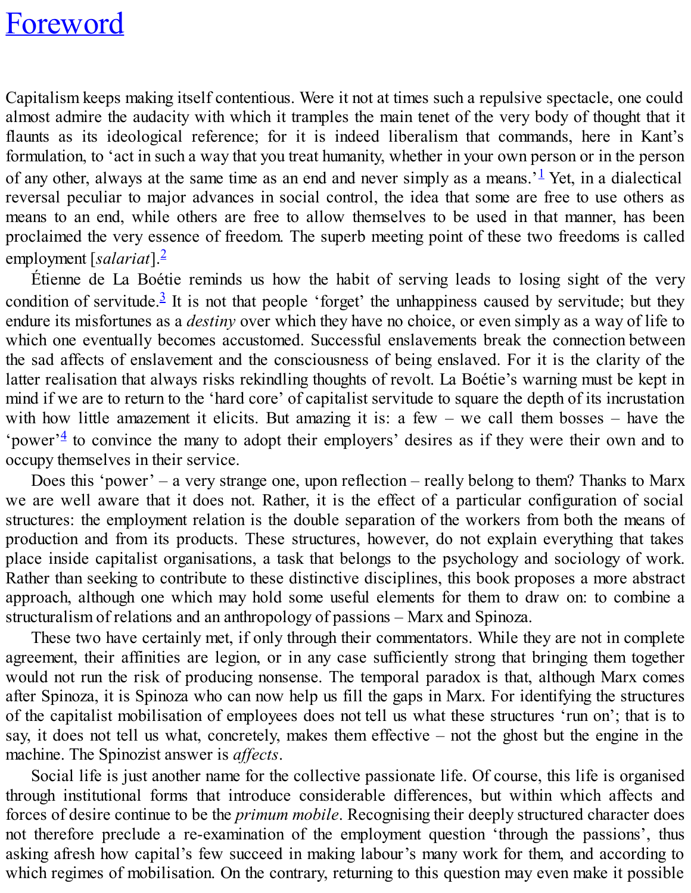# Foreword

Capitalism keeps making itself contentious. Were it not at times such a repulsive spectacle, one could almost admire the audacity with which it tramples the main tenet of the very body of thought that it flaunts as its ideological reference; for it is indeed liberalism that commands, here in Kant's formulation, to 'act in such a way that you treat humanity, whether in your own person or in the person of any other, always at the same time as an end and never simply as a means.'[1] Yet, in a dialectical reversal peculiar to major advances in social control, the idea that some are free to use others as means to an end, while others are free to allow themselves to be used in that manner, has been proclaimed the very essence of freedom. The superb meeting point of these two freedoms is called employment [*salariat*].[2]

Étienne de La Boétie reminds us how the habit of serving leads to losing sight of the very condition of servitude.[3] It is not that people 'forget' the unhappiness caused by servitude; but they endure its misfortunes as a *destiny* over which they have no choice, or even simply as a way of life to which one eventually becomes accustomed. Successful enslavements break the connection between the sad affects of enslavement and the consciousness of being enslaved. For it is the clarity of the latter realisation that always risks rekindling thoughts of revolt. La Boétie's warning must be kept in mind if we are to return to the 'hard core' of capitalist servitude to square the depth of its incrustation with how little amazement it elicits. But amazing it is: a few – we call them bosses – have the 'power'[4] to convince the many to adopt their employers' desires as if they were their own and to occupy themselves in their service.

Does this 'power' – a very strange one, upon reflection – really belong to them? Thanks to Marx we are well aware that it does not. Rather, it is the effect of a particular configuration of social structures: the employment relation is the double separation of the workers from both the means of production and from its products. These structures, however, do not explain everything that takes place inside capitalist organisations, a task that belongs to the psychology and sociology of work. Rather than seeking to contribute to these distinctive disciplines, this book proposes a more abstract approach, although one which may hold some useful elements for them to draw on: to combine a structuralism of relations and an anthropology of passions – Marx and Spinoza.

These two have certainly met, if only through their commentators. While they are not in complete agreement, their affinities are legion, or in any case sufficiently strong that bringing them together would not run the risk of producing nonsense. The temporal paradox is that, although Marx comes after Spinoza, it is Spinoza who can now help us fill the gaps in Marx. For identifying the structures of the capitalist mobilisation of employees does not tell us what these structures 'run on'; that is to say, it does not tell us what, concretely, makes them effective – not the ghost but the engine in the machine. The Spinozist answer is *affects*.

Social life is just another name for the collective passionate life. Of course, this life is organised through institutional forms that introduce considerable differences, but within which affects and forces of desire continue to be the *primum mobile*. Recognising their deeply structured character does not therefore preclude a re-examination of the employment question 'through the passions', thus asking afresh how capital's few succeed in making labour's many work for them, and according to which regimes of mobilisation. On the contrary, returning to this question may even make it possible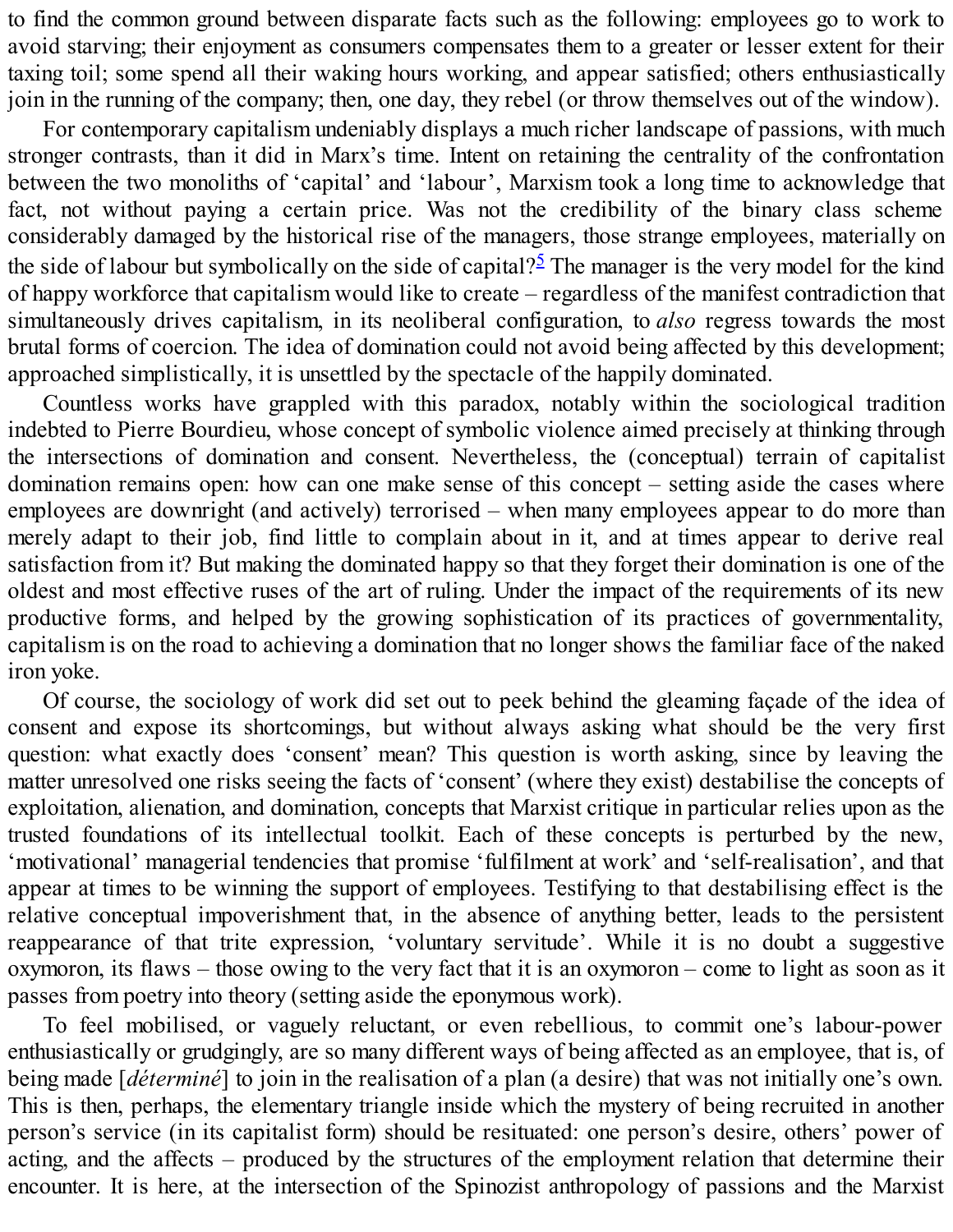to find the common ground between disparate facts such as the following: employees go to work to avoid starving; their enjoyment as consumers compensates them to a greater or lesser extent for their taxing toil; some spend all their waking hours working, and appear satisfied; others enthusiastically join in the running of the company; then, one day, they rebel (or throw themselves out of the window).

For contemporary capitalism undeniably displays a much richer landscape of passions, with much stronger contrasts, than it did in Marx's time. Intent on retaining the centrality of the confrontation between the two monoliths of 'capital' and 'labour', Marxism took a long time to acknowledge that fact, not without paying a certain price. Was not the credibility of the binary class scheme considerably damaged by the historical rise of the managers, those strange employees, materially on the side of labour but symbolically on the side of capital?[5] The manager is the very model for the kind of happy workforce that capitalism would like to create – regardless of the manifest contradiction that simultaneously drives capitalism, in its neoliberal configuration, to *also* regress towards the most brutal forms of coercion. The idea of domination could not avoid being affected by this development; approached simplistically, it is unsettled by the spectacle of the happily dominated.

Countless works have grappled with this paradox, notably within the sociological tradition indebted to Pierre Bourdieu, whose concept of symbolic violence aimed precisely at thinking through the intersections of domination and consent. Nevertheless, the (conceptual) terrain of capitalist domination remains open: how can one make sense of this concept – setting aside the cases where employees are downright (and actively) terrorised – when many employees appear to do more than merely adapt to their job, find little to complain about in it, and at times appear to derive real satisfaction from it? But making the dominated happy so that they forget their domination is one of the oldest and most effective ruses of the art of ruling. Under the impact of the requirements of its new productive forms, and helped by the growing sophistication of its practices of governmentality, capitalism is on the road to achieving a domination that no longer shows the familiar face of the naked iron yoke.

Of course, the sociology of work did set out to peek behind the gleaming façade of the idea of consent and expose its shortcomings, but without always asking what should be the very first question: what exactly does 'consent' mean? This question is worth asking, since by leaving the matter unresolved one risks seeing the facts of 'consent' (where they exist) destabilise the concepts of exploitation, alienation, and domination, concepts that Marxist critique in particular relies upon as the trusted foundations of its intellectual toolkit. Each of these concepts is perturbed by the new, 'motivational' managerial tendencies that promise 'fulfilment at work' and 'self-realisation', and that appear at times to be winning the support of employees. Testifying to that destabilising effect is the relative conceptual impoverishment that, in the absence of anything better, leads to the persistent reappearance of that trite expression, 'voluntary servitude'. While it is no doubt a suggestive oxymoron, its flaws – those owing to the very fact that it is an oxymoron – come to light as soon as it passes from poetry into theory (setting aside the eponymous work).

To feel mobilised, or vaguely reluctant, or even rebellious, to commit one's labour-power enthusiastically or grudgingly, are so many different ways of being affected as an employee, that is, of being made [*déterminé*] to join in the realisation of a plan (a desire) that was not initially one's own. This is then, perhaps, the elementary triangle inside which the mystery of being recruited in another person's service (in its capitalist form) should be resituated: one person's desire, others' power of acting, and the affects – produced by the structures of the employment relation that determine their encounter. It is here, at the intersection of the Spinozist anthropology of passions and the Marxist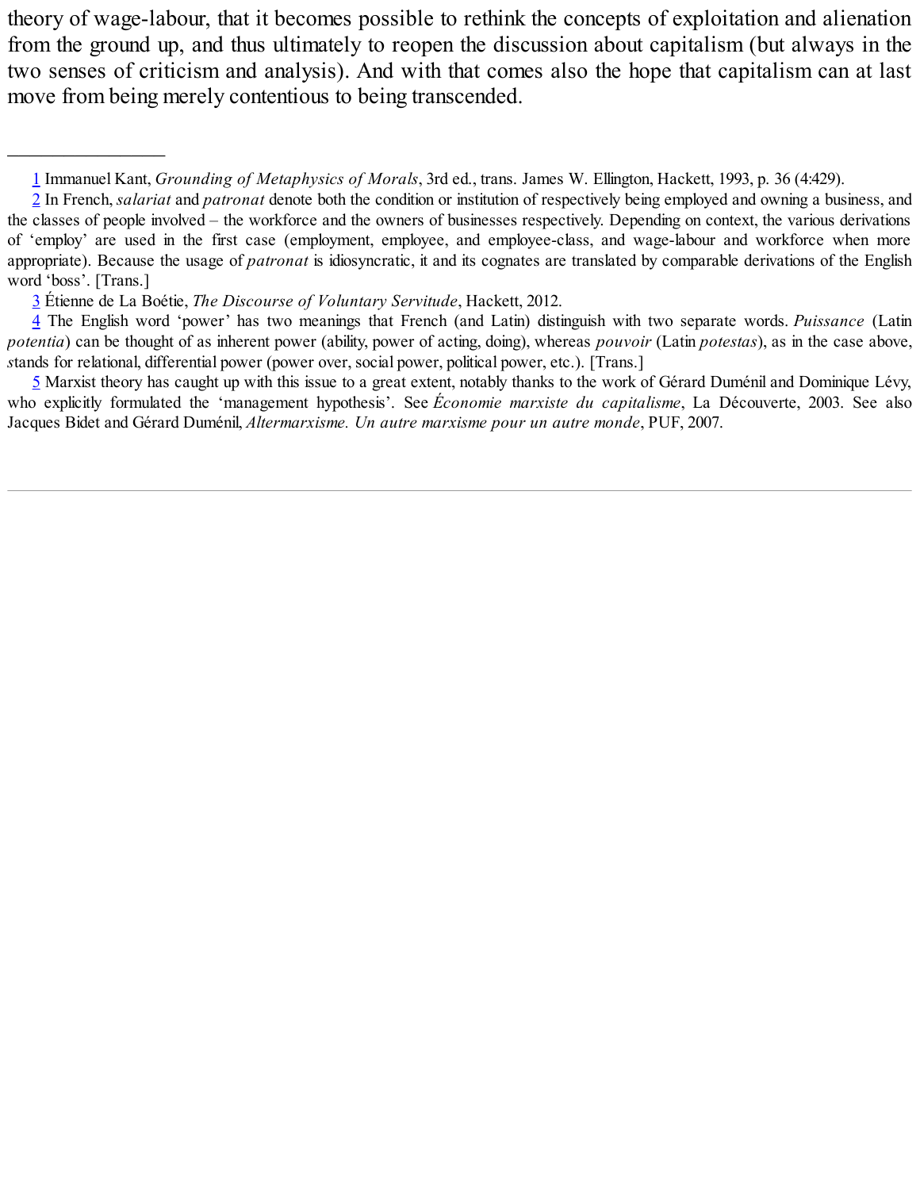theory of wage-labour, that it becomes possible to rethink the concepts of exploitation and alienation from the ground up, and thus ultimately to reopen the discussion about capitalism (but always in the two senses of criticism and analysis). And with that comes also the hope that capitalism can at last move from being merely contentious to being transcended.

---

[1] Immanuel Kant, *Grounding of Metaphysics of Morals*, 3rd ed., trans. James W. Ellington, Hackett, 1993, p. 36 (4:429).

[2] In French, *salariat* and *patronat* denote both the condition or institution of respectively being employed and owning a business, and the classes of people involved – the workforce and the owners of businesses respectively. Depending on context, the various derivations of 'employ' are used in the first case (employment, employee, and employee-class, and wage-labour and workforce when more appropriate). Because the usage of *patronat* is idiosyncratic, it and its cognates are translated by comparable derivations of the English word 'boss'. [Trans.]

[3] Étienne de La Boétie, *The Discourse of Voluntary Servitude*, Hackett, 2012.

[4] The English word 'power' has two meanings that French (and Latin) distinguish with two separate words. *Puissance* (Latin *potentia*) can be thought of as inherent power (ability, power of acting, doing), whereas *pouvoir* (Latin *potestas*), as in the case above, *s*tands for relational, differential power (power over, social power, political power, etc.). [Trans.]

[5] Marxist theory has caught up with this issue to a great extent, notably thanks to the work of Gérard Duménil and Dominique Lévy, who explicitly formulated the 'management hypothesis'. See *Économie marxiste du capitalisme*, La Découverte, 2003. See also Jacques Bidet and Gérard Duménil, *Altermarxisme. Un autre marxisme pour un autre monde*, PUF, 2007.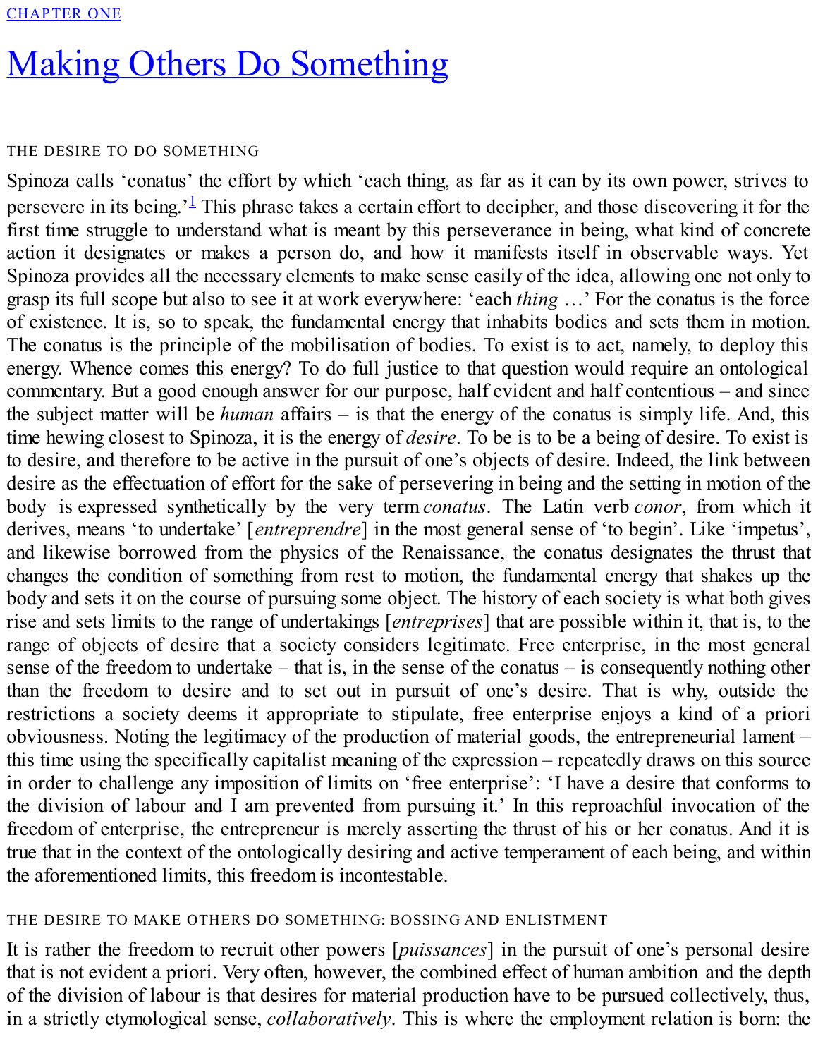CHAPTER ONE

# Making Others Do Something

## THE DESIRE TO DO SOMETHING

Spinoza calls 'conatus' the effort by which 'each thing, as far as it can by its own power, strives to persevere in its being.'[1] This phrase takes a certain effort to decipher, and those discovering it for the first time struggle to understand what is meant by this perseverance in being, what kind of concrete action it designates or makes a person do, and how it manifests itself in observable ways. Yet Spinoza provides all the necessary elements to make sense easily of the idea, allowing one not only to grasp its full scope but also to see it at work everywhere: 'each *thing* …' For the conatus is the force of existence. It is, so to speak, the fundamental energy that inhabits bodies and sets them in motion. The conatus is the principle of the mobilisation of bodies. To exist is to act, namely, to deploy this energy. Whence comes this energy? To do full justice to that question would require an ontological commentary. But a good enough answer for our purpose, half evident and half contentious – and since the subject matter will be *human* affairs – is that the energy of the conatus is simply life. And, this time hewing closest to Spinoza, it is the energy of *desire*. To be is to be a being of desire. To exist is to desire, and therefore to be active in the pursuit of one's objects of desire. Indeed, the link between desire as the effectuation of effort for the sake of persevering in being and the setting in motion of the body is expressed synthetically by the very term *conatus*. The Latin verb *conor*, from which it derives, means 'to undertake' [*entreprendre*] in the most general sense of 'to begin'. Like 'impetus', and likewise borrowed from the physics of the Renaissance, the conatus designates the thrust that changes the condition of something from rest to motion, the fundamental energy that shakes up the body and sets it on the course of pursuing some object. The history of each society is what both gives rise and sets limits to the range of undertakings [*entreprises*] that are possible within it, that is, to the range of objects of desire that a society considers legitimate. Free enterprise, in the most general sense of the freedom to undertake – that is, in the sense of the conatus – is consequently nothing other than the freedom to desire and to set out in pursuit of one's desire. That is why, outside the restrictions a society deems it appropriate to stipulate, free enterprise enjoys a kind of a priori obviousness. Noting the legitimacy of the production of material goods, the entrepreneurial lament – this time using the specifically capitalist meaning of the expression – repeatedly draws on this source in order to challenge any imposition of limits on 'free enterprise': 'I have a desire that conforms to the division of labour and I am prevented from pursuing it.' In this reproachful invocation of the freedom of enterprise, the entrepreneur is merely asserting the thrust of his or her conatus. And it is true that in the context of the ontologically desiring and active temperament of each being, and within the aforementioned limits, this freedom is incontestable.

## THE DESIRE TO MAKE OTHERS DO SOMETHING: BOSSING AND ENLISTMENT

It is rather the freedom to recruit other powers [*puissances*] in the pursuit of one's personal desire that is not evident a priori. Very often, however, the combined effect of human ambition and the depth of the division of labour is that desires for material production have to be pursued collectively, thus, in a strictly etymological sense, *collaboratively*. This is where the employment relation is born: the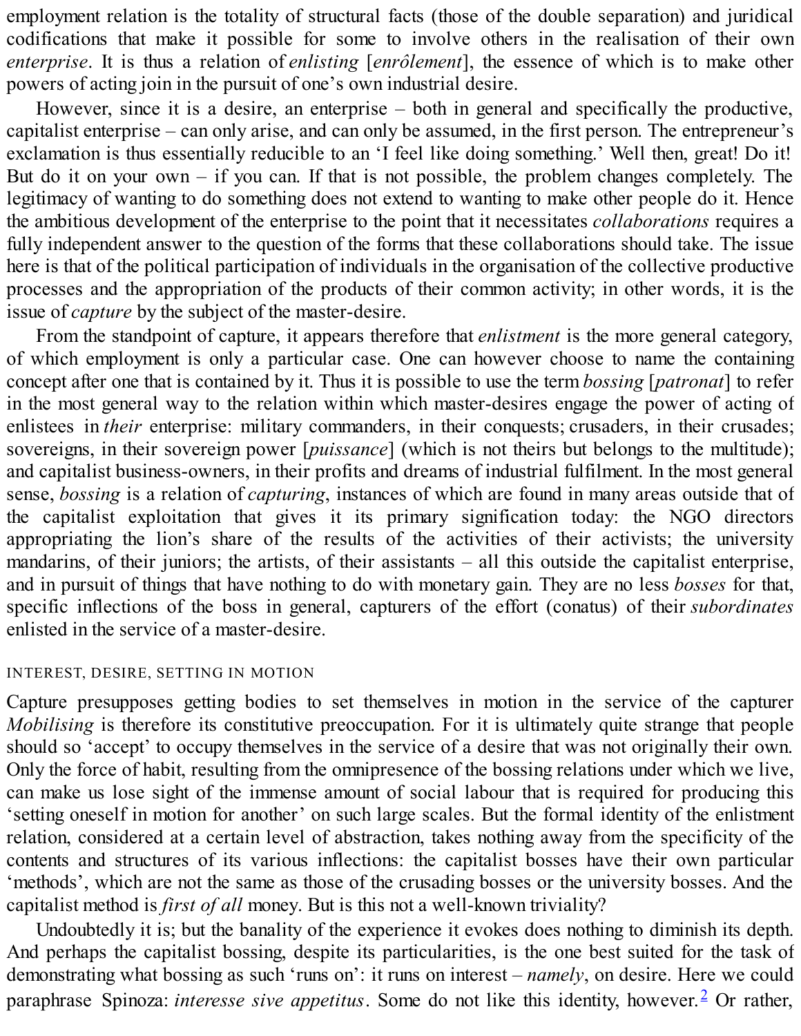employment relation is the totality of structural facts (those of the double separation) and juridical codifications that make it possible for some to involve others in the realisation of their own *enterprise*. It is thus a relation of *enlisting* [*enrôlement*], the essence of which is to make other powers of acting join in the pursuit of one's own industrial desire.

However, since it is a desire, an enterprise – both in general and specifically the productive, capitalist enterprise – can only arise, and can only be assumed, in the first person. The entrepreneur's exclamation is thus essentially reducible to an 'I feel like doing something.' Well then, great! Do it! But do it on your own – if you can. If that is not possible, the problem changes completely. The legitimacy of wanting to do something does not extend to wanting to make other people do it. Hence the ambitious development of the enterprise to the point that it necessitates *collaborations* requires a fully independent answer to the question of the forms that these collaborations should take. The issue here is that of the political participation of individuals in the organisation of the collective productive processes and the appropriation of the products of their common activity; in other words, it is the issue of *capture* by the subject of the master-desire.

From the standpoint of capture, it appears therefore that *enlistment* is the more general category, of which employment is only a particular case. One can however choose to name the containing concept after one that is contained by it. Thus it is possible to use the term *bossing* [*patronat*] to refer in the most general way to the relation within which master-desires engage the power of acting of enlistees in *their* enterprise: military commanders, in their conquests; crusaders, in their crusades; sovereigns, in their sovereign power [*puissance*] (which is not theirs but belongs to the multitude); and capitalist business-owners, in their profits and dreams of industrial fulfilment. In the most general sense, *bossing* is a relation of *capturing*, instances of which are found in many areas outside that of the capitalist exploitation that gives it its primary signification today: the NGO directors appropriating the lion's share of the results of the activities of their activists; the university mandarins, of their juniors; the artists, of their assistants – all this outside the capitalist enterprise, and in pursuit of things that have nothing to do with monetary gain. They are no less *bosses* for that, specific inflections of the boss in general, capturers of the effort (conatus) of their *subordinates* enlisted in the service of a master-desire.

## INTEREST, DESIRE, SETTING IN MOTION

Capture presupposes getting bodies to set themselves in motion in the service of the capturer *Mobilising* is therefore its constitutive preoccupation. For it is ultimately quite strange that people should so 'accept' to occupy themselves in the service of a desire that was not originally their own. Only the force of habit, resulting from the omnipresence of the bossing relations under which we live, can make us lose sight of the immense amount of social labour that is required for producing this 'setting oneself in motion for another' on such large scales. But the formal identity of the enlistment relation, considered at a certain level of abstraction, takes nothing away from the specificity of the contents and structures of its various inflections: the capitalist bosses have their own particular 'methods', which are not the same as those of the crusading bosses or the university bosses. And the capitalist method is *first of all* money. But is this not a well-known triviality?

Undoubtedly it is; but the banality of the experience it evokes does nothing to diminish its depth. And perhaps the capitalist bossing, despite its particularities, is the one best suited for the task of demonstrating what bossing as such 'runs on': it runs on interest – *namely*, on desire. Here we could paraphrase Spinoza: *interesse sive appetitus*. Some do not like this identity, however.[2] Or rather,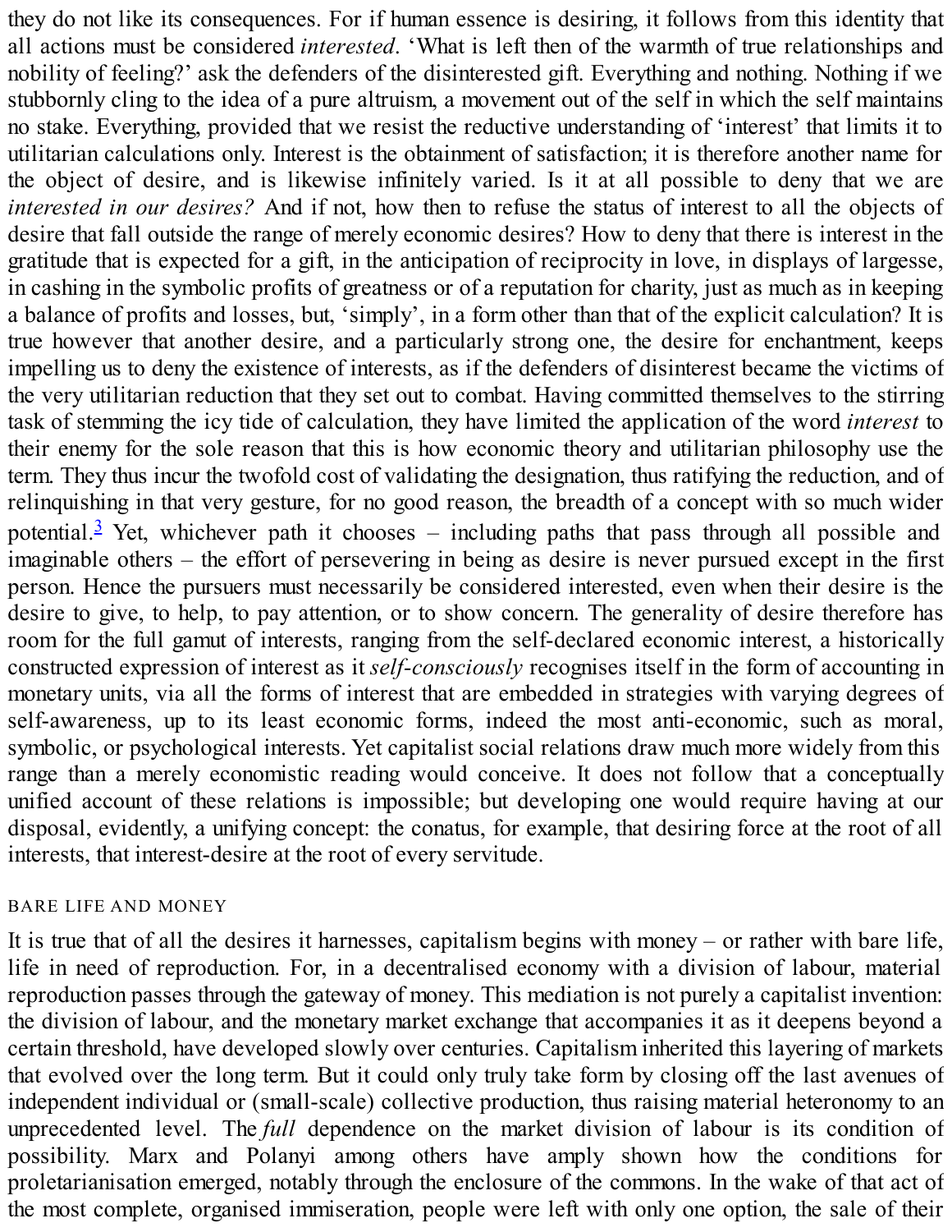they do not like its consequences. For if human essence is desiring, it follows from this identity that all actions must be considered *interested*. 'What is left then of the warmth of true relationships and nobility of feeling?' ask the defenders of the disinterested gift. Everything and nothing. Nothing if we stubbornly cling to the idea of a pure altruism, a movement out of the self in which the self maintains no stake. Everything, provided that we resist the reductive understanding of 'interest' that limits it to utilitarian calculations only. Interest is the obtainment of satisfaction; it is therefore another name for the object of desire, and is likewise infinitely varied. Is it at all possible to deny that we are *interested in our desires?* And if not, how then to refuse the status of interest to all the objects of desire that fall outside the range of merely economic desires? How to deny that there is interest in the gratitude that is expected for a gift, in the anticipation of reciprocity in love, in displays of largesse, in cashing in the symbolic profits of greatness or of a reputation for charity, just as much as in keeping a balance of profits and losses, but, 'simply', in a form other than that of the explicit calculation? It is true however that another desire, and a particularly strong one, the desire for enchantment, keeps impelling us to deny the existence of interests, as if the defenders of disinterest became the victims of the very utilitarian reduction that they set out to combat. Having committed themselves to the stirring task of stemming the icy tide of calculation, they have limited the application of the word *interest* to their enemy for the sole reason that this is how economic theory and utilitarian philosophy use the term. They thus incur the twofold cost of validating the designation, thus ratifying the reduction, and of relinquishing in that very gesture, for no good reason, the breadth of a concept with so much wider potential.[3] Yet, whichever path it chooses – including paths that pass through all possible and imaginable others – the effort of persevering in being as desire is never pursued except in the first person. Hence the pursuers must necessarily be considered interested, even when their desire is the desire to give, to help, to pay attention, or to show concern. The generality of desire therefore has room for the full gamut of interests, ranging from the self-declared economic interest, a historically constructed expression of interest as it *self-consciously* recognises itself in the form of accounting in monetary units, via all the forms of interest that are embedded in strategies with varying degrees of self-awareness, up to its least economic forms, indeed the most anti-economic, such as moral, symbolic, or psychological interests. Yet capitalist social relations draw much more widely from this range than a merely economistic reading would conceive. It does not follow that a conceptually unified account of these relations is impossible; but developing one would require having at our disposal, evidently, a unifying concept: the conatus, for example, that desiring force at the root of all interests, that interest-desire at the root of every servitude.

## BARE LIFE AND MONEY

It is true that of all the desires it harnesses, capitalism begins with money – or rather with bare life, life in need of reproduction. For, in a decentralised economy with a division of labour, material reproduction passes through the gateway of money. This mediation is not purely a capitalist invention: the division of labour, and the monetary market exchange that accompanies it as it deepens beyond a certain threshold, have developed slowly over centuries. Capitalism inherited this layering of markets that evolved over the long term. But it could only truly take form by closing off the last avenues of independent individual or (small-scale) collective production, thus raising material heteronomy to an unprecedented level. The *full* dependence on the market division of labour is its condition of possibility. Marx and Polanyi among others have amply shown how the conditions for proletarianisation emerged, notably through the enclosure of the commons. In the wake of that act of the most complete, organised immiseration, people were left with only one option, the sale of their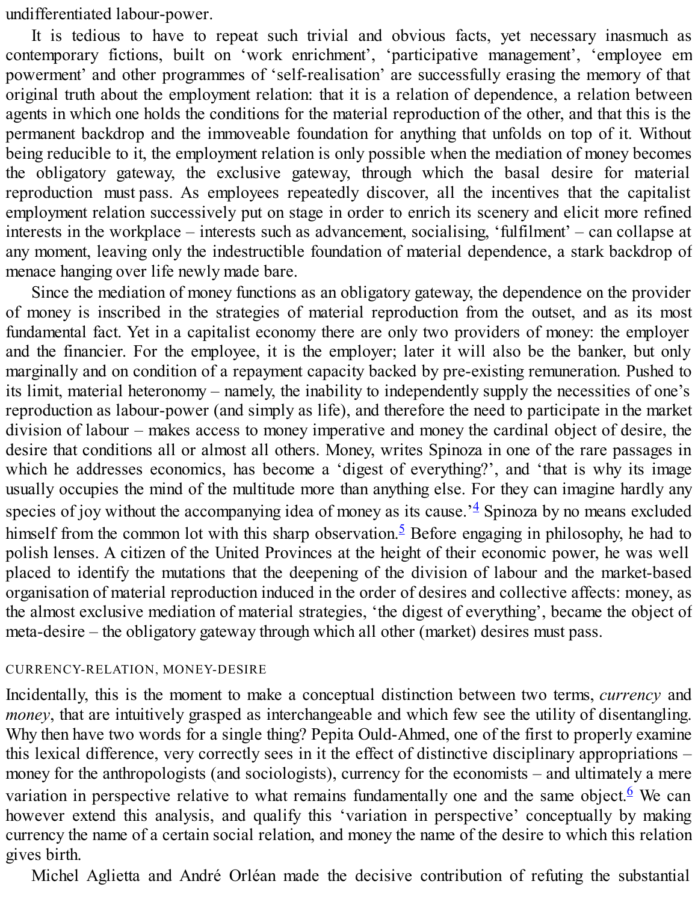undifferentiated labour-power.

It is tedious to have to repeat such trivial and obvious facts, yet necessary inasmuch as contemporary fictions, built on 'work enrichment', 'participative management', 'employee em powerment' and other programmes of 'self-realisation' are successfully erasing the memory of that original truth about the employment relation: that it is a relation of dependence, a relation between agents in which one holds the conditions for the material reproduction of the other, and that this is the permanent backdrop and the immoveable foundation for anything that unfolds on top of it. Without being reducible to it, the employment relation is only possible when the mediation of money becomes the obligatory gateway, the exclusive gateway, through which the basal desire for material reproduction must pass. As employees repeatedly discover, all the incentives that the capitalist employment relation successively put on stage in order to enrich its scenery and elicit more refined interests in the workplace – interests such as advancement, socialising, 'fulfilment' – can collapse at any moment, leaving only the indestructible foundation of material dependence, a stark backdrop of menace hanging over life newly made bare.

Since the mediation of money functions as an obligatory gateway, the dependence on the provider of money is inscribed in the strategies of material reproduction from the outset, and as its most fundamental fact. Yet in a capitalist economy there are only two providers of money: the employer and the financier. For the employee, it is the employer; later it will also be the banker, but only marginally and on condition of a repayment capacity backed by pre-existing remuneration. Pushed to its limit, material heteronomy – namely, the inability to independently supply the necessities of one's reproduction as labour-power (and simply as life), and therefore the need to participate in the market division of labour – makes access to money imperative and money the cardinal object of desire, the desire that conditions all or almost all others. Money, writes Spinoza in one of the rare passages in which he addresses economics, has become a 'digest of everything?', and 'that is why its image usually occupies the mind of the multitude more than anything else. For they can imagine hardly any species of joy without the accompanying idea of money as its cause.'[4] Spinoza by no means excluded himself from the common lot with this sharp observation.[5] Before engaging in philosophy, he had to polish lenses. A citizen of the United Provinces at the height of their economic power, he was well placed to identify the mutations that the deepening of the division of labour and the market-based organisation of material reproduction induced in the order of desires and collective affects: money, as the almost exclusive mediation of material strategies, 'the digest of everything', became the object of meta-desire – the obligatory gateway through which all other (market) desires must pass.

## CURRENCY-RELATION, MONEY-DESIRE

Incidentally, this is the moment to make a conceptual distinction between two terms, *currency* and *money*, that are intuitively grasped as interchangeable and which few see the utility of disentangling. Why then have two words for a single thing? Pepita Ould-Ahmed, one of the first to properly examine this lexical difference, very correctly sees in it the effect of distinctive disciplinary appropriations – money for the anthropologists (and sociologists), currency for the economists – and ultimately a mere variation in perspective relative to what remains fundamentally one and the same object.[6] We can however extend this analysis, and qualify this 'variation in perspective' conceptually by making currency the name of a certain social relation, and money the name of the desire to which this relation gives birth.

Michel Aglietta and André Orléan made the decisive contribution of refuting the substantial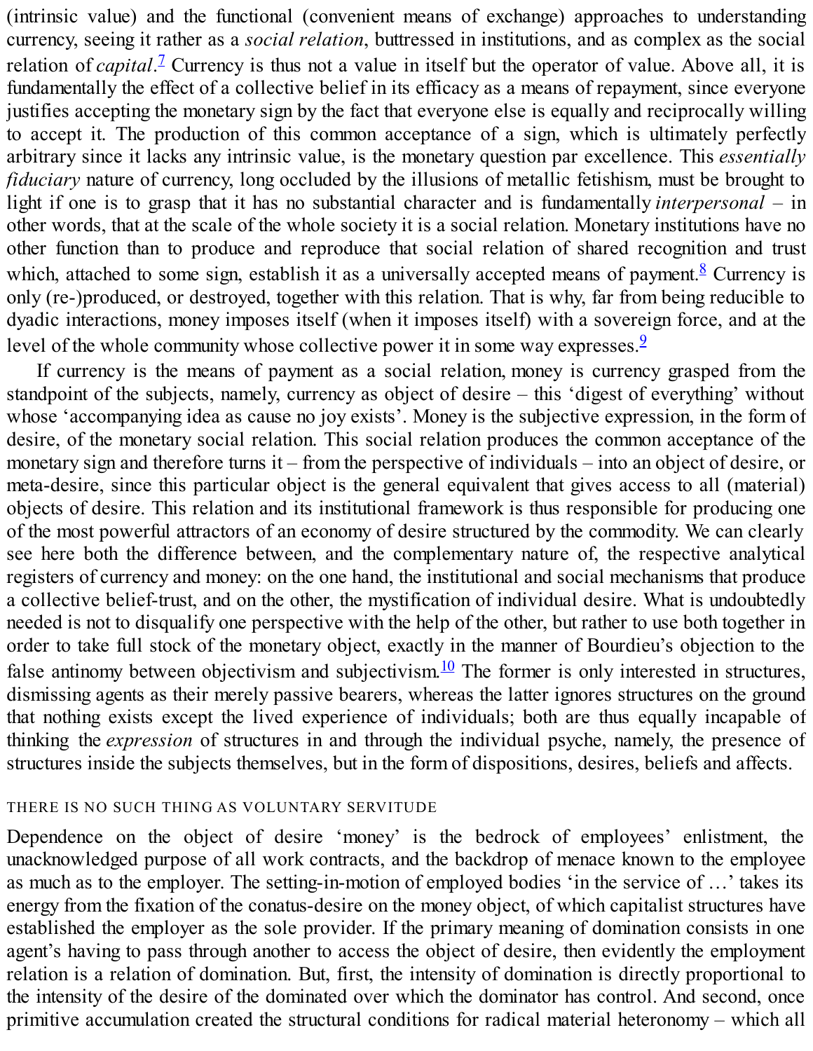(intrinsic value) and the functional (convenient means of exchange) approaches to understanding currency, seeing it rather as a *social relation*, buttressed in institutions, and as complex as the social relation of *capital*.[7] Currency is thus not a value in itself but the operator of value. Above all, it is fundamentally the effect of a collective belief in its efficacy as a means of repayment, since everyone justifies accepting the monetary sign by the fact that everyone else is equally and reciprocally willing to accept it. The production of this common acceptance of a sign, which is ultimately perfectly arbitrary since it lacks any intrinsic value, is the monetary question par excellence. This *essentially fiduciary* nature of currency, long occluded by the illusions of metallic fetishism, must be brought to light if one is to grasp that it has no substantial character and is fundamentally *interpersonal* – in other words, that at the scale of the whole society it is a social relation. Monetary institutions have no other function than to produce and reproduce that social relation of shared recognition and trust which, attached to some sign, establish it as a universally accepted means of payment.[8] Currency is only (re-)produced, or destroyed, together with this relation. That is why, far from being reducible to dyadic interactions, money imposes itself (when it imposes itself) with a sovereign force, and at the level of the whole community whose collective power it in some way expresses.[9]

If currency is the means of payment as a social relation, money is currency grasped from the standpoint of the subjects, namely, currency as object of desire – this 'digest of everything' without whose 'accompanying idea as cause no joy exists'. Money is the subjective expression, in the form of desire, of the monetary social relation. This social relation produces the common acceptance of the monetary sign and therefore turns it – from the perspective of individuals – into an object of desire, or meta-desire, since this particular object is the general equivalent that gives access to all (material) objects of desire. This relation and its institutional framework is thus responsible for producing one of the most powerful attractors of an economy of desire structured by the commodity. We can clearly see here both the difference between, and the complementary nature of, the respective analytical registers of currency and money: on the one hand, the institutional and social mechanisms that produce a collective belief-trust, and on the other, the mystification of individual desire. What is undoubtedly needed is not to disqualify one perspective with the help of the other, but rather to use both together in order to take full stock of the monetary object, exactly in the manner of Bourdieu's objection to the false antinomy between objectivism and subjectivism.[10] The former is only interested in structures, dismissing agents as their merely passive bearers, whereas the latter ignores structures on the ground that nothing exists except the lived experience of individuals; both are thus equally incapable of thinking the *expression* of structures in and through the individual psyche, namely, the presence of structures inside the subjects themselves, but in the form of dispositions, desires, beliefs and affects.

## THERE IS NO SUCH THING AS VOLUNTARY SERVITUDE

Dependence on the object of desire 'money' is the bedrock of employees' enlistment, the unacknowledged purpose of all work contracts, and the backdrop of menace known to the employee as much as to the employer. The setting-in-motion of employed bodies 'in the service of …' takes its energy from the fixation of the conatus-desire on the money object, of which capitalist structures have established the employer as the sole provider. If the primary meaning of domination consists in one agent's having to pass through another to access the object of desire, then evidently the employment relation is a relation of domination. But, first, the intensity of domination is directly proportional to the intensity of the desire of the dominated over which the dominator has control. And second, once primitive accumulation created the structural conditions for radical material heteronomy – which all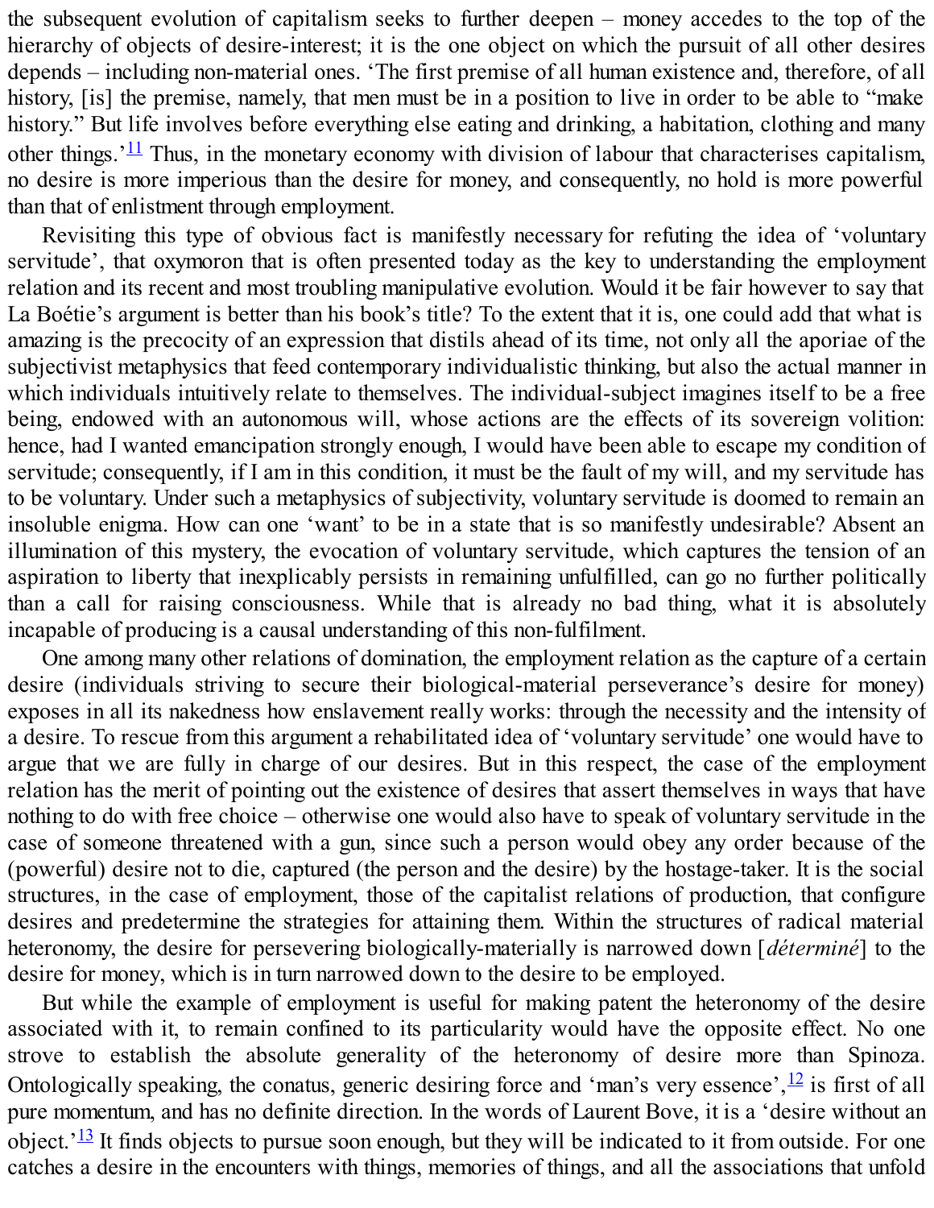the subsequent evolution of capitalism seeks to further deepen – money accedes to the top of the hierarchy of objects of desire-interest; it is the one object on which the pursuit of all other desires depends – including non-material ones. 'The first premise of all human existence and, therefore, of all history, [is] the premise, namely, that men must be in a position to live in order to be able to "make history." But life involves before everything else eating and drinking, a habitation, clothing and many other things.'[11] Thus, in the monetary economy with division of labour that characterises capitalism, no desire is more imperious than the desire for money, and consequently, no hold is more powerful than that of enlistment through employment.

Revisiting this type of obvious fact is manifestly necessary for refuting the idea of 'voluntary servitude', that oxymoron that is often presented today as the key to understanding the employment relation and its recent and most troubling manipulative evolution. Would it be fair however to say that La Boétie's argument is better than his book's title? To the extent that it is, one could add that what is amazing is the precocity of an expression that distils ahead of its time, not only all the aporiae of the subjectivist metaphysics that feed contemporary individualistic thinking, but also the actual manner in which individuals intuitively relate to themselves. The individual-subject imagines itself to be a free being, endowed with an autonomous will, whose actions are the effects of its sovereign volition: hence, had I wanted emancipation strongly enough, I would have been able to escape my condition of servitude; consequently, if I am in this condition, it must be the fault of my will, and my servitude has to be voluntary. Under such a metaphysics of subjectivity, voluntary servitude is doomed to remain an insoluble enigma. How can one 'want' to be in a state that is so manifestly undesirable? Absent an illumination of this mystery, the evocation of voluntary servitude, which captures the tension of an aspiration to liberty that inexplicably persists in remaining unfulfilled, can go no further politically than a call for raising consciousness. While that is already no bad thing, what it is absolutely incapable of producing is a causal understanding of this non-fulfilment.

One among many other relations of domination, the employment relation as the capture of a certain desire (individuals striving to secure their biological-material perseverance's desire for money) exposes in all its nakedness how enslavement really works: through the necessity and the intensity of a desire. To rescue from this argument a rehabilitated idea of 'voluntary servitude' one would have to argue that we are fully in charge of our desires. But in this respect, the case of the employment relation has the merit of pointing out the existence of desires that assert themselves in ways that have nothing to do with free choice – otherwise one would also have to speak of voluntary servitude in the case of someone threatened with a gun, since such a person would obey any order because of the (powerful) desire not to die, captured (the person and the desire) by the hostage-taker. It is the social structures, in the case of employment, those of the capitalist relations of production, that configure desires and predetermine the strategies for attaining them. Within the structures of radical material heteronomy, the desire for persevering biologically-materially is narrowed down [*déterminé*] to the desire for money, which is in turn narrowed down to the desire to be employed.

But while the example of employment is useful for making patent the heteronomy of the desire associated with it, to remain confined to its particularity would have the opposite effect. No one strove to establish the absolute generality of the heteronomy of desire more than Spinoza. Ontologically speaking, the conatus, generic desiring force and 'man's very essence',[12] is first of all pure momentum, and has no definite direction. In the words of Laurent Bove, it is a 'desire without an object.'[13] It finds objects to pursue soon enough, but they will be indicated to it from outside. For one catches a desire in the encounters with things, memories of things, and all the associations that unfold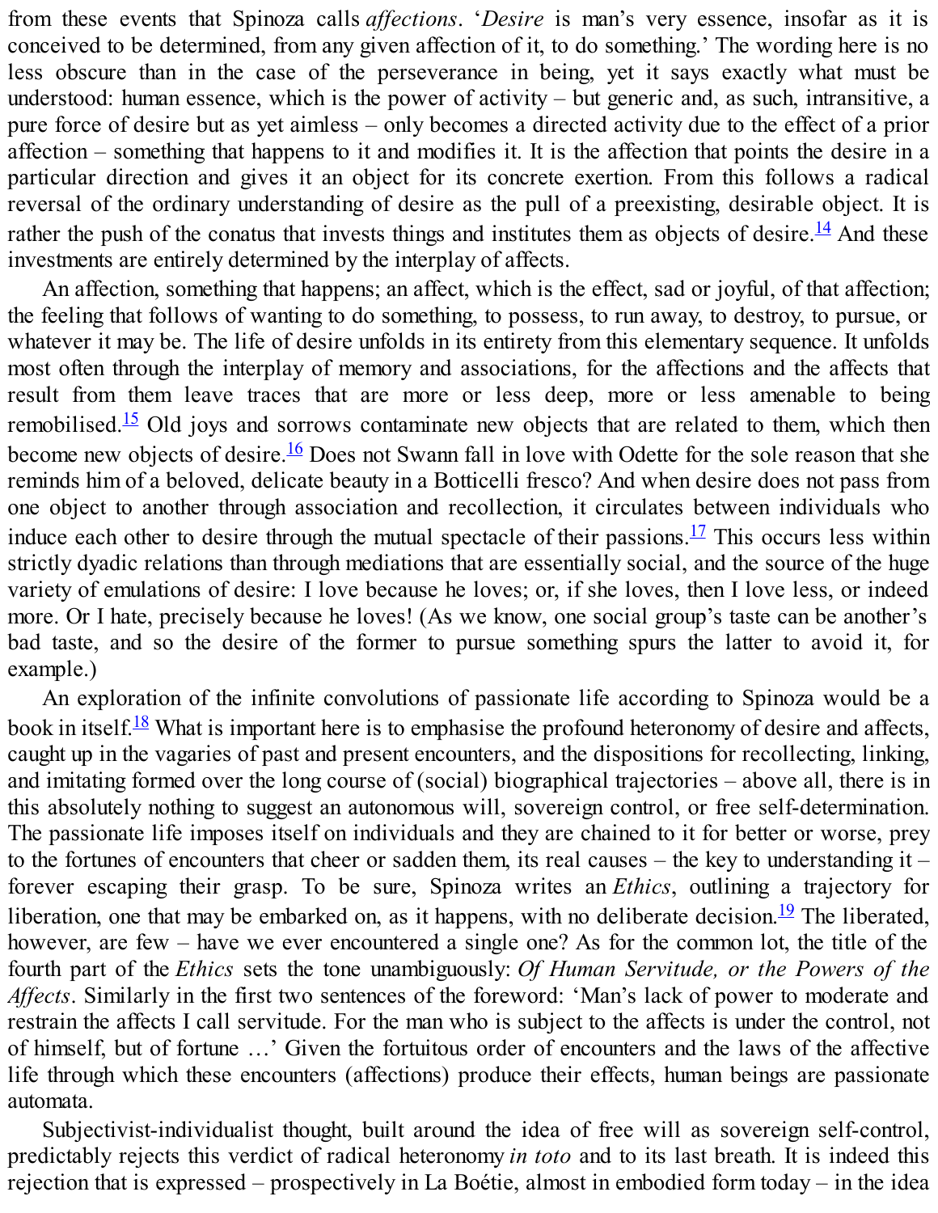from these events that Spinoza calls *affections*. '*Desire* is man's very essence, insofar as it is conceived to be determined, from any given affection of it, to do something.' The wording here is no less obscure than in the case of the perseverance in being, yet it says exactly what must be understood: human essence, which is the power of activity – but generic and, as such, intransitive, a pure force of desire but as yet aimless – only becomes a directed activity due to the effect of a prior affection – something that happens to it and modifies it. It is the affection that points the desire in a particular direction and gives it an object for its concrete exertion. From this follows a radical reversal of the ordinary understanding of desire as the pull of a preexisting, desirable object. It is rather the push of the conatus that invests things and institutes them as objects of desire.[14] And these investments are entirely determined by the interplay of affects.

An affection, something that happens; an affect, which is the effect, sad or joyful, of that affection; the feeling that follows of wanting to do something, to possess, to run away, to destroy, to pursue, or whatever it may be. The life of desire unfolds in its entirety from this elementary sequence. It unfolds most often through the interplay of memory and associations, for the affections and the affects that result from them leave traces that are more or less deep, more or less amenable to being remobilised.[15] Old joys and sorrows contaminate new objects that are related to them, which then become new objects of desire.[16] Does not Swann fall in love with Odette for the sole reason that she reminds him of a beloved, delicate beauty in a Botticelli fresco? And when desire does not pass from one object to another through association and recollection, it circulates between individuals who induce each other to desire through the mutual spectacle of their passions.[17] This occurs less within strictly dyadic relations than through mediations that are essentially social, and the source of the huge variety of emulations of desire: I love because he loves; or, if she loves, then I love less, or indeed more. Or I hate, precisely because he loves! (As we know, one social group's taste can be another's bad taste, and so the desire of the former to pursue something spurs the latter to avoid it, for example.)

An exploration of the infinite convolutions of passionate life according to Spinoza would be a book in itself.[18] What is important here is to emphasise the profound heteronomy of desire and affects, caught up in the vagaries of past and present encounters, and the dispositions for recollecting, linking, and imitating formed over the long course of (social) biographical trajectories – above all, there is in this absolutely nothing to suggest an autonomous will, sovereign control, or free self-determination. The passionate life imposes itself on individuals and they are chained to it for better or worse, prey to the fortunes of encounters that cheer or sadden them, its real causes – the key to understanding it – forever escaping their grasp. To be sure, Spinoza writes an *Ethics*, outlining a trajectory for liberation, one that may be embarked on, as it happens, with no deliberate decision.[19] The liberated, however, are few – have we ever encountered a single one? As for the common lot, the title of the fourth part of the *Ethics* sets the tone unambiguously: *Of Human Servitude, or the Powers of the Affects*. Similarly in the first two sentences of the foreword: 'Man's lack of power to moderate and restrain the affects I call servitude. For the man who is subject to the affects is under the control, not of himself, but of fortune …' Given the fortuitous order of encounters and the laws of the affective life through which these encounters (affections) produce their effects, human beings are passionate automata.

Subjectivist-individualist thought, built around the idea of free will as sovereign self-control, predictably rejects this verdict of radical heteronomy *in toto* and to its last breath. It is indeed this rejection that is expressed – prospectively in La Boétie, almost in embodied form today – in the idea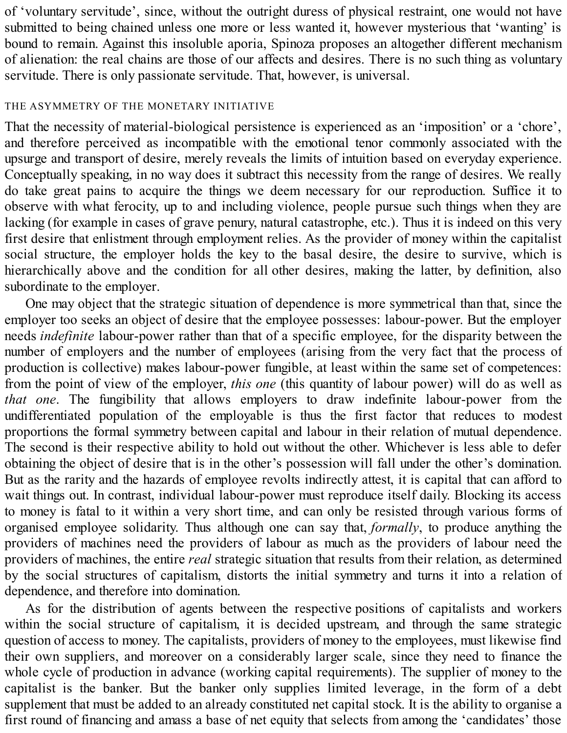of 'voluntary servitude', since, without the outright duress of physical restraint, one would not have submitted to being chained unless one more or less wanted it, however mysterious that 'wanting' is bound to remain. Against this insoluble aporia, Spinoza proposes an altogether different mechanism of alienation: the real chains are those of our affects and desires. There is no such thing as voluntary servitude. There is only passionate servitude. That, however, is universal.

## THE ASYMMETRY OF THE MONETARY INITIATIVE

That the necessity of material-biological persistence is experienced as an 'imposition' or a 'chore', and therefore perceived as incompatible with the emotional tenor commonly associated with the upsurge and transport of desire, merely reveals the limits of intuition based on everyday experience. Conceptually speaking, in no way does it subtract this necessity from the range of desires. We really do take great pains to acquire the things we deem necessary for our reproduction. Suffice it to observe with what ferocity, up to and including violence, people pursue such things when they are lacking (for example in cases of grave penury, natural catastrophe, etc.). Thus it is indeed on this very first desire that enlistment through employment relies. As the provider of money within the capitalist social structure, the employer holds the key to the basal desire, the desire to survive, which is hierarchically above and the condition for all other desires, making the latter, by definition, also subordinate to the employer.

One may object that the strategic situation of dependence is more symmetrical than that, since the employer too seeks an object of desire that the employee possesses: labour-power. But the employer needs *indefinite* labour-power rather than that of a specific employee, for the disparity between the number of employers and the number of employees (arising from the very fact that the process of production is collective) makes labour-power fungible, at least within the same set of competences: from the point of view of the employer, *this one* (this quantity of labour power) will do as well as *that one*. The fungibility that allows employers to draw indefinite labour-power from the undifferentiated population of the employable is thus the first factor that reduces to modest proportions the formal symmetry between capital and labour in their relation of mutual dependence. The second is their respective ability to hold out without the other. Whichever is less able to defer obtaining the object of desire that is in the other's possession will fall under the other's domination. But as the rarity and the hazards of employee revolts indirectly attest, it is capital that can afford to wait things out. In contrast, individual labour-power must reproduce itself daily. Blocking its access to money is fatal to it within a very short time, and can only be resisted through various forms of organised employee solidarity. Thus although one can say that, *formally*, to produce anything the providers of machines need the providers of labour as much as the providers of labour need the providers of machines, the entire *real* strategic situation that results from their relation, as determined by the social structures of capitalism, distorts the initial symmetry and turns it into a relation of dependence, and therefore into domination.

As for the distribution of agents between the respective positions of capitalists and workers within the social structure of capitalism, it is decided upstream, and through the same strategic question of access to money. The capitalists, providers of money to the employees, must likewise find their own suppliers, and moreover on a considerably larger scale, since they need to finance the whole cycle of production in advance (working capital requirements). The supplier of money to the capitalist is the banker. But the banker only supplies limited leverage, in the form of a debt supplement that must be added to an already constituted net capital stock. It is the ability to organise a first round of financing and amass a base of net equity that selects from among the 'candidates' those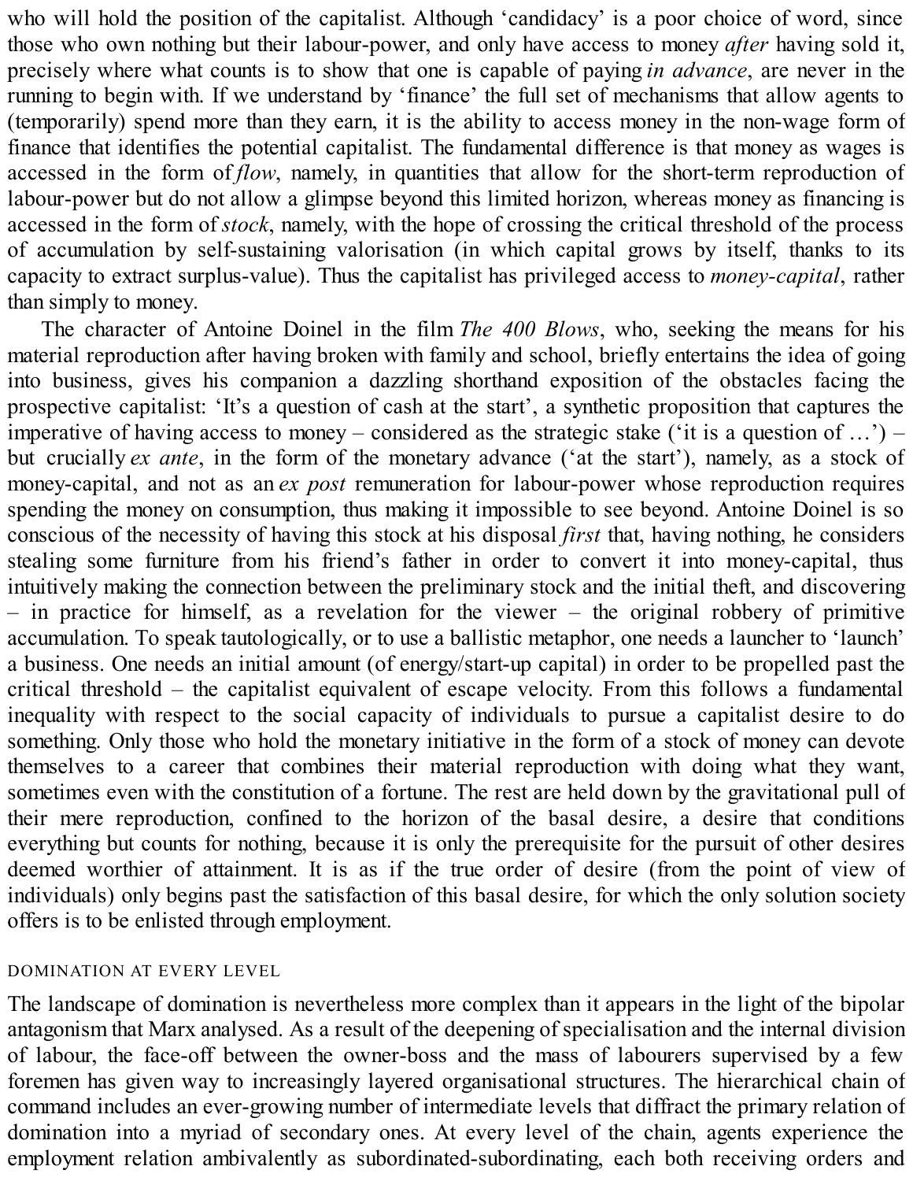who will hold the position of the capitalist. Although 'candidacy' is a poor choice of word, since those who own nothing but their labour-power, and only have access to money *after* having sold it, precisely where what counts is to show that one is capable of paying *in advance*, are never in the running to begin with. If we understand by 'finance' the full set of mechanisms that allow agents to (temporarily) spend more than they earn, it is the ability to access money in the non-wage form of finance that identifies the potential capitalist. The fundamental difference is that money as wages is accessed in the form of *flow*, namely, in quantities that allow for the short-term reproduction of labour-power but do not allow a glimpse beyond this limited horizon, whereas money as financing is accessed in the form of *stock*, namely, with the hope of crossing the critical threshold of the process of accumulation by self-sustaining valorisation (in which capital grows by itself, thanks to its capacity to extract surplus-value). Thus the capitalist has privileged access to *money-capital*, rather than simply to money.

The character of Antoine Doinel in the film *The 400 Blows*, who, seeking the means for his material reproduction after having broken with family and school, briefly entertains the idea of going into business, gives his companion a dazzling shorthand exposition of the obstacles facing the prospective capitalist: 'It's a question of cash at the start', a synthetic proposition that captures the imperative of having access to money – considered as the strategic stake ('it is a question of …') – but crucially *ex ante*, in the form of the monetary advance ('at the start'), namely, as a stock of money-capital, and not as an *ex post* remuneration for labour-power whose reproduction requires spending the money on consumption, thus making it impossible to see beyond. Antoine Doinel is so conscious of the necessity of having this stock at his disposal *first* that, having nothing, he considers stealing some furniture from his friend's father in order to convert it into money-capital, thus intuitively making the connection between the preliminary stock and the initial theft, and discovering – in practice for himself, as a revelation for the viewer – the original robbery of primitive accumulation. To speak tautologically, or to use a ballistic metaphor, one needs a launcher to 'launch' a business. One needs an initial amount (of energy/start-up capital) in order to be propelled past the critical threshold – the capitalist equivalent of escape velocity. From this follows a fundamental inequality with respect to the social capacity of individuals to pursue a capitalist desire to do something. Only those who hold the monetary initiative in the form of a stock of money can devote themselves to a career that combines their material reproduction with doing what they want, sometimes even with the constitution of a fortune. The rest are held down by the gravitational pull of their mere reproduction, confined to the horizon of the basal desire, a desire that conditions everything but counts for nothing, because it is only the prerequisite for the pursuit of other desires deemed worthier of attainment. It is as if the true order of desire (from the point of view of individuals) only begins past the satisfaction of this basal desire, for which the only solution society offers is to be enlisted through employment.

## DOMINATION AT EVERY LEVEL

The landscape of domination is nevertheless more complex than it appears in the light of the bipolar antagonism that Marx analysed. As a result of the deepening of specialisation and the internal division of labour, the face-off between the owner-boss and the mass of labourers supervised by a few foremen has given way to increasingly layered organisational structures. The hierarchical chain of command includes an ever-growing number of intermediate levels that diffract the primary relation of domination into a myriad of secondary ones. At every level of the chain, agents experience the employment relation ambivalently as subordinated-subordinating, each both receiving orders and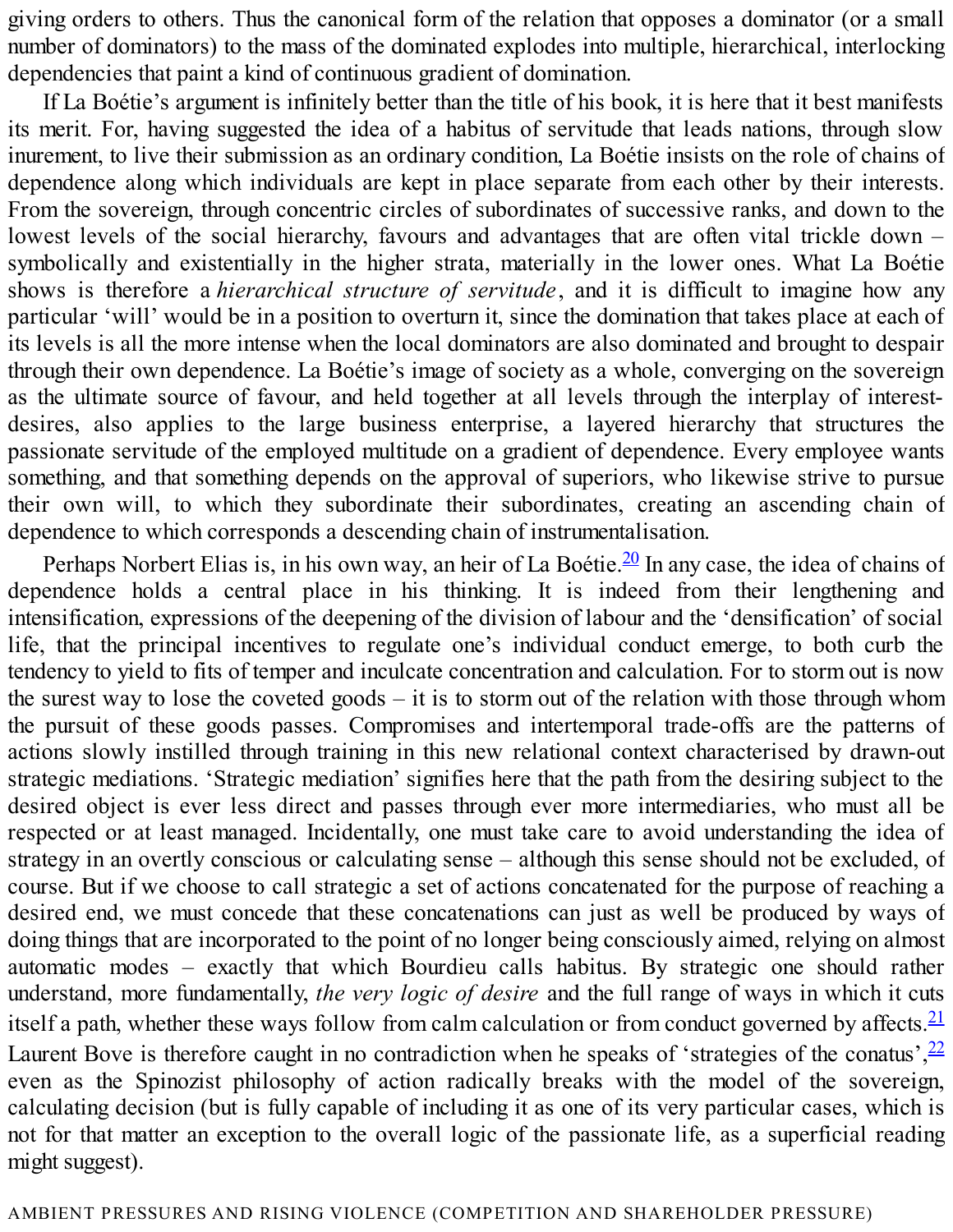giving orders to others. Thus the canonical form of the relation that opposes a dominator (or a small number of dominators) to the mass of the dominated explodes into multiple, hierarchical, interlocking dependencies that paint a kind of continuous gradient of domination.

If La Boétie's argument is infinitely better than the title of his book, it is here that it best manifests its merit. For, having suggested the idea of a habitus of servitude that leads nations, through slow inurement, to live their submission as an ordinary condition, La Boétie insists on the role of chains of dependence along which individuals are kept in place separate from each other by their interests. From the sovereign, through concentric circles of subordinates of successive ranks, and down to the lowest levels of the social hierarchy, favours and advantages that are often vital trickle down – symbolically and existentially in the higher strata, materially in the lower ones. What La Boétie shows is therefore a *hierarchical structure of servitude*, and it is difficult to imagine how any particular 'will' would be in a position to overturn it, since the domination that takes place at each of its levels is all the more intense when the local dominators are also dominated and brought to despair through their own dependence. La Boétie's image of society as a whole, converging on the sovereign as the ultimate source of favour, and held together at all levels through the interplay of interest-desires, also applies to the large business enterprise, a layered hierarchy that structures the passionate servitude of the employed multitude on a gradient of dependence. Every employee wants something, and that something depends on the approval of superiors, who likewise strive to pursue their own will, to which they subordinate their subordinates, creating an ascending chain of dependence to which corresponds a descending chain of instrumentalisation.

Perhaps Norbert Elias is, in his own way, an heir of La Boétie.[20] In any case, the idea of chains of dependence holds a central place in his thinking. It is indeed from their lengthening and intensification, expressions of the deepening of the division of labour and the 'densification' of social life, that the principal incentives to regulate one's individual conduct emerge, to both curb the tendency to yield to fits of temper and inculcate concentration and calculation. For to storm out is now the surest way to lose the coveted goods – it is to storm out of the relation with those through whom the pursuit of these goods passes. Compromises and intertemporal trade-offs are the patterns of actions slowly instilled through training in this new relational context characterised by drawn-out strategic mediations. 'Strategic mediation' signifies here that the path from the desiring subject to the desired object is ever less direct and passes through ever more intermediaries, who must all be respected or at least managed. Incidentally, one must take care to avoid understanding the idea of strategy in an overtly conscious or calculating sense – although this sense should not be excluded, of course. But if we choose to call strategic a set of actions concatenated for the purpose of reaching a desired end, we must concede that these concatenations can just as well be produced by ways of doing things that are incorporated to the point of no longer being consciously aimed, relying on almost automatic modes – exactly that which Bourdieu calls habitus. By strategic one should rather understand, more fundamentally, *the very logic of desire* and the full range of ways in which it cuts itself a path, whether these ways follow from calm calculation or from conduct governed by affects.[21] Laurent Bove is therefore caught in no contradiction when he speaks of 'strategies of the conatus',[22] even as the Spinozist philosophy of action radically breaks with the model of the sovereign, calculating decision (but is fully capable of including it as one of its very particular cases, which is not for that matter an exception to the overall logic of the passionate life, as a superficial reading might suggest).

## AMBIENT PRESSURES AND RISING VIOLENCE (COMPETITION AND SHAREHOLDER PRESSURE)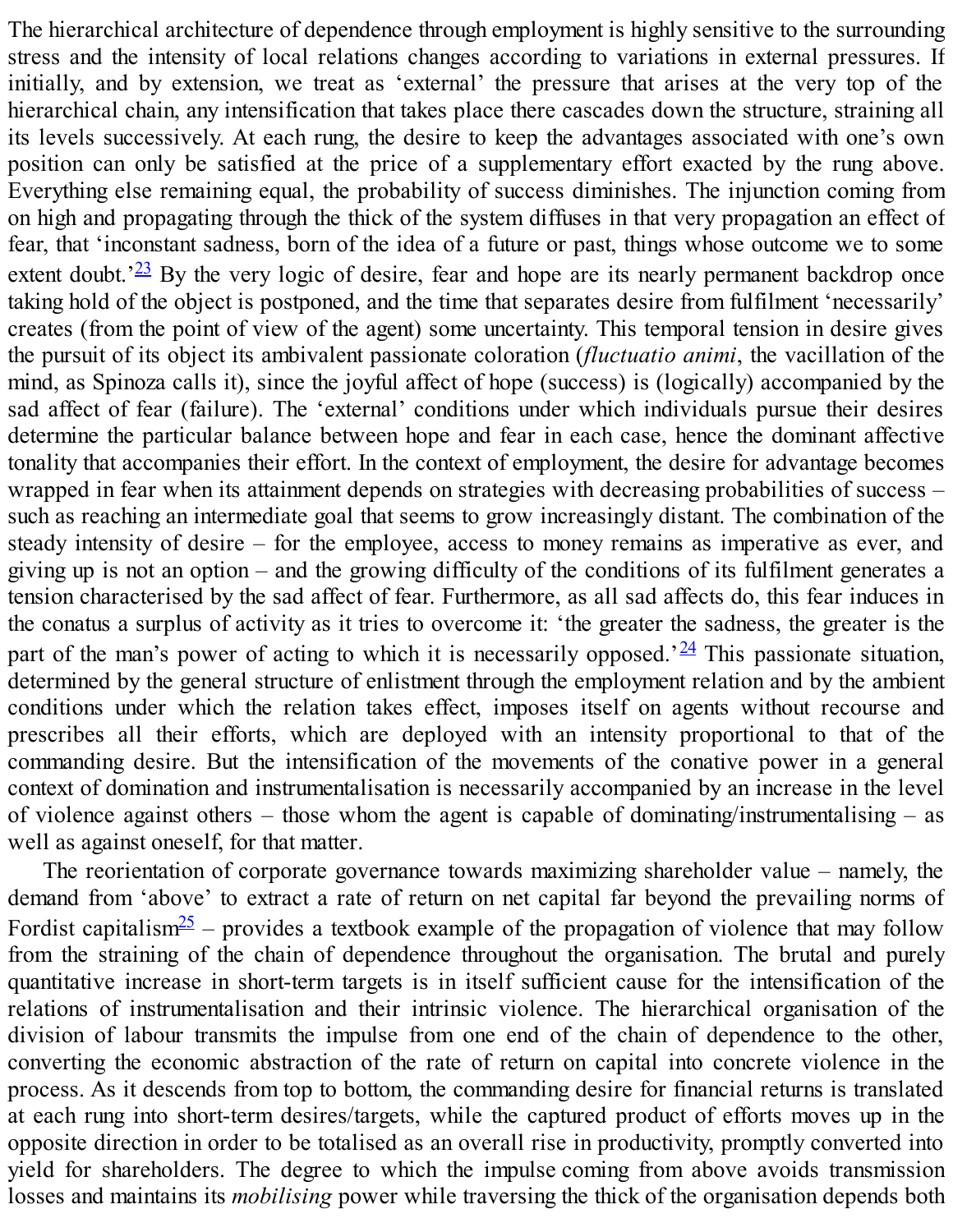The hierarchical architecture of dependence through employment is highly sensitive to the surrounding stress and the intensity of local relations changes according to variations in external pressures. If initially, and by extension, we treat as 'external' the pressure that arises at the very top of the hierarchical chain, any intensification that takes place there cascades down the structure, straining all its levels successively. At each rung, the desire to keep the advantages associated with one's own position can only be satisfied at the price of a supplementary effort exacted by the rung above. Everything else remaining equal, the probability of success diminishes. The injunction coming from on high and propagating through the thick of the system diffuses in that very propagation an effect of fear, that 'inconstant sadness, born of the idea of a future or past, things whose outcome we to some extent doubt.'[23] By the very logic of desire, fear and hope are its nearly permanent backdrop once taking hold of the object is postponed, and the time that separates desire from fulfilment 'necessarily' creates (from the point of view of the agent) some uncertainty. This temporal tension in desire gives the pursuit of its object its ambivalent passionate coloration (*fluctuatio animi*, the vacillation of the mind, as Spinoza calls it), since the joyful affect of hope (success) is (logically) accompanied by the sad affect of fear (failure). The 'external' conditions under which individuals pursue their desires determine the particular balance between hope and fear in each case, hence the dominant affective tonality that accompanies their effort. In the context of employment, the desire for advantage becomes wrapped in fear when its attainment depends on strategies with decreasing probabilities of success – such as reaching an intermediate goal that seems to grow increasingly distant. The combination of the steady intensity of desire – for the employee, access to money remains as imperative as ever, and giving up is not an option – and the growing difficulty of the conditions of its fulfilment generates a tension characterised by the sad affect of fear. Furthermore, as all sad affects do, this fear induces in the conatus a surplus of activity as it tries to overcome it: 'the greater the sadness, the greater is the part of the man's power of acting to which it is necessarily opposed.'[24] This passionate situation, determined by the general structure of enlistment through the employment relation and by the ambient conditions under which the relation takes effect, imposes itself on agents without recourse and prescribes all their efforts, which are deployed with an intensity proportional to that of the commanding desire. But the intensification of the movements of the conative power in a general context of domination and instrumentalisation is necessarily accompanied by an increase in the level of violence against others – those whom the agent is capable of dominating/instrumentalising – as well as against oneself, for that matter.

The reorientation of corporate governance towards maximizing shareholder value – namely, the demand from 'above' to extract a rate of return on net capital far beyond the prevailing norms of Fordist capitalism[25] – provides a textbook example of the propagation of violence that may follow from the straining of the chain of dependence throughout the organisation. The brutal and purely quantitative increase in short-term targets is in itself sufficient cause for the intensification of the relations of instrumentalisation and their intrinsic violence. The hierarchical organisation of the division of labour transmits the impulse from one end of the chain of dependence to the other, converting the economic abstraction of the rate of return on capital into concrete violence in the process. As it descends from top to bottom, the commanding desire for financial returns is translated at each rung into short-term desires/targets, while the captured product of efforts moves up in the opposite direction in order to be totalised as an overall rise in productivity, promptly converted into yield for shareholders. The degree to which the impulse coming from above avoids transmission losses and maintains its *mobilising* power while traversing the thick of the organisation depends both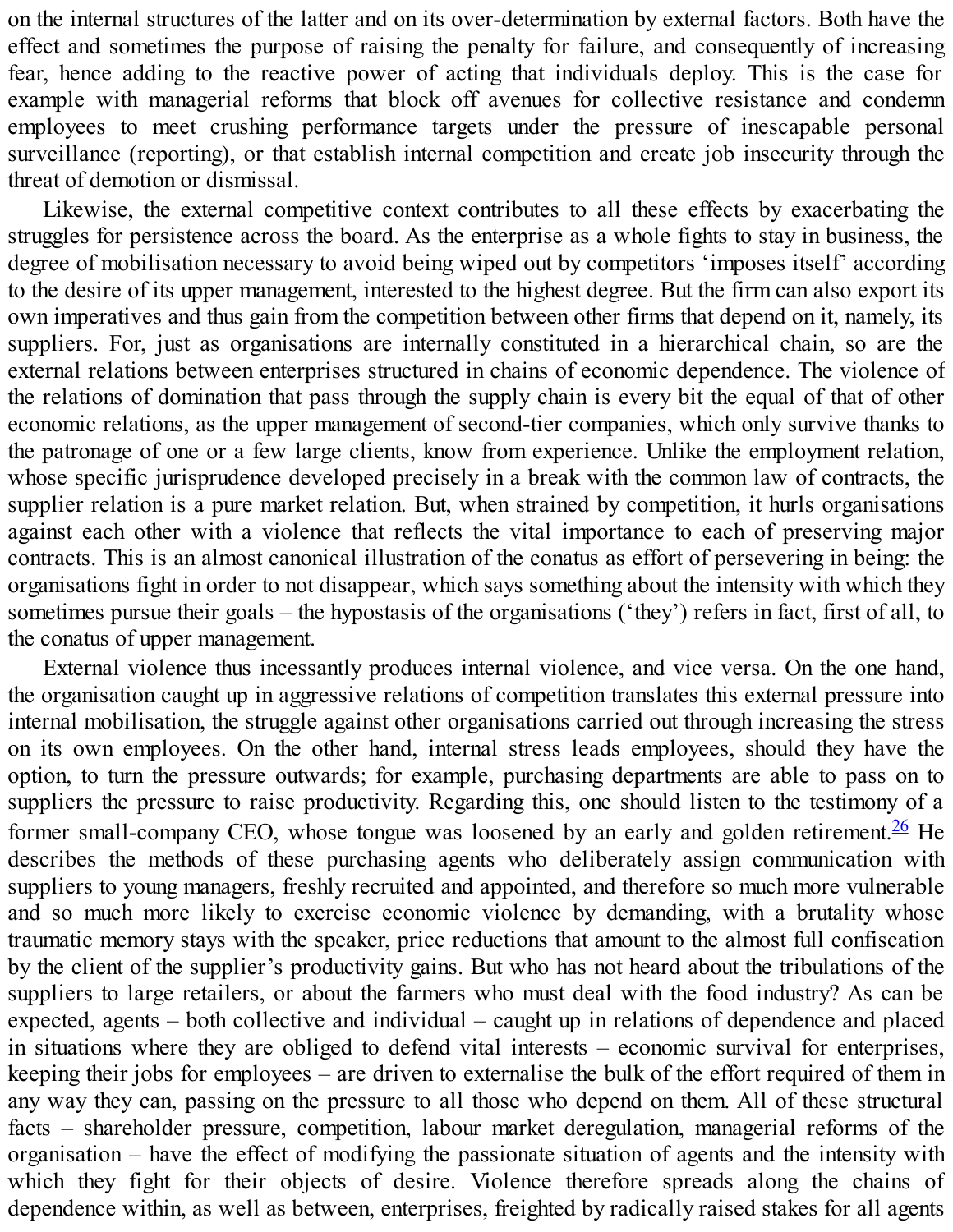on the internal structures of the latter and on its over-determination by external factors. Both have the effect and sometimes the purpose of raising the penalty for failure, and consequently of increasing fear, hence adding to the reactive power of acting that individuals deploy. This is the case for example with managerial reforms that block off avenues for collective resistance and condemn employees to meet crushing performance targets under the pressure of inescapable personal surveillance (reporting), or that establish internal competition and create job insecurity through the threat of demotion or dismissal.

Likewise, the external competitive context contributes to all these effects by exacerbating the struggles for persistence across the board. As the enterprise as a whole fights to stay in business, the degree of mobilisation necessary to avoid being wiped out by competitors 'imposes itself' according to the desire of its upper management, interested to the highest degree. But the firm can also export its own imperatives and thus gain from the competition between other firms that depend on it, namely, its suppliers. For, just as organisations are internally constituted in a hierarchical chain, so are the external relations between enterprises structured in chains of economic dependence. The violence of the relations of domination that pass through the supply chain is every bit the equal of that of other economic relations, as the upper management of second-tier companies, which only survive thanks to the patronage of one or a few large clients, know from experience. Unlike the employment relation, whose specific jurisprudence developed precisely in a break with the common law of contracts, the supplier relation is a pure market relation. But, when strained by competition, it hurls organisations against each other with a violence that reflects the vital importance to each of preserving major contracts. This is an almost canonical illustration of the conatus as effort of persevering in being: the organisations fight in order to not disappear, which says something about the intensity with which they sometimes pursue their goals – the hypostasis of the organisations ('they') refers in fact, first of all, to the conatus of upper management.

External violence thus incessantly produces internal violence, and vice versa. On the one hand, the organisation caught up in aggressive relations of competition translates this external pressure into internal mobilisation, the struggle against other organisations carried out through increasing the stress on its own employees. On the other hand, internal stress leads employees, should they have the option, to turn the pressure outwards; for example, purchasing departments are able to pass on to suppliers the pressure to raise productivity. Regarding this, one should listen to the testimony of a former small-company CEO, whose tongue was loosened by an early and golden retirement.[26] He describes the methods of these purchasing agents who deliberately assign communication with suppliers to young managers, freshly recruited and appointed, and therefore so much more vulnerable and so much more likely to exercise economic violence by demanding, with a brutality whose traumatic memory stays with the speaker, price reductions that amount to the almost full confiscation by the client of the supplier's productivity gains. But who has not heard about the tribulations of the suppliers to large retailers, or about the farmers who must deal with the food industry? As can be expected, agents – both collective and individual – caught up in relations of dependence and placed in situations where they are obliged to defend vital interests – economic survival for enterprises, keeping their jobs for employees – are driven to externalise the bulk of the effort required of them in any way they can, passing on the pressure to all those who depend on them. All of these structural facts – shareholder pressure, competition, labour market deregulation, managerial reforms of the organisation – have the effect of modifying the passionate situation of agents and the intensity with which they fight for their objects of desire. Violence therefore spreads along the chains of dependence within, as well as between, enterprises, freighted by radically raised stakes for all agents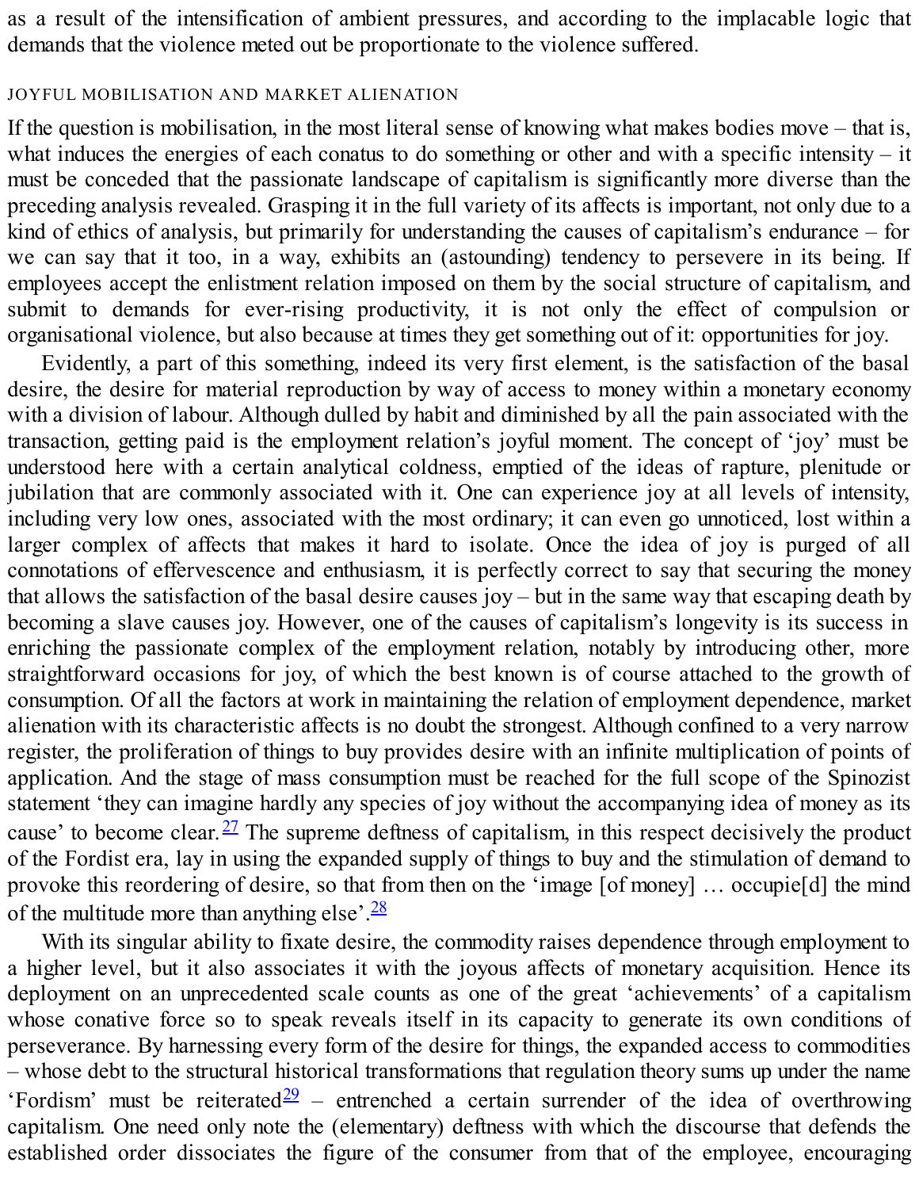as a result of the intensification of ambient pressures, and according to the implacable logic that demands that the violence meted out be proportionate to the violence suffered.

## JOYFUL MOBILISATION AND MARKET ALIENATION

If the question is mobilisation, in the most literal sense of knowing what makes bodies move – that is, what induces the energies of each conatus to do something or other and with a specific intensity – it must be conceded that the passionate landscape of capitalism is significantly more diverse than the preceding analysis revealed. Grasping it in the full variety of its affects is important, not only due to a kind of ethics of analysis, but primarily for understanding the causes of capitalism's endurance – for we can say that it too, in a way, exhibits an (astounding) tendency to persevere in its being. If employees accept the enlistment relation imposed on them by the social structure of capitalism, and submit to demands for ever-rising productivity, it is not only the effect of compulsion or organisational violence, but also because at times they get something out of it: opportunities for joy.

Evidently, a part of this something, indeed its very first element, is the satisfaction of the basal desire, the desire for material reproduction by way of access to money within a monetary economy with a division of labour. Although dulled by habit and diminished by all the pain associated with the transaction, getting paid is the employment relation's joyful moment. The concept of 'joy' must be understood here with a certain analytical coldness, emptied of the ideas of rapture, plenitude or jubilation that are commonly associated with it. One can experience joy at all levels of intensity, including very low ones, associated with the most ordinary; it can even go unnoticed, lost within a larger complex of affects that makes it hard to isolate. Once the idea of joy is purged of all connotations of effervescence and enthusiasm, it is perfectly correct to say that securing the money that allows the satisfaction of the basal desire causes joy – but in the same way that escaping death by becoming a slave causes joy. However, one of the causes of capitalism's longevity is its success in enriching the passionate complex of the employment relation, notably by introducing other, more straightforward occasions for joy, of which the best known is of course attached to the growth of consumption. Of all the factors at work in maintaining the relation of employment dependence, market alienation with its characteristic affects is no doubt the strongest. Although confined to a very narrow register, the proliferation of things to buy provides desire with an infinite multiplication of points of application. And the stage of mass consumption must be reached for the full scope of the Spinozist statement 'they can imagine hardly any species of joy without the accompanying idea of money as its cause' to become clear.[27] The supreme deftness of capitalism, in this respect decisively the product of the Fordist era, lay in using the expanded supply of things to buy and the stimulation of demand to provoke this reordering of desire, so that from then on the 'image [of money] … occupie[d] the mind of the multitude more than anything else'.[28]

With its singular ability to fixate desire, the commodity raises dependence through employment to a higher level, but it also associates it with the joyous affects of monetary acquisition. Hence its deployment on an unprecedented scale counts as one of the great 'achievements' of a capitalism whose conative force so to speak reveals itself in its capacity to generate its own conditions of perseverance. By harnessing every form of the desire for things, the expanded access to commodities – whose debt to the structural historical transformations that regulation theory sums up under the name 'Fordism' must be reiterated[29] – entrenched a certain surrender of the idea of overthrowing capitalism. One need only note the (elementary) deftness with which the discourse that defends the established order dissociates the figure of the consumer from that of the employee, encouraging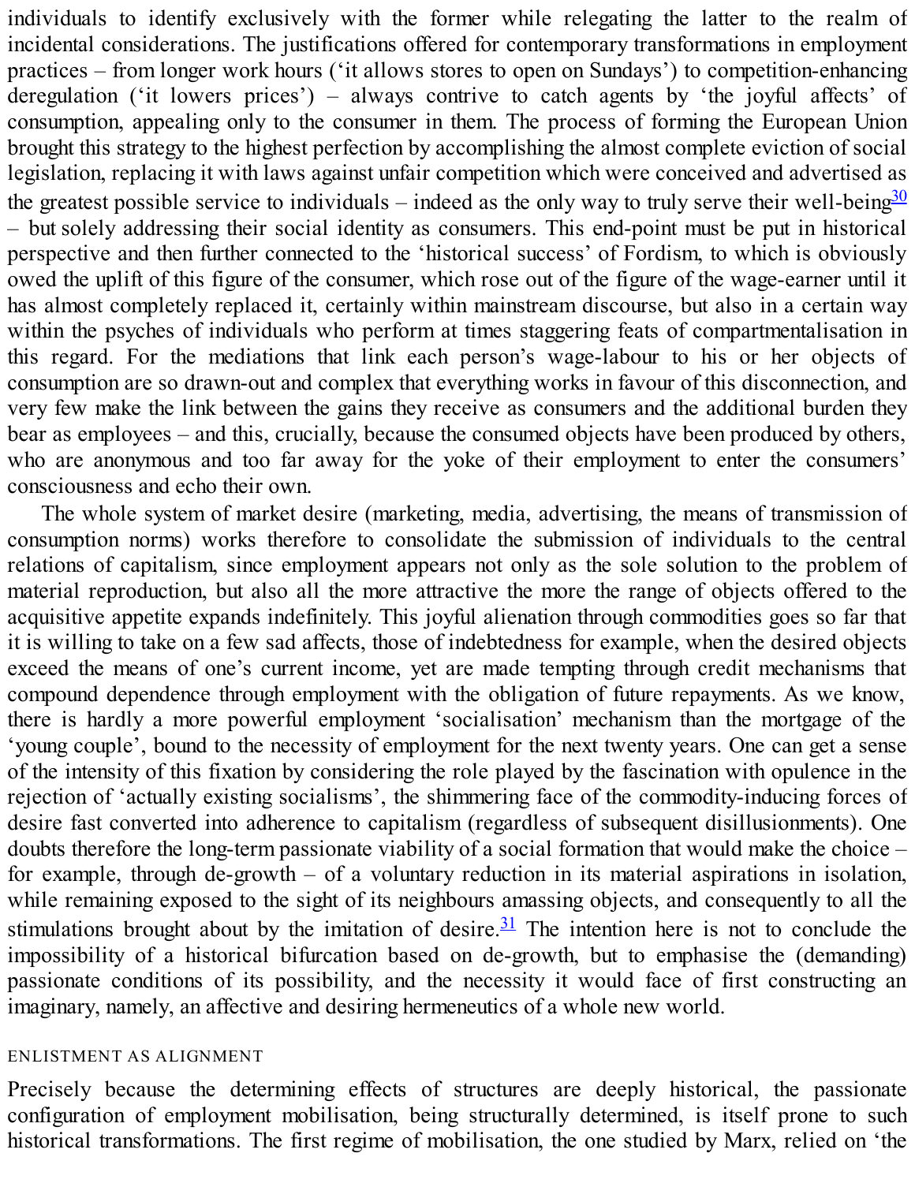individuals to identify exclusively with the former while relegating the latter to the realm of incidental considerations. The justifications offered for contemporary transformations in employment practices – from longer work hours ('it allows stores to open on Sundays') to competition-enhancing deregulation ('it lowers prices') – always contrive to catch agents by 'the joyful affects' of consumption, appealing only to the consumer in them. The process of forming the European Union brought this strategy to the highest perfection by accomplishing the almost complete eviction of social legislation, replacing it with laws against unfair competition which were conceived and advertised as the greatest possible service to individuals – indeed as the only way to truly serve their well-being[30] – but solely addressing their social identity as consumers. This end-point must be put in historical perspective and then further connected to the 'historical success' of Fordism, to which is obviously owed the uplift of this figure of the consumer, which rose out of the figure of the wage-earner until it has almost completely replaced it, certainly within mainstream discourse, but also in a certain way within the psyches of individuals who perform at times staggering feats of compartmentalisation in this regard. For the mediations that link each person's wage-labour to his or her objects of consumption are so drawn-out and complex that everything works in favour of this disconnection, and very few make the link between the gains they receive as consumers and the additional burden they bear as employees – and this, crucially, because the consumed objects have been produced by others, who are anonymous and too far away for the yoke of their employment to enter the consumers' consciousness and echo their own.

The whole system of market desire (marketing, media, advertising, the means of transmission of consumption norms) works therefore to consolidate the submission of individuals to the central relations of capitalism, since employment appears not only as the sole solution to the problem of material reproduction, but also all the more attractive the more the range of objects offered to the acquisitive appetite expands indefinitely. This joyful alienation through commodities goes so far that it is willing to take on a few sad affects, those of indebtedness for example, when the desired objects exceed the means of one's current income, yet are made tempting through credit mechanisms that compound dependence through employment with the obligation of future repayments. As we know, there is hardly a more powerful employment 'socialisation' mechanism than the mortgage of the 'young couple', bound to the necessity of employment for the next twenty years. One can get a sense of the intensity of this fixation by considering the role played by the fascination with opulence in the rejection of 'actually existing socialisms', the shimmering face of the commodity-inducing forces of desire fast converted into adherence to capitalism (regardless of subsequent disillusionments). One doubts therefore the long-term passionate viability of a social formation that would make the choice – for example, through de-growth – of a voluntary reduction in its material aspirations in isolation, while remaining exposed to the sight of its neighbours amassing objects, and consequently to all the stimulations brought about by the imitation of desire.[31] The intention here is not to conclude the impossibility of a historical bifurcation based on de-growth, but to emphasise the (demanding) passionate conditions of its possibility, and the necessity it would face of first constructing an imaginary, namely, an affective and desiring hermeneutics of a whole new world.

## ENLISTMENT AS ALIGNMENT

Precisely because the determining effects of structures are deeply historical, the passionate configuration of employment mobilisation, being structurally determined, is itself prone to such historical transformations. The first regime of mobilisation, the one studied by Marx, relied on 'the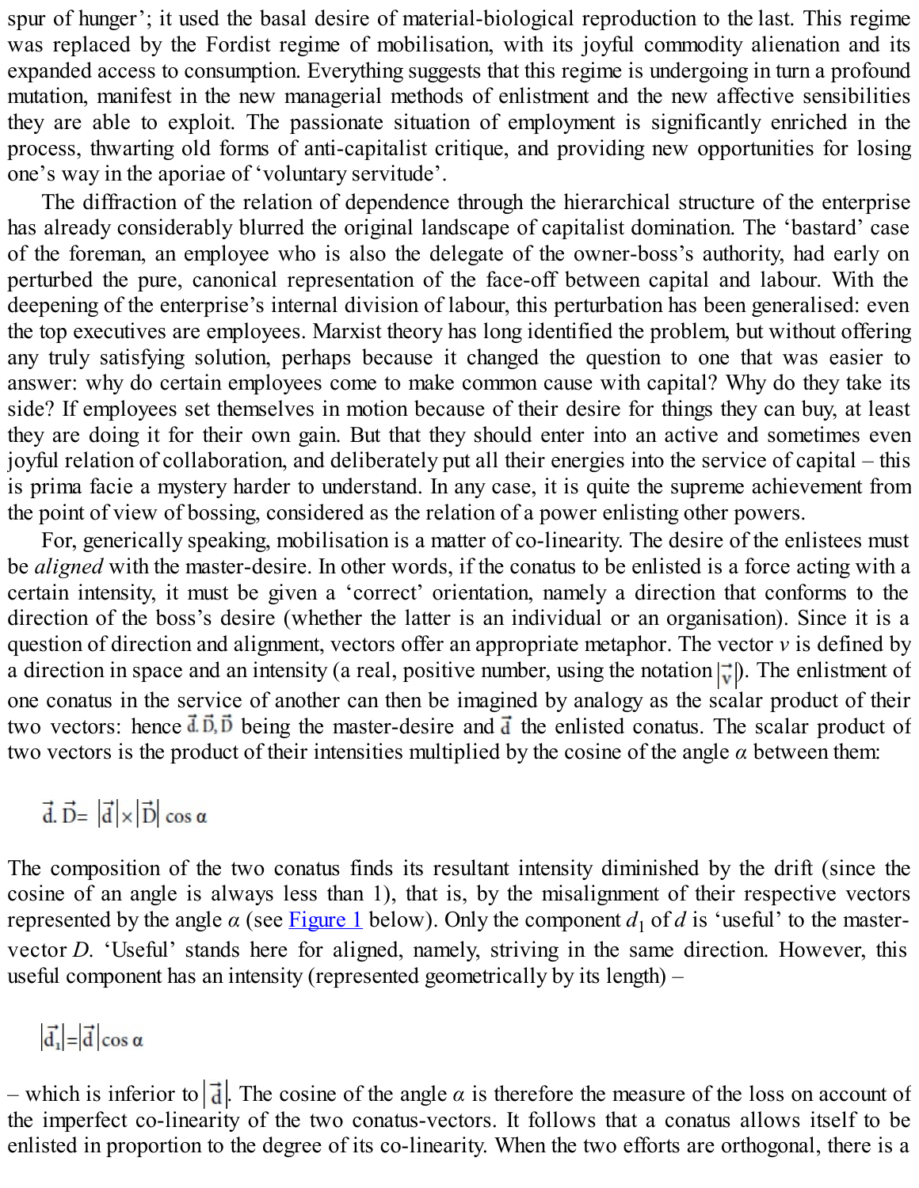spur of hunger'; it used the basal desire of material-biological reproduction to the last. This regime was replaced by the Fordist regime of mobilisation, with its joyful commodity alienation and its expanded access to consumption. Everything suggests that this regime is undergoing in turn a profound mutation, manifest in the new managerial methods of enlistment and the new affective sensibilities they are able to exploit. The passionate situation of employment is significantly enriched in the process, thwarting old forms of anti-capitalist critique, and providing new opportunities for losing one's way in the aporiae of 'voluntary servitude'.

The diffraction of the relation of dependence through the hierarchical structure of the enterprise has already considerably blurred the original landscape of capitalist domination. The 'bastard' case of the foreman, an employee who is also the delegate of the owner-boss's authority, had early on perturbed the pure, canonical representation of the face-off between capital and labour. With the deepening of the enterprise's internal division of labour, this perturbation has been generalised: even the top executives are employees. Marxist theory has long identified the problem, but without offering any truly satisfying solution, perhaps because it changed the question to one that was easier to answer: why do certain employees come to make common cause with capital? Why do they take its side? If employees set themselves in motion because of their desire for things they can buy, at least they are doing it for their own gain. But that they should enter into an active and sometimes even joyful relation of collaboration, and deliberately put all their energies into the service of capital – this is prima facie a mystery harder to understand. In any case, it is quite the supreme achievement from the point of view of bossing, considered as the relation of a power enlisting other powers.

For, generically speaking, mobilisation is a matter of co-linearity. The desire of the enlistees must be *aligned* with the master-desire. In other words, if the conatus to be enlisted is a force acting with a certain intensity, it must be given a 'correct' orientation, namely a direction that conforms to the direction of the boss's desire (whether the latter is an individual or an organisation). Since it is a question of direction and alignment, vectors offer an appropriate metaphor. The vector $v$ is defined by a direction in space and an intensity (a real, positive number, using the notation $|\vec{v}|$). The enlistment of one conatus in the service of another can then be imagined by analogy as the scalar product of their two vectors: hence $\vec{d}.\vec{D}$, $\vec{D}$ being the master-desire and $\vec{d}$ the enlisted conatus. The scalar product of two vectors is the product of their intensities multiplied by the cosine of the angle $\alpha$ between them:

$$\vec{d}.\vec{D} = |\vec{d}| \times |\vec{D}| \cos \alpha$$

The composition of the two conatus finds its resultant intensity diminished by the drift (since the cosine of an angle is always less than 1), that is, by the misalignment of their respective vectors represented by the angle $\alpha$ (see Figure 1 below). Only the component $d_1$ of $d$ is 'useful' to the master-vector $D$. 'Useful' stands here for aligned, namely, striving in the same direction. However, this useful component has an intensity (represented geometrically by its length) –

$$|\vec{d_1}| = |\vec{d}| \cos \alpha$$

– which is inferior to $|\vec{d}|$. The cosine of the angle $\alpha$ is therefore the measure of the loss on account of the imperfect co-linearity of the two conatus-vectors. It follows that a conatus allows itself to be enlisted in proportion to the degree of its co-linearity. When the two efforts are orthogonal, there is a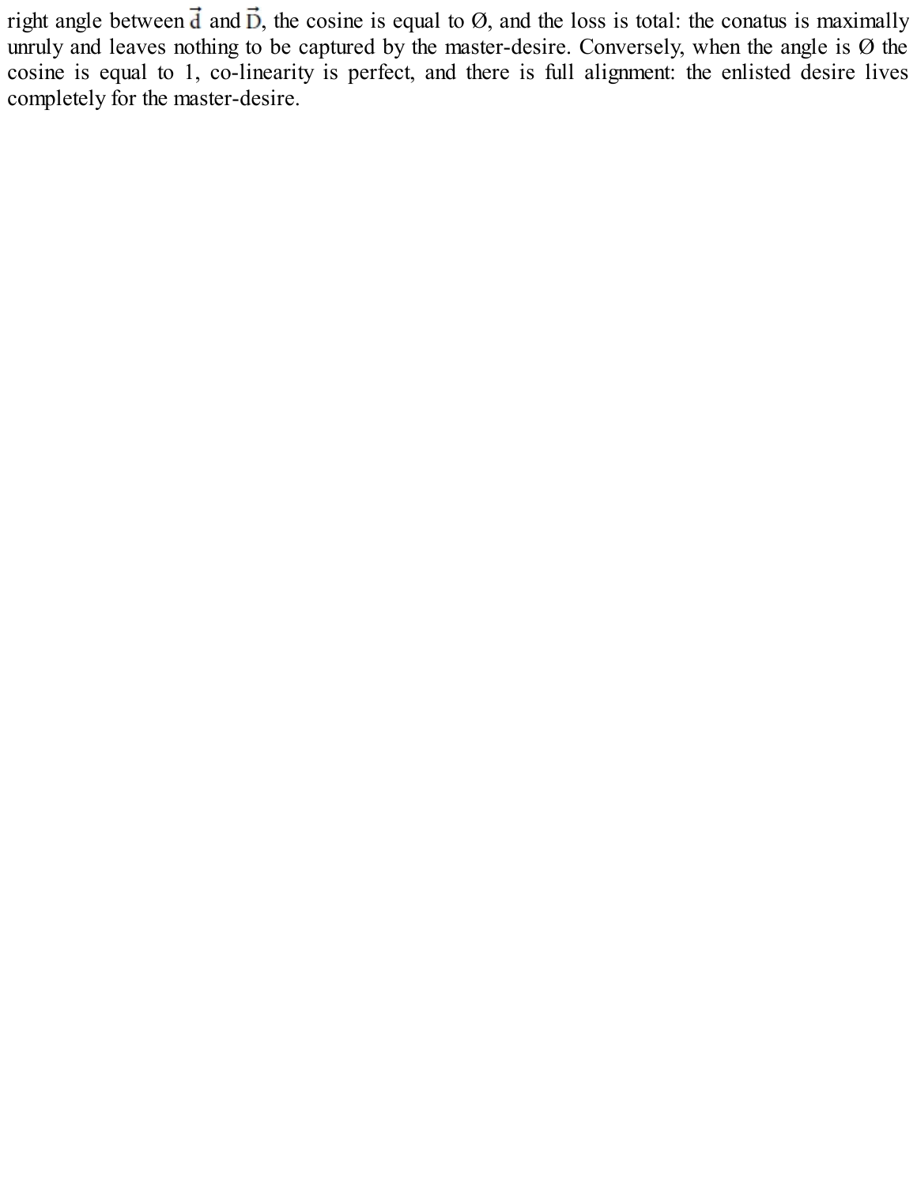right angle between $\vec{d}$ and $\vec{D}$, the cosine is equal to Ø, and the loss is total: the conatus is maximally unruly and leaves nothing to be captured by the master-desire. Conversely, when the angle is Ø the cosine is equal to 1, co-linearity is perfect, and there is full alignment: the enlisted desire lives completely for the master-desire.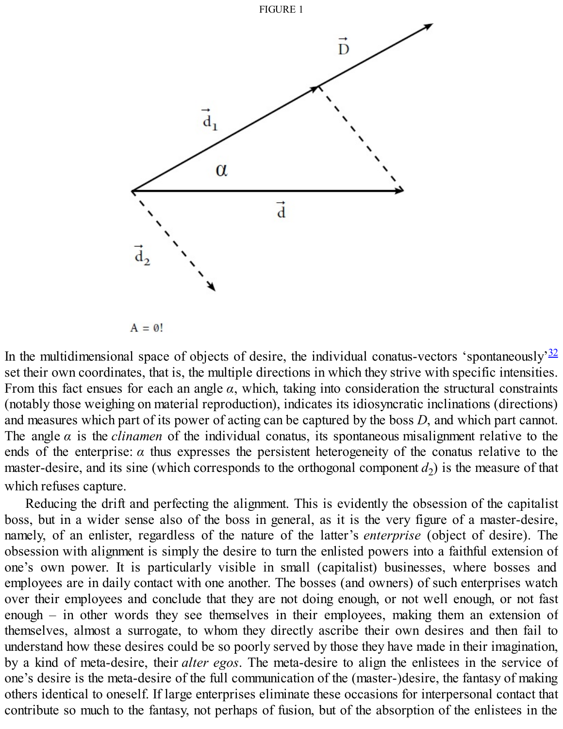FIGURE 1

$\vec{D}$

$\vec{d}_1$

$\alpha$

$\vec{d}$

$\vec{d}_2$

A = 0!

In the multidimensional space of objects of desire, the individual conatus-vectors ‘spontaneously’[32] set their own coordinates, that is, the multiple directions in which they strive with specific intensities. From this fact ensues for each an angle $\alpha$, which, taking into consideration the structural constraints (notably those weighing on material reproduction), indicates its idiosyncratic inclinations (directions) and measures which part of its power of acting can be captured by the boss $D$, and which part cannot. The angle $\alpha$ is the *clinamen* of the individual conatus, its spontaneous misalignment relative to the ends of the enterprise: $\alpha$ thus expresses the persistent heterogeneity of the conatus relative to the master-desire, and its sine (which corresponds to the orthogonal component $d_2$) is the measure of that which refuses capture.

Reducing the drift and perfecting the alignment. This is evidently the obsession of the capitalist boss, but in a wider sense also of the boss in general, as it is the very figure of a master-desire, namely, of an enlister, regardless of the nature of the latter’s *enterprise* (object of desire). The obsession with alignment is simply the desire to turn the enlisted powers into a faithful extension of one’s own power. It is particularly visible in small (capitalist) businesses, where bosses and employees are in daily contact with one another. The bosses (and owners) of such enterprises watch over their employees and conclude that they are not doing enough, or not well enough, or not fast enough – in other words they see themselves in their employees, making them an extension of themselves, almost a surrogate, to whom they directly ascribe their own desires and then fail to understand how these desires could be so poorly served by those they have made in their imagination, by a kind of meta-desire, their *alter egos*. The meta-desire to align the enlistees in the service of one’s desire is the meta-desire of the full communication of the (master-)desire, the fantasy of making others identical to oneself. If large enterprises eliminate these occasions for interpersonal contact that contribute so much to the fantasy, not perhaps of fusion, but of the absorption of the enlistees in the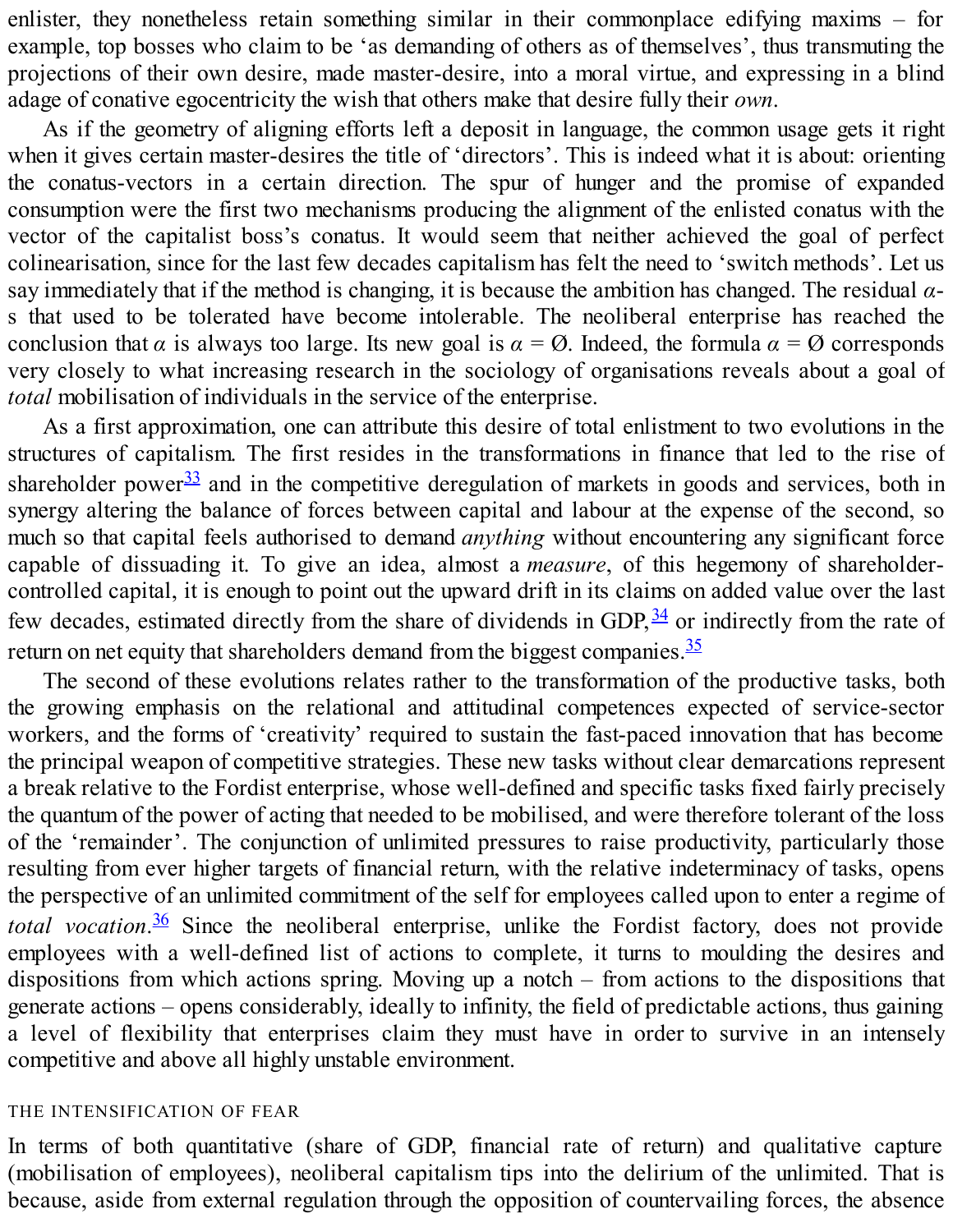enlister, they nonetheless retain something similar in their commonplace edifying maxims – for example, top bosses who claim to be 'as demanding of others as of themselves', thus transmuting the projections of their own desire, made master-desire, into a moral virtue, and expressing in a blind adage of conative egocentricity the wish that others make that desire fully their *own*.

As if the geometry of aligning efforts left a deposit in language, the common usage gets it right when it gives certain master-desires the title of 'directors'. This is indeed what it is about: orienting the conatus-vectors in a certain direction. The spur of hunger and the promise of expanded consumption were the first two mechanisms producing the alignment of the enlisted conatus with the vector of the capitalist boss's conatus. It would seem that neither achieved the goal of perfect colinearisation, since for the last few decades capitalism has felt the need to 'switch methods'. Let us say immediately that if the method is changing, it is because the ambition has changed. The residual $\alpha$-s that used to be tolerated have become intolerable. The neoliberal enterprise has reached the conclusion that $\alpha$ is always too large. Its new goal is $\alpha = Ø$. Indeed, the formula $\alpha = Ø$ corresponds very closely to what increasing research in the sociology of organisations reveals about a goal of *total* mobilisation of individuals in the service of the enterprise.

As a first approximation, one can attribute this desire of total enlistment to two evolutions in the structures of capitalism. The first resides in the transformations in finance that led to the rise of shareholder power[33] and in the competitive deregulation of markets in goods and services, both in synergy altering the balance of forces between capital and labour at the expense of the second, so much so that capital feels authorised to demand *anything* without encountering any significant force capable of dissuading it. To give an idea, almost a *measure*, of this hegemony of shareholder-controlled capital, it is enough to point out the upward drift in its claims on added value over the last few decades, estimated directly from the share of dividends in GDP,[34] or indirectly from the rate of return on net equity that shareholders demand from the biggest companies.[35]

The second of these evolutions relates rather to the transformation of the productive tasks, both the growing emphasis on the relational and attitudinal competences expected of service-sector workers, and the forms of 'creativity' required to sustain the fast-paced innovation that has become the principal weapon of competitive strategies. These new tasks without clear demarcations represent a break relative to the Fordist enterprise, whose well-defined and specific tasks fixed fairly precisely the quantum of the power of acting that needed to be mobilised, and were therefore tolerant of the loss of the 'remainder'. The conjunction of unlimited pressures to raise productivity, particularly those resulting from ever higher targets of financial return, with the relative indeterminacy of tasks, opens the perspective of an unlimited commitment of the self for employees called upon to enter a regime of *total vocation*.[36] Since the neoliberal enterprise, unlike the Fordist factory, does not provide employees with a well-defined list of actions to complete, it turns to moulding the desires and dispositions from which actions spring. Moving up a notch – from actions to the dispositions that generate actions – opens considerably, ideally to infinity, the field of predictable actions, thus gaining a level of flexibility that enterprises claim they must have in order to survive in an intensely competitive and above all highly unstable environment.

## THE INTENSIFICATION OF FEAR

In terms of both quantitative (share of GDP, financial rate of return) and qualitative capture (mobilisation of employees), neoliberal capitalism tips into the delirium of the unlimited. That is because, aside from external regulation through the opposition of countervailing forces, the absence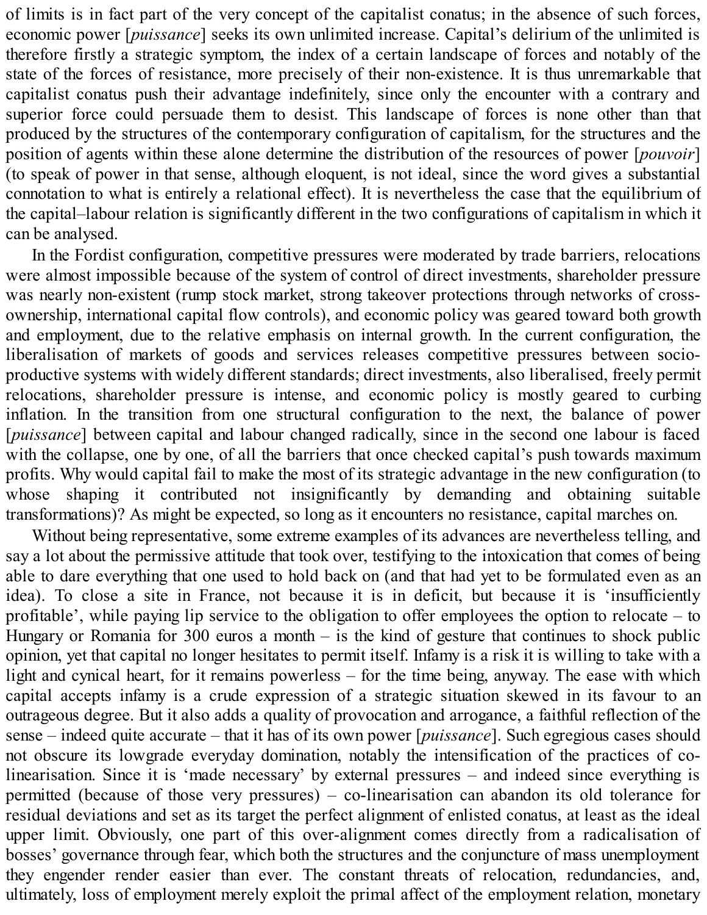of limits is in fact part of the very concept of the capitalist conatus; in the absence of such forces, economic power [*puissance*] seeks its own unlimited increase. Capital's delirium of the unlimited is therefore firstly a strategic symptom, the index of a certain landscape of forces and notably of the state of the forces of resistance, more precisely of their non-existence. It is thus unremarkable that capitalist conatus push their advantage indefinitely, since only the encounter with a contrary and superior force could persuade them to desist. This landscape of forces is none other than that produced by the structures of the contemporary configuration of capitalism, for the structures and the position of agents within these alone determine the distribution of the resources of power [*pouvoir*] (to speak of power in that sense, although eloquent, is not ideal, since the word gives a substantial connotation to what is entirely a relational effect). It is nevertheless the case that the equilibrium of the capital–labour relation is significantly different in the two configurations of capitalism in which it can be analysed.

In the Fordist configuration, competitive pressures were moderated by trade barriers, relocations were almost impossible because of the system of control of direct investments, shareholder pressure was nearly non-existent (rump stock market, strong takeover protections through networks of cross-ownership, international capital flow controls), and economic policy was geared toward both growth and employment, due to the relative emphasis on internal growth. In the current configuration, the liberalisation of markets of goods and services releases competitive pressures between socio-productive systems with widely different standards; direct investments, also liberalised, freely permit relocations, shareholder pressure is intense, and economic policy is mostly geared to curbing inflation. In the transition from one structural configuration to the next, the balance of power [*puissance*] between capital and labour changed radically, since in the second one labour is faced with the collapse, one by one, of all the barriers that once checked capital's push towards maximum profits. Why would capital fail to make the most of its strategic advantage in the new configuration (to whose shaping it contributed not insignificantly by demanding and obtaining suitable transformations)? As might be expected, so long as it encounters no resistance, capital marches on.

Without being representative, some extreme examples of its advances are nevertheless telling, and say a lot about the permissive attitude that took over, testifying to the intoxication that comes of being able to dare everything that one used to hold back on (and that had yet to be formulated even as an idea). To close a site in France, not because it is in deficit, but because it is 'insufficiently profitable', while paying lip service to the obligation to offer employees the option to relocate – to Hungary or Romania for 300 euros a month – is the kind of gesture that continues to shock public opinion, yet that capital no longer hesitates to permit itself. Infamy is a risk it is willing to take with a light and cynical heart, for it remains powerless – for the time being, anyway. The ease with which capital accepts infamy is a crude expression of a strategic situation skewed in its favour to an outrageous degree. But it also adds a quality of provocation and arrogance, a faithful reflection of the sense – indeed quite accurate – that it has of its own power [*puissance*]. Such egregious cases should not obscure its lowgrade everyday domination, notably the intensification of the practices of co-linearisation. Since it is 'made necessary' by external pressures – and indeed since everything is permitted (because of those very pressures) – co-linearisation can abandon its old tolerance for residual deviations and set as its target the perfect alignment of enlisted conatus, at least as the ideal upper limit. Obviously, one part of this over-alignment comes directly from a radicalisation of bosses' governance through fear, which both the structures and the conjuncture of mass unemployment they engender render easier than ever. The constant threats of relocation, redundancies, and, ultimately, loss of employment merely exploit the primal affect of the employment relation, monetary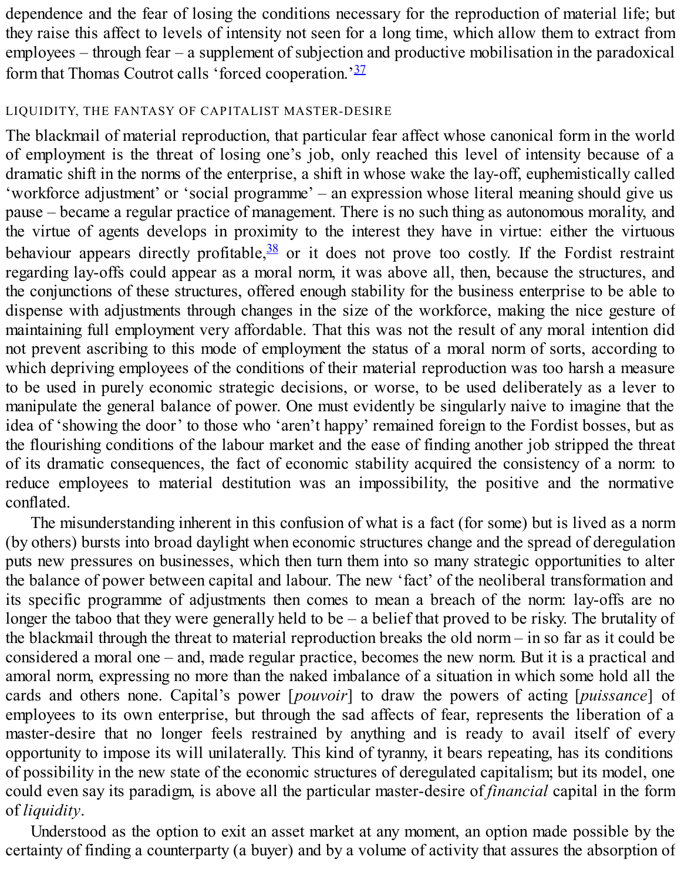dependence and the fear of losing the conditions necessary for the reproduction of material life; but they raise this affect to levels of intensity not seen for a long time, which allow them to extract from employees – through fear – a supplement of subjection and productive mobilisation in the paradoxical form that Thomas Coutrot calls 'forced cooperation.'[37]

## LIQUIDITY, THE FANTASY OF CAPITALIST MASTER-DESIRE

The blackmail of material reproduction, that particular fear affect whose canonical form in the world of employment is the threat of losing one's job, only reached this level of intensity because of a dramatic shift in the norms of the enterprise, a shift in whose wake the lay-off, euphemistically called 'workforce adjustment' or 'social programme' – an expression whose literal meaning should give us pause – became a regular practice of management. There is no such thing as autonomous morality, and the virtue of agents develops in proximity to the interest they have in virtue: either the virtuous behaviour appears directly profitable,[38] or it does not prove too costly. If the Fordist restraint regarding lay-offs could appear as a moral norm, it was above all, then, because the structures, and the conjunctions of these structures, offered enough stability for the business enterprise to be able to dispense with adjustments through changes in the size of the workforce, making the nice gesture of maintaining full employment very affordable. That this was not the result of any moral intention did not prevent ascribing to this mode of employment the status of a moral norm of sorts, according to which depriving employees of the conditions of their material reproduction was too harsh a measure to be used in purely economic strategic decisions, or worse, to be used deliberately as a lever to manipulate the general balance of power. One must evidently be singularly naive to imagine that the idea of 'showing the door' to those who 'aren't happy' remained foreign to the Fordist bosses, but as the flourishing conditions of the labour market and the ease of finding another job stripped the threat of its dramatic consequences, the fact of economic stability acquired the consistency of a norm: to reduce employees to material destitution was an impossibility, the positive and the normative conflated.

The misunderstanding inherent in this confusion of what is a fact (for some) but is lived as a norm (by others) bursts into broad daylight when economic structures change and the spread of deregulation puts new pressures on businesses, which then turn them into so many strategic opportunities to alter the balance of power between capital and labour. The new 'fact' of the neoliberal transformation and its specific programme of adjustments then comes to mean a breach of the norm: lay-offs are no longer the taboo that they were generally held to be – a belief that proved to be risky. The brutality of the blackmail through the threat to material reproduction breaks the old norm – in so far as it could be considered a moral one – and, made regular practice, becomes the new norm. But it is a practical and amoral norm, expressing no more than the naked imbalance of a situation in which some hold all the cards and others none. Capital's power [*pouvoir*] to draw the powers of acting [*puissance*] of employees to its own enterprise, but through the sad affects of fear, represents the liberation of a master-desire that no longer feels restrained by anything and is ready to avail itself of every opportunity to impose its will unilaterally. This kind of tyranny, it bears repeating, has its conditions of possibility in the new state of the economic structures of deregulated capitalism; but its model, one could even say its paradigm, is above all the particular master-desire of *financial* capital in the form of *liquidity*.

Understood as the option to exit an asset market at any moment, an option made possible by the certainty of finding a counterparty (a buyer) and by a volume of activity that assures the absorption of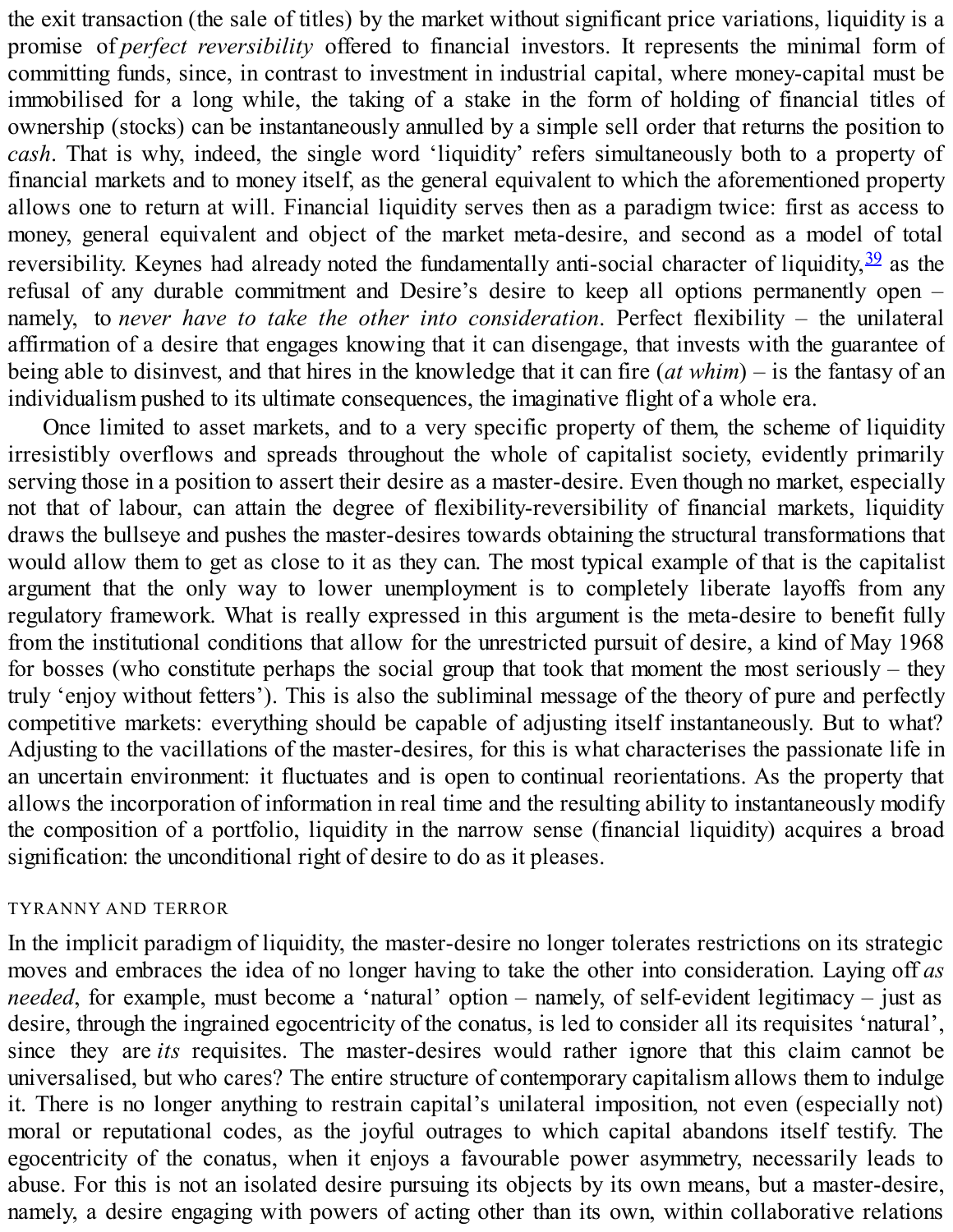the exit transaction (the sale of titles) by the market without significant price variations, liquidity is a promise of *perfect reversibility* offered to financial investors. It represents the minimal form of committing funds, since, in contrast to investment in industrial capital, where money-capital must be immobilised for a long while, the taking of a stake in the form of holding of financial titles of ownership (stocks) can be instantaneously annulled by a simple sell order that returns the position to *cash*. That is why, indeed, the single word 'liquidity' refers simultaneously both to a property of financial markets and to money itself, as the general equivalent to which the aforementioned property allows one to return at will. Financial liquidity serves then as a paradigm twice: first as access to money, general equivalent and object of the market meta-desire, and second as a model of total reversibility. Keynes had already noted the fundamentally anti-social character of liquidity,[39] as the refusal of any durable commitment and Desire's desire to keep all options permanently open – namely, to *never have to take the other into consideration*. Perfect flexibility – the unilateral affirmation of a desire that engages knowing that it can disengage, that invests with the guarantee of being able to disinvest, and that hires in the knowledge that it can fire (*at whim*) – is the fantasy of an individualism pushed to its ultimate consequences, the imaginative flight of a whole era.

Once limited to asset markets, and to a very specific property of them, the scheme of liquidity irresistibly overflows and spreads throughout the whole of capitalist society, evidently primarily serving those in a position to assert their desire as a master-desire. Even though no market, especially not that of labour, can attain the degree of flexibility-reversibility of financial markets, liquidity draws the bullseye and pushes the master-desires towards obtaining the structural transformations that would allow them to get as close to it as they can. The most typical example of that is the capitalist argument that the only way to lower unemployment is to completely liberate layoffs from any regulatory framework. What is really expressed in this argument is the meta-desire to benefit fully from the institutional conditions that allow for the unrestricted pursuit of desire, a kind of May 1968 for bosses (who constitute perhaps the social group that took that moment the most seriously – they truly 'enjoy without fetters'). This is also the subliminal message of the theory of pure and perfectly competitive markets: everything should be capable of adjusting itself instantaneously. But to what? Adjusting to the vacillations of the master-desires, for this is what characterises the passionate life in an uncertain environment: it fluctuates and is open to continual reorientations. As the property that allows the incorporation of information in real time and the resulting ability to instantaneously modify the composition of a portfolio, liquidity in the narrow sense (financial liquidity) acquires a broad signification: the unconditional right of desire to do as it pleases.

### TYRANNY AND TERROR

In the implicit paradigm of liquidity, the master-desire no longer tolerates restrictions on its strategic moves and embraces the idea of no longer having to take the other into consideration. Laying off *as needed*, for example, must become a 'natural' option – namely, of self-evident legitimacy – just as desire, through the ingrained egocentricity of the conatus, is led to consider all its requisites 'natural', since they are *its* requisites. The master-desires would rather ignore that this claim cannot be universalised, but who cares? The entire structure of contemporary capitalism allows them to indulge it. There is no longer anything to restrain capital's unilateral imposition, not even (especially not) moral or reputational codes, as the joyful outrages to which capital abandons itself testify. The egocentricity of the conatus, when it enjoys a favourable power asymmetry, necessarily leads to abuse. For this is not an isolated desire pursuing its objects by its own means, but a master-desire, namely, a desire engaging with powers of acting other than its own, within collaborative relations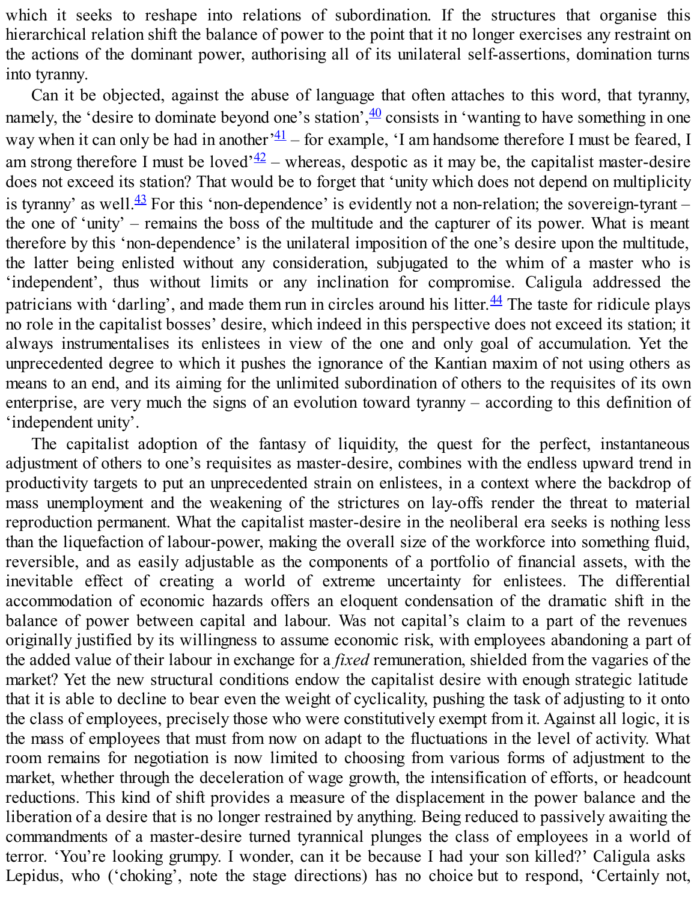which it seeks to reshape into relations of subordination. If the structures that organise this hierarchical relation shift the balance of power to the point that it no longer exercises any restraint on the actions of the dominant power, authorising all of its unilateral self-assertions, domination turns into tyranny.

Can it be objected, against the abuse of language that often attaches to this word, that tyranny, namely, the 'desire to dominate beyond one's station',[40] consists in 'wanting to have something in one way when it can only be had in another'[41] – for example, 'I am handsome therefore I must be feared, I am strong therefore I must be loved'[42] – whereas, despotic as it may be, the capitalist master-desire does not exceed its station? That would be to forget that 'unity which does not depend on multiplicity is tyranny' as well.[43] For this 'non-dependence' is evidently not a non-relation; the sovereign-tyrant – the one of 'unity' – remains the boss of the multitude and the capturer of its power. What is meant therefore by this 'non-dependence' is the unilateral imposition of the one's desire upon the multitude, the latter being enlisted without any consideration, subjugated to the whim of a master who is 'independent', thus without limits or any inclination for compromise. Caligula addressed the patricians with 'darling', and made them run in circles around his litter.[44] The taste for ridicule plays no role in the capitalist bosses' desire, which indeed in this perspective does not exceed its station; it always instrumentalises its enlistees in view of the one and only goal of accumulation. Yet the unprecedented degree to which it pushes the ignorance of the Kantian maxim of not using others as means to an end, and its aiming for the unlimited subordination of others to the requisites of its own enterprise, are very much the signs of an evolution toward tyranny – according to this definition of 'independent unity'.

The capitalist adoption of the fantasy of liquidity, the quest for the perfect, instantaneous adjustment of others to one's requisites as master-desire, combines with the endless upward trend in productivity targets to put an unprecedented strain on enlistees, in a context where the backdrop of mass unemployment and the weakening of the strictures on lay-offs render the threat to material reproduction permanent. What the capitalist master-desire in the neoliberal era seeks is nothing less than the liquefaction of labour-power, making the overall size of the workforce into something fluid, reversible, and as easily adjustable as the components of a portfolio of financial assets, with the inevitable effect of creating a world of extreme uncertainty for enlistees. The differential accommodation of economic hazards offers an eloquent condensation of the dramatic shift in the balance of power between capital and labour. Was not capital's claim to a part of the revenues originally justified by its willingness to assume economic risk, with employees abandoning a part of the added value of their labour in exchange for a *fixed* remuneration, shielded from the vagaries of the market? Yet the new structural conditions endow the capitalist desire with enough strategic latitude that it is able to decline to bear even the weight of cyclicality, pushing the task of adjusting to it onto the class of employees, precisely those who were constitutively exempt from it. Against all logic, it is the mass of employees that must from now on adapt to the fluctuations in the level of activity. What room remains for negotiation is now limited to choosing from various forms of adjustment to the market, whether through the deceleration of wage growth, the intensification of efforts, or headcount reductions. This kind of shift provides a measure of the displacement in the power balance and the liberation of a desire that is no longer restrained by anything. Being reduced to passively awaiting the commandments of a master-desire turned tyrannical plunges the class of employees in a world of terror. 'You're looking grumpy. I wonder, can it be because I had your son killed?' Caligula asks Lepidus, who ('choking', note the stage directions) has no choice but to respond, 'Certainly not,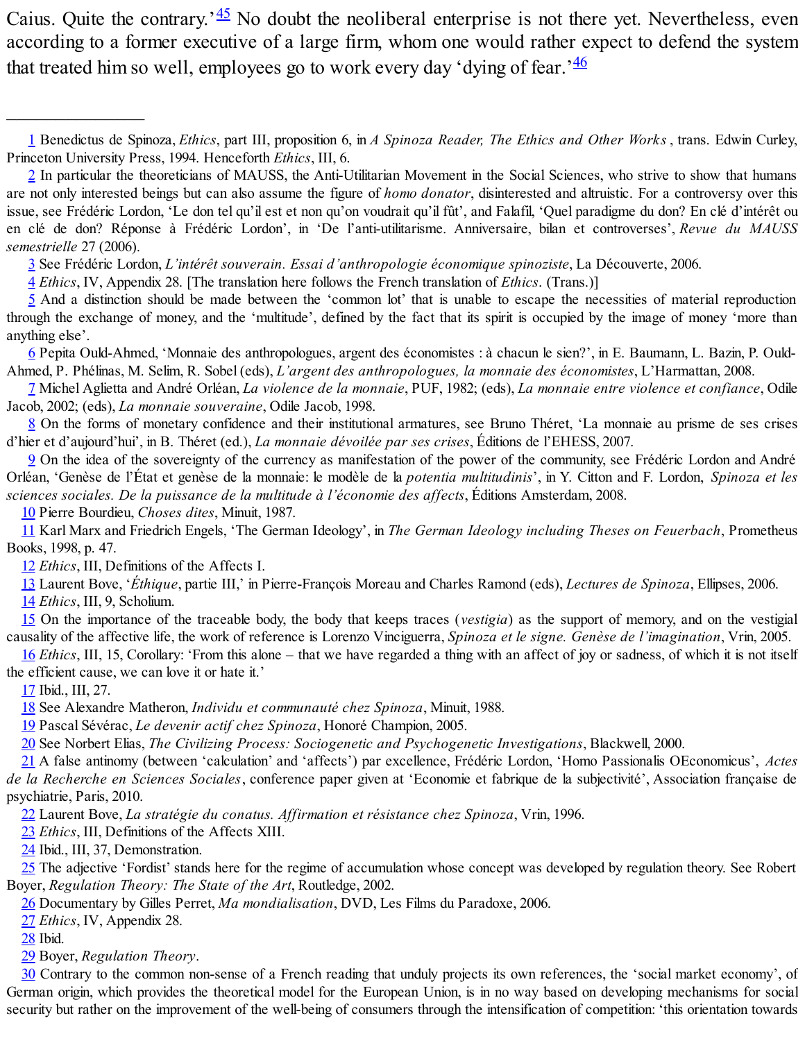Caius. Quite the contrary.'[45] No doubt the neoliberal enterprise is not there yet. Nevertheless, even according to a former executive of a large firm, whom one would rather expect to defend the system that treated him so well, employees go to work every day 'dying of fear.'[46]

---

1 Benedictus de Spinoza, *Ethics*, part III, proposition 6, in *A Spinoza Reader, The Ethics and Other Works*, trans. Edwin Curley, Princeton University Press, 1994. Henceforth *Ethics*, III, 6.

2 In particular the theoreticians of MAUSS, the Anti-Utilitarian Movement in the Social Sciences, who strive to show that humans are not only interested beings but can also assume the figure of *homo donator*, disinterested and altruistic. For a controversy over this issue, see Frédéric Lordon, 'Le don tel qu'il est et non qu'on voudrait qu'il fût', and Falafil, 'Quel paradigme du don? En clé d'intérêt ou en clé de don? Réponse à Frédéric Lordon', in 'De l'anti-utilitarisme. Anniversaire, bilan et controverses', *Revue du MAUSS semestrielle* 27 (2006).

3 See Frédéric Lordon, *L'intérêt souverain. Essai d'anthropologie économique spinoziste*, La Découverte, 2006.

4 *Ethics*, IV, Appendix 28. [The translation here follows the French translation of *Ethics*. (Trans.)]

5 And a distinction should be made between the 'common lot' that is unable to escape the necessities of material reproduction through the exchange of money, and the 'multitude', defined by the fact that its spirit is occupied by the image of money 'more than anything else'.

6 Pepita Ould-Ahmed, 'Monnaie des anthropologues, argent des économistes : à chacun le sien?', in E. Baumann, L. Bazin, P. Ould-Ahmed, P. Phélinas, M. Selim, R. Sobel (eds), *L'argent des anthropologues, la monnaie des économistes*, L'Harmattan, 2008.

7 Michel Aglietta and André Orléan, *La violence de la monnaie*, PUF, 1982; (eds), *La monnaie entre violence et confiance*, Odile Jacob, 2002; (eds), *La monnaie souveraine*, Odile Jacob, 1998.

8 On the forms of monetary confidence and their institutional armatures, see Bruno Théret, 'La monnaie au prisme de ses crises d'hier et d'aujourd'hui', in B. Théret (ed.), *La monnaie dévoilée par ses crises*, Éditions de l'EHESS, 2007.

9 On the idea of the sovereignty of the currency as manifestation of the power of the community, see Frédéric Lordon and André Orléan, 'Genèse de l'État et genèse de la monnaie: le modèle de la *potentia multitudinis*', in Y. Citton and F. Lordon, *Spinoza et les sciences sociales. De la puissance de la multitude à l'économie des affects*, Éditions Amsterdam, 2008.

10 Pierre Bourdieu, *Choses dites*, Minuit, 1987.

11 Karl Marx and Friedrich Engels, 'The German Ideology', in *The German Ideology including Theses on Feuerbach*, Prometheus Books, 1998, p. 47.

12 *Ethics*, III, Definitions of the Affects I.

13 Laurent Bove, '*Éthique*, partie III,' in Pierre-François Moreau and Charles Ramond (eds), *Lectures de Spinoza*, Ellipses, 2006.

14 *Ethics*, III, 9, Scholium.

15 On the importance of the traceable body, the body that keeps traces (*vestigia*) as the support of memory, and on the vestigial causality of the affective life, the work of reference is Lorenzo Vinciguerra, *Spinoza et le signe. Genèse de l'imagination*, Vrin, 2005.

16 *Ethics*, III, 15, Corollary: 'From this alone – that we have regarded a thing with an affect of joy or sadness, of which it is not itself the efficient cause, we can love it or hate it.'

17 Ibid., III, 27.

18 See Alexandre Matheron, *Individu et communauté chez Spinoza*, Minuit, 1988.

19 Pascal Sévérac, *Le devenir actif chez Spinoza*, Honoré Champion, 2005.

20 See Norbert Elias, *The Civilizing Process: Sociogenetic and Psychogenetic Investigations*, Blackwell, 2000.

21 A false antinomy (between 'calculation' and 'affects') par excellence, Frédéric Lordon, 'Homo Passionalis OEconomicus', *Actes de la Recherche en Sciences Sociales*, conference paper given at 'Economie et fabrique de la subjectivité', Association française de psychiatrie, Paris, 2010.

22 Laurent Bove, *La stratégie du conatus. Affirmation et résistance chez Spinoza*, Vrin, 1996.

23 *Ethics*, III, Definitions of the Affects XIII.

24 Ibid., III, 37, Demonstration.

25 The adjective 'Fordist' stands here for the regime of accumulation whose concept was developed by regulation theory. See Robert Boyer, *Regulation Theory: The State of the Art*, Routledge, 2002.

26 Documentary by Gilles Perret, *Ma mondialisation*, DVD, Les Films du Paradoxe, 2006.

27 *Ethics*, IV, Appendix 28.

28 Ibid.

29 Boyer, *Regulation Theory*.

30 Contrary to the common non-sense of a French reading that unduly projects its own references, the 'social market economy', of German origin, which provides the theoretical model for the European Union, is in no way based on developing mechanisms for social security but rather on the improvement of the well-being of consumers through the intensification of competition: 'this orientation towards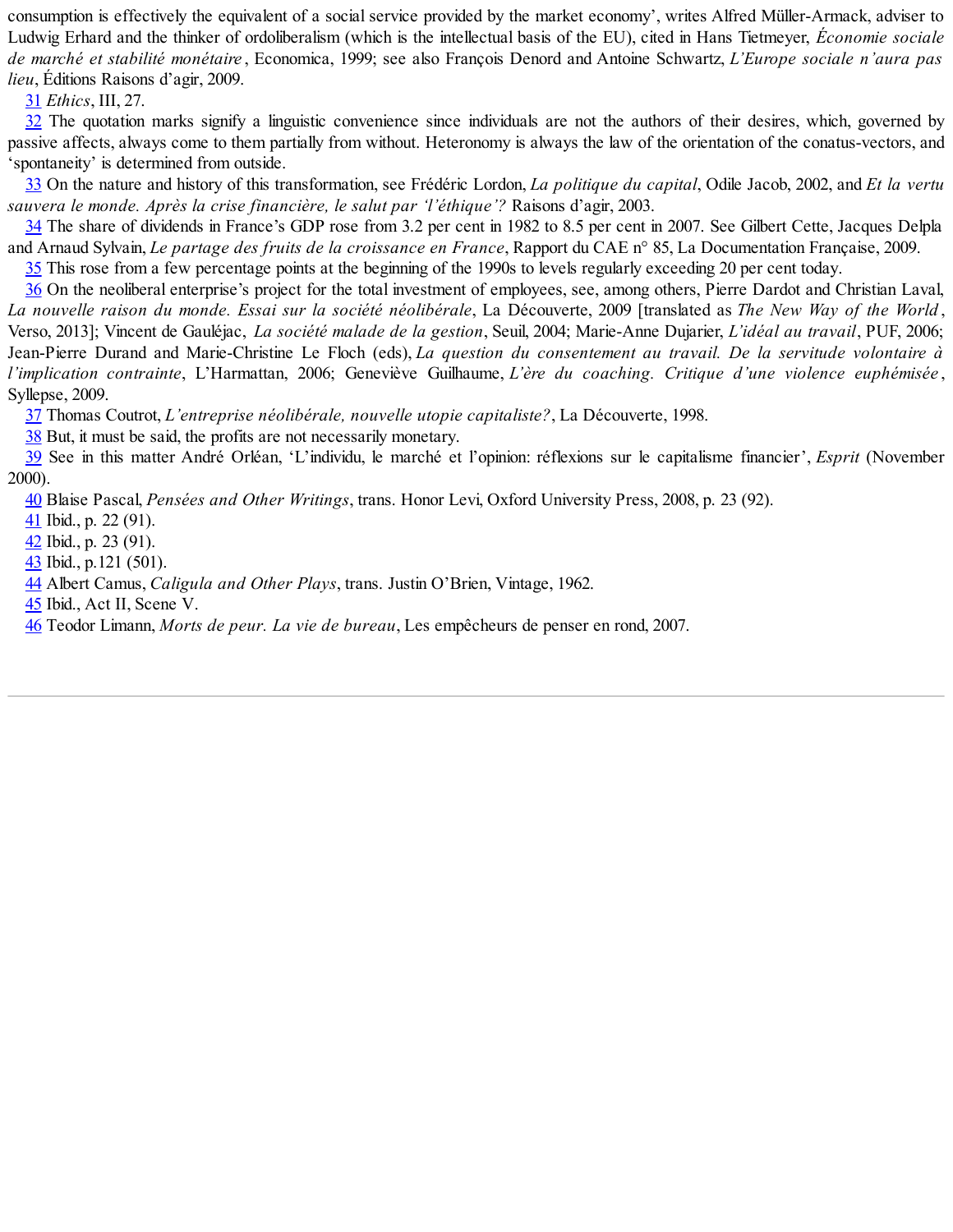consumption is effectively the equivalent of a social service provided by the market economy', writes Alfred Müller-Armack, adviser to Ludwig Erhard and the thinker of ordoliberalism (which is the intellectual basis of the EU), cited in Hans Tietmeyer, *Économie sociale de marché et stabilité monétaire*, Economica, 1999; see also François Denord and Antoine Schwartz, *L'Europe sociale n'aura pas lieu*, Éditions Raisons d'agir, 2009.

31 *Ethics*, III, 27.

32 The quotation marks signify a linguistic convenience since individuals are not the authors of their desires, which, governed by passive affects, always come to them partially from without. Heteronomy is always the law of the orientation of the conatus-vectors, and 'spontaneity' is determined from outside.

33 On the nature and history of this transformation, see Frédéric Lordon, *La politique du capital*, Odile Jacob, 2002, and *Et la vertu sauvera le monde. Après la crise financière, le salut par 'l'éthique'?* Raisons d'agir, 2003.

34 The share of dividends in France's GDP rose from 3.2 per cent in 1982 to 8.5 per cent in 2007. See Gilbert Cette, Jacques Delpla and Arnaud Sylvain, *Le partage des fruits de la croissance en France*, Rapport du CAE n° 85, La Documentation Française, 2009.

35 This rose from a few percentage points at the beginning of the 1990s to levels regularly exceeding 20 per cent today.

36 On the neoliberal enterprise's project for the total investment of employees, see, among others, Pierre Dardot and Christian Laval, *La nouvelle raison du monde. Essai sur la société néolibérale*, La Découverte, 2009 [translated as *The New Way of the World*, Verso, 2013]; Vincent de Gauléjac, *La société malade de la gestion*, Seuil, 2004; Marie-Anne Dujarier, *L'idéal au travail*, PUF, 2006; Jean-Pierre Durand and Marie-Christine Le Floch (eds), *La question du consentement au travail. De la servitude volontaire à l'implication contrainte*, L'Harmattan, 2006; Geneviève Guilhaume, *L'ère du coaching. Critique d'une violence euphémisée*, Syllepse, 2009.

37 Thomas Coutrot, *L'entreprise néolibérale, nouvelle utopie capitaliste?*, La Découverte, 1998.

38 But, it must be said, the profits are not necessarily monetary.

39 See in this matter André Orléan, 'L'individu, le marché et l'opinion: réflexions sur le capitalisme financier', *Esprit* (November 2000).

40 Blaise Pascal, *Pensées and Other Writings*, trans. Honor Levi, Oxford University Press, 2008, p. 23 (92).

41 Ibid., p. 22 (91).

42 Ibid., p. 23 (91).

43 Ibid., p.121 (501).

44 Albert Camus, *Caligula and Other Plays*, trans. Justin O'Brien, Vintage, 1962.

45 Ibid., Act II, Scene V.

46 Teodor Limann, *Morts de peur. La vie de bureau*, Les empêcheurs de penser en rond, 2007.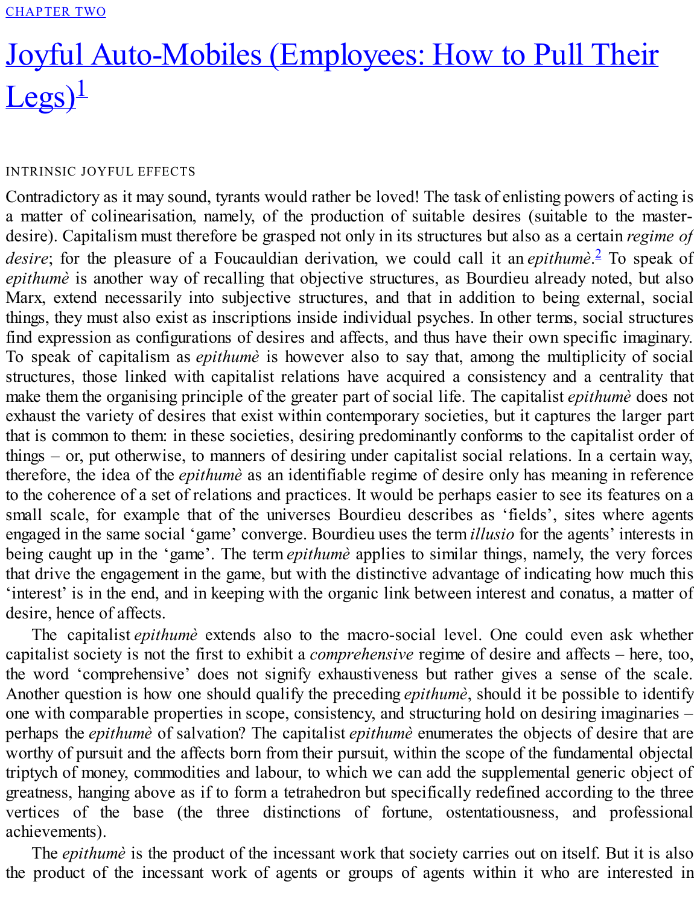CHAPTER TWO

# Joyful Auto-Mobiles (Employees: How to Pull Their Legs)[1]

## INTRINSIC JOYFUL EFFECTS

Contradictory as it may sound, tyrants would rather be loved! The task of enlisting powers of acting is a matter of colinearisation, namely, of the production of suitable desires (suitable to the master-desire). Capitalism must therefore be grasped not only in its structures but also as a certain *regime of desire*; for the pleasure of a Foucauldian derivation, we could call it an *epithumè*.[2] To speak of *epithumè* is another way of recalling that objective structures, as Bourdieu already noted, but also Marx, extend necessarily into subjective structures, and that in addition to being external, social things, they must also exist as inscriptions inside individual psyches. In other terms, social structures find expression as configurations of desires and affects, and thus have their own specific imaginary. To speak of capitalism as *epithumè* is however also to say that, among the multiplicity of social structures, those linked with capitalist relations have acquired a consistency and a centrality that make them the organising principle of the greater part of social life. The capitalist *epithumè* does not exhaust the variety of desires that exist within contemporary societies, but it captures the larger part that is common to them: in these societies, desiring predominantly conforms to the capitalist order of things – or, put otherwise, to manners of desiring under capitalist social relations. In a certain way, therefore, the idea of the *epithumè* as an identifiable regime of desire only has meaning in reference to the coherence of a set of relations and practices. It would be perhaps easier to see its features on a small scale, for example that of the universes Bourdieu describes as 'fields', sites where agents engaged in the same social 'game' converge. Bourdieu uses the term *illusio* for the agents' interests in being caught up in the 'game'. The term *epithumè* applies to similar things, namely, the very forces that drive the engagement in the game, but with the distinctive advantage of indicating how much this 'interest' is in the end, and in keeping with the organic link between interest and conatus, a matter of desire, hence of affects.

The capitalist *epithumè* extends also to the macro-social level. One could even ask whether capitalist society is not the first to exhibit a *comprehensive* regime of desire and affects – here, too, the word 'comprehensive' does not signify exhaustiveness but rather gives a sense of the scale. Another question is how one should qualify the preceding *epithumè*, should it be possible to identify one with comparable properties in scope, consistency, and structuring hold on desiring imaginaries – perhaps the *epithumè* of salvation? The capitalist *epithumè* enumerates the objects of desire that are worthy of pursuit and the affects born from their pursuit, within the scope of the fundamental objectal triptych of money, commodities and labour, to which we can add the supplemental generic object of greatness, hanging above as if to form a tetrahedron but specifically redefined according to the three vertices of the base (the three distinctions of fortune, ostentatiousness, and professional achievements).

The *epithumè* is the product of the incessant work that society carries out on itself. But it is also the product of the incessant work of agents or groups of agents within it who are interested in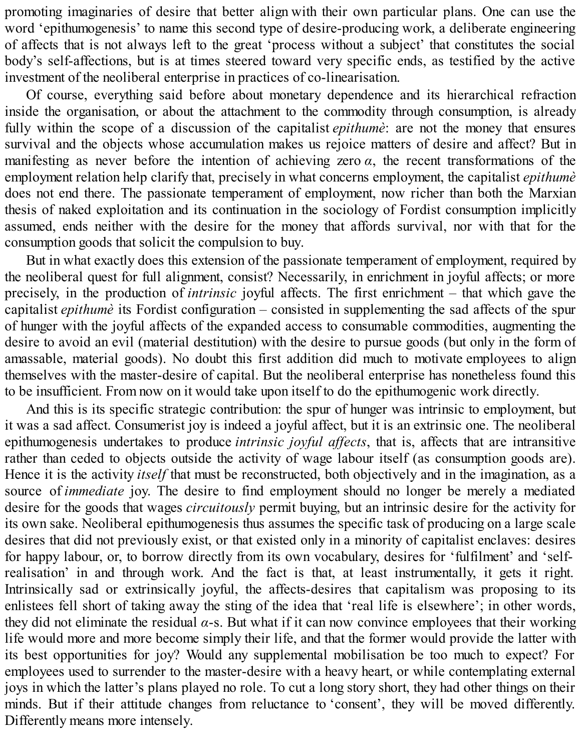promoting imaginaries of desire that better align with their own particular plans. One can use the word 'epithumogenesis' to name this second type of desire-producing work, a deliberate engineering of affects that is not always left to the great 'process without a subject' that constitutes the social body's self-affections, but is at times steered toward very specific ends, as testified by the active investment of the neoliberal enterprise in practices of co-linearisation.

Of course, everything said before about monetary dependence and its hierarchical refraction inside the organisation, or about the attachment to the commodity through consumption, is already fully within the scope of a discussion of the capitalist *epithumè*: are not the money that ensures survival and the objects whose accumulation makes us rejoice matters of desire and affect? But in manifesting as never before the intention of achieving zero $\alpha$, the recent transformations of the employment relation help clarify that, precisely in what concerns employment, the capitalist *epithumè* does not end there. The passionate temperament of employment, now richer than both the Marxian thesis of naked exploitation and its continuation in the sociology of Fordist consumption implicitly assumed, ends neither with the desire for the money that affords survival, nor with that for the consumption goods that solicit the compulsion to buy.

But in what exactly does this extension of the passionate temperament of employment, required by the neoliberal quest for full alignment, consist? Necessarily, in enrichment in joyful affects; or more precisely, in the production of *intrinsic* joyful affects. The first enrichment – that which gave the capitalist *epithumè* its Fordist configuration – consisted in supplementing the sad affects of the spur of hunger with the joyful affects of the expanded access to consumable commodities, augmenting the desire to avoid an evil (material destitution) with the desire to pursue goods (but only in the form of amassable, material goods). No doubt this first addition did much to motivate employees to align themselves with the master-desire of capital. But the neoliberal enterprise has nonetheless found this to be insufficient. From now on it would take upon itself to do the epithumogenic work directly.

And this is its specific strategic contribution: the spur of hunger was intrinsic to employment, but it was a sad affect. Consumerist joy is indeed a joyful affect, but it is an extrinsic one. The neoliberal epithumogenesis undertakes to produce *intrinsic joyful affects*, that is, affects that are intransitive rather than ceded to objects outside the activity of wage labour itself (as consumption goods are). Hence it is the activity *itself* that must be reconstructed, both objectively and in the imagination, as a source of *immediate* joy. The desire to find employment should no longer be merely a mediated desire for the goods that wages *circuitously* permit buying, but an intrinsic desire for the activity for its own sake. Neoliberal epithumogenesis thus assumes the specific task of producing on a large scale desires that did not previously exist, or that existed only in a minority of capitalist enclaves: desires for happy labour, or, to borrow directly from its own vocabulary, desires for 'fulfilment' and 'self-realisation' in and through work. And the fact is that, at least instrumentally, it gets it right. Intrinsically sad or extrinsically joyful, the affects-desires that capitalism was proposing to its enlistees fell short of taking away the sting of the idea that 'real life is elsewhere'; in other words, they did not eliminate the residual $\alpha$-s. But what if it can now convince employees that their working life would more and more become simply their life, and that the former would provide the latter with its best opportunities for joy? Would any supplemental mobilisation be too much to expect? For employees used to surrender to the master-desire with a heavy heart, or while contemplating external joys in which the latter's plans played no role. To cut a long story short, they had other things on their minds. But if their attitude changes from reluctance to 'consent', they will be moved differently. Differently means more intensely.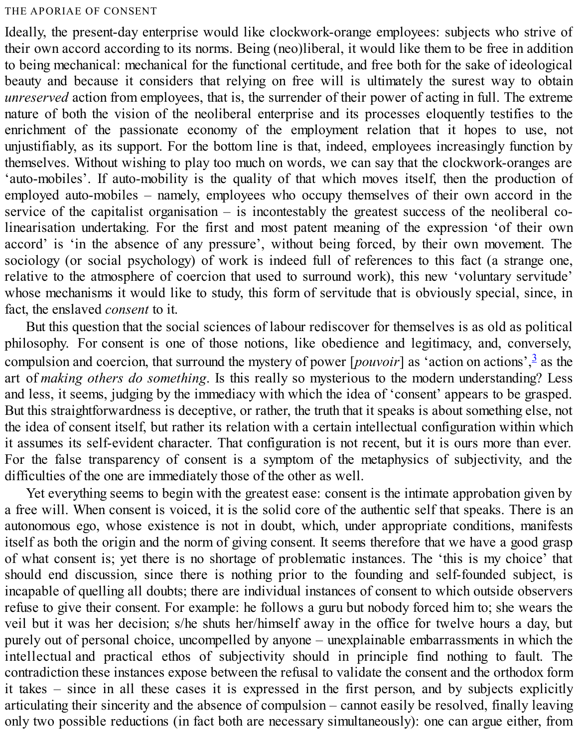Ideally, the present-day enterprise would like clockwork-orange employees: subjects who strive of their own accord according to its norms. Being (neo)liberal, it would like them to be free in addition to being mechanical: mechanical for the functional certitude, and free both for the sake of ideological beauty and because it considers that relying on free will is ultimately the surest way to obtain *unreserved* action from employees, that is, the surrender of their power of acting in full. The extreme nature of both the vision of the neoliberal enterprise and its processes eloquently testifies to the enrichment of the passionate economy of the employment relation that it hopes to use, not unjustifiably, as its support. For the bottom line is that, indeed, employees increasingly function by themselves. Without wishing to play too much on words, we can say that the clockwork-oranges are 'auto-mobiles'. If auto-mobility is the quality of that which moves itself, then the production of employed auto-mobiles – namely, employees who occupy themselves of their own accord in the service of the capitalist organisation – is incontestably the greatest success of the neoliberal co-linearisation undertaking. For the first and most patent meaning of the expression 'of their own accord' is 'in the absence of any pressure', without being forced, by their own movement. The sociology (or social psychology) of work is indeed full of references to this fact (a strange one, relative to the atmosphere of coercion that used to surround work), this new 'voluntary servitude' whose mechanisms it would like to study, this form of servitude that is obviously special, since, in fact, the enslaved *consent* to it.

But this question that the social sciences of labour rediscover for themselves is as old as political philosophy. For consent is one of those notions, like obedience and legitimacy, and, conversely, compulsion and coercion, that surround the mystery of power [*pouvoir*] as 'action on actions',[3] as the art of *making others do something*. Is this really so mysterious to the modern understanding? Less and less, it seems, judging by the immediacy with which the idea of 'consent' appears to be grasped. But this straightforwardness is deceptive, or rather, the truth that it speaks is about something else, not the idea of consent itself, but rather its relation with a certain intellectual configuration within which it assumes its self-evident character. That configuration is not recent, but it is ours more than ever. For the false transparency of consent is a symptom of the metaphysics of subjectivity, and the difficulties of the one are immediately those of the other as well.

Yet everything seems to begin with the greatest ease: consent is the intimate approbation given by a free will. When consent is voiced, it is the solid core of the authentic self that speaks. There is an autonomous ego, whose existence is not in doubt, which, under appropriate conditions, manifests itself as both the origin and the norm of giving consent. It seems therefore that we have a good grasp of what consent is; yet there is no shortage of problematic instances. The 'this is my choice' that should end discussion, since there is nothing prior to the founding and self-founded subject, is incapable of quelling all doubts; there are individual instances of consent to which outside observers refuse to give their consent. For example: he follows a guru but nobody forced him to; she wears the veil but it was her decision; s/he shuts her/himself away in the office for twelve hours a day, but purely out of personal choice, uncompelled by anyone – unexplainable embarrassments in which the intellectual and practical ethos of subjectivity should in principle find nothing to fault. The contradiction these instances expose between the refusal to validate the consent and the orthodox form it takes – since in all these cases it is expressed in the first person, and by subjects explicitly articulating their sincerity and the absence of compulsion – cannot easily be resolved, finally leaving only two possible reductions (in fact both are necessary simultaneously): one can argue either, from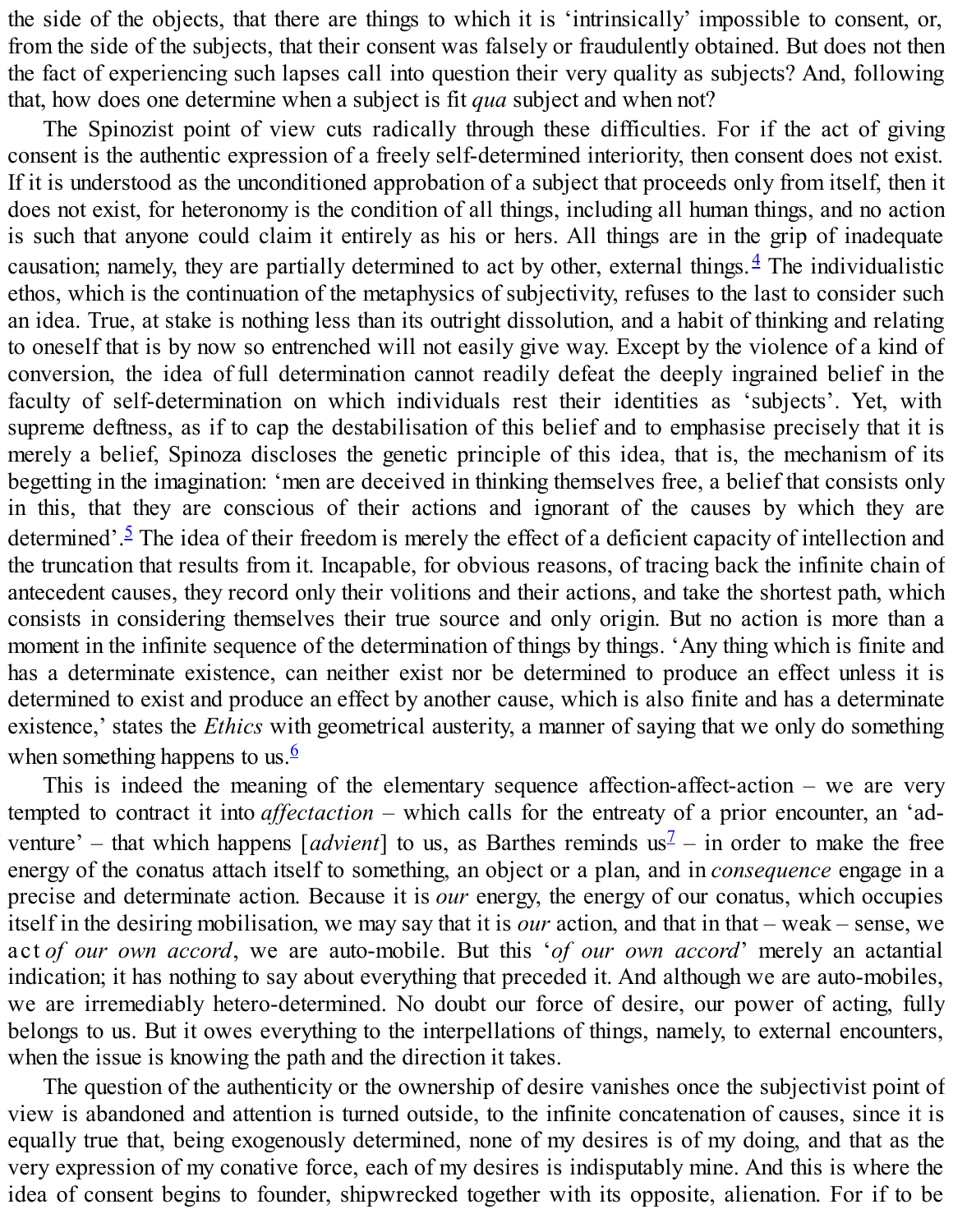the side of the objects, that there are things to which it is 'intrinsically' impossible to consent, or, from the side of the subjects, that their consent was falsely or fraudulently obtained. But does not then the fact of experiencing such lapses call into question their very quality as subjects? And, following that, how does one determine when a subject is fit *qua* subject and when not?

The Spinozist point of view cuts radically through these difficulties. For if the act of giving consent is the authentic expression of a freely self-determined interiority, then consent does not exist. If it is understood as the unconditioned approbation of a subject that proceeds only from itself, then it does not exist, for heteronomy is the condition of all things, including all human things, and no action is such that anyone could claim it entirely as his or hers. All things are in the grip of inadequate causation; namely, they are partially determined to act by other, external things.[4] The individualistic ethos, which is the continuation of the metaphysics of subjectivity, refuses to the last to consider such an idea. True, at stake is nothing less than its outright dissolution, and a habit of thinking and relating to oneself that is by now so entrenched will not easily give way. Except by the violence of a kind of conversion, the idea of full determination cannot readily defeat the deeply ingrained belief in the faculty of self-determination on which individuals rest their identities as 'subjects'. Yet, with supreme deftness, as if to cap the destabilisation of this belief and to emphasise precisely that it is merely a belief, Spinoza discloses the genetic principle of this idea, that is, the mechanism of its begetting in the imagination: 'men are deceived in thinking themselves free, a belief that consists only in this, that they are conscious of their actions and ignorant of the causes by which they are determined'.[5] The idea of their freedom is merely the effect of a deficient capacity of intellection and the truncation that results from it. Incapable, for obvious reasons, of tracing back the infinite chain of antecedent causes, they record only their volitions and their actions, and take the shortest path, which consists in considering themselves their true source and only origin. But no action is more than a moment in the infinite sequence of the determination of things by things. 'Any thing which is finite and has a determinate existence, can neither exist nor be determined to produce an effect unless it is determined to exist and produce an effect by another cause, which is also finite and has a determinate existence,' states the *Ethics* with geometrical austerity, a manner of saying that we only do something when something happens to us.[6]

This is indeed the meaning of the elementary sequence affection-affect-action – we are very tempted to contract it into *affectaction* – which calls for the entreaty of a prior encounter, an 'ad-venture' – that which happens [*advient*] to us, as Barthes reminds us[7] – in order to make the free energy of the conatus attach itself to something, an object or a plan, and in *consequence* engage in a precise and determinate action. Because it is *our* energy, the energy of our conatus, which occupies itself in the desiring mobilisation, we may say that it is *our* action, and that in that – weak – sense, we act *of our own accord*, we are auto-mobile. But this '*of our own accord*' merely an actantial indication; it has nothing to say about everything that preceded it. And although we are auto-mobiles, we are irremediably hetero-determined. No doubt our force of desire, our power of acting, fully belongs to us. But it owes everything to the interpellations of things, namely, to external encounters, when the issue is knowing the path and the direction it takes.

The question of the authenticity or the ownership of desire vanishes once the subjectivist point of view is abandoned and attention is turned outside, to the infinite concatenation of causes, since it is equally true that, being exogenously determined, none of my desires is of my doing, and that as the very expression of my conative force, each of my desires is indisputably mine. And this is where the idea of consent begins to founder, shipwrecked together with its opposite, alienation. For if to be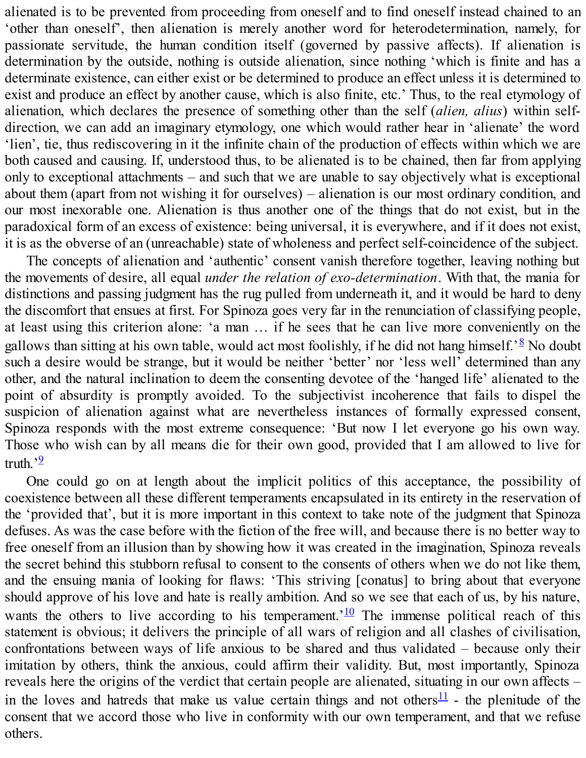alienated is to be prevented from proceeding from oneself and to find oneself instead chained to an 'other than oneself', then alienation is merely another word for heterodetermination, namely, for passionate servitude, the human condition itself (governed by passive affects). If alienation is determination by the outside, nothing is outside alienation, since nothing 'which is finite and has a determinate existence, can either exist or be determined to produce an effect unless it is determined to exist and produce an effect by another cause, which is also finite, etc.' Thus, to the real etymology of alienation, which declares the presence of something other than the self (*alien, alius*) within self-direction, we can add an imaginary etymology, one which would rather hear in 'alienate' the word 'lien', tie, thus rediscovering in it the infinite chain of the production of effects within which we are both caused and causing. If, understood thus, to be alienated is to be chained, then far from applying only to exceptional attachments – and such that we are unable to say objectively what is exceptional about them (apart from not wishing it for ourselves) – alienation is our most ordinary condition, and our most inexorable one. Alienation is thus another one of the things that do not exist, but in the paradoxical form of an excess of existence: being universal, it is everywhere, and if it does not exist, it is as the obverse of an (unreachable) state of wholeness and perfect self-coincidence of the subject.

The concepts of alienation and 'authentic' consent vanish therefore together, leaving nothing but the movements of desire, all equal *under the relation of exo-determination*. With that, the mania for distinctions and passing judgment has the rug pulled from underneath it, and it would be hard to deny the discomfort that ensues at first. For Spinoza goes very far in the renunciation of classifying people, at least using this criterion alone: 'a man … if he sees that he can live more conveniently on the gallows than sitting at his own table, would act most foolishly, if he did not hang himself.'[8] No doubt such a desire would be strange, but it would be neither 'better' nor 'less well' determined than any other, and the natural inclination to deem the consenting devotee of the 'hanged life' alienated to the point of absurdity is promptly avoided. To the subjectivist incoherence that fails to dispel the suspicion of alienation against what are nevertheless instances of formally expressed consent, Spinoza responds with the most extreme consequence: 'But now I let everyone go his own way. Those who wish can by all means die for their own good, provided that I am allowed to live for truth.'[9]

One could go on at length about the implicit politics of this acceptance, the possibility of coexistence between all these different temperaments encapsulated in its entirety in the reservation of the 'provided that', but it is more important in this context to take note of the judgment that Spinoza defuses. As was the case before with the fiction of the free will, and because there is no better way to free oneself from an illusion than by showing how it was created in the imagination, Spinoza reveals the secret behind this stubborn refusal to consent to the consents of others when we do not like them, and the ensuing mania of looking for flaws: 'This striving [conatus] to bring about that everyone should approve of his love and hate is really ambition. And so we see that each of us, by his nature, wants the others to live according to his temperament.'[10] The immense political reach of this statement is obvious; it delivers the principle of all wars of religion and all clashes of civilisation, confrontations between ways of life anxious to be shared and thus validated – because only their imitation by others, think the anxious, could affirm their validity. But, most importantly, Spinoza reveals here the origins of the verdict that certain people are alienated, situating in our own affects – in the loves and hatreds that make us value certain things and not others[11] - the plenitude of the consent that we accord those who live in conformity with our own temperament, and that we refuse others.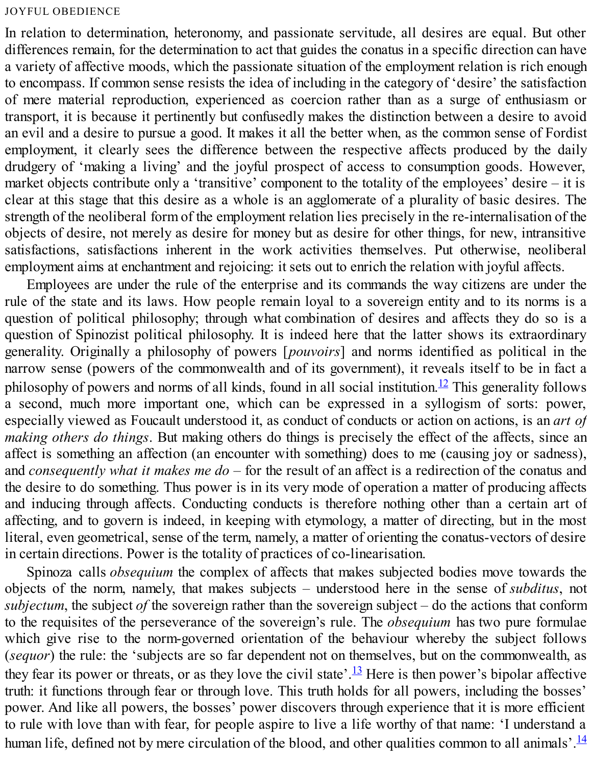In relation to determination, heteronomy, and passionate servitude, all desires are equal. But other differences remain, for the determination to act that guides the conatus in a specific direction can have a variety of affective moods, which the passionate situation of the employment relation is rich enough to encompass. If common sense resists the idea of including in the category of 'desire' the satisfaction of mere material reproduction, experienced as coercion rather than as a surge of enthusiasm or transport, it is because it pertinently but confusedly makes the distinction between a desire to avoid an evil and a desire to pursue a good. It makes it all the better when, as the common sense of Fordist employment, it clearly sees the difference between the respective affects produced by the daily drudgery of 'making a living' and the joyful prospect of access to consumption goods. However, market objects contribute only a 'transitive' component to the totality of the employees' desire – it is clear at this stage that this desire as a whole is an agglomerate of a plurality of basic desires. The strength of the neoliberal form of the employment relation lies precisely in the re-internalisation of the objects of desire, not merely as desire for money but as desire for other things, for new, intransitive satisfactions, satisfactions inherent in the work activities themselves. Put otherwise, neoliberal employment aims at enchantment and rejoicing: it sets out to enrich the relation with joyful affects.

Employees are under the rule of the enterprise and its commands the way citizens are under the rule of the state and its laws. How people remain loyal to a sovereign entity and to its norms is a question of political philosophy; through what combination of desires and affects they do so is a question of Spinozist political philosophy. It is indeed here that the latter shows its extraordinary generality. Originally a philosophy of powers [*pouvoirs*] and norms identified as political in the narrow sense (powers of the commonwealth and of its government), it reveals itself to be in fact a philosophy of powers and norms of all kinds, found in all social institution.[12] This generality follows a second, much more important one, which can be expressed in a syllogism of sorts: power, especially viewed as Foucault understood it, as conduct of conducts or action on actions, is an *art of making others do things*. But making others do things is precisely the effect of the affects, since an affect is something an affection (an encounter with something) does to me (causing joy or sadness), and *consequently what it makes me do* – for the result of an affect is a redirection of the conatus and the desire to do something. Thus power is in its very mode of operation a matter of producing affects and inducing through affects. Conducting conducts is therefore nothing other than a certain art of affecting, and to govern is indeed, in keeping with etymology, a matter of directing, but in the most literal, even geometrical, sense of the term, namely, a matter of orienting the conatus-vectors of desire in certain directions. Power is the totality of practices of co-linearisation.

Spinoza calls *obsequium* the complex of affects that makes subjected bodies move towards the objects of the norm, namely, that makes subjects – understood here in the sense of *subditus*, not *subjectum*, the subject *of* the sovereign rather than the sovereign subject – do the actions that conform to the requisites of the perseverance of the sovereign's rule. The *obsequium* has two pure formulae which give rise to the norm-governed orientation of the behaviour whereby the subject follows (*sequor*) the rule: the 'subjects are so far dependent not on themselves, but on the commonwealth, as they fear its power or threats, or as they love the civil state'.[13] Here is then power's bipolar affective truth: it functions through fear or through love. This truth holds for all powers, including the bosses' power. And like all powers, the bosses' power discovers through experience that it is more efficient to rule with love than with fear, for people aspire to live a life worthy of that name: 'I understand a human life, defined not by mere circulation of the blood, and other qualities common to all animals'.[14]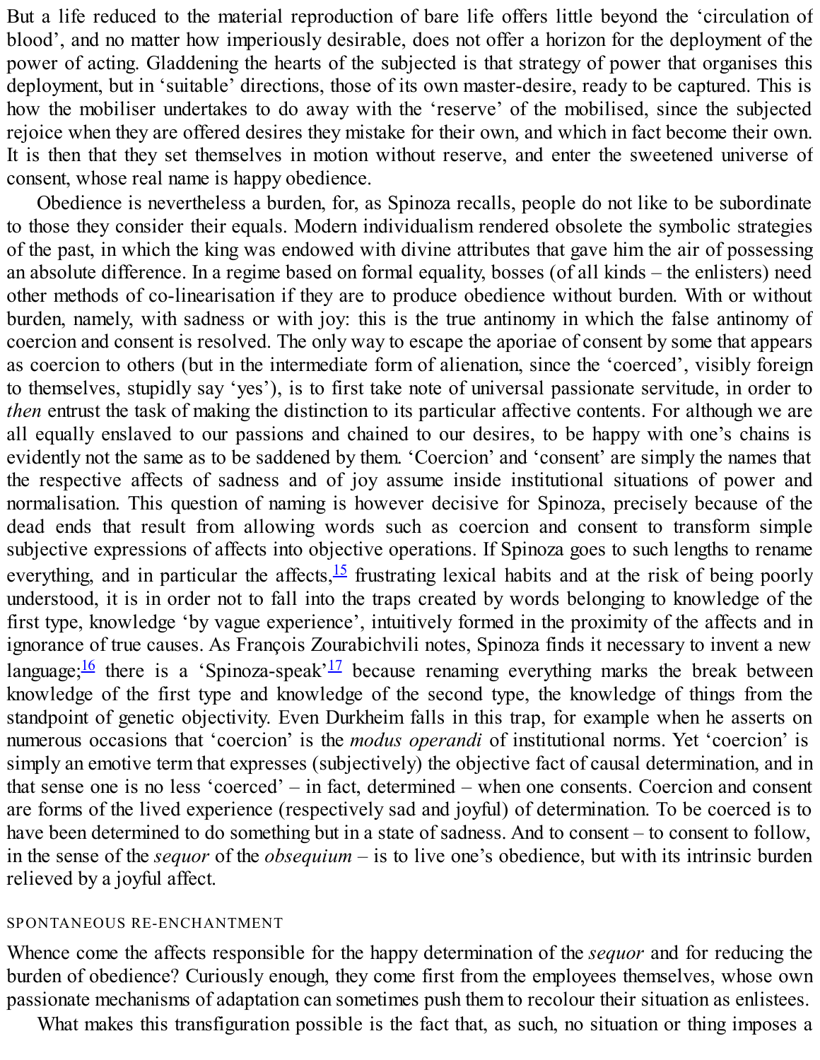But a life reduced to the material reproduction of bare life offers little beyond the 'circulation of blood', and no matter how imperiously desirable, does not offer a horizon for the deployment of the power of acting. Gladdening the hearts of the subjected is that strategy of power that organises this deployment, but in 'suitable' directions, those of its own master-desire, ready to be captured. This is how the mobiliser undertakes to do away with the 'reserve' of the mobilised, since the subjected rejoice when they are offered desires they mistake for their own, and which in fact become their own. It is then that they set themselves in motion without reserve, and enter the sweetened universe of consent, whose real name is happy obedience.

Obedience is nevertheless a burden, for, as Spinoza recalls, people do not like to be subordinate to those they consider their equals. Modern individualism rendered obsolete the symbolic strategies of the past, in which the king was endowed with divine attributes that gave him the air of possessing an absolute difference. In a regime based on formal equality, bosses (of all kinds – the enlisters) need other methods of co-linearisation if they are to produce obedience without burden. With or without burden, namely, with sadness or with joy: this is the true antinomy in which the false antinomy of coercion and consent is resolved. The only way to escape the aporiae of consent by some that appears as coercion to others (but in the intermediate form of alienation, since the 'coerced', visibly foreign to themselves, stupidly say 'yes'), is to first take note of universal passionate servitude, in order to *then* entrust the task of making the distinction to its particular affective contents. For although we are all equally enslaved to our passions and chained to our desires, to be happy with one's chains is evidently not the same as to be saddened by them. 'Coercion' and 'consent' are simply the names that the respective affects of sadness and of joy assume inside institutional situations of power and normalisation. This question of naming is however decisive for Spinoza, precisely because of the dead ends that result from allowing words such as coercion and consent to transform simple subjective expressions of affects into objective operations. If Spinoza goes to such lengths to rename everything, and in particular the affects,[15] frustrating lexical habits and at the risk of being poorly understood, it is in order not to fall into the traps created by words belonging to knowledge of the first type, knowledge 'by vague experience', intuitively formed in the proximity of the affects and in ignorance of true causes. As François Zourabichvili notes, Spinoza finds it necessary to invent a new language;[16] there is a 'Spinoza-speak'[17] because renaming everything marks the break between knowledge of the first type and knowledge of the second type, the knowledge of things from the standpoint of genetic objectivity. Even Durkheim falls in this trap, for example when he asserts on numerous occasions that 'coercion' is the *modus operandi* of institutional norms. Yet 'coercion' is simply an emotive term that expresses (subjectively) the objective fact of causal determination, and in that sense one is no less 'coerced' – in fact, determined – when one consents. Coercion and consent are forms of the lived experience (respectively sad and joyful) of determination. To be coerced is to have been determined to do something but in a state of sadness. And to consent – to consent to follow, in the sense of the *sequor* of the *obsequium* – is to live one's obedience, but with its intrinsic burden relieved by a joyful affect.

## SPONTANEOUS RE-ENCHANTMENT

Whence come the affects responsible for the happy determination of the *sequor* and for reducing the burden of obedience? Curiously enough, they come first from the employees themselves, whose own passionate mechanisms of adaptation can sometimes push them to recolour their situation as enlistees.

What makes this transfiguration possible is the fact that, as such, no situation or thing imposes a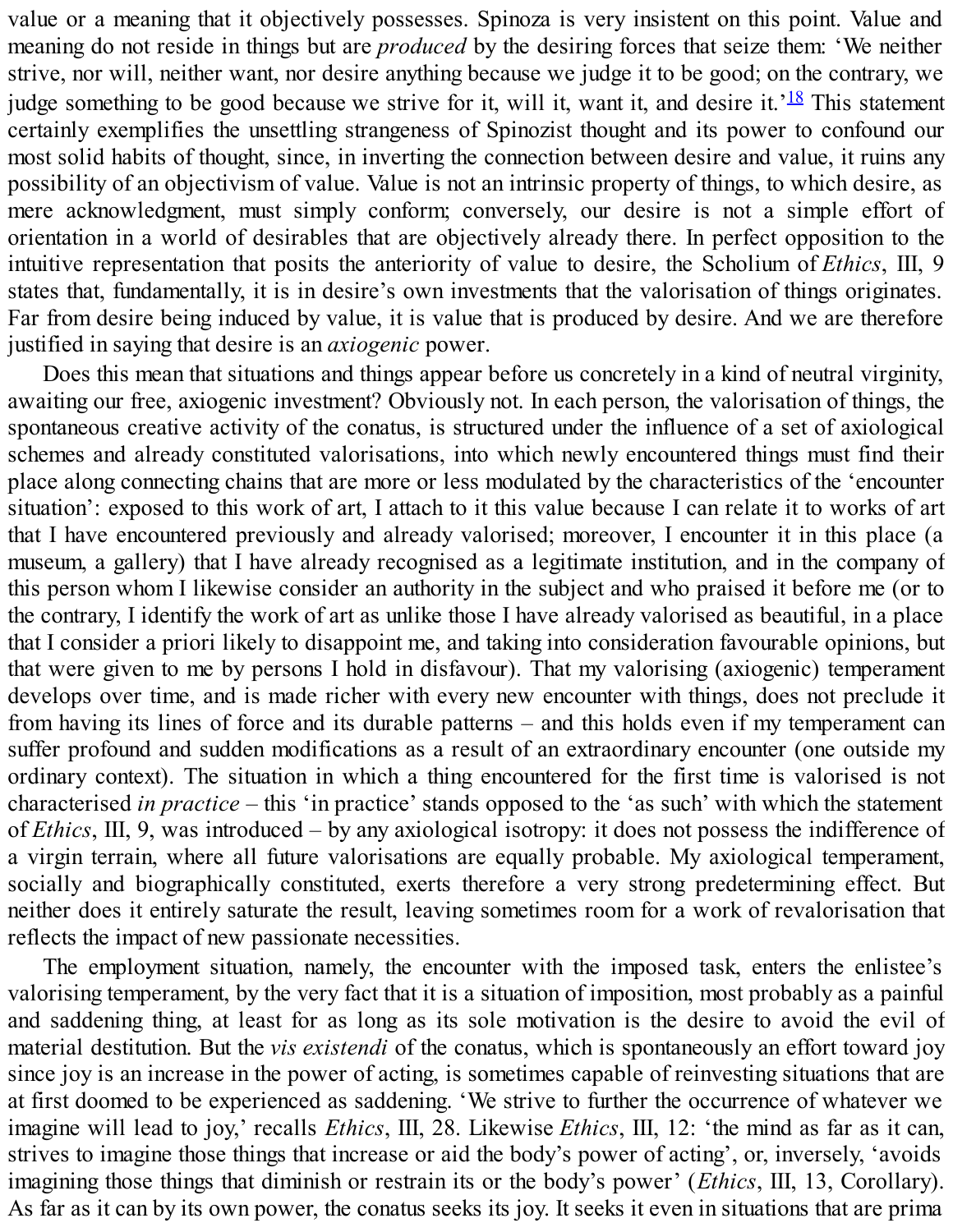value or a meaning that it objectively possesses. Spinoza is very insistent on this point. Value and meaning do not reside in things but are *produced* by the desiring forces that seize them: 'We neither strive, nor will, neither want, nor desire anything because we judge it to be good; on the contrary, we judge something to be good because we strive for it, will it, want it, and desire it.'[18] This statement certainly exemplifies the unsettling strangeness of Spinozist thought and its power to confound our most solid habits of thought, since, in inverting the connection between desire and value, it ruins any possibility of an objectivism of value. Value is not an intrinsic property of things, to which desire, as mere acknowledgment, must simply conform; conversely, our desire is not a simple effort of orientation in a world of desirables that are objectively already there. In perfect opposition to the intuitive representation that posits the anteriority of value to desire, the Scholium of *Ethics*, III, 9 states that, fundamentally, it is in desire's own investments that the valorisation of things originates. Far from desire being induced by value, it is value that is produced by desire. And we are therefore justified in saying that desire is an *axiogenic* power.

Does this mean that situations and things appear before us concretely in a kind of neutral virginity, awaiting our free, axiogenic investment? Obviously not. In each person, the valorisation of things, the spontaneous creative activity of the conatus, is structured under the influence of a set of axiological schemes and already constituted valorisations, into which newly encountered things must find their place along connecting chains that are more or less modulated by the characteristics of the 'encounter situation': exposed to this work of art, I attach to it this value because I can relate it to works of art that I have encountered previously and already valorised; moreover, I encounter it in this place (a museum, a gallery) that I have already recognised as a legitimate institution, and in the company of this person whom I likewise consider an authority in the subject and who praised it before me (or to the contrary, I identify the work of art as unlike those I have already valorised as beautiful, in a place that I consider a priori likely to disappoint me, and taking into consideration favourable opinions, but that were given to me by persons I hold in disfavour). That my valorising (axiogenic) temperament develops over time, and is made richer with every new encounter with things, does not preclude it from having its lines of force and its durable patterns – and this holds even if my temperament can suffer profound and sudden modifications as a result of an extraordinary encounter (one outside my ordinary context). The situation in which a thing encountered for the first time is valorised is not characterised *in practice* – this 'in practice' stands opposed to the 'as such' with which the statement of *Ethics*, III, 9, was introduced – by any axiological isotropy: it does not possess the indifference of a virgin terrain, where all future valorisations are equally probable. My axiological temperament, socially and biographically constituted, exerts therefore a very strong predetermining effect. But neither does it entirely saturate the result, leaving sometimes room for a work of revalorisation that reflects the impact of new passionate necessities.

The employment situation, namely, the encounter with the imposed task, enters the enlistee's valorising temperament, by the very fact that it is a situation of imposition, most probably as a painful and saddening thing, at least for as long as its sole motivation is the desire to avoid the evil of material destitution. But the *vis existendi* of the conatus, which is spontaneously an effort toward joy since joy is an increase in the power of acting, is sometimes capable of reinvesting situations that are at first doomed to be experienced as saddening. 'We strive to further the occurrence of whatever we imagine will lead to joy,' recalls *Ethics*, III, 28. Likewise *Ethics*, III, 12: 'the mind as far as it can, strives to imagine those things that increase or aid the body's power of acting', or, inversely, 'avoids imagining those things that diminish or restrain its or the body's power' (*Ethics*, III, 13, Corollary). As far as it can by its own power, the conatus seeks its joy. It seeks it even in situations that are prima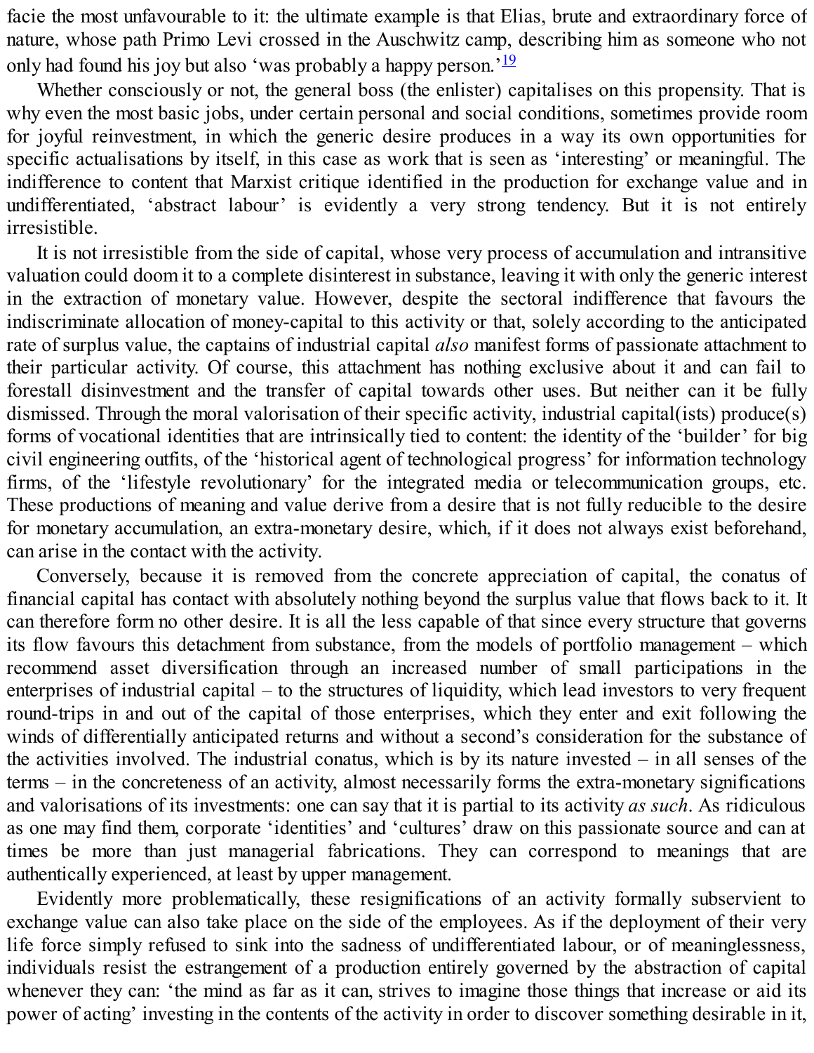facie the most unfavourable to it: the ultimate example is that Elias, brute and extraordinary force of nature, whose path Primo Levi crossed in the Auschwitz camp, describing him as someone who not only had found his joy but also 'was probably a happy person.'[19]

Whether consciously or not, the general boss (the enlister) capitalises on this propensity. That is why even the most basic jobs, under certain personal and social conditions, sometimes provide room for joyful reinvestment, in which the generic desire produces in a way its own opportunities for specific actualisations by itself, in this case as work that is seen as 'interesting' or meaningful. The indifference to content that Marxist critique identified in the production for exchange value and in undifferentiated, 'abstract labour' is evidently a very strong tendency. But it is not entirely irresistible.

It is not irresistible from the side of capital, whose very process of accumulation and intransitive valuation could doom it to a complete disinterest in substance, leaving it with only the generic interest in the extraction of monetary value. However, despite the sectoral indifference that favours the indiscriminate allocation of money-capital to this activity or that, solely according to the anticipated rate of surplus value, the captains of industrial capital *also* manifest forms of passionate attachment to their particular activity. Of course, this attachment has nothing exclusive about it and can fail to forestall disinvestment and the transfer of capital towards other uses. But neither can it be fully dismissed. Through the moral valorisation of their specific activity, industrial capital(ists) produce(s) forms of vocational identities that are intrinsically tied to content: the identity of the 'builder' for big civil engineering outfits, of the 'historical agent of technological progress' for information technology firms, of the 'lifestyle revolutionary' for the integrated media or telecommunication groups, etc. These productions of meaning and value derive from a desire that is not fully reducible to the desire for monetary accumulation, an extra-monetary desire, which, if it does not always exist beforehand, can arise in the contact with the activity.

Conversely, because it is removed from the concrete appreciation of capital, the conatus of financial capital has contact with absolutely nothing beyond the surplus value that flows back to it. It can therefore form no other desire. It is all the less capable of that since every structure that governs its flow favours this detachment from substance, from the models of portfolio management – which recommend asset diversification through an increased number of small participations in the enterprises of industrial capital – to the structures of liquidity, which lead investors to very frequent round-trips in and out of the capital of those enterprises, which they enter and exit following the winds of differentially anticipated returns and without a second's consideration for the substance of the activities involved. The industrial conatus, which is by its nature invested – in all senses of the terms – in the concreteness of an activity, almost necessarily forms the extra-monetary significations and valorisations of its investments: one can say that it is partial to its activity *as such*. As ridiculous as one may find them, corporate 'identities' and 'cultures' draw on this passionate source and can at times be more than just managerial fabrications. They can correspond to meanings that are authentically experienced, at least by upper management.

Evidently more problematically, these resignifications of an activity formally subservient to exchange value can also take place on the side of the employees. As if the deployment of their very life force simply refused to sink into the sadness of undifferentiated labour, or of meaninglessness, individuals resist the estrangement of a production entirely governed by the abstraction of capital whenever they can: 'the mind as far as it can, strives to imagine those things that increase or aid its power of acting' investing in the contents of the activity in order to discover something desirable in it,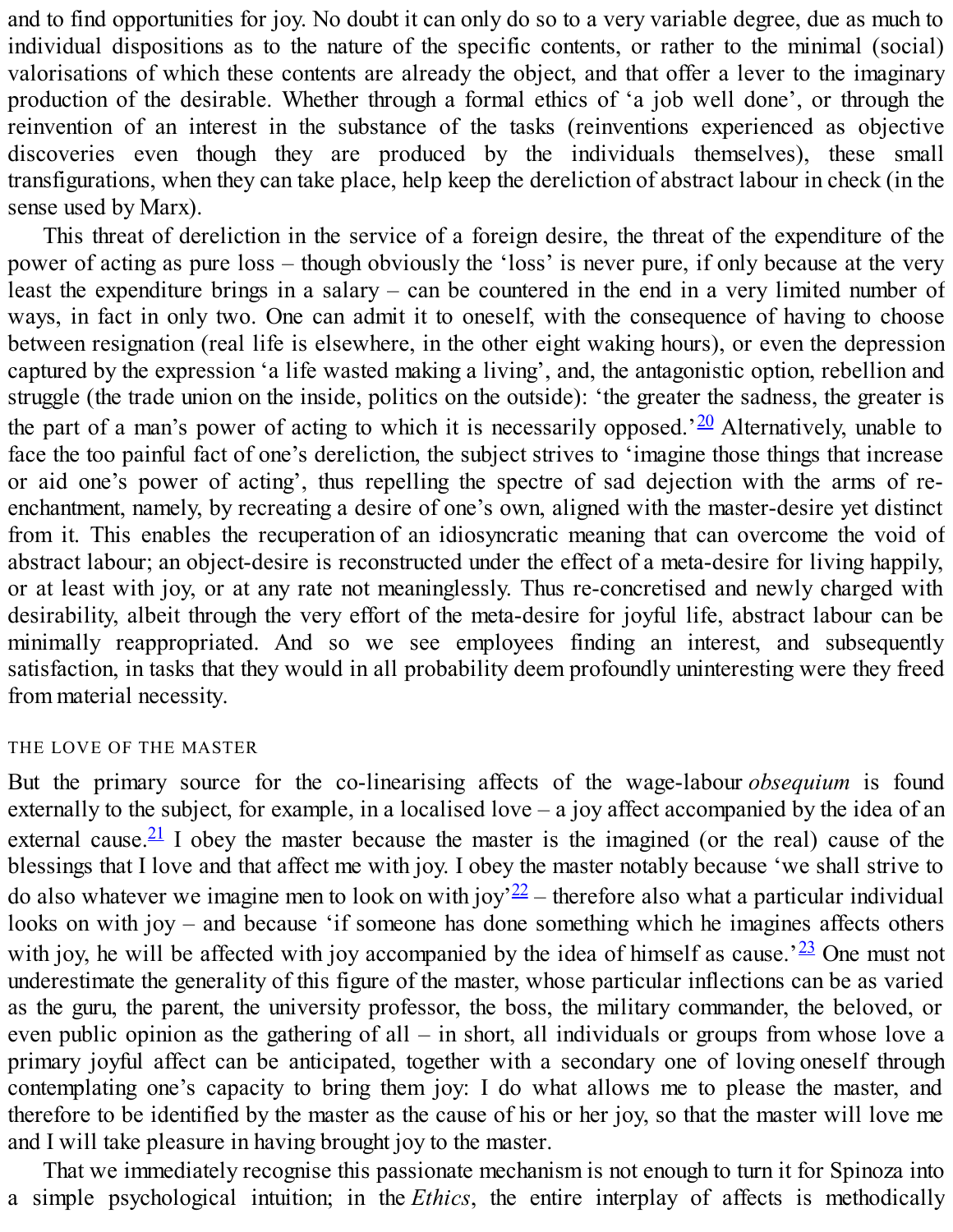and to find opportunities for joy. No doubt it can only do so to a very variable degree, due as much to individual dispositions as to the nature of the specific contents, or rather to the minimal (social) valorisations of which these contents are already the object, and that offer a lever to the imaginary production of the desirable. Whether through a formal ethics of 'a job well done', or through the reinvention of an interest in the substance of the tasks (reinventions experienced as objective discoveries even though they are produced by the individuals themselves), these small transfigurations, when they can take place, help keep the dereliction of abstract labour in check (in the sense used by Marx).

This threat of dereliction in the service of a foreign desire, the threat of the expenditure of the power of acting as pure loss – though obviously the 'loss' is never pure, if only because at the very least the expenditure brings in a salary – can be countered in the end in a very limited number of ways, in fact in only two. One can admit it to oneself, with the consequence of having to choose between resignation (real life is elsewhere, in the other eight waking hours), or even the depression captured by the expression 'a life wasted making a living', and, the antagonistic option, rebellion and struggle (the trade union on the inside, politics on the outside): 'the greater the sadness, the greater is the part of a man's power of acting to which it is necessarily opposed.'[20] Alternatively, unable to face the too painful fact of one's dereliction, the subject strives to 'imagine those things that increase or aid one's power of acting', thus repelling the spectre of sad dejection with the arms of re-enchantment, namely, by recreating a desire of one's own, aligned with the master-desire yet distinct from it. This enables the recuperation of an idiosyncratic meaning that can overcome the void of abstract labour; an object-desire is reconstructed under the effect of a meta-desire for living happily, or at least with joy, or at any rate not meaninglessly. Thus re-concretised and newly charged with desirability, albeit through the very effort of the meta-desire for joyful life, abstract labour can be minimally reappropriated. And so we see employees finding an interest, and subsequently satisfaction, in tasks that they would in all probability deem profoundly uninteresting were they freed from material necessity.

### THE LOVE OF THE MASTER

But the primary source for the co-linearising affects of the wage-labour *obsequium* is found externally to the subject, for example, in a localised love – a joy affect accompanied by the idea of an external cause.[21] I obey the master because the master is the imagined (or the real) cause of the blessings that I love and that affect me with joy. I obey the master notably because 'we shall strive to do also whatever we imagine men to look on with joy'[22] – therefore also what a particular individual looks on with joy – and because 'if someone has done something which he imagines affects others with joy, he will be affected with joy accompanied by the idea of himself as cause.'[23] One must not underestimate the generality of this figure of the master, whose particular inflections can be as varied as the guru, the parent, the university professor, the boss, the military commander, the beloved, or even public opinion as the gathering of all – in short, all individuals or groups from whose love a primary joyful affect can be anticipated, together with a secondary one of loving oneself through contemplating one's capacity to bring them joy: I do what allows me to please the master, and therefore to be identified by the master as the cause of his or her joy, so that the master will love me and I will take pleasure in having brought joy to the master.

That we immediately recognise this passionate mechanism is not enough to turn it for Spinoza into a simple psychological intuition; in the *Ethics*, the entire interplay of affects is methodically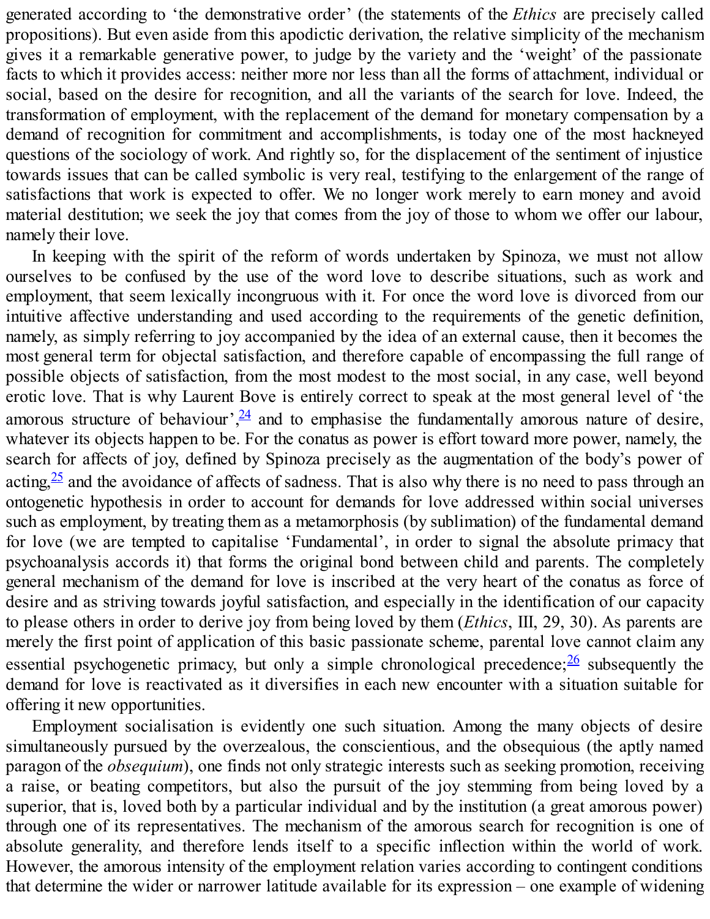generated according to 'the demonstrative order' (the statements of the *Ethics* are precisely called propositions). But even aside from this apodictic derivation, the relative simplicity of the mechanism gives it a remarkable generative power, to judge by the variety and the 'weight' of the passionate facts to which it provides access: neither more nor less than all the forms of attachment, individual or social, based on the desire for recognition, and all the variants of the search for love. Indeed, the transformation of employment, with the replacement of the demand for monetary compensation by a demand of recognition for commitment and accomplishments, is today one of the most hackneyed questions of the sociology of work. And rightly so, for the displacement of the sentiment of injustice towards issues that can be called symbolic is very real, testifying to the enlargement of the range of satisfactions that work is expected to offer. We no longer work merely to earn money and avoid material destitution; we seek the joy that comes from the joy of those to whom we offer our labour, namely their love.

In keeping with the spirit of the reform of words undertaken by Spinoza, we must not allow ourselves to be confused by the use of the word love to describe situations, such as work and employment, that seem lexically incongruous with it. For once the word love is divorced from our intuitive affective understanding and used according to the requirements of the genetic definition, namely, as simply referring to joy accompanied by the idea of an external cause, then it becomes the most general term for objectal satisfaction, and therefore capable of encompassing the full range of possible objects of satisfaction, from the most modest to the most social, in any case, well beyond erotic love. That is why Laurent Bove is entirely correct to speak at the most general level of 'the amorous structure of behaviour',[24] and to emphasise the fundamentally amorous nature of desire, whatever its objects happen to be. For the conatus as power is effort toward more power, namely, the search for affects of joy, defined by Spinoza precisely as the augmentation of the body's power of acting,[25] and the avoidance of affects of sadness. That is also why there is no need to pass through an ontogenetic hypothesis in order to account for demands for love addressed within social universes such as employment, by treating them as a metamorphosis (by sublimation) of the fundamental demand for love (we are tempted to capitalise 'Fundamental', in order to signal the absolute primacy that psychoanalysis accords it) that forms the original bond between child and parents. The completely general mechanism of the demand for love is inscribed at the very heart of the conatus as force of desire and as striving towards joyful satisfaction, and especially in the identification of our capacity to please others in order to derive joy from being loved by them (*Ethics*, III, 29, 30). As parents are merely the first point of application of this basic passionate scheme, parental love cannot claim any essential psychogenetic primacy, but only a simple chronological precedence;[26] subsequently the demand for love is reactivated as it diversifies in each new encounter with a situation suitable for offering it new opportunities.

Employment socialisation is evidently one such situation. Among the many objects of desire simultaneously pursued by the overzealous, the conscientious, and the obsequious (the aptly named paragon of the *obsequium*), one finds not only strategic interests such as seeking promotion, receiving a raise, or beating competitors, but also the pursuit of the joy stemming from being loved by a superior, that is, loved both by a particular individual and by the institution (a great amorous power) through one of its representatives. The mechanism of the amorous search for recognition is one of absolute generality, and therefore lends itself to a specific inflection within the world of work. However, the amorous intensity of the employment relation varies according to contingent conditions that determine the wider or narrower latitude available for its expression – one example of widening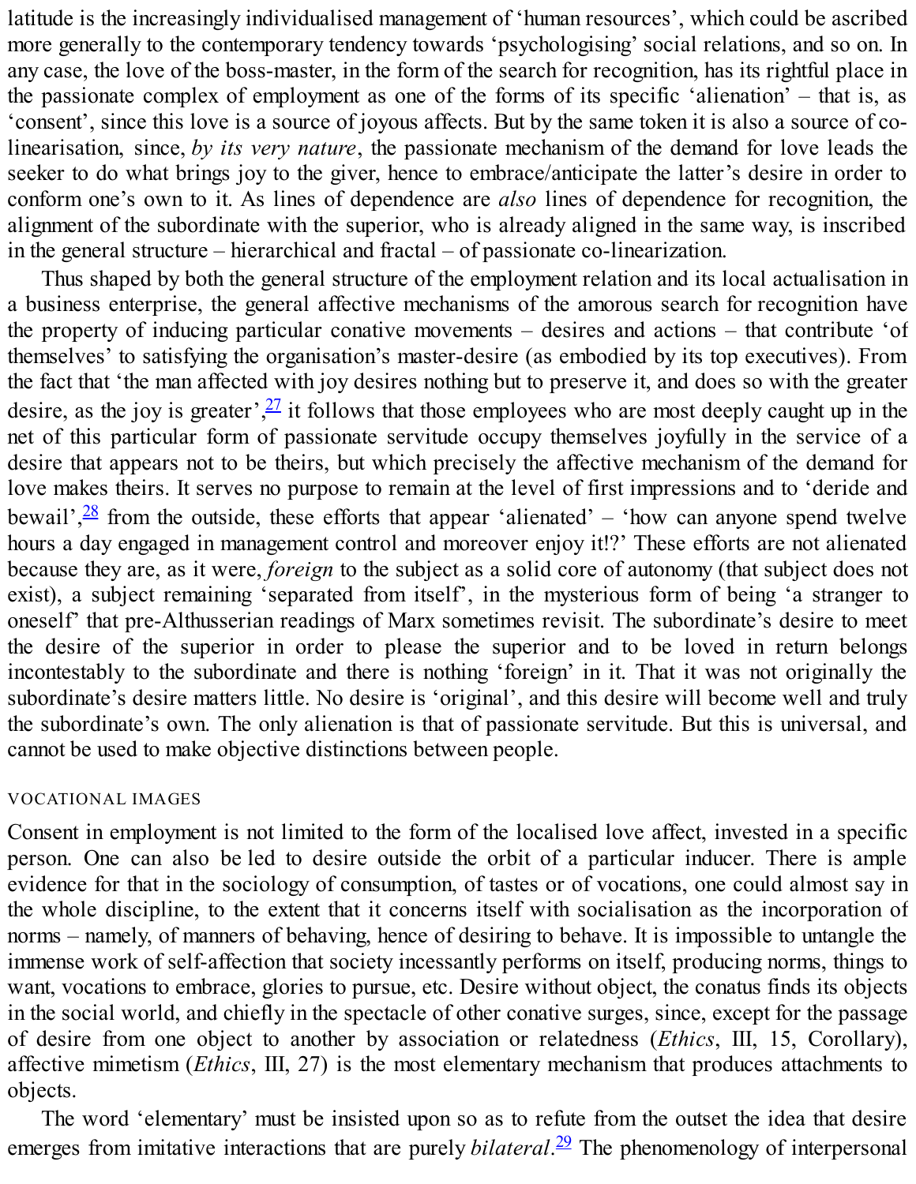latitude is the increasingly individualised management of 'human resources', which could be ascribed more generally to the contemporary tendency towards 'psychologising' social relations, and so on. In any case, the love of the boss-master, in the form of the search for recognition, has its rightful place in the passionate complex of employment as one of the forms of its specific 'alienation' – that is, as 'consent', since this love is a source of joyous affects. But by the same token it is also a source of co-linearisation, since, *by its very nature*, the passionate mechanism of the demand for love leads the seeker to do what brings joy to the giver, hence to embrace/anticipate the latter's desire in order to conform one's own to it. As lines of dependence are *also* lines of dependence for recognition, the alignment of the subordinate with the superior, who is already aligned in the same way, is inscribed in the general structure – hierarchical and fractal – of passionate co-linearization.

Thus shaped by both the general structure of the employment relation and its local actualisation in a business enterprise, the general affective mechanisms of the amorous search for recognition have the property of inducing particular conative movements – desires and actions – that contribute 'of themselves' to satisfying the organisation's master-desire (as embodied by its top executives). From the fact that 'the man affected with joy desires nothing but to preserve it, and does so with the greater desire, as the joy is greater',[27] it follows that those employees who are most deeply caught up in the net of this particular form of passionate servitude occupy themselves joyfully in the service of a desire that appears not to be theirs, but which precisely the affective mechanism of the demand for love makes theirs. It serves no purpose to remain at the level of first impressions and to 'deride and bewail',[28] from the outside, these efforts that appear 'alienated' – 'how can anyone spend twelve hours a day engaged in management control and moreover enjoy it!?' These efforts are not alienated because they are, as it were, *foreign* to the subject as a solid core of autonomy (that subject does not exist), a subject remaining 'separated from itself', in the mysterious form of being 'a stranger to oneself' that pre-Althusserian readings of Marx sometimes revisit. The subordinate's desire to meet the desire of the superior in order to please the superior and to be loved in return belongs incontestably to the subordinate and there is nothing 'foreign' in it. That it was not originally the subordinate's desire matters little. No desire is 'original', and this desire will become well and truly the subordinate's own. The only alienation is that of passionate servitude. But this is universal, and cannot be used to make objective distinctions between people.

## VOCATIONAL IMAGES

Consent in employment is not limited to the form of the localised love affect, invested in a specific person. One can also be led to desire outside the orbit of a particular inducer. There is ample evidence for that in the sociology of consumption, of tastes or of vocations, one could almost say in the whole discipline, to the extent that it concerns itself with socialisation as the incorporation of norms – namely, of manners of behaving, hence of desiring to behave. It is impossible to untangle the immense work of self-affection that society incessantly performs on itself, producing norms, things to want, vocations to embrace, glories to pursue, etc. Desire without object, the conatus finds its objects in the social world, and chiefly in the spectacle of other conative surges, since, except for the passage of desire from one object to another by association or relatedness (*Ethics*, III, 15, Corollary), affective mimetism (*Ethics*, III, 27) is the most elementary mechanism that produces attachments to objects.

The word 'elementary' must be insisted upon so as to refute from the outset the idea that desire emerges from imitative interactions that are purely *bilateral*.[29] The phenomenology of interpersonal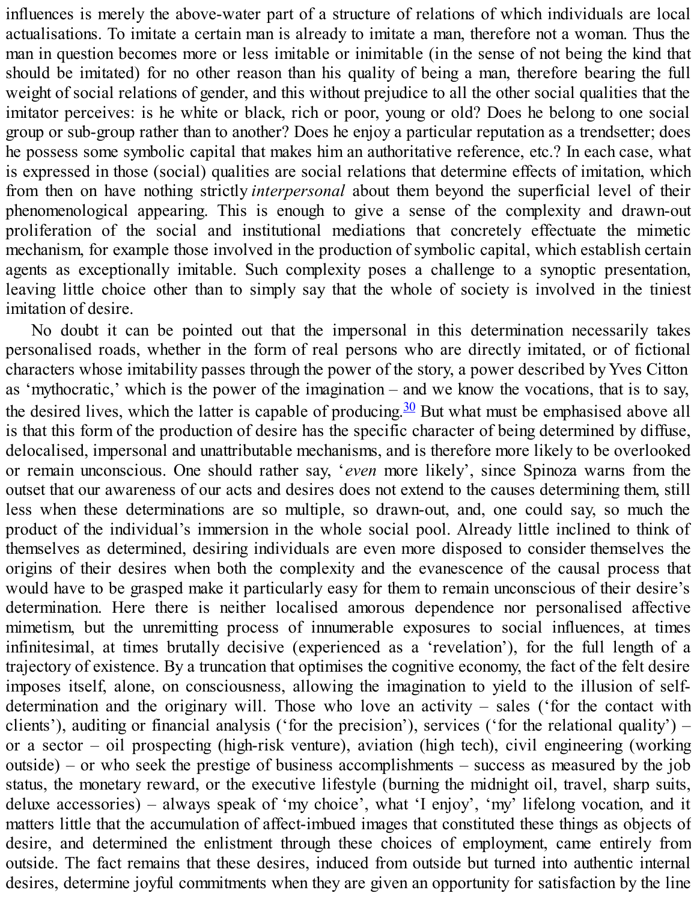influences is merely the above-water part of a structure of relations of which individuals are local actualisations. To imitate a certain man is already to imitate a man, therefore not a woman. Thus the man in question becomes more or less imitable or inimitable (in the sense of not being the kind that should be imitated) for no other reason than his quality of being a man, therefore bearing the full weight of social relations of gender, and this without prejudice to all the other social qualities that the imitator perceives: is he white or black, rich or poor, young or old? Does he belong to one social group or sub-group rather than to another? Does he enjoy a particular reputation as a trendsetter; does he possess some symbolic capital that makes him an authoritative reference, etc.? In each case, what is expressed in those (social) qualities are social relations that determine effects of imitation, which from then on have nothing strictly *interpersonal* about them beyond the superficial level of their phenomenological appearing. This is enough to give a sense of the complexity and drawn-out proliferation of the social and institutional mediations that concretely effectuate the mimetic mechanism, for example those involved in the production of symbolic capital, which establish certain agents as exceptionally imitable. Such complexity poses a challenge to a synoptic presentation, leaving little choice other than to simply say that the whole of society is involved in the tiniest imitation of desire.

No doubt it can be pointed out that the impersonal in this determination necessarily takes personalised roads, whether in the form of real persons who are directly imitated, or of fictional characters whose imitability passes through the power of the story, a power described by Yves Citton as 'mythocratic,' which is the power of the imagination – and we know the vocations, that is to say, the desired lives, which the latter is capable of producing.[30] But what must be emphasised above all is that this form of the production of desire has the specific character of being determined by diffuse, delocalised, impersonal and unattributable mechanisms, and is therefore more likely to be overlooked or remain unconscious. One should rather say, '*even* more likely', since Spinoza warns from the outset that our awareness of our acts and desires does not extend to the causes determining them, still less when these determinations are so multiple, so drawn-out, and, one could say, so much the product of the individual's immersion in the whole social pool. Already little inclined to think of themselves as determined, desiring individuals are even more disposed to consider themselves the origins of their desires when both the complexity and the evanescence of the causal process that would have to be grasped make it particularly easy for them to remain unconscious of their desire's determination. Here there is neither localised amorous dependence nor personalised affective mimetism, but the unremitting process of innumerable exposures to social influences, at times infinitesimal, at times brutally decisive (experienced as a 'revelation'), for the full length of a trajectory of existence. By a truncation that optimises the cognitive economy, the fact of the felt desire imposes itself, alone, on consciousness, allowing the imagination to yield to the illusion of self-determination and the originary will. Those who love an activity – sales ('for the contact with clients'), auditing or financial analysis ('for the precision'), services ('for the relational quality') – or a sector – oil prospecting (high-risk venture), aviation (high tech), civil engineering (working outside) – or who seek the prestige of business accomplishments – success as measured by the job status, the monetary reward, or the executive lifestyle (burning the midnight oil, travel, sharp suits, deluxe accessories) – always speak of 'my choice', what 'I enjoy', 'my' lifelong vocation, and it matters little that the accumulation of affect-imbued images that constituted these things as objects of desire, and determined the enlistment through these choices of employment, came entirely from outside. The fact remains that these desires, induced from outside but turned into authentic internal desires, determine joyful commitments when they are given an opportunity for satisfaction by the line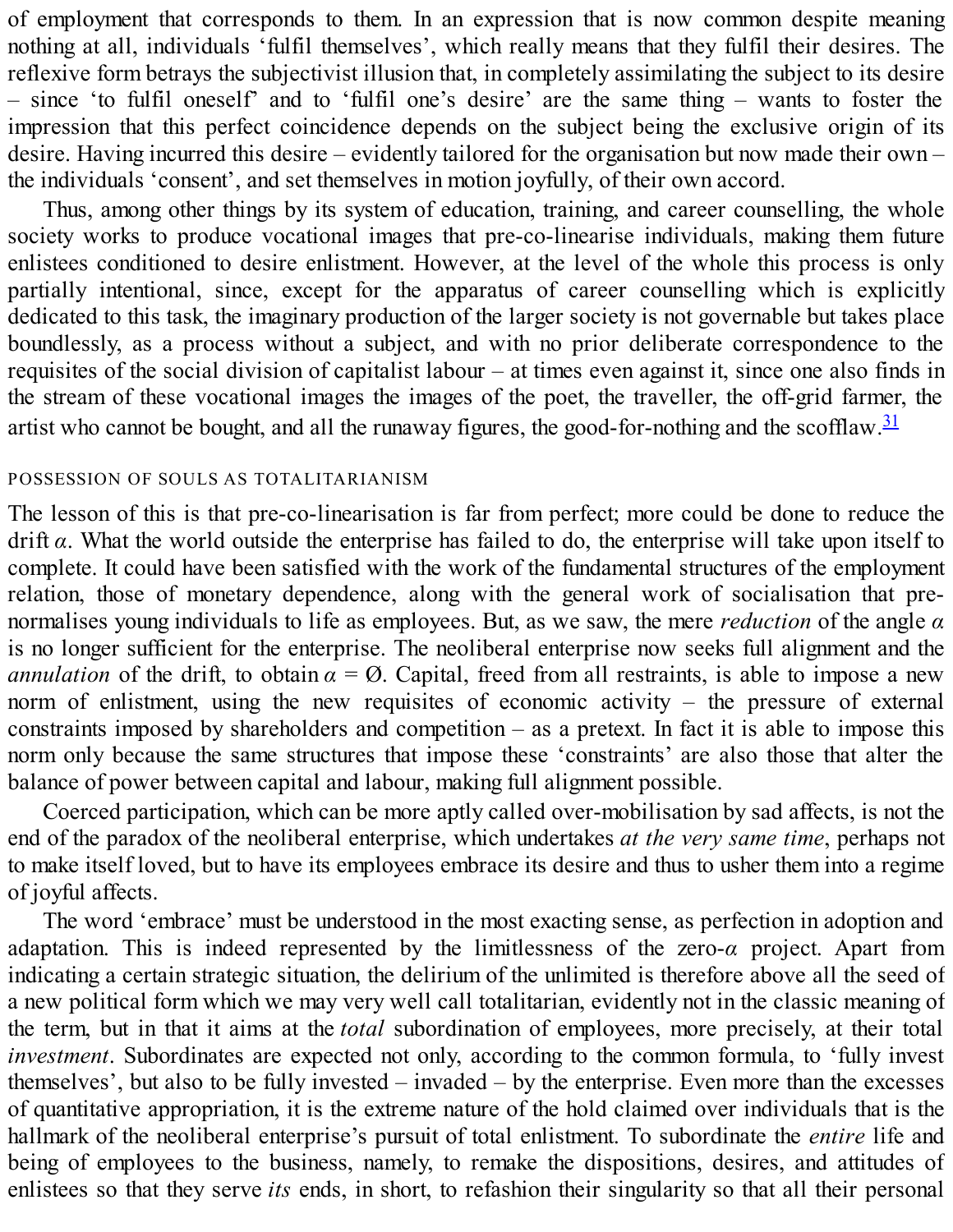of employment that corresponds to them. In an expression that is now common despite meaning nothing at all, individuals 'fulfil themselves', which really means that they fulfil their desires. The reflexive form betrays the subjectivist illusion that, in completely assimilating the subject to its desire – since 'to fulfil oneself' and to 'fulfil one's desire' are the same thing – wants to foster the impression that this perfect coincidence depends on the subject being the exclusive origin of its desire. Having incurred this desire – evidently tailored for the organisation but now made their own – the individuals 'consent', and set themselves in motion joyfully, of their own accord.

Thus, among other things by its system of education, training, and career counselling, the whole society works to produce vocational images that pre-co-linearise individuals, making them future enlistees conditioned to desire enlistment. However, at the level of the whole this process is only partially intentional, since, except for the apparatus of career counselling which is explicitly dedicated to this task, the imaginary production of the larger society is not governable but takes place boundlessly, as a process without a subject, and with no prior deliberate correspondence to the requisites of the social division of capitalist labour – at times even against it, since one also finds in the stream of these vocational images the images of the poet, the traveller, the off-grid farmer, the artist who cannot be bought, and all the runaway figures, the good-for-nothing and the scofflaw.[31]

## POSSESSION OF SOULS AS TOTALITARIANISM

The lesson of this is that pre-co-linearisation is far from perfect; more could be done to reduce the drift $\alpha$. What the world outside the enterprise has failed to do, the enterprise will take upon itself to complete. It could have been satisfied with the work of the fundamental structures of the employment relation, those of monetary dependence, along with the general work of socialisation that pre-normalises young individuals to life as employees. But, as we saw, the mere *reduction* of the angle $\alpha$ is no longer sufficient for the enterprise. The neoliberal enterprise now seeks full alignment and the *annulation* of the drift, to obtain $\alpha = \emptyset$. Capital, freed from all restraints, is able to impose a new norm of enlistment, using the new requisites of economic activity – the pressure of external constraints imposed by shareholders and competition – as a pretext. In fact it is able to impose this norm only because the same structures that impose these 'constraints' are also those that alter the balance of power between capital and labour, making full alignment possible.

Coerced participation, which can be more aptly called over-mobilisation by sad affects, is not the end of the paradox of the neoliberal enterprise, which undertakes *at the very same time*, perhaps not to make itself loved, but to have its employees embrace its desire and thus to usher them into a regime of joyful affects.

The word 'embrace' must be understood in the most exacting sense, as perfection in adoption and adaptation. This is indeed represented by the limitlessness of the zero-$\alpha$ project. Apart from indicating a certain strategic situation, the delirium of the unlimited is therefore above all the seed of a new political form which we may very well call totalitarian, evidently not in the classic meaning of the term, but in that it aims at the *total* subordination of employees, more precisely, at their total *investment*. Subordinates are expected not only, according to the common formula, to 'fully invest themselves', but also to be fully invested – invaded – by the enterprise. Even more than the excesses of quantitative appropriation, it is the extreme nature of the hold claimed over individuals that is the hallmark of the neoliberal enterprise's pursuit of total enlistment. To subordinate the *entire* life and being of employees to the business, namely, to remake the dispositions, desires, and attitudes of enlistees so that they serve *its* ends, in short, to refashion their singularity so that all their personal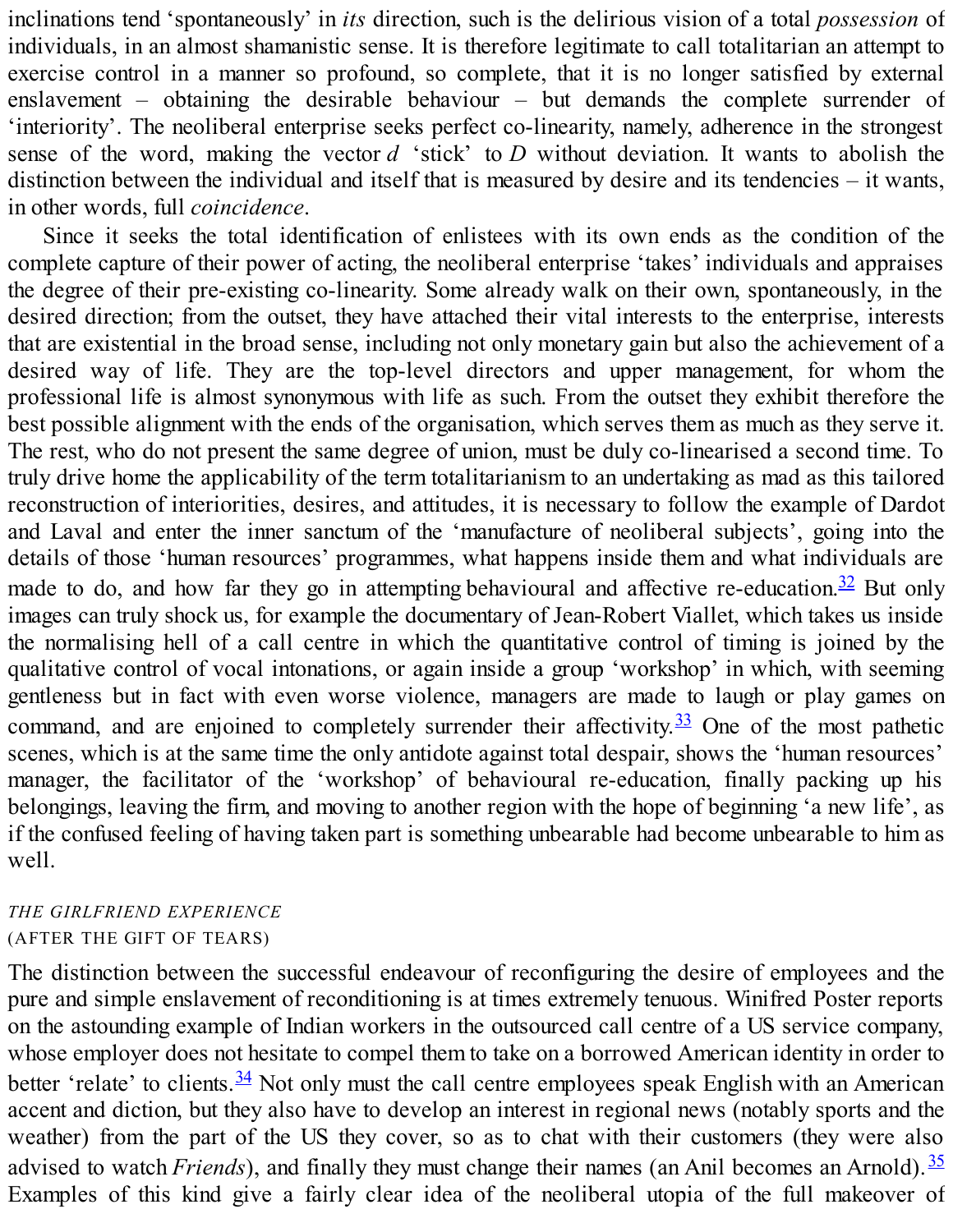inclinations tend 'spontaneously' in *its* direction, such is the delirious vision of a total *possession* of individuals, in an almost shamanistic sense. It is therefore legitimate to call totalitarian an attempt to exercise control in a manner so profound, so complete, that it is no longer satisfied by external enslavement – obtaining the desirable behaviour – but demands the complete surrender of 'interiority'. The neoliberal enterprise seeks perfect co-linearity, namely, adherence in the strongest sense of the word, making the vector $d$ 'stick' to $D$ without deviation. It wants to abolish the distinction between the individual and itself that is measured by desire and its tendencies – it wants, in other words, full *coincidence*.

Since it seeks the total identification of enlistees with its own ends as the condition of the complete capture of their power of acting, the neoliberal enterprise 'takes' individuals and appraises the degree of their pre-existing co-linearity. Some already walk on their own, spontaneously, in the desired direction; from the outset, they have attached their vital interests to the enterprise, interests that are existential in the broad sense, including not only monetary gain but also the achievement of a desired way of life. They are the top-level directors and upper management, for whom the professional life is almost synonymous with life as such. From the outset they exhibit therefore the best possible alignment with the ends of the organisation, which serves them as much as they serve it. The rest, who do not present the same degree of union, must be duly co-linearised a second time. To truly drive home the applicability of the term totalitarianism to an undertaking as mad as this tailored reconstruction of interiorities, desires, and attitudes, it is necessary to follow the example of Dardot and Laval and enter the inner sanctum of the 'manufacture of neoliberal subjects', going into the details of those 'human resources' programmes, what happens inside them and what individuals are made to do, and how far they go in attempting behavioural and affective re-education.[32] But only images can truly shock us, for example the documentary of Jean-Robert Viallet, which takes us inside the normalising hell of a call centre in which the quantitative control of timing is joined by the qualitative control of vocal intonations, or again inside a group 'workshop' in which, with seeming gentleness but in fact with even worse violence, managers are made to laugh or play games on command, and are enjoined to completely surrender their affectivity.[33] One of the most pathetic scenes, which is at the same time the only antidote against total despair, shows the 'human resources' manager, the facilitator of the 'workshop' of behavioural re-education, finally packing up his belongings, leaving the firm, and moving to another region with the hope of beginning 'a new life', as if the confused feeling of having taken part is something unbearable had become unbearable to him as well.

### *THE GIRLFRIEND EXPERIENCE*
(AFTER THE GIFT OF TEARS)

The distinction between the successful endeavour of reconfiguring the desire of employees and the pure and simple enslavement of reconditioning is at times extremely tenuous. Winifred Poster reports on the astounding example of Indian workers in the outsourced call centre of a US service company, whose employer does not hesitate to compel them to take on a borrowed American identity in order to better 'relate' to clients.[34] Not only must the call centre employees speak English with an American accent and diction, but they also have to develop an interest in regional news (notably sports and the weather) from the part of the US they cover, so as to chat with their customers (they were also advised to watch *Friends*), and finally they must change their names (an Anil becomes an Arnold).[35] Examples of this kind give a fairly clear idea of the neoliberal utopia of the full makeover of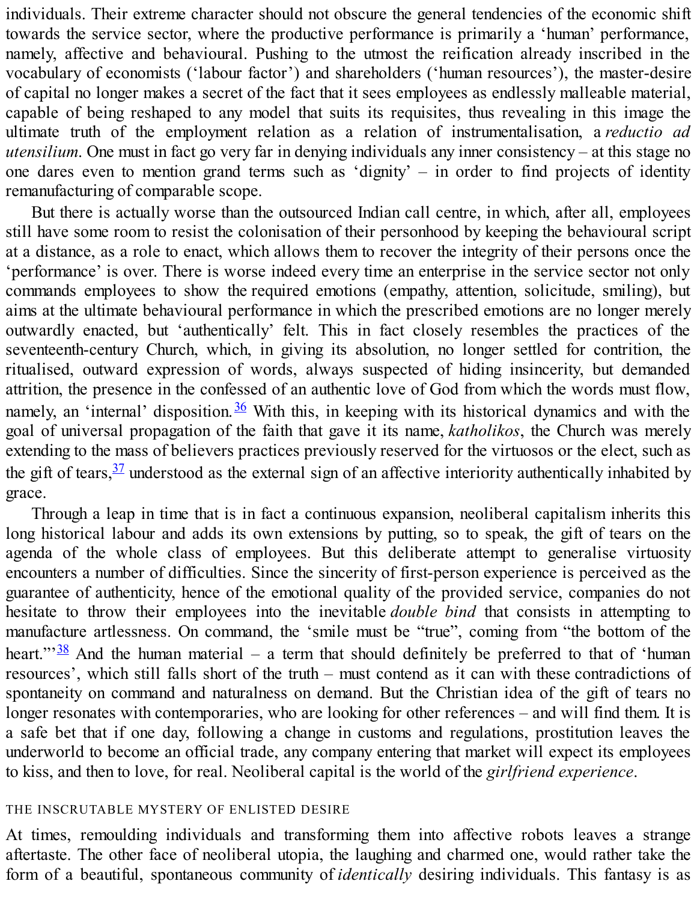individuals. Their extreme character should not obscure the general tendencies of the economic shift towards the service sector, where the productive performance is primarily a 'human' performance, namely, affective and behavioural. Pushing to the utmost the reification already inscribed in the vocabulary of economists ('labour factor') and shareholders ('human resources'), the master-desire of capital no longer makes a secret of the fact that it sees employees as endlessly malleable material, capable of being reshaped to any model that suits its requisites, thus revealing in this image the ultimate truth of the employment relation as a relation of instrumentalisation, a *reductio ad utensilium*. One must in fact go very far in denying individuals any inner consistency – at this stage no one dares even to mention grand terms such as 'dignity' – in order to find projects of identity remanufacturing of comparable scope.

But there is actually worse than the outsourced Indian call centre, in which, after all, employees still have some room to resist the colonisation of their personhood by keeping the behavioural script at a distance, as a role to enact, which allows them to recover the integrity of their persons once the 'performance' is over. There is worse indeed every time an enterprise in the service sector not only commands employees to show the required emotions (empathy, attention, solicitude, smiling), but aims at the ultimate behavioural performance in which the prescribed emotions are no longer merely outwardly enacted, but 'authentically' felt. This in fact closely resembles the practices of the seventeenth-century Church, which, in giving its absolution, no longer settled for contrition, the ritualised, outward expression of words, always suspected of hiding insincerity, but demanded attrition, the presence in the confessed of an authentic love of God from which the words must flow, namely, an 'internal' disposition.[36] With this, in keeping with its historical dynamics and with the goal of universal propagation of the faith that gave it its name, *katholikos*, the Church was merely extending to the mass of believers practices previously reserved for the virtuosos or the elect, such as the gift of tears,[37] understood as the external sign of an affective interiority authentically inhabited by grace.

Through a leap in time that is in fact a continuous expansion, neoliberal capitalism inherits this long historical labour and adds its own extensions by putting, so to speak, the gift of tears on the agenda of the whole class of employees. But this deliberate attempt to generalise virtuosity encounters a number of difficulties. Since the sincerity of first-person experience is perceived as the guarantee of authenticity, hence of the emotional quality of the provided service, companies do not hesitate to throw their employees into the inevitable *double bind* that consists in attempting to manufacture artlessness. On command, the 'smile must be "true", coming from "the bottom of the heart."'[38] And the human material – a term that should definitely be preferred to that of 'human resources', which still falls short of the truth – must contend as it can with these contradictions of spontaneity on command and naturalness on demand. But the Christian idea of the gift of tears no longer resonates with contemporaries, who are looking for other references – and will find them. It is a safe bet that if one day, following a change in customs and regulations, prostitution leaves the underworld to become an official trade, any company entering that market will expect its employees to kiss, and then to love, for real. Neoliberal capital is the world of the *girlfriend experience*.

## THE INSCRUTABLE MYSTERY OF ENLISTED DESIRE

At times, remoulding individuals and transforming them into affective robots leaves a strange aftertaste. The other face of neoliberal utopia, the laughing and charmed one, would rather take the form of a beautiful, spontaneous community of *identically* desiring individuals. This fantasy is as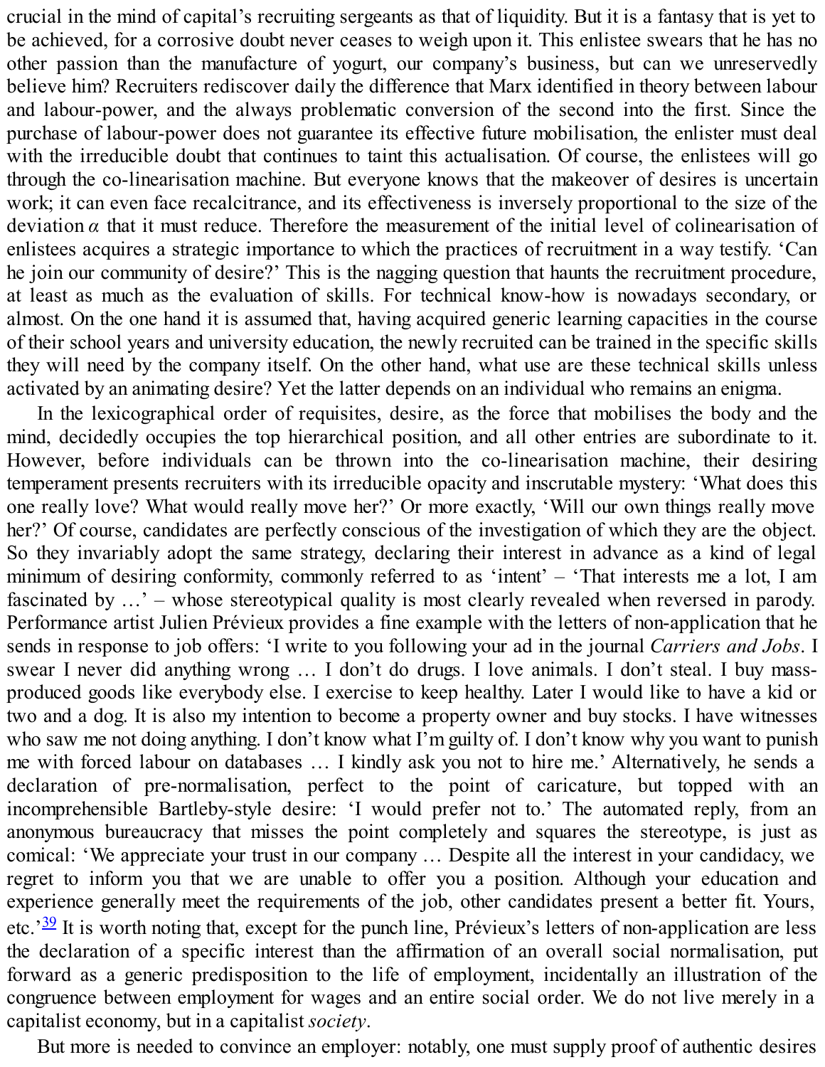crucial in the mind of capital's recruiting sergeants as that of liquidity. But it is a fantasy that is yet to be achieved, for a corrosive doubt never ceases to weigh upon it. This enlistee swears that he has no other passion than the manufacture of yogurt, our company's business, but can we unreservedly believe him? Recruiters rediscover daily the difference that Marx identified in theory between labour and labour-power, and the always problematic conversion of the second into the first. Since the purchase of labour-power does not guarantee its effective future mobilisation, the enlister must deal with the irreducible doubt that continues to taint this actualisation. Of course, the enlistees will go through the co-linearisation machine. But everyone knows that the makeover of desires is uncertain work; it can even face recalcitrance, and its effectiveness is inversely proportional to the size of the deviation $\alpha$ that it must reduce. Therefore the measurement of the initial level of colinearisation of enlistees acquires a strategic importance to which the practices of recruitment in a way testify. 'Can he join our community of desire?' This is the nagging question that haunts the recruitment procedure, at least as much as the evaluation of skills. For technical know-how is nowadays secondary, or almost. On the one hand it is assumed that, having acquired generic learning capacities in the course of their school years and university education, the newly recruited can be trained in the specific skills they will need by the company itself. On the other hand, what use are these technical skills unless activated by an animating desire? Yet the latter depends on an individual who remains an enigma.

In the lexicographical order of requisites, desire, as the force that mobilises the body and the mind, decidedly occupies the top hierarchical position, and all other entries are subordinate to it. However, before individuals can be thrown into the co-linearisation machine, their desiring temperament presents recruiters with its irreducible opacity and inscrutable mystery: 'What does this one really love? What would really move her?' Or more exactly, 'Will our own things really move her?' Of course, candidates are perfectly conscious of the investigation of which they are the object. So they invariably adopt the same strategy, declaring their interest in advance as a kind of legal minimum of desiring conformity, commonly referred to as 'intent' – 'That interests me a lot, I am fascinated by …' – whose stereotypical quality is most clearly revealed when reversed in parody. Performance artist Julien Prévieux provides a fine example with the letters of non-application that he sends in response to job offers: 'I write to you following your ad in the journal *Carriers and Jobs*. I swear I never did anything wrong … I don't do drugs. I love animals. I don't steal. I buy mass-produced goods like everybody else. I exercise to keep healthy. Later I would like to have a kid or two and a dog. It is also my intention to become a property owner and buy stocks. I have witnesses who saw me not doing anything. I don't know what I'm guilty of. I don't know why you want to punish me with forced labour on databases … I kindly ask you not to hire me.' Alternatively, he sends a declaration of pre-normalisation, perfect to the point of caricature, but topped with an incomprehensible Bartleby-style desire: 'I would prefer not to.' The automated reply, from an anonymous bureaucracy that misses the point completely and squares the stereotype, is just as comical: 'We appreciate your trust in our company … Despite all the interest in your candidacy, we regret to inform you that we are unable to offer you a position. Although your education and experience generally meet the requirements of the job, other candidates present a better fit. Yours, etc.'[39] It is worth noting that, except for the punch line, Prévieux's letters of non-application are less the declaration of a specific interest than the affirmation of an overall social normalisation, put forward as a generic predisposition to the life of employment, incidentally an illustration of the congruence between employment for wages and an entire social order. We do not live merely in a capitalist economy, but in a capitalist *society*.

But more is needed to convince an employer: notably, one must supply proof of authentic desires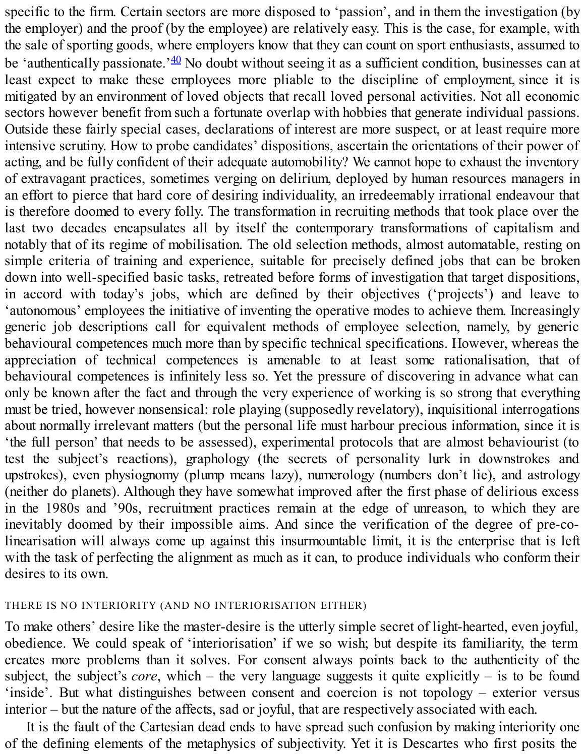specific to the firm. Certain sectors are more disposed to 'passion', and in them the investigation (by the employer) and the proof (by the employee) are relatively easy. This is the case, for example, with the sale of sporting goods, where employers know that they can count on sport enthusiasts, assumed to be 'authentically passionate.'[40] No doubt without seeing it as a sufficient condition, businesses can at least expect to make these employees more pliable to the discipline of employment, since it is mitigated by an environment of loved objects that recall loved personal activities. Not all economic sectors however benefit from such a fortunate overlap with hobbies that generate individual passions. Outside these fairly special cases, declarations of interest are more suspect, or at least require more intensive scrutiny. How to probe candidates' dispositions, ascertain the orientations of their power of acting, and be fully confident of their adequate automobility? We cannot hope to exhaust the inventory of extravagant practices, sometimes verging on delirium, deployed by human resources managers in an effort to pierce that hard core of desiring individuality, an irredeemably irrational endeavour that is therefore doomed to every folly. The transformation in recruiting methods that took place over the last two decades encapsulates all by itself the contemporary transformations of capitalism and notably that of its regime of mobilisation. The old selection methods, almost automatable, resting on simple criteria of training and experience, suitable for precisely defined jobs that can be broken down into well-specified basic tasks, retreated before forms of investigation that target dispositions, in accord with today's jobs, which are defined by their objectives ('projects') and leave to 'autonomous' employees the initiative of inventing the operative modes to achieve them. Increasingly generic job descriptions call for equivalent methods of employee selection, namely, by generic behavioural competences much more than by specific technical specifications. However, whereas the appreciation of technical competences is amenable to at least some rationalisation, that of behavioural competences is infinitely less so. Yet the pressure of discovering in advance what can only be known after the fact and through the very experience of working is so strong that everything must be tried, however nonsensical: role playing (supposedly revelatory), inquisitional interrogations about normally irrelevant matters (but the personal life must harbour precious information, since it is 'the full person' that needs to be assessed), experimental protocols that are almost behaviourist (to test the subject's reactions), graphology (the secrets of personality lurk in downstrokes and upstrokes), even physiognomy (plump means lazy), numerology (numbers don't lie), and astrology (neither do planets). Although they have somewhat improved after the first phase of delirious excess in the 1980s and '90s, recruitment practices remain at the edge of unreason, to which they are inevitably doomed by their impossible aims. And since the verification of the degree of pre-co-linearisation will always come up against this insurmountable limit, it is the enterprise that is left with the task of perfecting the alignment as much as it can, to produce individuals who conform their desires to its own.

## THERE IS NO INTERIORITY (AND NO INTERIORISATION EITHER)

To make others' desire like the master-desire is the utterly simple secret of light-hearted, even joyful, obedience. We could speak of 'interiorisation' if we so wish; but despite its familiarity, the term creates more problems than it solves. For consent always points back to the authenticity of the subject, the subject's *core*, which – the very language suggests it quite explicitly – is to be found 'inside'. But what distinguishes between consent and coercion is not topology – exterior versus interior – but the nature of the affects, sad or joyful, that are respectively associated with each.

It is the fault of the Cartesian dead ends to have spread such confusion by making interiority one of the defining elements of the metaphysics of subjectivity. Yet it is Descartes who first posits the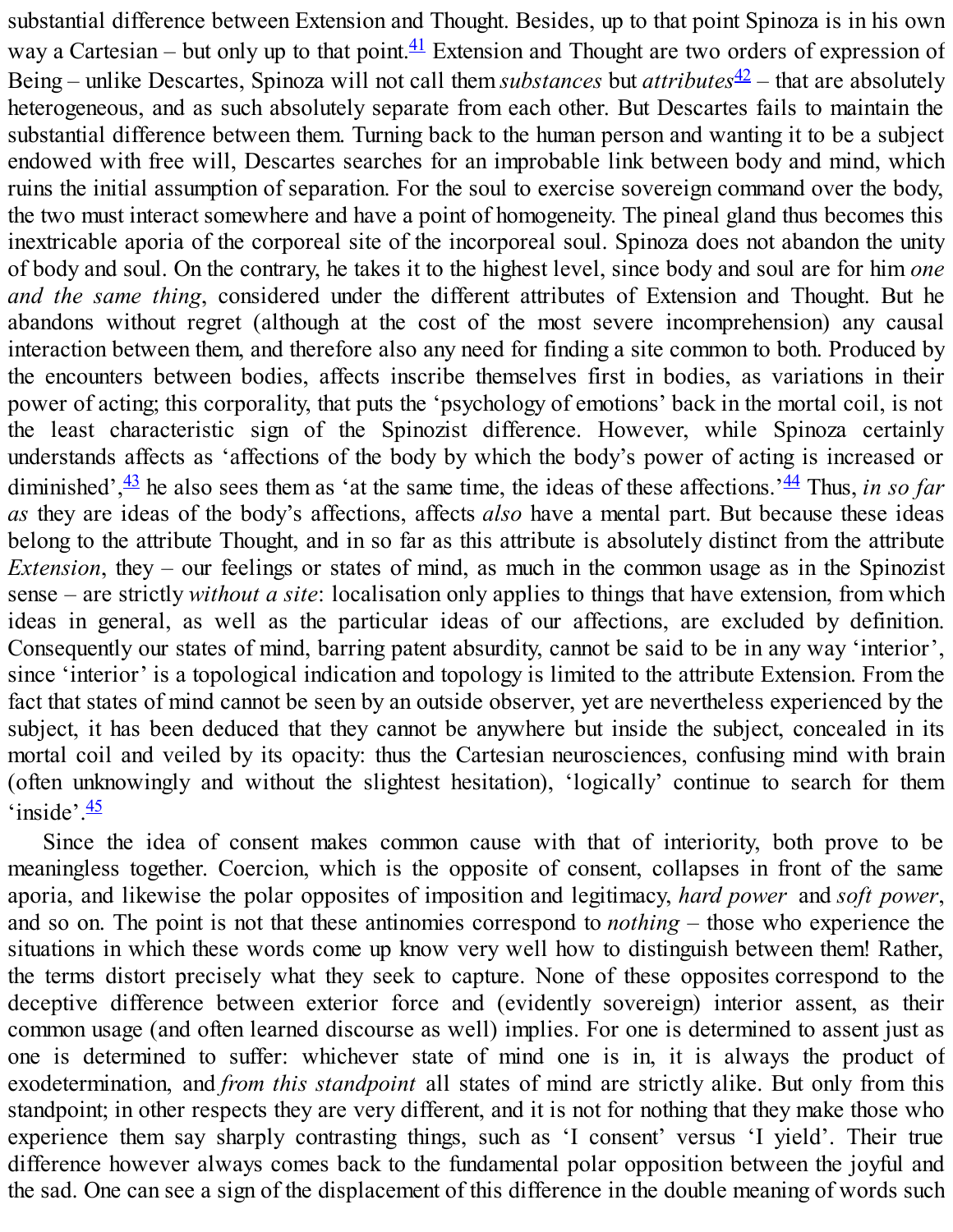substantial difference between Extension and Thought. Besides, up to that point Spinoza is in his own way a Cartesian – but only up to that point.[41] Extension and Thought are two orders of expression of Being – unlike Descartes, Spinoza will not call them *substances* but *attributes*[42] – that are absolutely heterogeneous, and as such absolutely separate from each other. But Descartes fails to maintain the substantial difference between them. Turning back to the human person and wanting it to be a subject endowed with free will, Descartes searches for an improbable link between body and mind, which ruins the initial assumption of separation. For the soul to exercise sovereign command over the body, the two must interact somewhere and have a point of homogeneity. The pineal gland thus becomes this inextricable aporia of the corporeal site of the incorporeal soul. Spinoza does not abandon the unity of body and soul. On the contrary, he takes it to the highest level, since body and soul are for him *one and the same thing*, considered under the different attributes of Extension and Thought. But he abandons without regret (although at the cost of the most severe incomprehension) any causal interaction between them, and therefore also any need for finding a site common to both. Produced by the encounters between bodies, affects inscribe themselves first in bodies, as variations in their power of acting; this corporality, that puts the 'psychology of emotions' back in the mortal coil, is not the least characteristic sign of the Spinozist difference. However, while Spinoza certainly understands affects as 'affections of the body by which the body's power of acting is increased or diminished',[43] he also sees them as 'at the same time, the ideas of these affections.'[44] Thus, *in so far as* they are ideas of the body's affections, affects *also* have a mental part. But because these ideas belong to the attribute Thought, and in so far as this attribute is absolutely distinct from the attribute *Extension*, they – our feelings or states of mind, as much in the common usage as in the Spinozist sense – are strictly *without a site*: localisation only applies to things that have extension, from which ideas in general, as well as the particular ideas of our affections, are excluded by definition. Consequently our states of mind, barring patent absurdity, cannot be said to be in any way 'interior', since 'interior' is a topological indication and topology is limited to the attribute Extension. From the fact that states of mind cannot be seen by an outside observer, yet are nevertheless experienced by the subject, it has been deduced that they cannot be anywhere but inside the subject, concealed in its mortal coil and veiled by its opacity: thus the Cartesian neurosciences, confusing mind with brain (often unknowingly and without the slightest hesitation), 'logically' continue to search for them 'inside'.[45]

Since the idea of consent makes common cause with that of interiority, both prove to be meaningless together. Coercion, which is the opposite of consent, collapses in front of the same aporia, and likewise the polar opposites of imposition and legitimacy, *hard power* and *soft power*, and so on. The point is not that these antinomies correspond to *nothing* – those who experience the situations in which these words come up know very well how to distinguish between them! Rather, the terms distort precisely what they seek to capture. None of these opposites correspond to the deceptive difference between exterior force and (evidently sovereign) interior assent, as their common usage (and often learned discourse as well) implies. For one is determined to assent just as one is determined to suffer: whichever state of mind one is in, it is always the product of exodetermination, and *from this standpoint* all states of mind are strictly alike. But only from this standpoint; in other respects they are very different, and it is not for nothing that they make those who experience them say sharply contrasting things, such as 'I consent' versus 'I yield'. Their true difference however always comes back to the fundamental polar opposition between the joyful and the sad. One can see a sign of the displacement of this difference in the double meaning of words such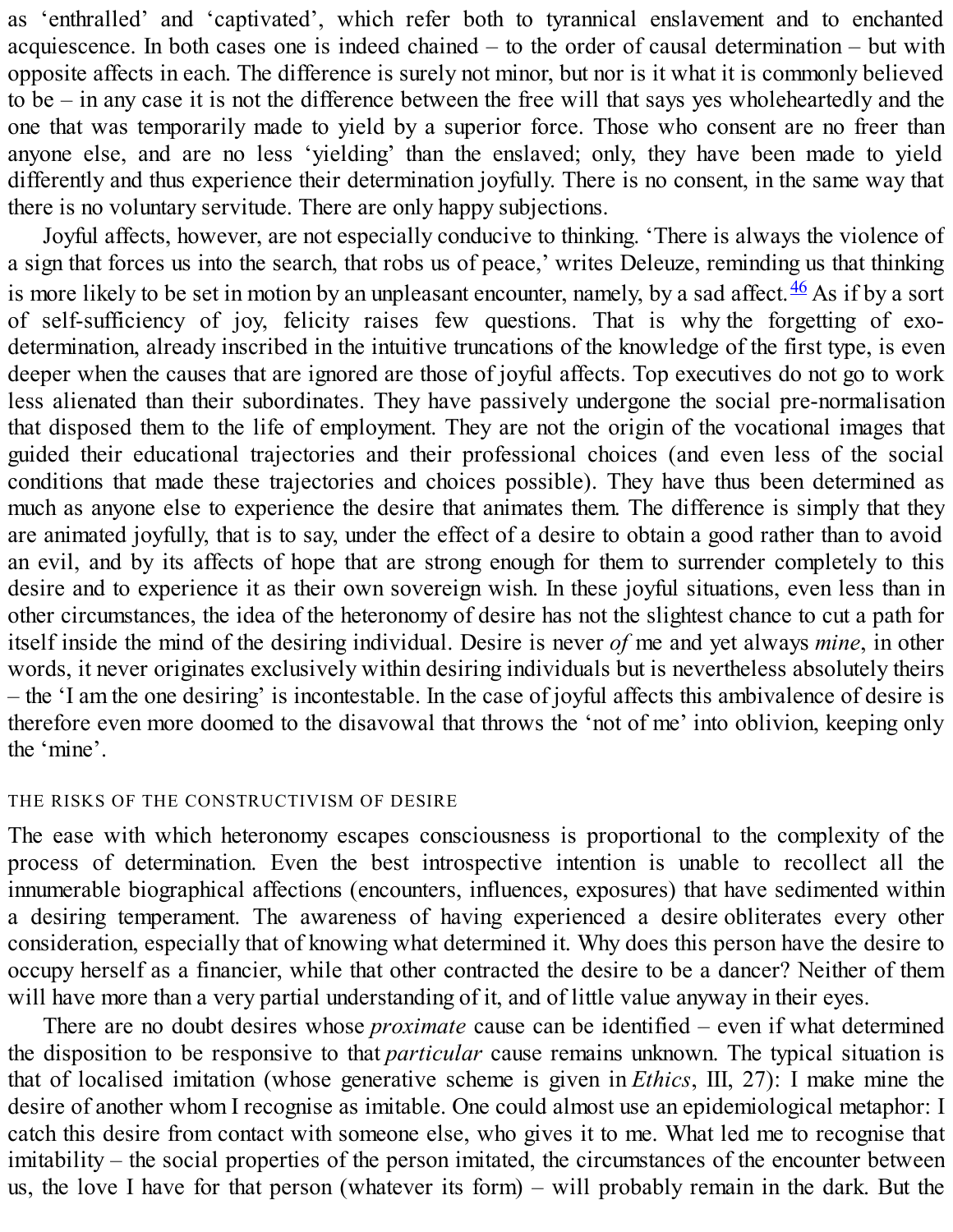as 'enthralled' and 'captivated', which refer both to tyrannical enslavement and to enchanted acquiescence. In both cases one is indeed chained – to the order of causal determination – but with opposite affects in each. The difference is surely not minor, but nor is it what it is commonly believed to be – in any case it is not the difference between the free will that says yes wholeheartedly and the one that was temporarily made to yield by a superior force. Those who consent are no freer than anyone else, and are no less 'yielding' than the enslaved; only, they have been made to yield differently and thus experience their determination joyfully. There is no consent, in the same way that there is no voluntary servitude. There are only happy subjections.

Joyful affects, however, are not especially conducive to thinking. 'There is always the violence of a sign that forces us into the search, that robs us of peace,' writes Deleuze, reminding us that thinking is more likely to be set in motion by an unpleasant encounter, namely, by a sad affect.[46] As if by a sort of self-sufficiency of joy, felicity raises few questions. That is why the forgetting of exo-determination, already inscribed in the intuitive truncations of the knowledge of the first type, is even deeper when the causes that are ignored are those of joyful affects. Top executives do not go to work less alienated than their subordinates. They have passively undergone the social pre-normalisation that disposed them to the life of employment. They are not the origin of the vocational images that guided their educational trajectories and their professional choices (and even less of the social conditions that made these trajectories and choices possible). They have thus been determined as much as anyone else to experience the desire that animates them. The difference is simply that they are animated joyfully, that is to say, under the effect of a desire to obtain a good rather than to avoid an evil, and by its affects of hope that are strong enough for them to surrender completely to this desire and to experience it as their own sovereign wish. In these joyful situations, even less than in other circumstances, the idea of the heteronomy of desire has not the slightest chance to cut a path for itself inside the mind of the desiring individual. Desire is never *of* me and yet always *mine*, in other words, it never originates exclusively within desiring individuals but is nevertheless absolutely theirs – the 'I am the one desiring' is incontestable. In the case of joyful affects this ambivalence of desire is therefore even more doomed to the disavowal that throws the 'not of me' into oblivion, keeping only the 'mine'.

## THE RISKS OF THE CONSTRUCTIVISM OF DESIRE

The ease with which heteronomy escapes consciousness is proportional to the complexity of the process of determination. Even the best introspective intention is unable to recollect all the innumerable biographical affections (encounters, influences, exposures) that have sedimented within a desiring temperament. The awareness of having experienced a desire obliterates every other consideration, especially that of knowing what determined it. Why does this person have the desire to occupy herself as a financier, while that other contracted the desire to be a dancer? Neither of them will have more than a very partial understanding of it, and of little value anyway in their eyes.

There are no doubt desires whose *proximate* cause can be identified – even if what determined the disposition to be responsive to that *particular* cause remains unknown. The typical situation is that of localised imitation (whose generative scheme is given in *Ethics*, III, 27): I make mine the desire of another whom I recognise as imitable. One could almost use an epidemiological metaphor: I catch this desire from contact with someone else, who gives it to me. What led me to recognise that imitability – the social properties of the person imitated, the circumstances of the encounter between us, the love I have for that person (whatever its form) – will probably remain in the dark. But the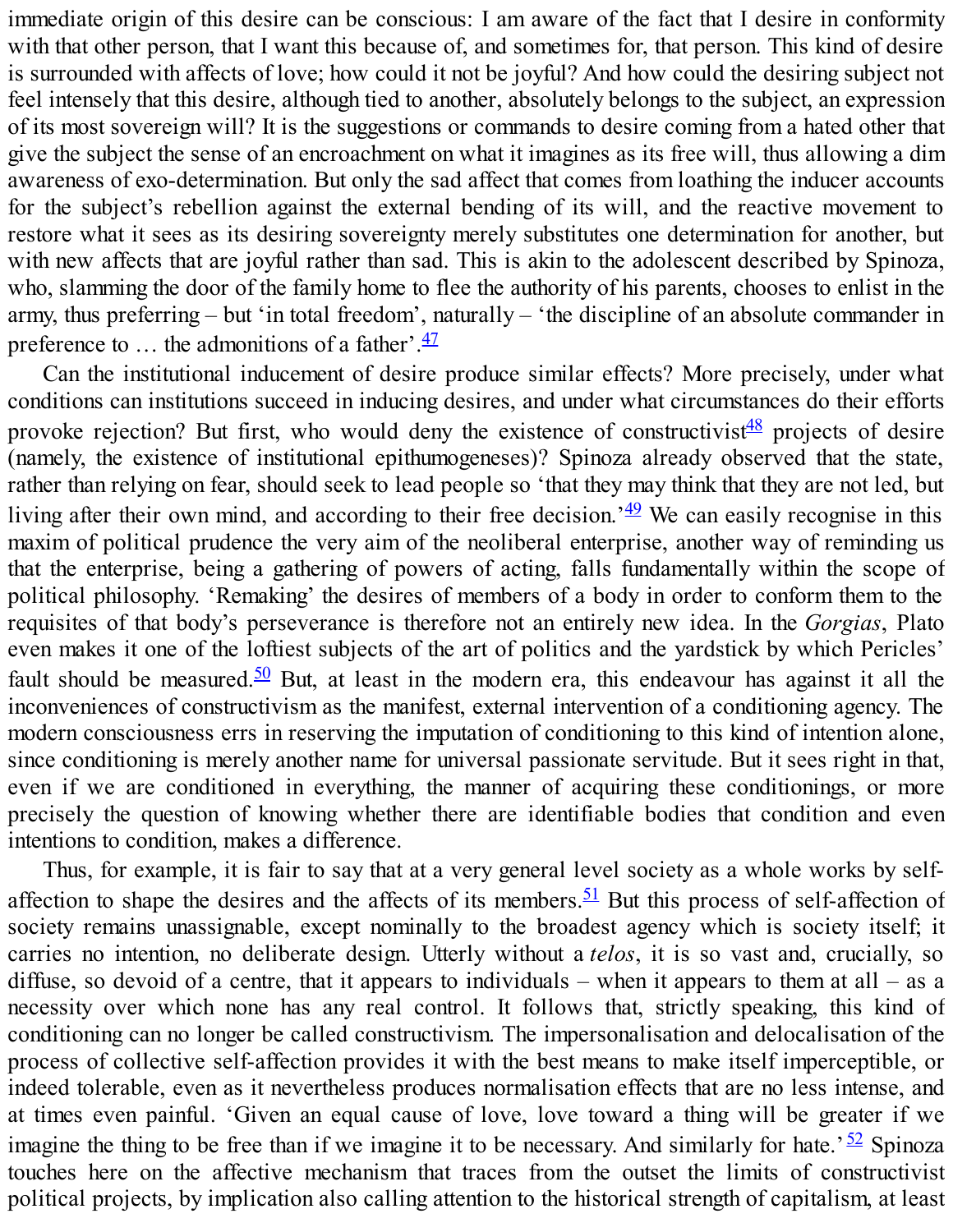immediate origin of this desire can be conscious: I am aware of the fact that I desire in conformity with that other person, that I want this because of, and sometimes for, that person. This kind of desire is surrounded with affects of love; how could it not be joyful? And how could the desiring subject not feel intensely that this desire, although tied to another, absolutely belongs to the subject, an expression of its most sovereign will? It is the suggestions or commands to desire coming from a hated other that give the subject the sense of an encroachment on what it imagines as its free will, thus allowing a dim awareness of exo-determination. But only the sad affect that comes from loathing the inducer accounts for the subject's rebellion against the external bending of its will, and the reactive movement to restore what it sees as its desiring sovereignty merely substitutes one determination for another, but with new affects that are joyful rather than sad. This is akin to the adolescent described by Spinoza, who, slamming the door of the family home to flee the authority of his parents, chooses to enlist in the army, thus preferring – but 'in total freedom', naturally – 'the discipline of an absolute commander in preference to … the admonitions of a father'.[47]

Can the institutional inducement of desire produce similar effects? More precisely, under what conditions can institutions succeed in inducing desires, and under what circumstances do their efforts provoke rejection? But first, who would deny the existence of constructivist[48] projects of desire (namely, the existence of institutional epithumogeneses)? Spinoza already observed that the state, rather than relying on fear, should seek to lead people so 'that they may think that they are not led, but living after their own mind, and according to their free decision.'[49] We can easily recognise in this maxim of political prudence the very aim of the neoliberal enterprise, another way of reminding us that the enterprise, being a gathering of powers of acting, falls fundamentally within the scope of political philosophy. 'Remaking' the desires of members of a body in order to conform them to the requisites of that body's perseverance is therefore not an entirely new idea. In the *Gorgias*, Plato even makes it one of the loftiest subjects of the art of politics and the yardstick by which Pericles' fault should be measured.[50] But, at least in the modern era, this endeavour has against it all the inconveniences of constructivism as the manifest, external intervention of a conditioning agency. The modern consciousness errs in reserving the imputation of conditioning to this kind of intention alone, since conditioning is merely another name for universal passionate servitude. But it sees right in that, even if we are conditioned in everything, the manner of acquiring these conditionings, or more precisely the question of knowing whether there are identifiable bodies that condition and even intentions to condition, makes a difference.

Thus, for example, it is fair to say that at a very general level society as a whole works by self-affection to shape the desires and the affects of its members.[51] But this process of self-affection of society remains unassignable, except nominally to the broadest agency which is society itself; it carries no intention, no deliberate design. Utterly without a *telos*, it is so vast and, crucially, so diffuse, so devoid of a centre, that it appears to individuals – when it appears to them at all – as a necessity over which none has any real control. It follows that, strictly speaking, this kind of conditioning can no longer be called constructivism. The impersonalisation and delocalisation of the process of collective self-affection provides it with the best means to make itself imperceptible, or indeed tolerable, even as it nevertheless produces normalisation effects that are no less intense, and at times even painful. 'Given an equal cause of love, love toward a thing will be greater if we imagine the thing to be free than if we imagine it to be necessary. And similarly for hate.'[52] Spinoza touches here on the affective mechanism that traces from the outset the limits of constructivist political projects, by implication also calling attention to the historical strength of capitalism, at least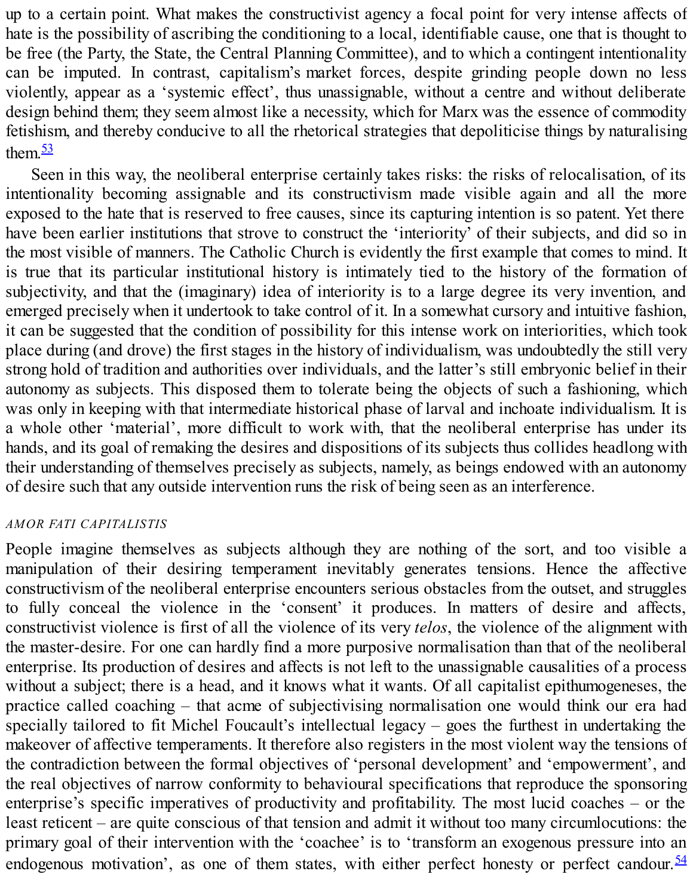up to a certain point. What makes the constructivist agency a focal point for very intense affects of hate is the possibility of ascribing the conditioning to a local, identifiable cause, one that is thought to be free (the Party, the State, the Central Planning Committee), and to which a contingent intentionality can be imputed. In contrast, capitalism's market forces, despite grinding people down no less violently, appear as a 'systemic effect', thus unassignable, without a centre and without deliberate design behind them; they seem almost like a necessity, which for Marx was the essence of commodity fetishism, and thereby conducive to all the rhetorical strategies that depoliticise things by naturalising them.[53]

Seen in this way, the neoliberal enterprise certainly takes risks: the risks of relocalisation, of its intentionality becoming assignable and its constructivism made visible again and all the more exposed to the hate that is reserved to free causes, since its capturing intention is so patent. Yet there have been earlier institutions that strove to construct the 'interiority' of their subjects, and did so in the most visible of manners. The Catholic Church is evidently the first example that comes to mind. It is true that its particular institutional history is intimately tied to the history of the formation of subjectivity, and that the (imaginary) idea of interiority is to a large degree its very invention, and emerged precisely when it undertook to take control of it. In a somewhat cursory and intuitive fashion, it can be suggested that the condition of possibility for this intense work on interiorities, which took place during (and drove) the first stages in the history of individualism, was undoubtedly the still very strong hold of tradition and authorities over individuals, and the latter's still embryonic belief in their autonomy as subjects. This disposed them to tolerate being the objects of such a fashioning, which was only in keeping with that intermediate historical phase of larval and inchoate individualism. It is a whole other 'material', more difficult to work with, that the neoliberal enterprise has under its hands, and its goal of remaking the desires and dispositions of its subjects thus collides headlong with their understanding of themselves precisely as subjects, namely, as beings endowed with an autonomy of desire such that any outside intervention runs the risk of being seen as an interference.

### *AMOR FATI CAPITALISTIS*

People imagine themselves as subjects although they are nothing of the sort, and too visible a manipulation of their desiring temperament inevitably generates tensions. Hence the affective constructivism of the neoliberal enterprise encounters serious obstacles from the outset, and struggles to fully conceal the violence in the 'consent' it produces. In matters of desire and affects, constructivist violence is first of all the violence of its very *telos*, the violence of the alignment with the master-desire. For one can hardly find a more purposive normalisation than that of the neoliberal enterprise. Its production of desires and affects is not left to the unassignable causalities of a process without a subject; there is a head, and it knows what it wants. Of all capitalist epithumogeneses, the practice called coaching – that acme of subjectivising normalisation one would think our era had specially tailored to fit Michel Foucault's intellectual legacy – goes the furthest in undertaking the makeover of affective temperaments. It therefore also registers in the most violent way the tensions of the contradiction between the formal objectives of 'personal development' and 'empowerment', and the real objectives of narrow conformity to behavioural specifications that reproduce the sponsoring enterprise's specific imperatives of productivity and profitability. The most lucid coaches – or the least reticent – are quite conscious of that tension and admit it without too many circumlocutions: the primary goal of their intervention with the 'coachee' is to 'transform an exogenous pressure into an endogenous motivation', as one of them states, with either perfect honesty or perfect candour.[54]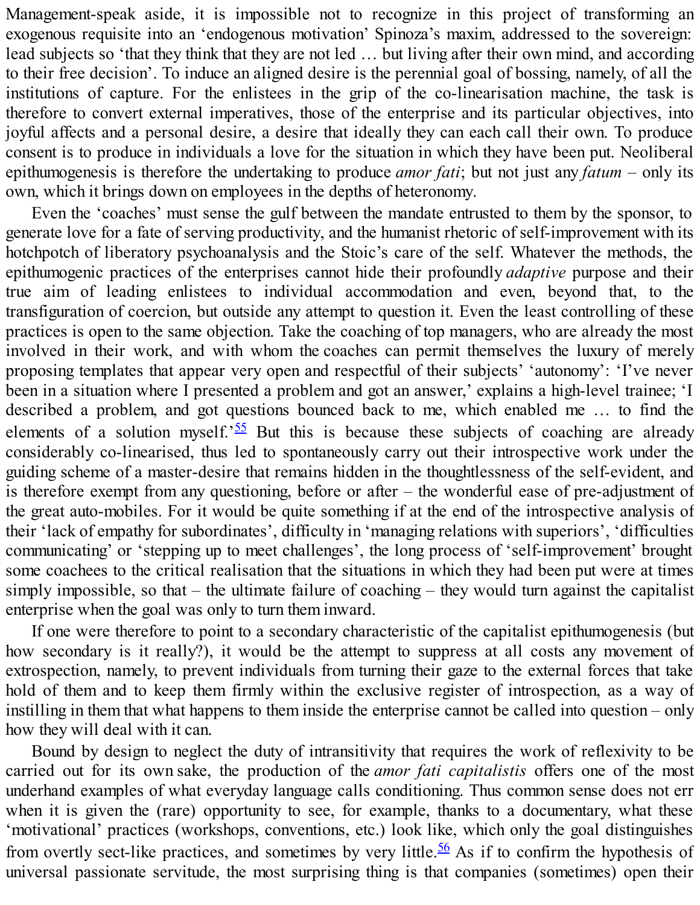Management-speak aside, it is impossible not to recognize in this project of transforming an exogenous requisite into an 'endogenous motivation' Spinoza's maxim, addressed to the sovereign: lead subjects so 'that they think that they are not led … but living after their own mind, and according to their free decision'. To induce an aligned desire is the perennial goal of bossing, namely, of all the institutions of capture. For the enlistees in the grip of the co-linearisation machine, the task is therefore to convert external imperatives, those of the enterprise and its particular objectives, into joyful affects and a personal desire, a desire that ideally they can each call their own. To produce consent is to produce in individuals a love for the situation in which they have been put. Neoliberal epithumogenesis is therefore the undertaking to produce *amor fati*; but not just any *fatum* – only its own, which it brings down on employees in the depths of heteronomy.

Even the 'coaches' must sense the gulf between the mandate entrusted to them by the sponsor, to generate love for a fate of serving productivity, and the humanist rhetoric of self-improvement with its hotchpotch of liberatory psychoanalysis and the Stoic's care of the self. Whatever the methods, the epithumogenic practices of the enterprises cannot hide their profoundly *adaptive* purpose and their true aim of leading enlistees to individual accommodation and even, beyond that, to the transfiguration of coercion, but outside any attempt to question it. Even the least controlling of these practices is open to the same objection. Take the coaching of top managers, who are already the most involved in their work, and with whom the coaches can permit themselves the luxury of merely proposing templates that appear very open and respectful of their subjects' 'autonomy': 'I've never been in a situation where I presented a problem and got an answer,' explains a high-level trainee; 'I described a problem, and got questions bounced back to me, which enabled me … to find the elements of a solution myself.'[55] But this is because these subjects of coaching are already considerably co-linearised, thus led to spontaneously carry out their introspective work under the guiding scheme of a master-desire that remains hidden in the thoughtlessness of the self-evident, and is therefore exempt from any questioning, before or after – the wonderful ease of pre-adjustment of the great auto-mobiles. For it would be quite something if at the end of the introspective analysis of their 'lack of empathy for subordinates', difficulty in 'managing relations with superiors', 'difficulties communicating' or 'stepping up to meet challenges', the long process of 'self-improvement' brought some coachees to the critical realisation that the situations in which they had been put were at times simply impossible, so that – the ultimate failure of coaching – they would turn against the capitalist enterprise when the goal was only to turn them inward.

If one were therefore to point to a secondary characteristic of the capitalist epithumogenesis (but how secondary is it really?), it would be the attempt to suppress at all costs any movement of extrospection, namely, to prevent individuals from turning their gaze to the external forces that take hold of them and to keep them firmly within the exclusive register of introspection, as a way of instilling in them that what happens to them inside the enterprise cannot be called into question – only how they will deal with it can.

Bound by design to neglect the duty of intransitivity that requires the work of reflexivity to be carried out for its own sake, the production of the *amor fati capitalistis* offers one of the most underhand examples of what everyday language calls conditioning. Thus common sense does not err when it is given the (rare) opportunity to see, for example, thanks to a documentary, what these 'motivational' practices (workshops, conventions, etc.) look like, which only the goal distinguishes from overtly sect-like practices, and sometimes by very little.[56] As if to confirm the hypothesis of universal passionate servitude, the most surprising thing is that companies (sometimes) open their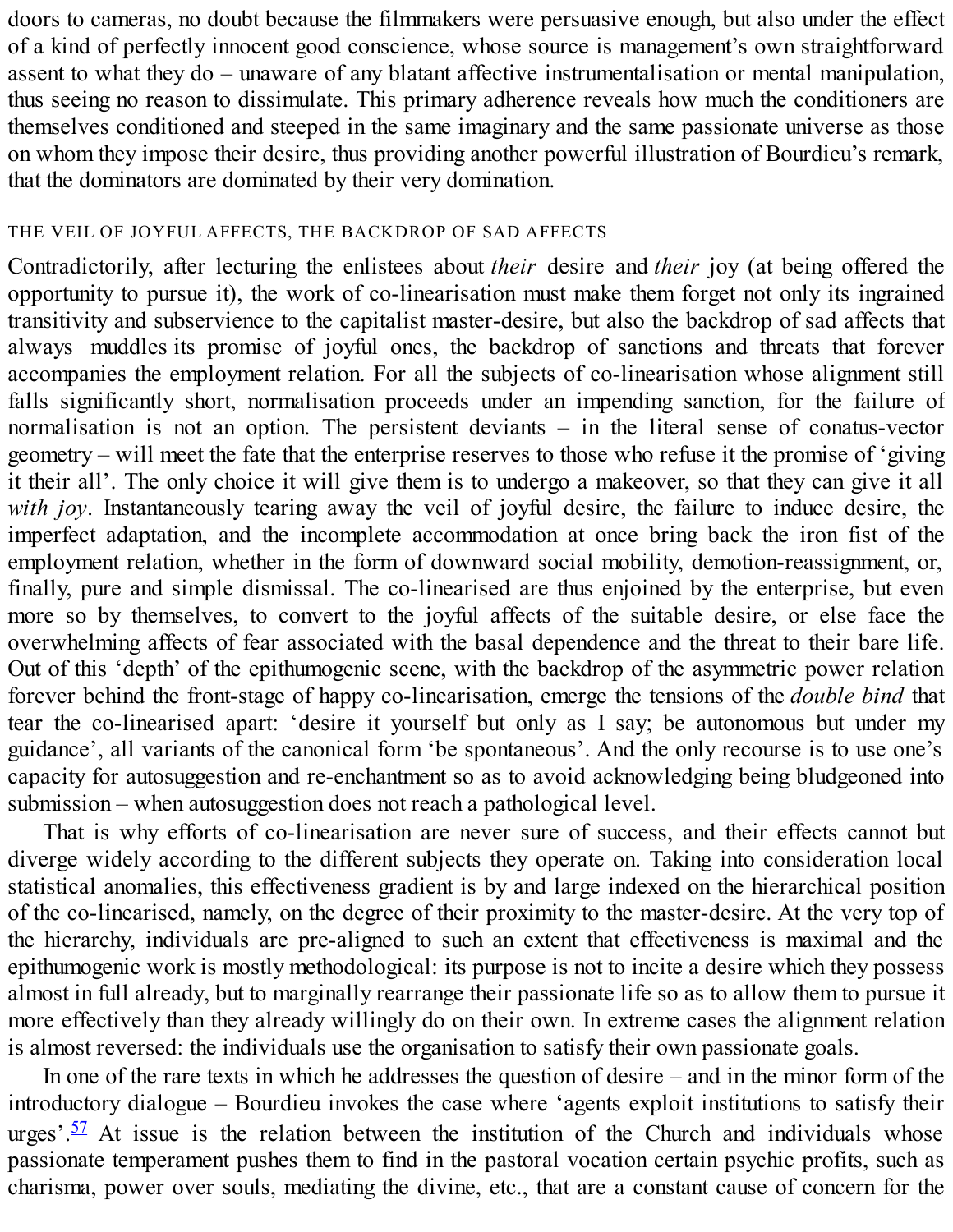doors to cameras, no doubt because the filmmakers were persuasive enough, but also under the effect of a kind of perfectly innocent good conscience, whose source is management's own straightforward assent to what they do – unaware of any blatant affective instrumentalisation or mental manipulation, thus seeing no reason to dissimulate. This primary adherence reveals how much the conditioners are themselves conditioned and steeped in the same imaginary and the same passionate universe as those on whom they impose their desire, thus providing another powerful illustration of Bourdieu's remark, that the dominators are dominated by their very domination.

## THE VEIL OF JOYFUL AFFECTS, THE BACKDROP OF SAD AFFECTS

Contradictorily, after lecturing the enlistees about *their* desire and *their* joy (at being offered the opportunity to pursue it), the work of co-linearisation must make them forget not only its ingrained transitivity and subservience to the capitalist master-desire, but also the backdrop of sad affects that always muddles its promise of joyful ones, the backdrop of sanctions and threats that forever accompanies the employment relation. For all the subjects of co-linearisation whose alignment still falls significantly short, normalisation proceeds under an impending sanction, for the failure of normalisation is not an option. The persistent deviants – in the literal sense of conatus-vector geometry – will meet the fate that the enterprise reserves to those who refuse it the promise of 'giving it their all'. The only choice it will give them is to undergo a makeover, so that they can give it all *with joy*. Instantaneously tearing away the veil of joyful desire, the failure to induce desire, the imperfect adaptation, and the incomplete accommodation at once bring back the iron fist of the employment relation, whether in the form of downward social mobility, demotion-reassignment, or, finally, pure and simple dismissal. The co-linearised are thus enjoined by the enterprise, but even more so by themselves, to convert to the joyful affects of the suitable desire, or else face the overwhelming affects of fear associated with the basal dependence and the threat to their bare life. Out of this 'depth' of the epithumogenic scene, with the backdrop of the asymmetric power relation forever behind the front-stage of happy co-linearisation, emerge the tensions of the *double bind* that tear the co-linearised apart: 'desire it yourself but only as I say; be autonomous but under my guidance', all variants of the canonical form 'be spontaneous'. And the only recourse is to use one's capacity for autosuggestion and re-enchantment so as to avoid acknowledging being bludgeoned into submission – when autosuggestion does not reach a pathological level.

That is why efforts of co-linearisation are never sure of success, and their effects cannot but diverge widely according to the different subjects they operate on. Taking into consideration local statistical anomalies, this effectiveness gradient is by and large indexed on the hierarchical position of the co-linearised, namely, on the degree of their proximity to the master-desire. At the very top of the hierarchy, individuals are pre-aligned to such an extent that effectiveness is maximal and the epithumogenic work is mostly methodological: its purpose is not to incite a desire which they possess almost in full already, but to marginally rearrange their passionate life so as to allow them to pursue it more effectively than they already willingly do on their own. In extreme cases the alignment relation is almost reversed: the individuals use the organisation to satisfy their own passionate goals.

In one of the rare texts in which he addresses the question of desire – and in the minor form of the introductory dialogue – Bourdieu invokes the case where 'agents exploit institutions to satisfy their urges'.[57] At issue is the relation between the institution of the Church and individuals whose passionate temperament pushes them to find in the pastoral vocation certain psychic profits, such as charisma, power over souls, mediating the divine, etc., that are a constant cause of concern for the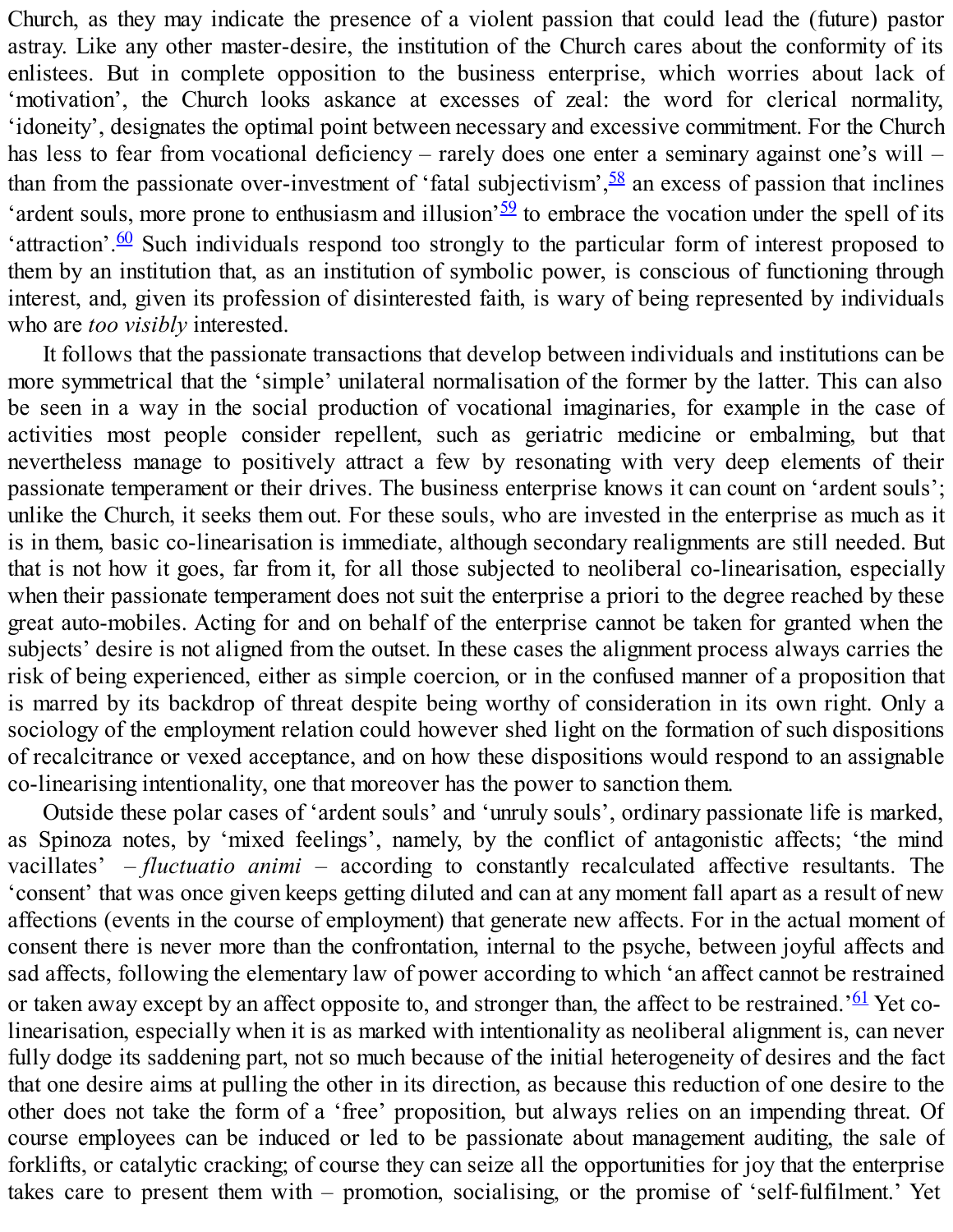Church, as they may indicate the presence of a violent passion that could lead the (future) pastor astray. Like any other master-desire, the institution of the Church cares about the conformity of its enlistees. But in complete opposition to the business enterprise, which worries about lack of 'motivation', the Church looks askance at excesses of zeal: the word for clerical normality, 'idoneity', designates the optimal point between necessary and excessive commitment. For the Church has less to fear from vocational deficiency – rarely does one enter a seminary against one's will – than from the passionate over-investment of 'fatal subjectivism',[58] an excess of passion that inclines 'ardent souls, more prone to enthusiasm and illusion'[59] to embrace the vocation under the spell of its 'attraction'.[60] Such individuals respond too strongly to the particular form of interest proposed to them by an institution that, as an institution of symbolic power, is conscious of functioning through interest, and, given its profession of disinterested faith, is wary of being represented by individuals who are *too visibly* interested.

It follows that the passionate transactions that develop between individuals and institutions can be more symmetrical that the 'simple' unilateral normalisation of the former by the latter. This can also be seen in a way in the social production of vocational imaginaries, for example in the case of activities most people consider repellent, such as geriatric medicine or embalming, but that nevertheless manage to positively attract a few by resonating with very deep elements of their passionate temperament or their drives. The business enterprise knows it can count on 'ardent souls'; unlike the Church, it seeks them out. For these souls, who are invested in the enterprise as much as it is in them, basic co-linearisation is immediate, although secondary realignments are still needed. But that is not how it goes, far from it, for all those subjected to neoliberal co-linearisation, especially when their passionate temperament does not suit the enterprise a priori to the degree reached by these great auto-mobiles. Acting for and on behalf of the enterprise cannot be taken for granted when the subjects' desire is not aligned from the outset. In these cases the alignment process always carries the risk of being experienced, either as simple coercion, or in the confused manner of a proposition that is marred by its backdrop of threat despite being worthy of consideration in its own right. Only a sociology of the employment relation could however shed light on the formation of such dispositions of recalcitrance or vexed acceptance, and on how these dispositions would respond to an assignable co-linearising intentionality, one that moreover has the power to sanction them.

Outside these polar cases of 'ardent souls' and 'unruly souls', ordinary passionate life is marked, as Spinoza notes, by 'mixed feelings', namely, by the conflict of antagonistic affects; 'the mind vacillates' – *fluctuatio animi* – according to constantly recalculated affective resultants. The 'consent' that was once given keeps getting diluted and can at any moment fall apart as a result of new affections (events in the course of employment) that generate new affects. For in the actual moment of consent there is never more than the confrontation, internal to the psyche, between joyful affects and sad affects, following the elementary law of power according to which 'an affect cannot be restrained or taken away except by an affect opposite to, and stronger than, the affect to be restrained.'[61] Yet co-linearisation, especially when it is as marked with intentionality as neoliberal alignment is, can never fully dodge its saddening part, not so much because of the initial heterogeneity of desires and the fact that one desire aims at pulling the other in its direction, as because this reduction of one desire to the other does not take the form of a 'free' proposition, but always relies on an impending threat. Of course employees can be induced or led to be passionate about management auditing, the sale of forklifts, or catalytic cracking; of course they can seize all the opportunities for joy that the enterprise takes care to present them with – promotion, socialising, or the promise of 'self-fulfilment.' Yet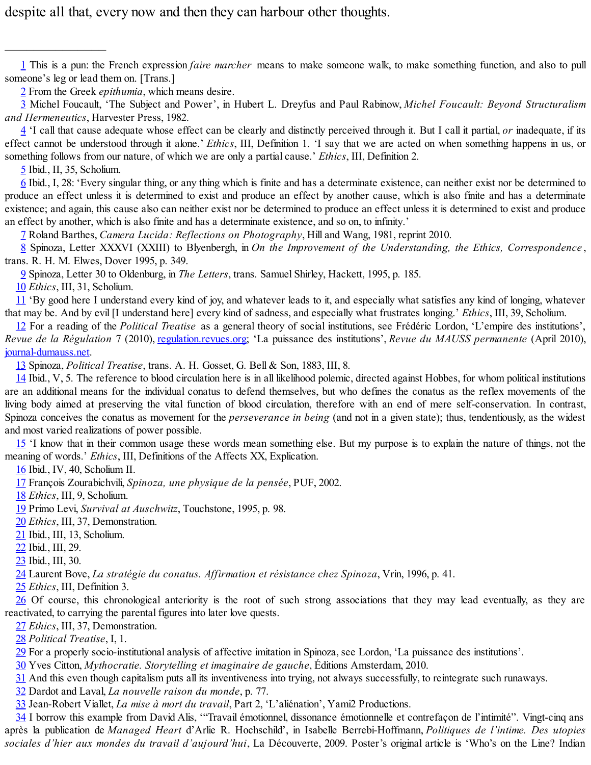despite all that, every now and then they can harbour other thoughts.

---

1 This is a pun: the French expression *faire marcher* means to make someone walk, to make something function, and also to pull someone's leg or lead them on. [Trans.]

2 From the Greek *epithumia*, which means desire.

3 Michel Foucault, 'The Subject and Power', in Hubert L. Dreyfus and Paul Rabinow, *Michel Foucault: Beyond Structuralism and Hermeneutics*, Harvester Press, 1982.

4 'I call that cause adequate whose effect can be clearly and distinctly perceived through it. But I call it partial, *or* inadequate, if its effect cannot be understood through it alone.' *Ethics*, III, Definition 1. 'I say that we are acted on when something happens in us, or something follows from our nature, of which we are only a partial cause.' *Ethics*, III, Definition 2.

5 Ibid., II, 35, Scholium.

6 Ibid., I, 28: 'Every singular thing, or any thing which is finite and has a determinate existence, can neither exist nor be determined to produce an effect unless it is determined to exist and produce an effect by another cause, which is also finite and has a determinate existence; and again, this cause also can neither exist nor be determined to produce an effect unless it is determined to exist and produce an effect by another, which is also finite and has a determinate existence, and so on, to infinity.'

7 Roland Barthes, *Camera Lucida: Reflections on Photography*, Hill and Wang, 1981, reprint 2010.

8 Spinoza, Letter XXXVI (XXIII) to Blyenbergh, in *On the Improvement of the Understanding, the Ethics, Correspondence*, trans. R. H. M. Elwes, Dover 1995, p. 349.

9 Spinoza, Letter 30 to Oldenburg, in *The Letters*, trans. Samuel Shirley, Hackett, 1995, p. 185.

10 *Ethics*, III, 31, Scholium.

11 'By good here I understand every kind of joy, and whatever leads to it, and especially what satisfies any kind of longing, whatever that may be. And by evil [I understand here] every kind of sadness, and especially what frustrates longing.' *Ethics*, III, 39, Scholium.

12 For a reading of the *Political Treatise* as a general theory of social institutions, see Frédéric Lordon, 'L'empire des institutions', *Revue de la Régulation* 7 (2010), regulation.revues.org; 'La puissance des institutions', *Revue du MAUSS permanente* (April 2010), journal-dumauss.net.

13 Spinoza, *Political Treatise*, trans. A. H. Gosset, G. Bell & Son, 1883, III, 8.

14 Ibid., V, 5. The reference to blood circulation here is in all likelihood polemic, directed against Hobbes, for whom political institutions are an additional means for the individual conatus to defend themselves, but who defines the conatus as the reflex movements of the living body aimed at preserving the vital function of blood circulation, therefore with an end of mere self-conservation. In contrast, Spinoza conceives the conatus as movement for the *perseverance in being* (and not in a given state); thus, tendentiously, as the widest and most varied realizations of power possible.

15 'I know that in their common usage these words mean something else. But my purpose is to explain the nature of things, not the meaning of words.' *Ethics*, III, Definitions of the Affects XX, Explication.

16 Ibid., IV, 40, Scholium II.

17 François Zourabichvili, *Spinoza, une physique de la pensée*, PUF, 2002.

18 *Ethics*, III, 9, Scholium.

19 Primo Levi, *Survival at Auschwitz*, Touchstone, 1995, p. 98.

20 *Ethics*, III, 37, Demonstration.

21 Ibid., III, 13, Scholium.

22 Ibid., III, 29.

23 Ibid., III, 30.

24 Laurent Bove, *La stratégie du conatus. Affirmation et résistance chez Spinoza*, Vrin, 1996, p. 41.

25 *Ethics*, III, Definition 3.

26 Of course, this chronological anteriority is the root of such strong associations that they may lead eventually, as they are reactivated, to carrying the parental figures into later love quests.

27 *Ethics*, III, 37, Demonstration.

28 *Political Treatise*, I, 1.

29 For a properly socio-institutional analysis of affective imitation in Spinoza, see Lordon, 'La puissance des institutions'.

30 Yves Citton, *Mythocratie. Storytelling et imaginaire de gauche*, Éditions Amsterdam, 2010.

31 And this even though capitalism puts all its inventiveness into trying, not always successfully, to reintegrate such runaways.

32 Dardot and Laval, *La nouvelle raison du monde*, p. 77.

33 Jean-Robert Viallet, *La mise à mort du travail*, Part 2, 'L'aliénation', Yami2 Productions.

34 I borrow this example from David Alis, '"Travail émotionnel, dissonance émotionnelle et contrefaçon de l'intimité". Vingt-cinq ans après la publication de *Managed Heart* d'Arlie R. Hochschild', in Isabelle Berrebi-Hoffmann, *Politiques de l'intime. Des utopies sociales d'hier aux mondes du travail d'aujourd'hui*, La Découverte, 2009. Poster's original article is 'Who's on the Line? Indian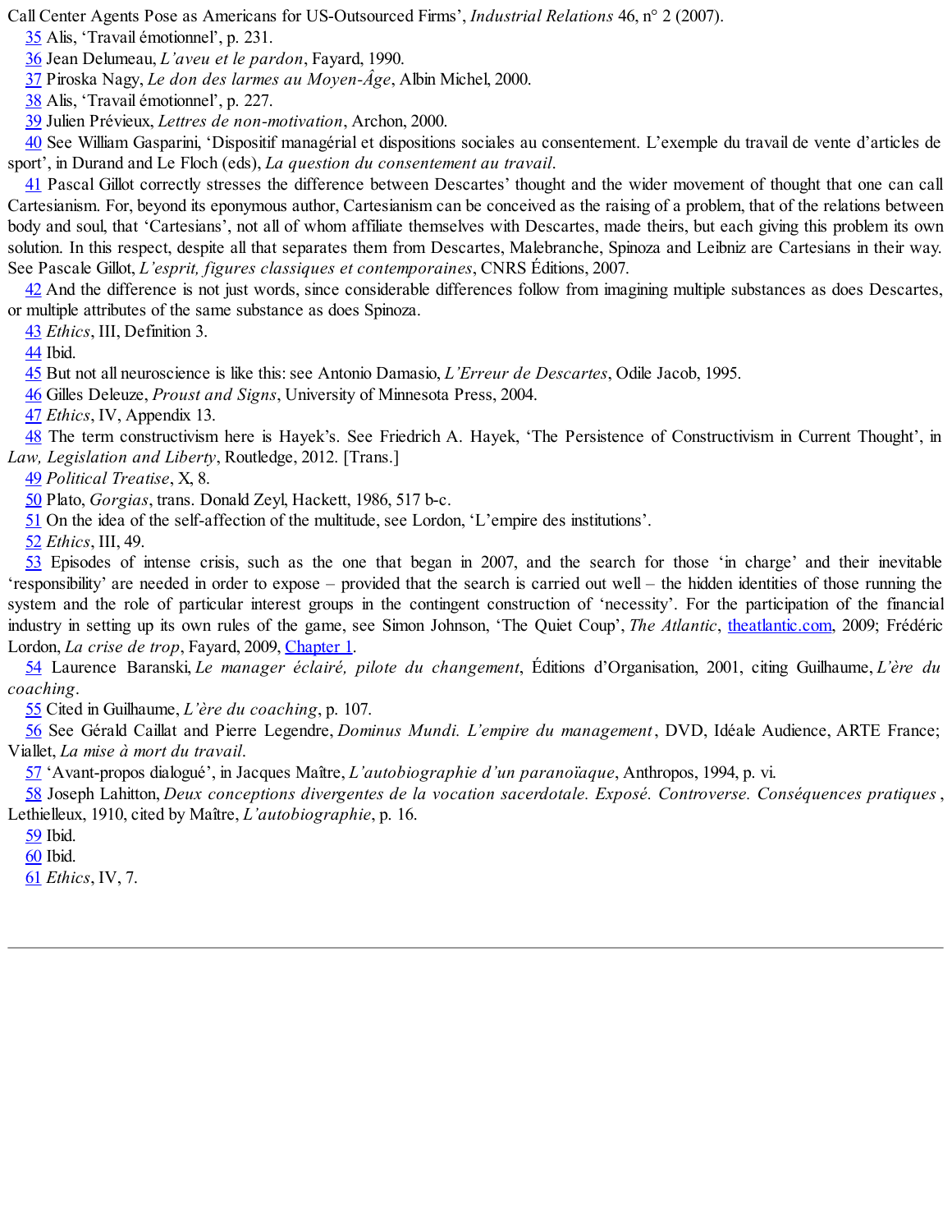Call Center Agents Pose as Americans for US-Outsourced Firms', *Industrial Relations* 46, n° 2 (2007).

35 Alis, 'Travail émotionnel', p. 231.

36 Jean Delumeau, *L'aveu et le pardon*, Fayard, 1990.

37 Piroska Nagy, *Le don des larmes au Moyen-Âge*, Albin Michel, 2000.

38 Alis, 'Travail émotionnel', p. 227.

39 Julien Prévieux, *Lettres de non-motivation*, Archon, 2000.

40 See William Gasparini, 'Dispositif managérial et dispositions sociales au consentement. L'exemple du travail de vente d'articles de sport', in Durand and Le Floch (eds), *La question du consentement au travail*.

41 Pascal Gillot correctly stresses the difference between Descartes' thought and the wider movement of thought that one can call Cartesianism. For, beyond its eponymous author, Cartesianism can be conceived as the raising of a problem, that of the relations between body and soul, that 'Cartesians', not all of whom affiliate themselves with Descartes, made theirs, but each giving this problem its own solution. In this respect, despite all that separates them from Descartes, Malebranche, Spinoza and Leibniz are Cartesians in their way. See Pascale Gillot, *L'esprit, figures classiques et contemporaines*, CNRS Éditions, 2007.

42 And the difference is not just words, since considerable differences follow from imagining multiple substances as does Descartes, or multiple attributes of the same substance as does Spinoza.

43 *Ethics*, III, Definition 3.

44 Ibid.

45 But not all neuroscience is like this: see Antonio Damasio, *L'Erreur de Descartes*, Odile Jacob, 1995.

46 Gilles Deleuze, *Proust and Signs*, University of Minnesota Press, 2004.

47 *Ethics*, IV, Appendix 13.

48 The term constructivism here is Hayek's. See Friedrich A. Hayek, 'The Persistence of Constructivism in Current Thought', in *Law, Legislation and Liberty*, Routledge, 2012. [Trans.]

49 *Political Treatise*, X, 8.

50 Plato, *Gorgias*, trans. Donald Zeyl, Hackett, 1986, 517 b-c.

51 On the idea of the self-affection of the multitude, see Lordon, 'L'empire des institutions'.

52 *Ethics*, III, 49.

53 Episodes of intense crisis, such as the one that began in 2007, and the search for those 'in charge' and their inevitable 'responsibility' are needed in order to expose – provided that the search is carried out well – the hidden identities of those running the system and the role of particular interest groups in the contingent construction of 'necessity'. For the participation of the financial industry in setting up its own rules of the game, see Simon Johnson, 'The Quiet Coup', *The Atlantic*, theatlantic.com, 2009; Frédéric Lordon, *La crise de trop*, Fayard, 2009, Chapter 1.

54 Laurence Baranski, *Le manager éclairé, pilote du changement*, Éditions d'Organisation, 2001, citing Guilhaume, *L'ère du coaching*.

55 Cited in Guilhaume, *L'ère du coaching*, p. 107.

56 See Gérald Caillat and Pierre Legendre, *Dominus Mundi. L'empire du management*, DVD, Idéale Audience, ARTE France; Viallet, *La mise à mort du travail*.

57 'Avant-propos dialogué', in Jacques Maître, *L'autobiographie d'un paranoïaque*, Anthropos, 1994, p. vi.

58 Joseph Lahitton, *Deux conceptions divergentes de la vocation sacerdotale. Exposé. Controverse. Conséquences pratiques*, Lethielleux, 1910, cited by Maître, *L'autobiographie*, p. 16.

59 Ibid.

60 Ibid.

61 *Ethics*, IV, 7.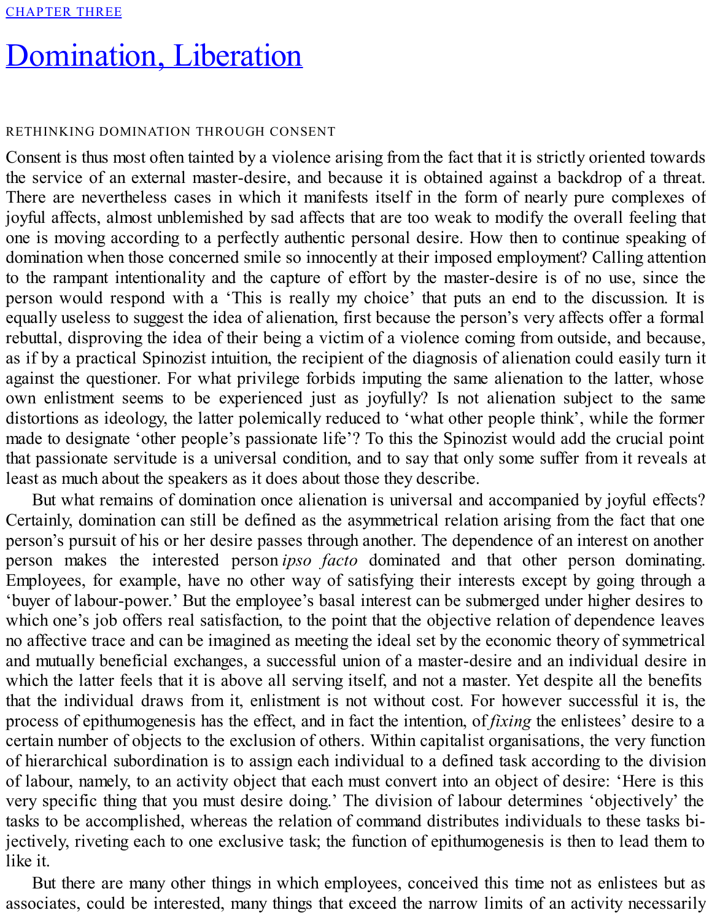CHAPTER THREE

# Domination, Liberation

## RETHINKING DOMINATION THROUGH CONSENT

Consent is thus most often tainted by a violence arising from the fact that it is strictly oriented towards the service of an external master-desire, and because it is obtained against a backdrop of a threat. There are nevertheless cases in which it manifests itself in the form of nearly pure complexes of joyful affects, almost unblemished by sad affects that are too weak to modify the overall feeling that one is moving according to a perfectly authentic personal desire. How then to continue speaking of domination when those concerned smile so innocently at their imposed employment? Calling attention to the rampant intentionality and the capture of effort by the master-desire is of no use, since the person would respond with a 'This is really my choice' that puts an end to the discussion. It is equally useless to suggest the idea of alienation, first because the person's very affects offer a formal rebuttal, disproving the idea of their being a victim of a violence coming from outside, and because, as if by a practical Spinozist intuition, the recipient of the diagnosis of alienation could easily turn it against the questioner. For what privilege forbids imputing the same alienation to the latter, whose own enlistment seems to be experienced just as joyfully? Is not alienation subject to the same distortions as ideology, the latter polemically reduced to 'what other people think', while the former made to designate 'other people's passionate life'? To this the Spinozist would add the crucial point that passionate servitude is a universal condition, and to say that only some suffer from it reveals at least as much about the speakers as it does about those they describe.

But what remains of domination once alienation is universal and accompanied by joyful effects? Certainly, domination can still be defined as the asymmetrical relation arising from the fact that one person's pursuit of his or her desire passes through another. The dependence of an interest on another person makes the interested person *ipso facto* dominated and that other person dominating. Employees, for example, have no other way of satisfying their interests except by going through a 'buyer of labour-power.' But the employee's basal interest can be submerged under higher desires to which one's job offers real satisfaction, to the point that the objective relation of dependence leaves no affective trace and can be imagined as meeting the ideal set by the economic theory of symmetrical and mutually beneficial exchanges, a successful union of a master-desire and an individual desire in which the latter feels that it is above all serving itself, and not a master. Yet despite all the benefits that the individual draws from it, enlistment is not without cost. For however successful it is, the process of epithumogenesis has the effect, and in fact the intention, of *fixing* the enlistees' desire to a certain number of objects to the exclusion of others. Within capitalist organisations, the very function of hierarchical subordination is to assign each individual to a defined task according to the division of labour, namely, to an activity object that each must convert into an object of desire: 'Here is this very specific thing that you must desire doing.' The division of labour determines 'objectively' the tasks to be accomplished, whereas the relation of command distributes individuals to these tasks bi-jectively, riveting each to one exclusive task; the function of epithumogenesis is then to lead them to like it.

But there are many other things in which employees, conceived this time not as enlistees but as associates, could be interested, many things that exceed the narrow limits of an activity necessarily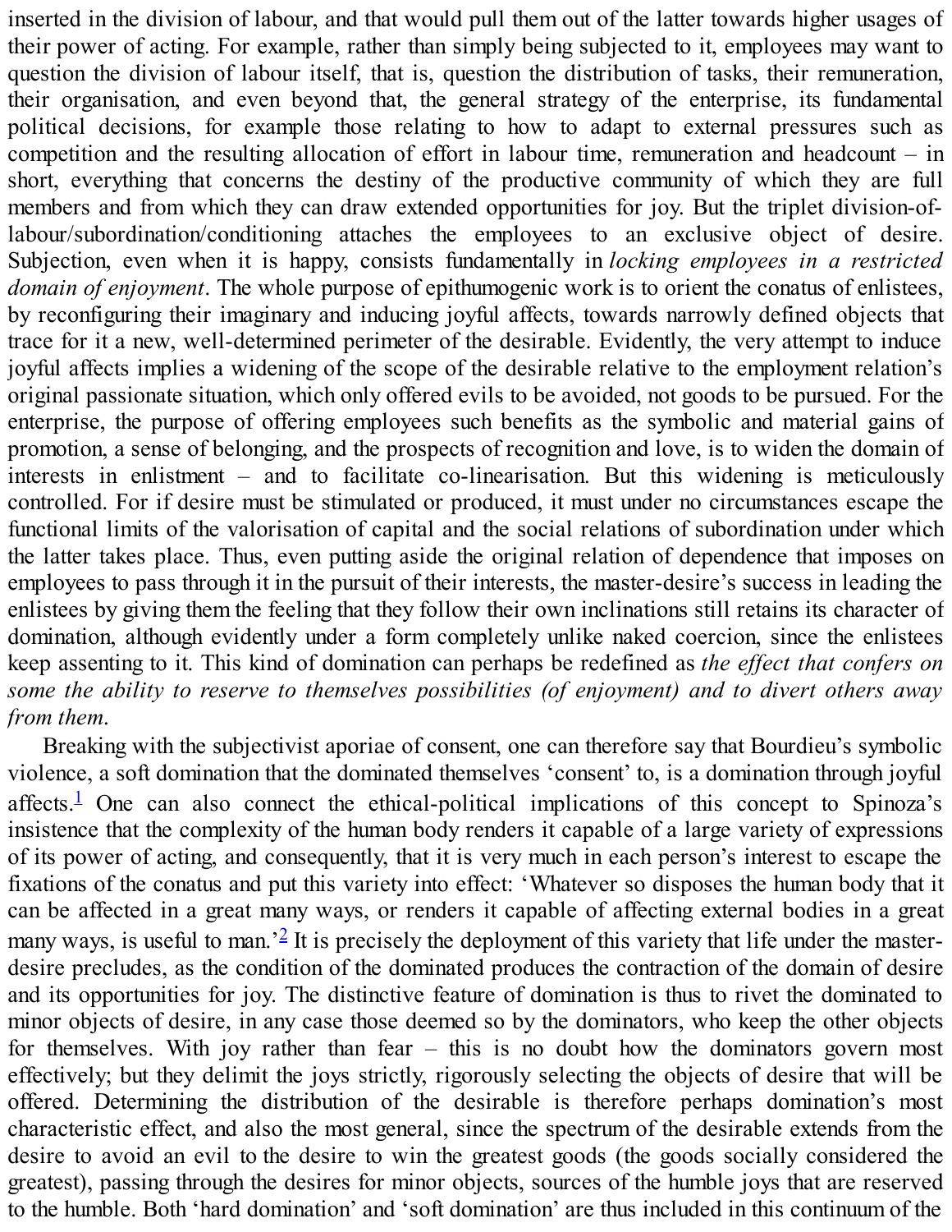inserted in the division of labour, and that would pull them out of the latter towards higher usages of their power of acting. For example, rather than simply being subjected to it, employees may want to question the division of labour itself, that is, question the distribution of tasks, their remuneration, their organisation, and even beyond that, the general strategy of the enterprise, its fundamental political decisions, for example those relating to how to adapt to external pressures such as competition and the resulting allocation of effort in labour time, remuneration and headcount – in short, everything that concerns the destiny of the productive community of which they are full members and from which they can draw extended opportunities for joy. But the triplet division-of-labour/subordination/conditioning attaches the employees to an exclusive object of desire. Subjection, even when it is happy, consists fundamentally in *locking employees in a restricted domain of enjoyment*. The whole purpose of epithumogenic work is to orient the conatus of enlistees, by reconfiguring their imaginary and inducing joyful affects, towards narrowly defined objects that trace for it a new, well-determined perimeter of the desirable. Evidently, the very attempt to induce joyful affects implies a widening of the scope of the desirable relative to the employment relation's original passionate situation, which only offered evils to be avoided, not goods to be pursued. For the enterprise, the purpose of offering employees such benefits as the symbolic and material gains of promotion, a sense of belonging, and the prospects of recognition and love, is to widen the domain of interests in enlistment – and to facilitate co-linearisation. But this widening is meticulously controlled. For if desire must be stimulated or produced, it must under no circumstances escape the functional limits of the valorisation of capital and the social relations of subordination under which the latter takes place. Thus, even putting aside the original relation of dependence that imposes on employees to pass through it in the pursuit of their interests, the master-desire's success in leading the enlistees by giving them the feeling that they follow their own inclinations still retains its character of domination, although evidently under a form completely unlike naked coercion, since the enlistees keep assenting to it. This kind of domination can perhaps be redefined as *the effect that confers on some the ability to reserve to themselves possibilities (of enjoyment) and to divert others away from them*.

Breaking with the subjectivist aporiae of consent, one can therefore say that Bourdieu's symbolic violence, a soft domination that the dominated themselves 'consent' to, is a domination through joyful affects.[1] One can also connect the ethical-political implications of this concept to Spinoza's insistence that the complexity of the human body renders it capable of a large variety of expressions of its power of acting, and consequently, that it is very much in each person's interest to escape the fixations of the conatus and put this variety into effect: 'Whatever so disposes the human body that it can be affected in a great many ways, or renders it capable of affecting external bodies in a great many ways, is useful to man.'[2] It is precisely the deployment of this variety that life under the master-desire precludes, as the condition of the dominated produces the contraction of the domain of desire and its opportunities for joy. The distinctive feature of domination is thus to rivet the dominated to minor objects of desire, in any case those deemed so by the dominators, who keep the other objects for themselves. With joy rather than fear – this is no doubt how the dominators govern most effectively; but they delimit the joys strictly, rigorously selecting the objects of desire that will be offered. Determining the distribution of the desirable is therefore perhaps domination's most characteristic effect, and also the most general, since the spectrum of the desirable extends from the desire to avoid an evil to the desire to win the greatest goods (the goods socially considered the greatest), passing through the desires for minor objects, sources of the humble joys that are reserved to the humble. Both 'hard domination' and 'soft domination' are thus included in this continuum of the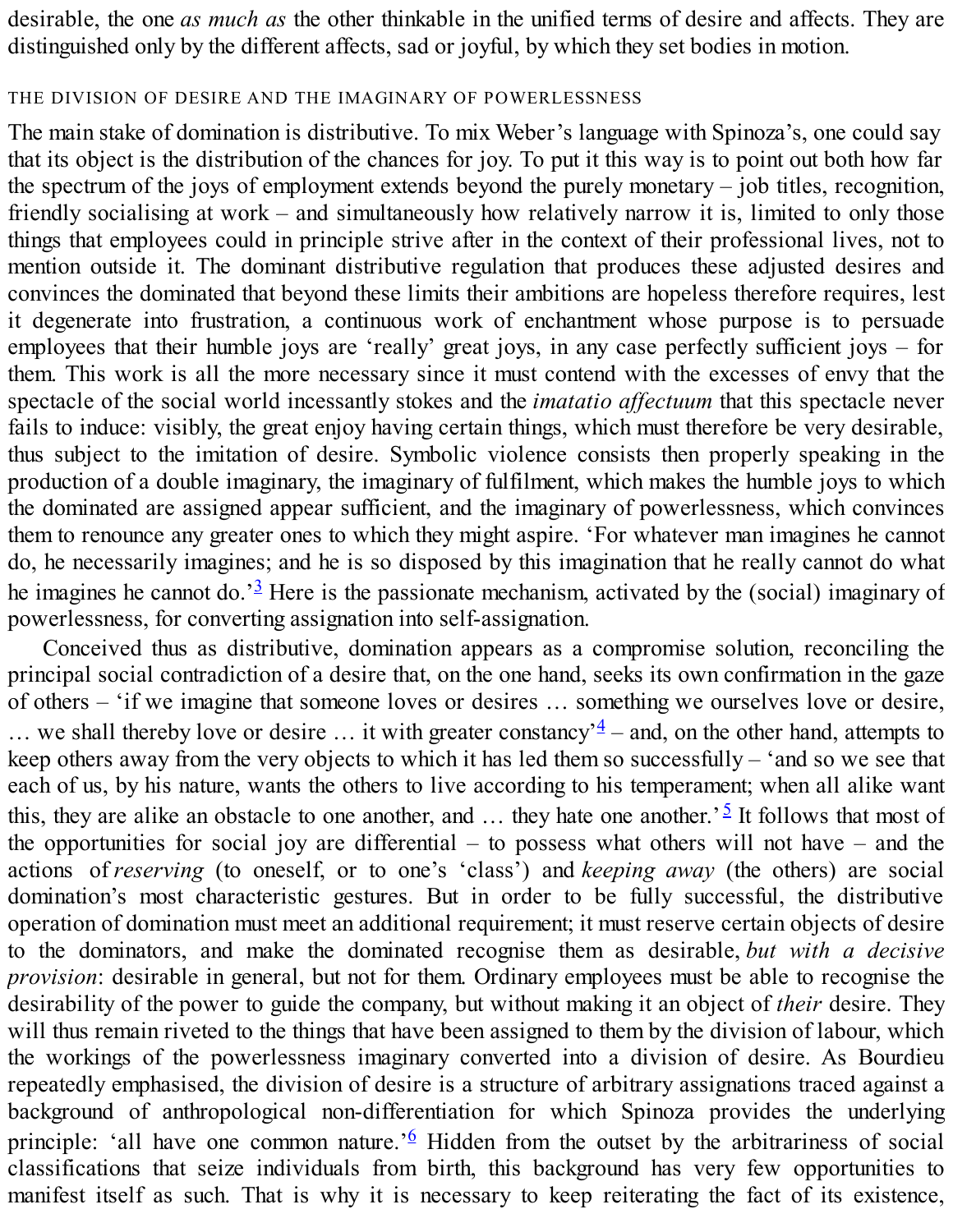desirable, the one *as much as* the other thinkable in the unified terms of desire and affects. They are distinguished only by the different affects, sad or joyful, by which they set bodies in motion.

## THE DIVISION OF DESIRE AND THE IMAGINARY OF POWERLESSNESS

The main stake of domination is distributive. To mix Weber's language with Spinoza's, one could say that its object is the distribution of the chances for joy. To put it this way is to point out both how far the spectrum of the joys of employment extends beyond the purely monetary – job titles, recognition, friendly socialising at work – and simultaneously how relatively narrow it is, limited to only those things that employees could in principle strive after in the context of their professional lives, not to mention outside it. The dominant distributive regulation that produces these adjusted desires and convinces the dominated that beyond these limits their ambitions are hopeless therefore requires, lest it degenerate into frustration, a continuous work of enchantment whose purpose is to persuade employees that their humble joys are 'really' great joys, in any case perfectly sufficient joys – for them. This work is all the more necessary since it must contend with the excesses of envy that the spectacle of the social world incessantly stokes and the *imatatio affectuum* that this spectacle never fails to induce: visibly, the great enjoy having certain things, which must therefore be very desirable, thus subject to the imitation of desire. Symbolic violence consists then properly speaking in the production of a double imaginary, the imaginary of fulfilment, which makes the humble joys to which the dominated are assigned appear sufficient, and the imaginary of powerlessness, which convinces them to renounce any greater ones to which they might aspire. 'For whatever man imagines he cannot do, he necessarily imagines; and he is so disposed by this imagination that he really cannot do what he imagines he cannot do.'[3] Here is the passionate mechanism, activated by the (social) imaginary of powerlessness, for converting assignation into self-assignation.

Conceived thus as distributive, domination appears as a compromise solution, reconciling the principal social contradiction of a desire that, on the one hand, seeks its own confirmation in the gaze of others – 'if we imagine that someone loves or desires … something we ourselves love or desire, … we shall thereby love or desire … it with greater constancy'[4] – and, on the other hand, attempts to keep others away from the very objects to which it has led them so successfully – 'and so we see that each of us, by his nature, wants the others to live according to his temperament; when all alike want this, they are alike an obstacle to one another, and … they hate one another.'[5] It follows that most of the opportunities for social joy are differential – to possess what others will not have – and the actions of *reserving* (to oneself, or to one's 'class') and *keeping away* (the others) are social domination's most characteristic gestures. But in order to be fully successful, the distributive operation of domination must meet an additional requirement; it must reserve certain objects of desire to the dominators, and make the dominated recognise them as desirable, *but with a decisive provision*: desirable in general, but not for them. Ordinary employees must be able to recognise the desirability of the power to guide the company, but without making it an object of *their* desire. They will thus remain riveted to the things that have been assigned to them by the division of labour, which the workings of the powerlessness imaginary converted into a division of desire. As Bourdieu repeatedly emphasised, the division of desire is a structure of arbitrary assignations traced against a background of anthropological non-differentiation for which Spinoza provides the underlying principle: 'all have one common nature.'[6] Hidden from the outset by the arbitrariness of social classifications that seize individuals from birth, this background has very few opportunities to manifest itself as such. That is why it is necessary to keep reiterating the fact of its existence,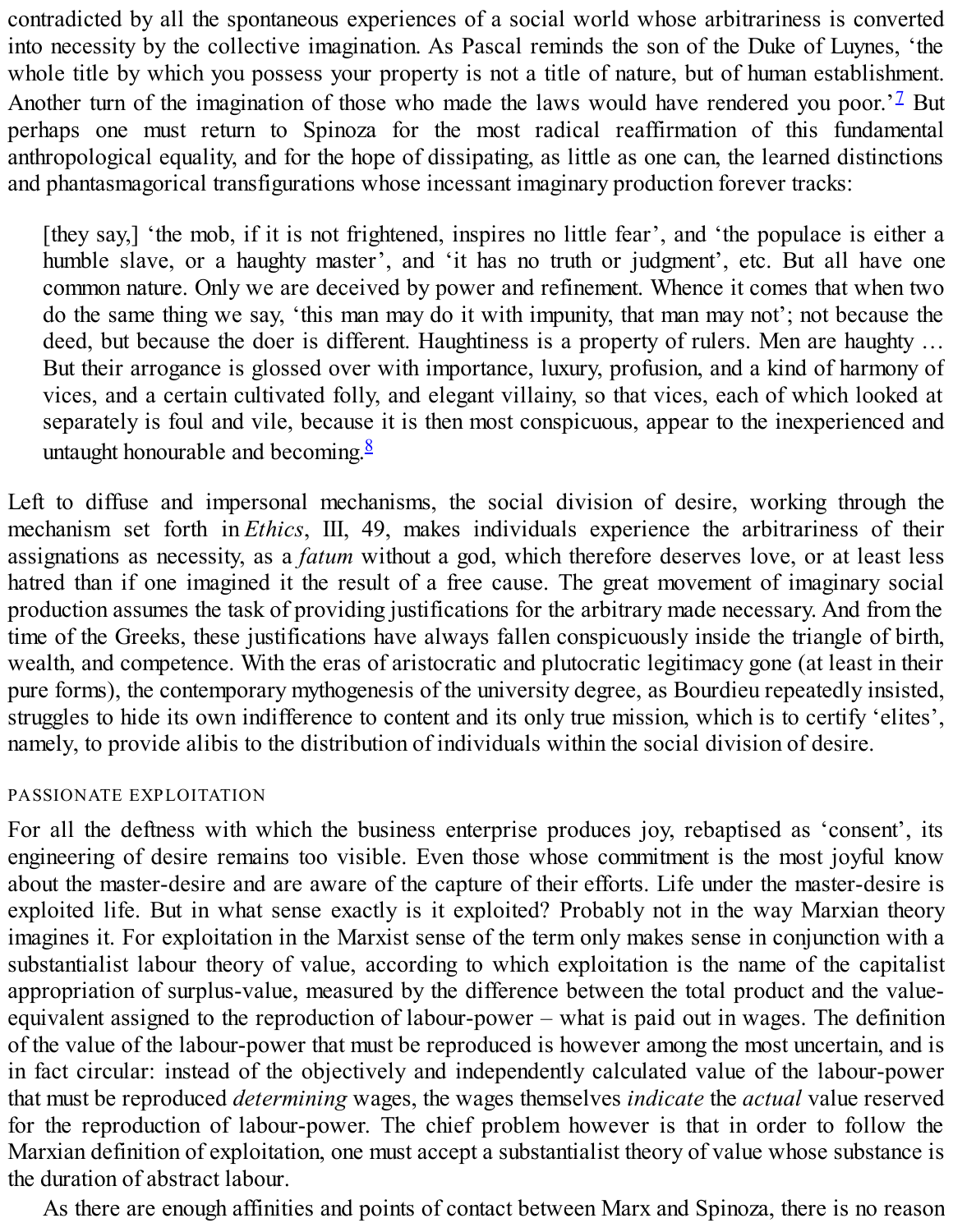contradicted by all the spontaneous experiences of a social world whose arbitrariness is converted into necessity by the collective imagination. As Pascal reminds the son of the Duke of Luynes, 'the whole title by which you possess your property is not a title of nature, but of human establishment. Another turn of the imagination of those who made the laws would have rendered you poor.'[7] But perhaps one must return to Spinoza for the most radical reaffirmation of this fundamental anthropological equality, and for the hope of dissipating, as little as one can, the learned distinctions and phantasmagorical transfigurations whose incessant imaginary production forever tracks:

> [they say,] 'the mob, if it is not frightened, inspires no little fear', and 'the populace is either a humble slave, or a haughty master', and 'it has no truth or judgment', etc. But all have one common nature. Only we are deceived by power and refinement. Whence it comes that when two do the same thing we say, 'this man may do it with impunity, that man may not'; not because the deed, but because the doer is different. Haughtiness is a property of rulers. Men are haughty … But their arrogance is glossed over with importance, luxury, profusion, and a kind of harmony of vices, and a certain cultivated folly, and elegant villainy, so that vices, each of which looked at separately is foul and vile, because it is then most conspicuous, appear to the inexperienced and untaught honourable and becoming.[8]

Left to diffuse and impersonal mechanisms, the social division of desire, working through the mechanism set forth in *Ethics*, III, 49, makes individuals experience the arbitrariness of their assignations as necessity, as a *fatum* without a god, which therefore deserves love, or at least less hatred than if one imagined it the result of a free cause. The great movement of imaginary social production assumes the task of providing justifications for the arbitrary made necessary. And from the time of the Greeks, these justifications have always fallen conspicuously inside the triangle of birth, wealth, and competence. With the eras of aristocratic and plutocratic legitimacy gone (at least in their pure forms), the contemporary mythogenesis of the university degree, as Bourdieu repeatedly insisted, struggles to hide its own indifference to content and its only true mission, which is to certify 'elites', namely, to provide alibis to the distribution of individuals within the social division of desire.

## PASSIONATE EXPLOITATION

For all the deftness with which the business enterprise produces joy, rebaptised as 'consent', its engineering of desire remains too visible. Even those whose commitment is the most joyful know about the master-desire and are aware of the capture of their efforts. Life under the master-desire is exploited life. But in what sense exactly is it exploited? Probably not in the way Marxian theory imagines it. For exploitation in the Marxist sense of the term only makes sense in conjunction with a substantialist labour theory of value, according to which exploitation is the name of the capitalist appropriation of surplus-value, measured by the difference between the total product and the value-equivalent assigned to the reproduction of labour-power – what is paid out in wages. The definition of the value of the labour-power that must be reproduced is however among the most uncertain, and is in fact circular: instead of the objectively and independently calculated value of the labour-power that must be reproduced *determining* wages, the wages themselves *indicate* the *actual* value reserved for the reproduction of labour-power. The chief problem however is that in order to follow the Marxian definition of exploitation, one must accept a substantialist theory of value whose substance is the duration of abstract labour.

As there are enough affinities and points of contact between Marx and Spinoza, there is no reason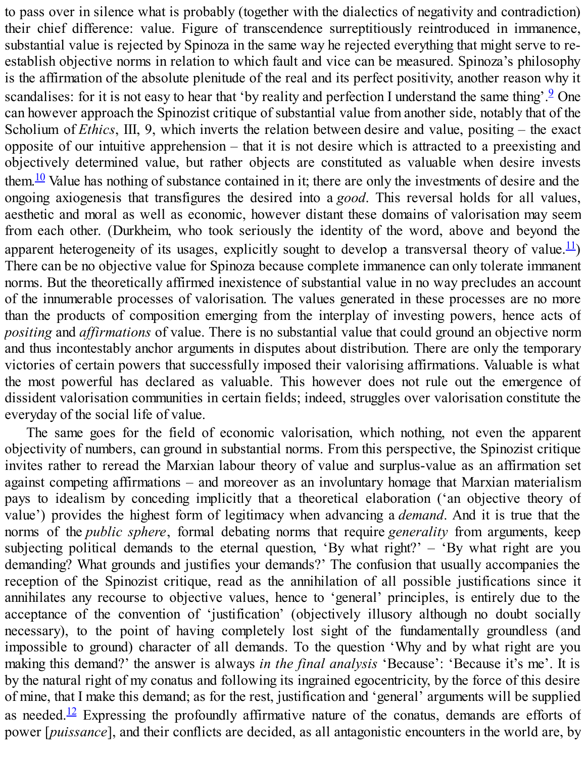to pass over in silence what is probably (together with the dialectics of negativity and contradiction) their chief difference: value. Figure of transcendence surreptitiously reintroduced in immanence, substantial value is rejected by Spinoza in the same way he rejected everything that might serve to re-establish objective norms in relation to which fault and vice can be measured. Spinoza's philosophy is the affirmation of the absolute plenitude of the real and its perfect positivity, another reason why it scandalises: for it is not easy to hear that 'by reality and perfection I understand the same thing'.[9] One can however approach the Spinozist critique of substantial value from another side, notably that of the Scholium of *Ethics*, III, 9, which inverts the relation between desire and value, positing – the exact opposite of our intuitive apprehension – that it is not desire which is attracted to a preexisting and objectively determined value, but rather objects are constituted as valuable when desire invests them.[10] Value has nothing of substance contained in it; there are only the investments of desire and the ongoing axiogenesis that transfigures the desired into a *good*. This reversal holds for all values, aesthetic and moral as well as economic, however distant these domains of valorisation may seem from each other. (Durkheim, who took seriously the identity of the word, above and beyond the apparent heterogeneity of its usages, explicitly sought to develop a transversal theory of value.[11]) There can be no objective value for Spinoza because complete immanence can only tolerate immanent norms. But the theoretically affirmed inexistence of substantial value in no way precludes an account of the innumerable processes of valorisation. The values generated in these processes are no more than the products of composition emerging from the interplay of investing powers, hence acts of *positing* and *affirmations* of value. There is no substantial value that could ground an objective norm and thus incontestably anchor arguments in disputes about distribution. There are only the temporary victories of certain powers that successfully imposed their valorising affirmations. Valuable is what the most powerful has declared as valuable. This however does not rule out the emergence of dissident valorisation communities in certain fields; indeed, struggles over valorisation constitute the everyday of the social life of value.

The same goes for the field of economic valorisation, which nothing, not even the apparent objectivity of numbers, can ground in substantial norms. From this perspective, the Spinozist critique invites rather to reread the Marxian labour theory of value and surplus-value as an affirmation set against competing affirmations – and moreover as an involuntary homage that Marxian materialism pays to idealism by conceding implicitly that a theoretical elaboration ('an objective theory of value') provides the highest form of legitimacy when advancing a *demand*. And it is true that the norms of the *public sphere*, formal debating norms that require *generality* from arguments, keep subjecting political demands to the eternal question, 'By what right?' – 'By what right are you demanding? What grounds and justifies your demands?' The confusion that usually accompanies the reception of the Spinozist critique, read as the annihilation of all possible justifications since it annihilates any recourse to objective values, hence to 'general' principles, is entirely due to the acceptance of the convention of 'justification' (objectively illusory although no doubt socially necessary), to the point of having completely lost sight of the fundamentally groundless (and impossible to ground) character of all demands. To the question 'Why and by what right are you making this demand?' the answer is always *in the final analysis* 'Because': 'Because it's me'. It is by the natural right of my conatus and following its ingrained egocentricity, by the force of this desire of mine, that I make this demand; as for the rest, justification and 'general' arguments will be supplied as needed.[12] Expressing the profoundly affirmative nature of the conatus, demands are efforts of power [*puissance*], and their conflicts are decided, as all antagonistic encounters in the world are, by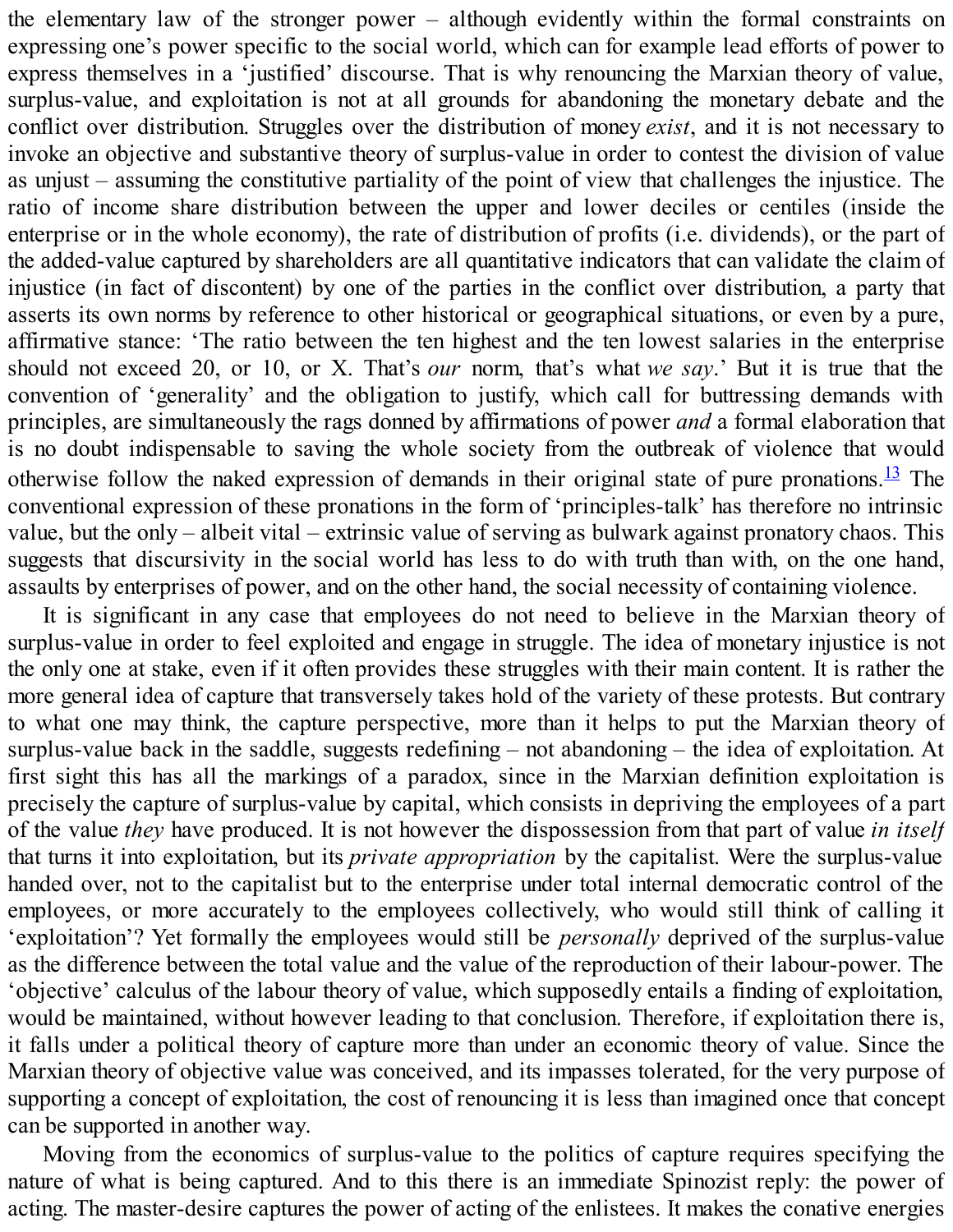the elementary law of the stronger power – although evidently within the formal constraints on expressing one's power specific to the social world, which can for example lead efforts of power to express themselves in a 'justified' discourse. That is why renouncing the Marxian theory of value, surplus-value, and exploitation is not at all grounds for abandoning the monetary debate and the conflict over distribution. Struggles over the distribution of money *exist*, and it is not necessary to invoke an objective and substantive theory of surplus-value in order to contest the division of value as unjust – assuming the constitutive partiality of the point of view that challenges the injustice. The ratio of income share distribution between the upper and lower deciles or centiles (inside the enterprise or in the whole economy), the rate of distribution of profits (i.e. dividends), or the part of the added-value captured by shareholders are all quantitative indicators that can validate the claim of injustice (in fact of discontent) by one of the parties in the conflict over distribution, a party that asserts its own norms by reference to other historical or geographical situations, or even by a pure, affirmative stance: 'The ratio between the ten highest and the ten lowest salaries in the enterprise should not exceed 20, or 10, or X. That's *our* norm, that's what *we say*.' But it is true that the convention of 'generality' and the obligation to justify, which call for buttressing demands with principles, are simultaneously the rags donned by affirmations of power *and* a formal elaboration that is no doubt indispensable to saving the whole society from the outbreak of violence that would otherwise follow the naked expression of demands in their original state of pure pronations.[13] The conventional expression of these pronations in the form of 'principles-talk' has therefore no intrinsic value, but the only – albeit vital – extrinsic value of serving as bulwark against pronatory chaos. This suggests that discursivity in the social world has less to do with truth than with, on the one hand, assaults by enterprises of power, and on the other hand, the social necessity of containing violence.

It is significant in any case that employees do not need to believe in the Marxian theory of surplus-value in order to feel exploited and engage in struggle. The idea of monetary injustice is not the only one at stake, even if it often provides these struggles with their main content. It is rather the more general idea of capture that transversely takes hold of the variety of these protests. But contrary to what one may think, the capture perspective, more than it helps to put the Marxian theory of surplus-value back in the saddle, suggests redefining – not abandoning – the idea of exploitation. At first sight this has all the markings of a paradox, since in the Marxian definition exploitation is precisely the capture of surplus-value by capital, which consists in depriving the employees of a part of the value *they* have produced. It is not however the dispossession from that part of value *in itself* that turns it into exploitation, but its *private appropriation* by the capitalist. Were the surplus-value handed over, not to the capitalist but to the enterprise under total internal democratic control of the employees, or more accurately to the employees collectively, who would still think of calling it 'exploitation'? Yet formally the employees would still be *personally* deprived of the surplus-value as the difference between the total value and the value of the reproduction of their labour-power. The 'objective' calculus of the labour theory of value, which supposedly entails a finding of exploitation, would be maintained, without however leading to that conclusion. Therefore, if exploitation there is, it falls under a political theory of capture more than under an economic theory of value. Since the Marxian theory of objective value was conceived, and its impasses tolerated, for the very purpose of supporting a concept of exploitation, the cost of renouncing it is less than imagined once that concept can be supported in another way.

Moving from the economics of surplus-value to the politics of capture requires specifying the nature of what is being captured. And to this there is an immediate Spinozist reply: the power of acting. The master-desire captures the power of acting of the enlistees. It makes the conative energies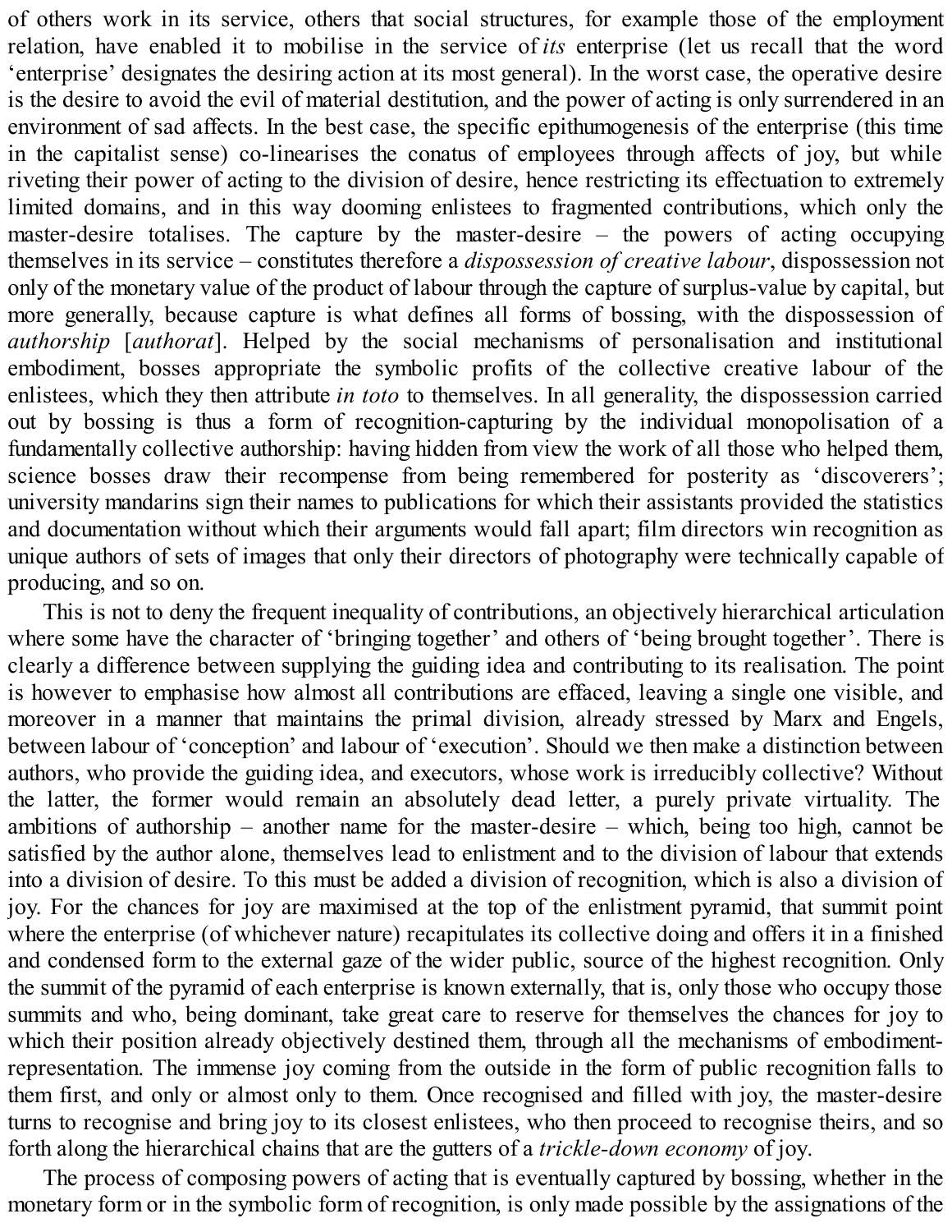of others work in its service, others that social structures, for example those of the employment relation, have enabled it to mobilise in the service of *its* enterprise (let us recall that the word 'enterprise' designates the desiring action at its most general). In the worst case, the operative desire is the desire to avoid the evil of material destitution, and the power of acting is only surrendered in an environment of sad affects. In the best case, the specific epithumogenesis of the enterprise (this time in the capitalist sense) co-linearises the conatus of employees through affects of joy, but while riveting their power of acting to the division of desire, hence restricting its effectuation to extremely limited domains, and in this way dooming enlistees to fragmented contributions, which only the master-desire totalises. The capture by the master-desire – the powers of acting occupying themselves in its service – constitutes therefore a *dispossession of creative labour*, dispossession not only of the monetary value of the product of labour through the capture of surplus-value by capital, but more generally, because capture is what defines all forms of bossing, with the dispossession of *authorship* [*authorat*]. Helped by the social mechanisms of personalisation and institutional embodiment, bosses appropriate the symbolic profits of the collective creative labour of the enlistees, which they then attribute *in toto* to themselves. In all generality, the dispossession carried out by bossing is thus a form of recognition-capturing by the individual monopolisation of a fundamentally collective authorship: having hidden from view the work of all those who helped them, science bosses draw their recompense from being remembered for posterity as 'discoverers'; university mandarins sign their names to publications for which their assistants provided the statistics and documentation without which their arguments would fall apart; film directors win recognition as unique authors of sets of images that only their directors of photography were technically capable of producing, and so on.

This is not to deny the frequent inequality of contributions, an objectively hierarchical articulation where some have the character of 'bringing together' and others of 'being brought together'. There is clearly a difference between supplying the guiding idea and contributing to its realisation. The point is however to emphasise how almost all contributions are effaced, leaving a single one visible, and moreover in a manner that maintains the primal division, already stressed by Marx and Engels, between labour of 'conception' and labour of 'execution'. Should we then make a distinction between authors, who provide the guiding idea, and executors, whose work is irreducibly collective? Without the latter, the former would remain an absolutely dead letter, a purely private virtuality. The ambitions of authorship – another name for the master-desire – which, being too high, cannot be satisfied by the author alone, themselves lead to enlistment and to the division of labour that extends into a division of desire. To this must be added a division of recognition, which is also a division of joy. For the chances for joy are maximised at the top of the enlistment pyramid, that summit point where the enterprise (of whichever nature) recapitulates its collective doing and offers it in a finished and condensed form to the external gaze of the wider public, source of the highest recognition. Only the summit of the pyramid of each enterprise is known externally, that is, only those who occupy those summits and who, being dominant, take great care to reserve for themselves the chances for joy to which their position already objectively destined them, through all the mechanisms of embodiment-representation. The immense joy coming from the outside in the form of public recognition falls to them first, and only or almost only to them. Once recognised and filled with joy, the master-desire turns to recognise and bring joy to its closest enlistees, who then proceed to recognise theirs, and so forth along the hierarchical chains that are the gutters of a *trickle-down economy* of joy.

The process of composing powers of acting that is eventually captured by bossing, whether in the monetary form or in the symbolic form of recognition, is only made possible by the assignations of the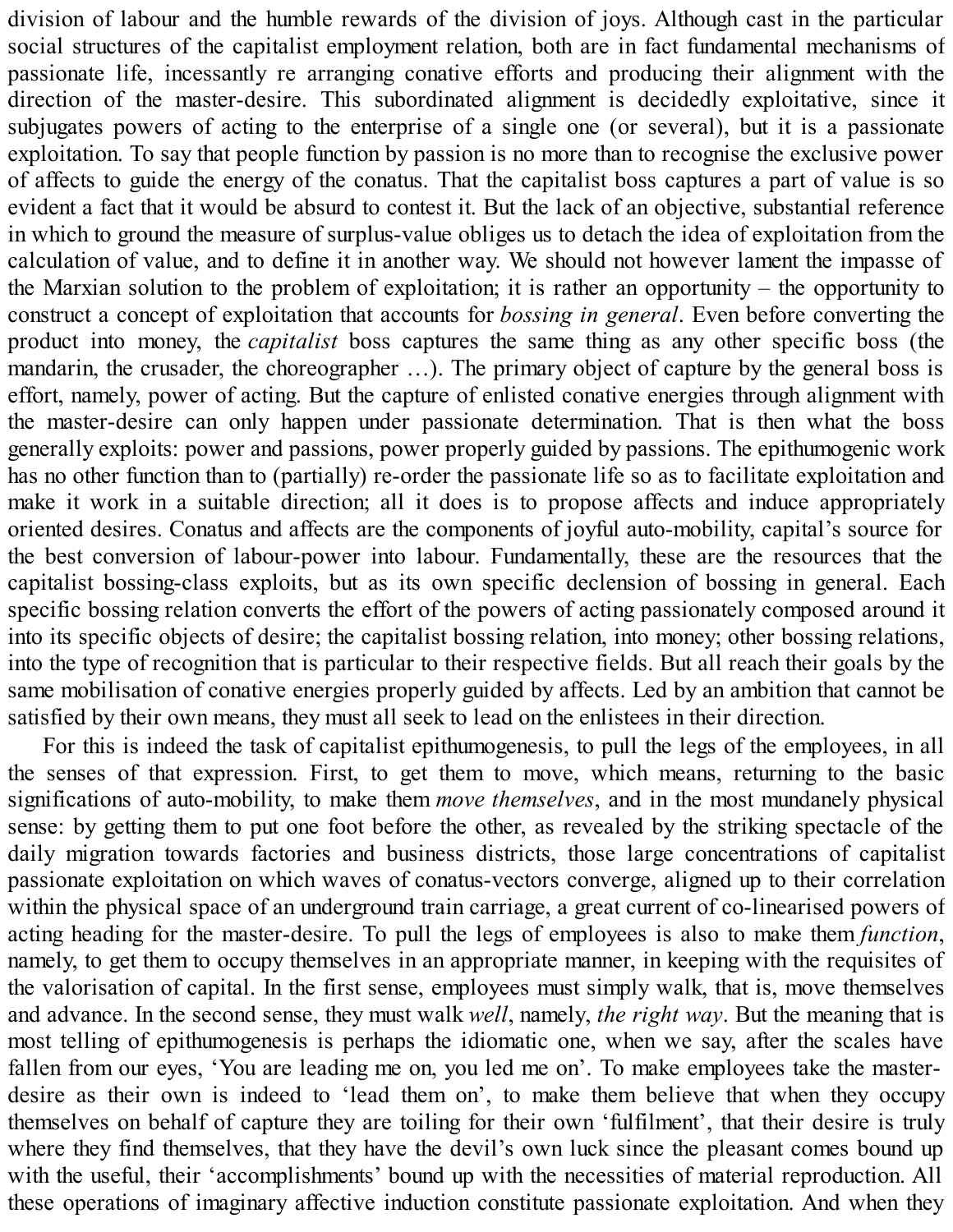division of labour and the humble rewards of the division of joys. Although cast in the particular social structures of the capitalist employment relation, both are in fact fundamental mechanisms of passionate life, incessantly re arranging conative efforts and producing their alignment with the direction of the master-desire. This subordinated alignment is decidedly exploitative, since it subjugates powers of acting to the enterprise of a single one (or several), but it is a passionate exploitation. To say that people function by passion is no more than to recognise the exclusive power of affects to guide the energy of the conatus. That the capitalist boss captures a part of value is so evident a fact that it would be absurd to contest it. But the lack of an objective, substantial reference in which to ground the measure of surplus-value obliges us to detach the idea of exploitation from the calculation of value, and to define it in another way. We should not however lament the impasse of the Marxian solution to the problem of exploitation; it is rather an opportunity – the opportunity to construct a concept of exploitation that accounts for *bossing in general*. Even before converting the product into money, the *capitalist* boss captures the same thing as any other specific boss (the mandarin, the crusader, the choreographer …). The primary object of capture by the general boss is effort, namely, power of acting. But the capture of enlisted conative energies through alignment with the master-desire can only happen under passionate determination. That is then what the boss generally exploits: power and passions, power properly guided by passions. The epithumogenic work has no other function than to (partially) re-order the passionate life so as to facilitate exploitation and make it work in a suitable direction; all it does is to propose affects and induce appropriately oriented desires. Conatus and affects are the components of joyful auto-mobility, capital's source for the best conversion of labour-power into labour. Fundamentally, these are the resources that the capitalist bossing-class exploits, but as its own specific declension of bossing in general. Each specific bossing relation converts the effort of the powers of acting passionately composed around it into its specific objects of desire; the capitalist bossing relation, into money; other bossing relations, into the type of recognition that is particular to their respective fields. But all reach their goals by the same mobilisation of conative energies properly guided by affects. Led by an ambition that cannot be satisfied by their own means, they must all seek to lead on the enlistees in their direction.

For this is indeed the task of capitalist epithumogenesis, to pull the legs of the employees, in all the senses of that expression. First, to get them to move, which means, returning to the basic significations of auto-mobility, to make them *move themselves*, and in the most mundanely physical sense: by getting them to put one foot before the other, as revealed by the striking spectacle of the daily migration towards factories and business districts, those large concentrations of capitalist passionate exploitation on which waves of conatus-vectors converge, aligned up to their correlation within the physical space of an underground train carriage, a great current of co-linearised powers of acting heading for the master-desire. To pull the legs of employees is also to make them *function*, namely, to get them to occupy themselves in an appropriate manner, in keeping with the requisites of the valorisation of capital. In the first sense, employees must simply walk, that is, move themselves and advance. In the second sense, they must walk *well*, namely, *the right way*. But the meaning that is most telling of epithumogenesis is perhaps the idiomatic one, when we say, after the scales have fallen from our eyes, 'You are leading me on, you led me on'. To make employees take the master-desire as their own is indeed to 'lead them on', to make them believe that when they occupy themselves on behalf of capture they are toiling for their own 'fulfilment', that their desire is truly where they find themselves, that they have the devil's own luck since the pleasant comes bound up with the useful, their 'accomplishments' bound up with the necessities of material reproduction. All these operations of imaginary affective induction constitute passionate exploitation. And when they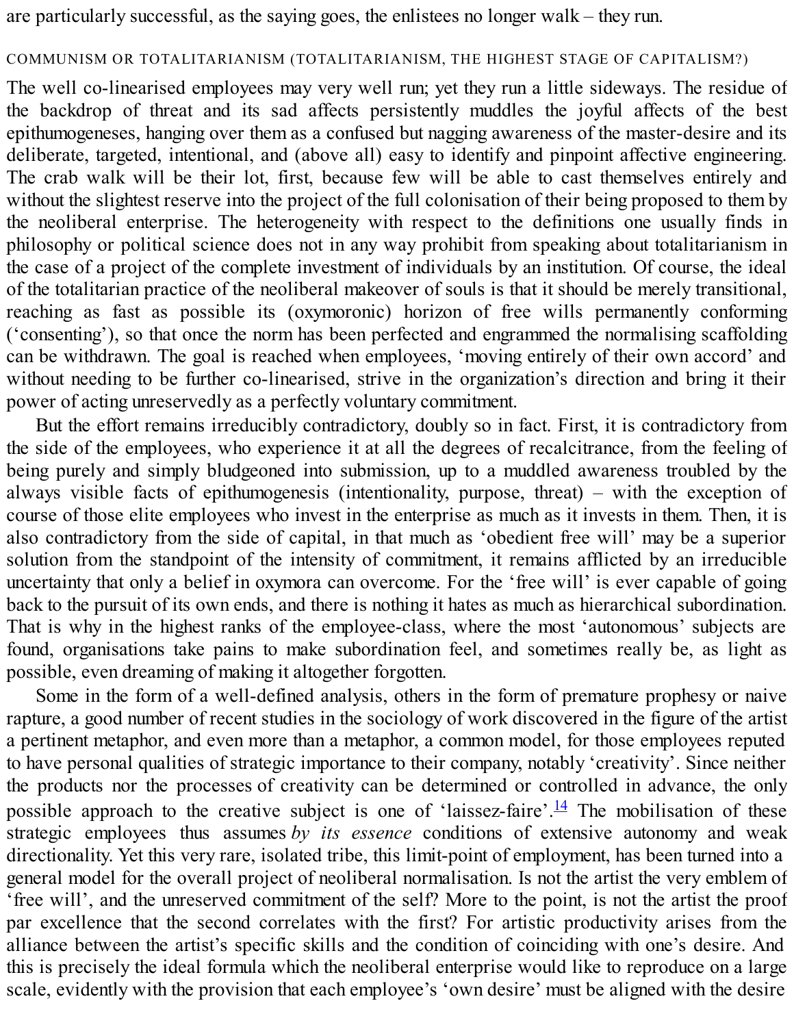are particularly successful, as the saying goes, the enlistees no longer walk – they run.

## COMMUNISM OR TOTALITARIANISM (TOTALITARIANISM, THE HIGHEST STAGE OF CAPITALISM?)

The well co-linearised employees may very well run; yet they run a little sideways. The residue of the backdrop of threat and its sad affects persistently muddles the joyful affects of the best epithumogeneses, hanging over them as a confused but nagging awareness of the master-desire and its deliberate, targeted, intentional, and (above all) easy to identify and pinpoint affective engineering. The crab walk will be their lot, first, because few will be able to cast themselves entirely and without the slightest reserve into the project of the full colonisation of their being proposed to them by the neoliberal enterprise. The heterogeneity with respect to the definitions one usually finds in philosophy or political science does not in any way prohibit from speaking about totalitarianism in the case of a project of the complete investment of individuals by an institution. Of course, the ideal of the totalitarian practice of the neoliberal makeover of souls is that it should be merely transitional, reaching as fast as possible its (oxymoronic) horizon of free wills permanently conforming ('consenting'), so that once the norm has been perfected and engrammed the normalising scaffolding can be withdrawn. The goal is reached when employees, 'moving entirely of their own accord' and without needing to be further co-linearised, strive in the organization's direction and bring it their power of acting unreservedly as a perfectly voluntary commitment.

But the effort remains irreducibly contradictory, doubly so in fact. First, it is contradictory from the side of the employees, who experience it at all the degrees of recalcitrance, from the feeling of being purely and simply bludgeoned into submission, up to a muddled awareness troubled by the always visible facts of epithumogenesis (intentionality, purpose, threat) – with the exception of course of those elite employees who invest in the enterprise as much as it invests in them. Then, it is also contradictory from the side of capital, in that much as 'obedient free will' may be a superior solution from the standpoint of the intensity of commitment, it remains afflicted by an irreducible uncertainty that only a belief in oxymora can overcome. For the 'free will' is ever capable of going back to the pursuit of its own ends, and there is nothing it hates as much as hierarchical subordination. That is why in the highest ranks of the employee-class, where the most 'autonomous' subjects are found, organisations take pains to make subordination feel, and sometimes really be, as light as possible, even dreaming of making it altogether forgotten.

Some in the form of a well-defined analysis, others in the form of premature prophesy or naive rapture, a good number of recent studies in the sociology of work discovered in the figure of the artist a pertinent metaphor, and even more than a metaphor, a common model, for those employees reputed to have personal qualities of strategic importance to their company, notably 'creativity'. Since neither the products nor the processes of creativity can be determined or controlled in advance, the only possible approach to the creative subject is one of 'laissez-faire'.[14] The mobilisation of these strategic employees thus assumes *by its essence* conditions of extensive autonomy and weak directionality. Yet this very rare, isolated tribe, this limit-point of employment, has been turned into a general model for the overall project of neoliberal normalisation. Is not the artist the very emblem of 'free will', and the unreserved commitment of the self? More to the point, is not the artist the proof par excellence that the second correlates with the first? For artistic productivity arises from the alliance between the artist's specific skills and the condition of coinciding with one's desire. And this is precisely the ideal formula which the neoliberal enterprise would like to reproduce on a large scale, evidently with the provision that each employee's 'own desire' must be aligned with the desire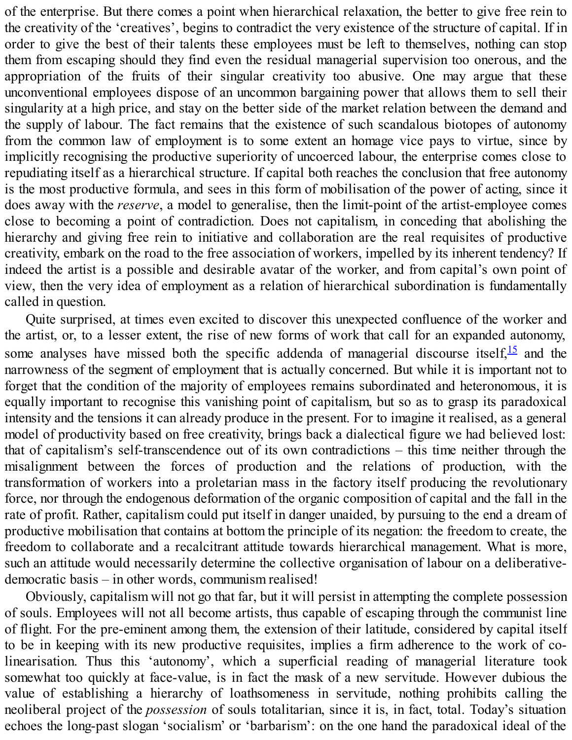of the enterprise. But there comes a point when hierarchical relaxation, the better to give free rein to the creativity of the 'creatives', begins to contradict the very existence of the structure of capital. If in order to give the best of their talents these employees must be left to themselves, nothing can stop them from escaping should they find even the residual managerial supervision too onerous, and the appropriation of the fruits of their singular creativity too abusive. One may argue that these unconventional employees dispose of an uncommon bargaining power that allows them to sell their singularity at a high price, and stay on the better side of the market relation between the demand and the supply of labour. The fact remains that the existence of such scandalous biotopes of autonomy from the common law of employment is to some extent an homage vice pays to virtue, since by implicitly recognising the productive superiority of uncoerced labour, the enterprise comes close to repudiating itself as a hierarchical structure. If capital both reaches the conclusion that free autonomy is the most productive formula, and sees in this form of mobilisation of the power of acting, since it does away with the *reserve*, a model to generalise, then the limit-point of the artist-employee comes close to becoming a point of contradiction. Does not capitalism, in conceding that abolishing the hierarchy and giving free rein to initiative and collaboration are the real requisites of productive creativity, embark on the road to the free association of workers, impelled by its inherent tendency? If indeed the artist is a possible and desirable avatar of the worker, and from capital's own point of view, then the very idea of employment as a relation of hierarchical subordination is fundamentally called in question.

Quite surprised, at times even excited to discover this unexpected confluence of the worker and the artist, or, to a lesser extent, the rise of new forms of work that call for an expanded autonomy, some analyses have missed both the specific addenda of managerial discourse itself,[15] and the narrowness of the segment of employment that is actually concerned. But while it is important not to forget that the condition of the majority of employees remains subordinated and heteronomous, it is equally important to recognise this vanishing point of capitalism, but so as to grasp its paradoxical intensity and the tensions it can already produce in the present. For to imagine it realised, as a general model of productivity based on free creativity, brings back a dialectical figure we had believed lost: that of capitalism's self-transcendence out of its own contradictions – this time neither through the misalignment between the forces of production and the relations of production, with the transformation of workers into a proletarian mass in the factory itself producing the revolutionary force, nor through the endogenous deformation of the organic composition of capital and the fall in the rate of profit. Rather, capitalism could put itself in danger unaided, by pursuing to the end a dream of productive mobilisation that contains at bottom the principle of its negation: the freedom to create, the freedom to collaborate and a recalcitrant attitude towards hierarchical management. What is more, such an attitude would necessarily determine the collective organisation of labour on a deliberative-democratic basis – in other words, communism realised!

Obviously, capitalism will not go that far, but it will persist in attempting the complete possession of souls. Employees will not all become artists, thus capable of escaping through the communist line of flight. For the pre-eminent among them, the extension of their latitude, considered by capital itself to be in keeping with its new productive requisites, implies a firm adherence to the work of co-linearisation. Thus this 'autonomy', which a superficial reading of managerial literature took somewhat too quickly at face-value, is in fact the mask of a new servitude. However dubious the value of establishing a hierarchy of loathsomeness in servitude, nothing prohibits calling the neoliberal project of the *possession* of souls totalitarian, since it is, in fact, total. Today's situation echoes the long-past slogan 'socialism' or 'barbarism': on the one hand the paradoxical ideal of the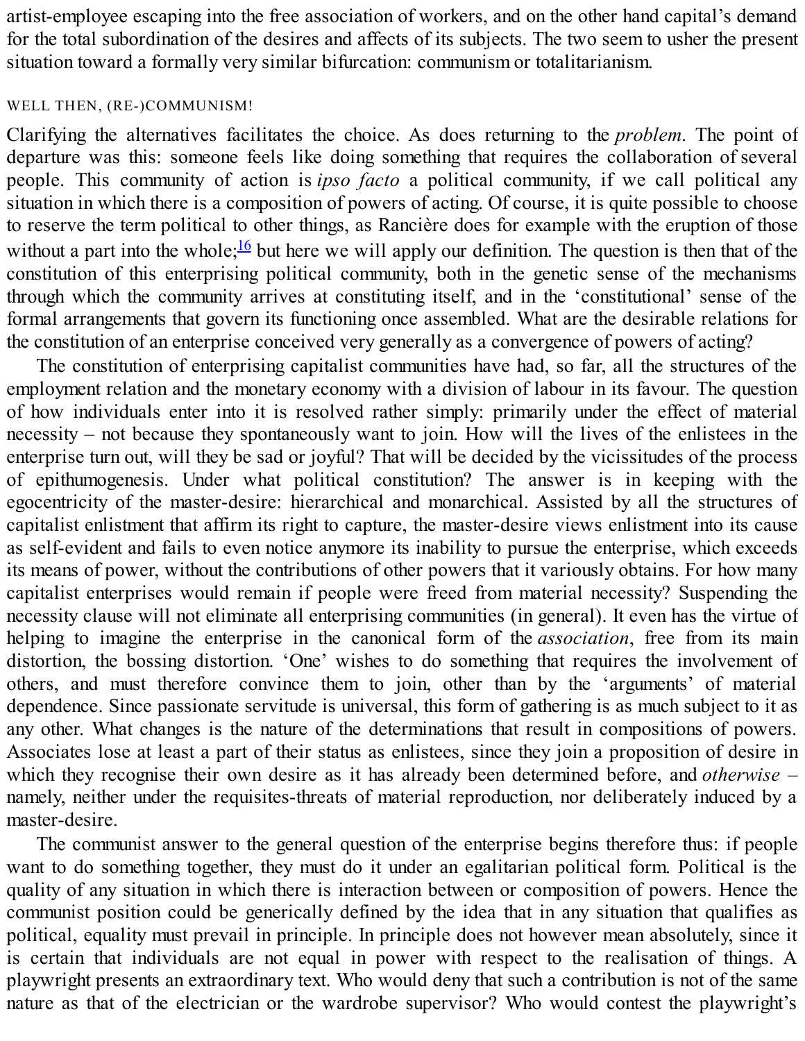artist-employee escaping into the free association of workers, and on the other hand capital's demand for the total subordination of the desires and affects of its subjects. The two seem to usher the present situation toward a formally very similar bifurcation: communism or totalitarianism.

## WELL THEN, (RE-)COMMUNISM!

Clarifying the alternatives facilitates the choice. As does returning to the *problem*. The point of departure was this: someone feels like doing something that requires the collaboration of several people. This community of action is *ipso facto* a political community, if we call political any situation in which there is a composition of powers of acting. Of course, it is quite possible to choose to reserve the term political to other things, as Rancière does for example with the eruption of those without a part into the whole;[16] but here we will apply our definition. The question is then that of the constitution of this enterprising political community, both in the genetic sense of the mechanisms through which the community arrives at constituting itself, and in the 'constitutional' sense of the formal arrangements that govern its functioning once assembled. What are the desirable relations for the constitution of an enterprise conceived very generally as a convergence of powers of acting?

The constitution of enterprising capitalist communities have had, so far, all the structures of the employment relation and the monetary economy with a division of labour in its favour. The question of how individuals enter into it is resolved rather simply: primarily under the effect of material necessity – not because they spontaneously want to join. How will the lives of the enlistees in the enterprise turn out, will they be sad or joyful? That will be decided by the vicissitudes of the process of epithumogenesis. Under what political constitution? The answer is in keeping with the egocentricity of the master-desire: hierarchical and monarchical. Assisted by all the structures of capitalist enlistment that affirm its right to capture, the master-desire views enlistment into its cause as self-evident and fails to even notice anymore its inability to pursue the enterprise, which exceeds its means of power, without the contributions of other powers that it variously obtains. For how many capitalist enterprises would remain if people were freed from material necessity? Suspending the necessity clause will not eliminate all enterprising communities (in general). It even has the virtue of helping to imagine the enterprise in the canonical form of the *association*, free from its main distortion, the bossing distortion. 'One' wishes to do something that requires the involvement of others, and must therefore convince them to join, other than by the 'arguments' of material dependence. Since passionate servitude is universal, this form of gathering is as much subject to it as any other. What changes is the nature of the determinations that result in compositions of powers. Associates lose at least a part of their status as enlistees, since they join a proposition of desire in which they recognise their own desire as it has already been determined before, and *otherwise* – namely, neither under the requisites-threats of material reproduction, nor deliberately induced by a master-desire.

The communist answer to the general question of the enterprise begins therefore thus: if people want to do something together, they must do it under an egalitarian political form. Political is the quality of any situation in which there is interaction between or composition of powers. Hence the communist position could be generically defined by the idea that in any situation that qualifies as political, equality must prevail in principle. In principle does not however mean absolutely, since it is certain that individuals are not equal in power with respect to the realisation of things. A playwright presents an extraordinary text. Who would deny that such a contribution is not of the same nature as that of the electrician or the wardrobe supervisor? Who would contest the playwright's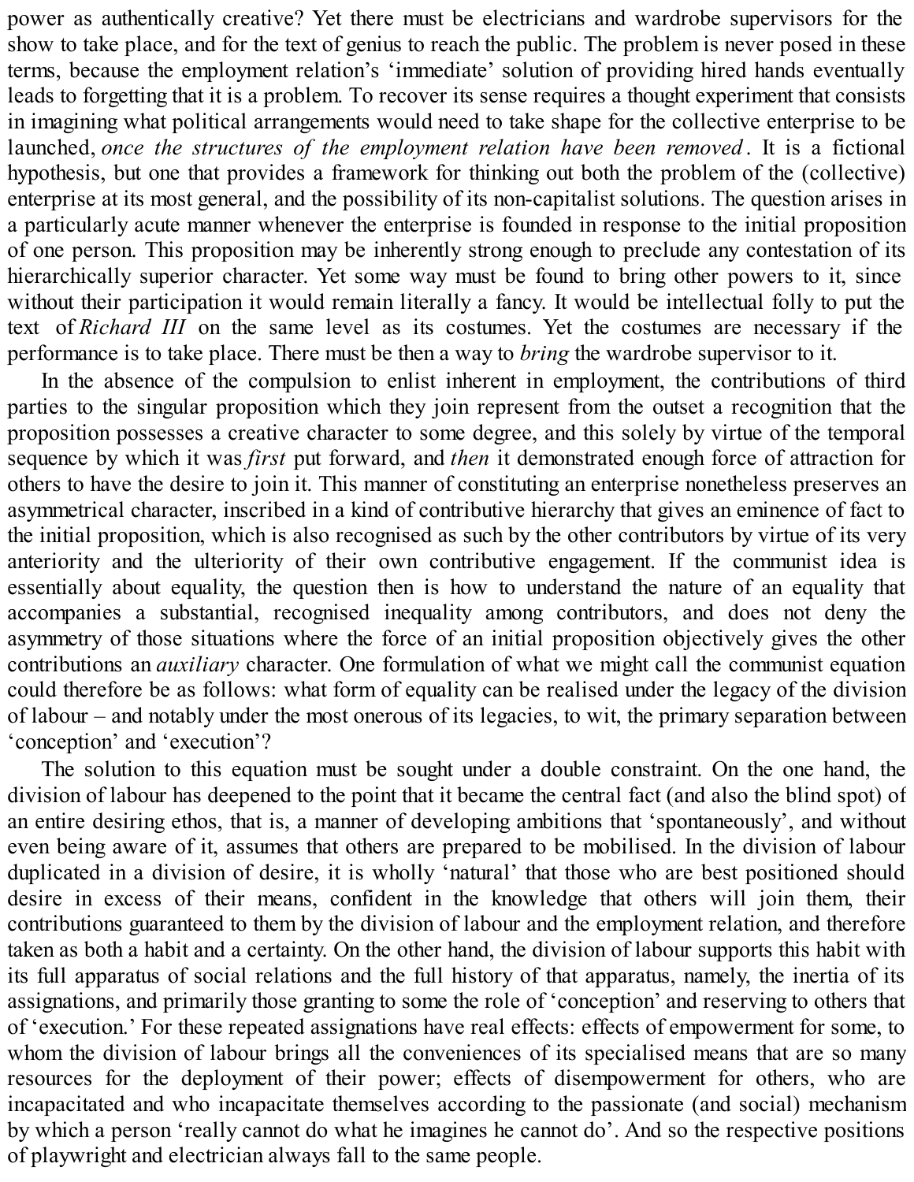power as authentically creative? Yet there must be electricians and wardrobe supervisors for the show to take place, and for the text of genius to reach the public. The problem is never posed in these terms, because the employment relation's 'immediate' solution of providing hired hands eventually leads to forgetting that it is a problem. To recover its sense requires a thought experiment that consists in imagining what political arrangements would need to take shape for the collective enterprise to be launched, *once the structures of the employment relation have been removed*. It is a fictional hypothesis, but one that provides a framework for thinking out both the problem of the (collective) enterprise at its most general, and the possibility of its non-capitalist solutions. The question arises in a particularly acute manner whenever the enterprise is founded in response to the initial proposition of one person. This proposition may be inherently strong enough to preclude any contestation of its hierarchically superior character. Yet some way must be found to bring other powers to it, since without their participation it would remain literally a fancy. It would be intellectual folly to put the text of *Richard III* on the same level as its costumes. Yet the costumes are necessary if the performance is to take place. There must be then a way to *bring* the wardrobe supervisor to it.

In the absence of the compulsion to enlist inherent in employment, the contributions of third parties to the singular proposition which they join represent from the outset a recognition that the proposition possesses a creative character to some degree, and this solely by virtue of the temporal sequence by which it was *first* put forward, and *then* it demonstrated enough force of attraction for others to have the desire to join it. This manner of constituting an enterprise nonetheless preserves an asymmetrical character, inscribed in a kind of contributive hierarchy that gives an eminence of fact to the initial proposition, which is also recognised as such by the other contributors by virtue of its very anteriority and the ulteriority of their own contributive engagement. If the communist idea is essentially about equality, the question then is how to understand the nature of an equality that accompanies a substantial, recognised inequality among contributors, and does not deny the asymmetry of those situations where the force of an initial proposition objectively gives the other contributions an *auxiliary* character. One formulation of what we might call the communist equation could therefore be as follows: what form of equality can be realised under the legacy of the division of labour – and notably under the most onerous of its legacies, to wit, the primary separation between 'conception' and 'execution'?

The solution to this equation must be sought under a double constraint. On the one hand, the division of labour has deepened to the point that it became the central fact (and also the blind spot) of an entire desiring ethos, that is, a manner of developing ambitions that 'spontaneously', and without even being aware of it, assumes that others are prepared to be mobilised. In the division of labour duplicated in a division of desire, it is wholly 'natural' that those who are best positioned should desire in excess of their means, confident in the knowledge that others will join them, their contributions guaranteed to them by the division of labour and the employment relation, and therefore taken as both a habit and a certainty. On the other hand, the division of labour supports this habit with its full apparatus of social relations and the full history of that apparatus, namely, the inertia of its assignations, and primarily those granting to some the role of 'conception' and reserving to others that of 'execution.' For these repeated assignations have real effects: effects of empowerment for some, to whom the division of labour brings all the conveniences of its specialised means that are so many resources for the deployment of their power; effects of disempowerment for others, who are incapacitated and who incapacitate themselves according to the passionate (and social) mechanism by which a person 'really cannot do what he imagines he cannot do'. And so the respective positions of playwright and electrician always fall to the same people.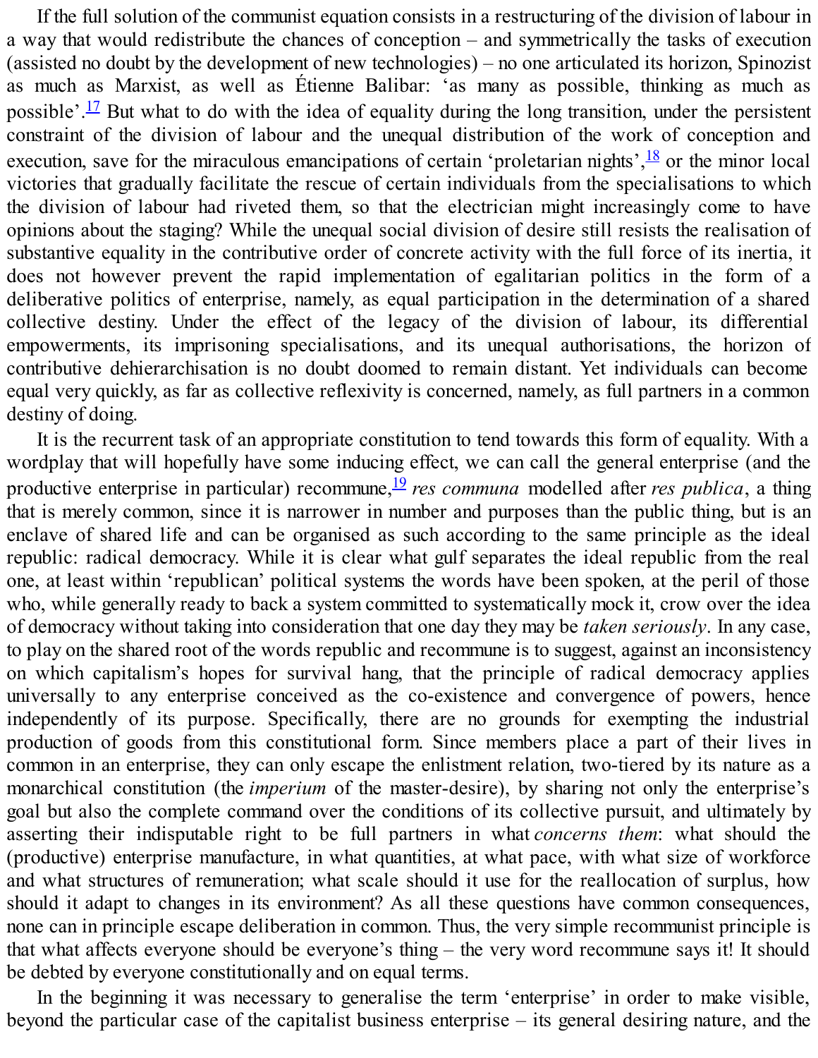If the full solution of the communist equation consists in a restructuring of the division of labour in a way that would redistribute the chances of conception – and symmetrically the tasks of execution (assisted no doubt by the development of new technologies) – no one articulated its horizon, Spinozist as much as Marxist, as well as Étienne Balibar: 'as many as possible, thinking as much as possible'.[17] But what to do with the idea of equality during the long transition, under the persistent constraint of the division of labour and the unequal distribution of the work of conception and execution, save for the miraculous emancipations of certain 'proletarian nights',[18] or the minor local victories that gradually facilitate the rescue of certain individuals from the specialisations to which the division of labour had riveted them, so that the electrician might increasingly come to have opinions about the staging? While the unequal social division of desire still resists the realisation of substantive equality in the contributive order of concrete activity with the full force of its inertia, it does not however prevent the rapid implementation of egalitarian politics in the form of a deliberative politics of enterprise, namely, as equal participation in the determination of a shared collective destiny. Under the effect of the legacy of the division of labour, its differential empowerments, its imprisoning specialisations, and its unequal authorisations, the horizon of contributive dehierarchisation is no doubt doomed to remain distant. Yet individuals can become equal very quickly, as far as collective reflexivity is concerned, namely, as full partners in a common destiny of doing.

It is the recurrent task of an appropriate constitution to tend towards this form of equality. With a wordplay that will hopefully have some inducing effect, we can call the general enterprise (and the productive enterprise in particular) recommune,[19] *res communa* modelled after *res publica*, a thing that is merely common, since it is narrower in number and purposes than the public thing, but is an enclave of shared life and can be organised as such according to the same principle as the ideal republic: radical democracy. While it is clear what gulf separates the ideal republic from the real one, at least within 'republican' political systems the words have been spoken, at the peril of those who, while generally ready to back a system committed to systematically mock it, crow over the idea of democracy without taking into consideration that one day they may be *taken seriously*. In any case, to play on the shared root of the words republic and recommune is to suggest, against an inconsistency on which capitalism's hopes for survival hang, that the principle of radical democracy applies universally to any enterprise conceived as the co-existence and convergence of powers, hence independently of its purpose. Specifically, there are no grounds for exempting the industrial production of goods from this constitutional form. Since members place a part of their lives in common in an enterprise, they can only escape the enlistment relation, two-tiered by its nature as a monarchical constitution (the *imperium* of the master-desire), by sharing not only the enterprise's goal but also the complete command over the conditions of its collective pursuit, and ultimately by asserting their indisputable right to be full partners in what *concerns them*: what should the (productive) enterprise manufacture, in what quantities, at what pace, with what size of workforce and what structures of remuneration; what scale should it use for the reallocation of surplus, how should it adapt to changes in its environment? As all these questions have common consequences, none can in principle escape deliberation in common. Thus, the very simple recommunist principle is that what affects everyone should be everyone's thing – the very word recommune says it! It should be debted by everyone constitutionally and on equal terms.

In the beginning it was necessary to generalise the term 'enterprise' in order to make visible, beyond the particular case of the capitalist business enterprise – its general desiring nature, and the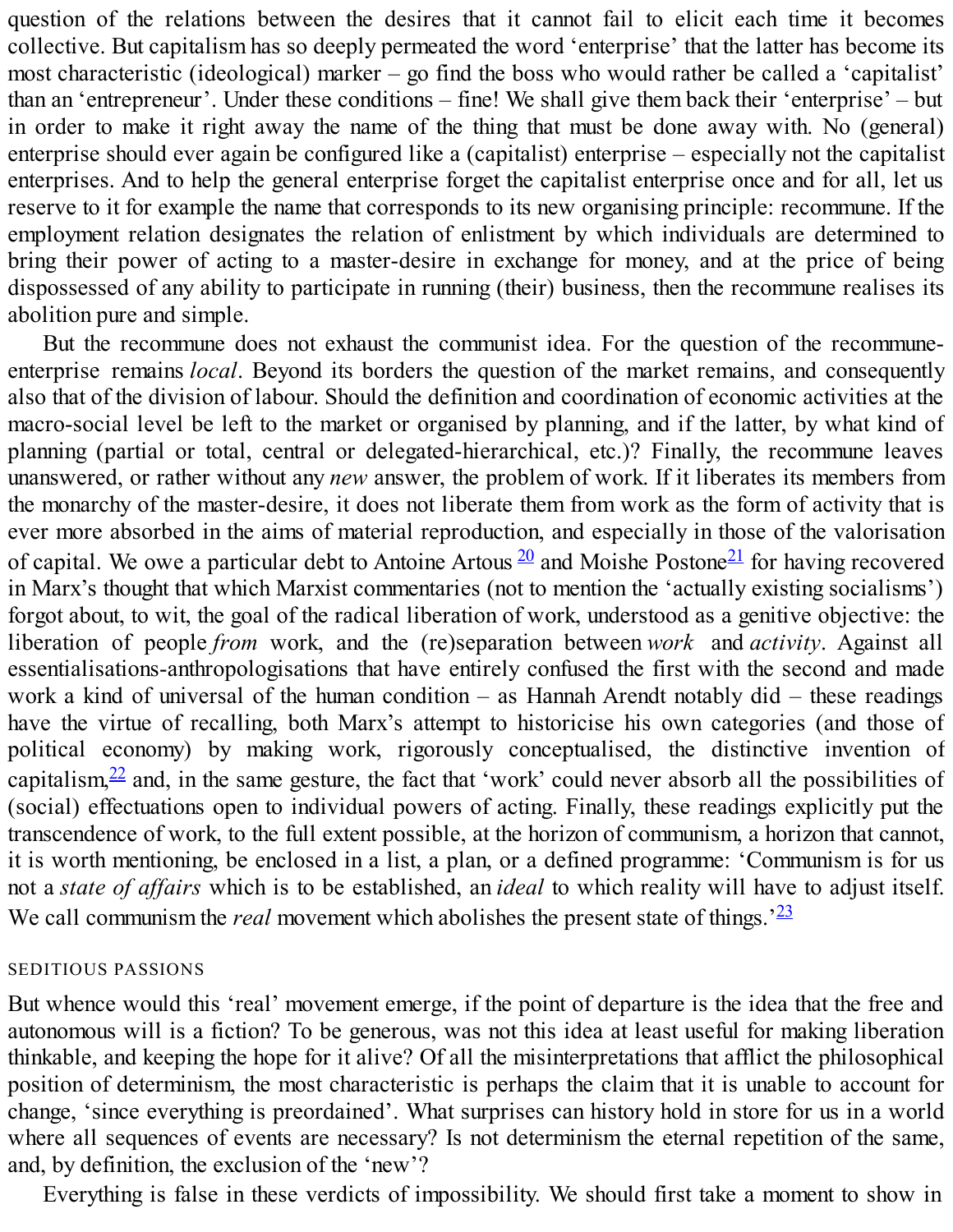question of the relations between the desires that it cannot fail to elicit each time it becomes collective. But capitalism has so deeply permeated the word 'enterprise' that the latter has become its most characteristic (ideological) marker – go find the boss who would rather be called a 'capitalist' than an 'entrepreneur'. Under these conditions – fine! We shall give them back their 'enterprise' – but in order to make it right away the name of the thing that must be done away with. No (general) enterprise should ever again be configured like a (capitalist) enterprise – especially not the capitalist enterprises. And to help the general enterprise forget the capitalist enterprise once and for all, let us reserve to it for example the name that corresponds to its new organising principle: recommune. If the employment relation designates the relation of enlistment by which individuals are determined to bring their power of acting to a master-desire in exchange for money, and at the price of being dispossessed of any ability to participate in running (their) business, then the recommune realises its abolition pure and simple.

But the recommune does not exhaust the communist idea. For the question of the recommune-enterprise remains *local*. Beyond its borders the question of the market remains, and consequently also that of the division of labour. Should the definition and coordination of economic activities at the macro-social level be left to the market or organised by planning, and if the latter, by what kind of planning (partial or total, central or delegated-hierarchical, etc.)? Finally, the recommune leaves unanswered, or rather without any *new* answer, the problem of work. If it liberates its members from the monarchy of the master-desire, it does not liberate them from work as the form of activity that is ever more absorbed in the aims of material reproduction, and especially in those of the valorisation of capital. We owe a particular debt to Antoine Artous [20] and Moishe Postone[21] for having recovered in Marx's thought that which Marxist commentaries (not to mention the 'actually existing socialisms') forgot about, to wit, the goal of the radical liberation of work, understood as a genitive objective: the liberation of people *from* work, and the (re)separation between *work* and *activity*. Against all essentialisations-anthropologisations that have entirely confused the first with the second and made work a kind of universal of the human condition – as Hannah Arendt notably did – these readings have the virtue of recalling, both Marx's attempt to historicise his own categories (and those of political economy) by making work, rigorously conceptualised, the distinctive invention of capitalism,[22] and, in the same gesture, the fact that 'work' could never absorb all the possibilities of (social) effectuations open to individual powers of acting. Finally, these readings explicitly put the transcendence of work, to the full extent possible, at the horizon of communism, a horizon that cannot, it is worth mentioning, be enclosed in a list, a plan, or a defined programme: 'Communism is for us not a *state of affairs* which is to be established, an *ideal* to which reality will have to adjust itself. We call communism the *real* movement which abolishes the present state of things.'[23]

## SEDITIOUS PASSIONS

But whence would this 'real' movement emerge, if the point of departure is the idea that the free and autonomous will is a fiction? To be generous, was not this idea at least useful for making liberation thinkable, and keeping the hope for it alive? Of all the misinterpretations that afflict the philosophical position of determinism, the most characteristic is perhaps the claim that it is unable to account for change, 'since everything is preordained'. What surprises can history hold in store for us in a world where all sequences of events are necessary? Is not determinism the eternal repetition of the same, and, by definition, the exclusion of the 'new'?

Everything is false in these verdicts of impossibility. We should first take a moment to show in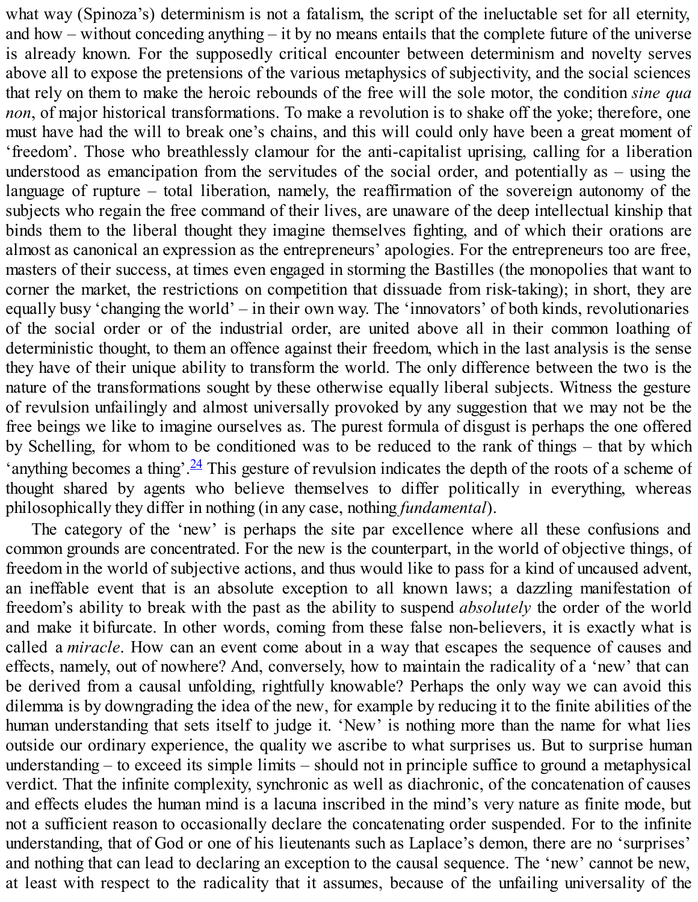what way (Spinoza's) determinism is not a fatalism, the script of the ineluctable set for all eternity, and how – without conceding anything – it by no means entails that the complete future of the universe is already known. For the supposedly critical encounter between determinism and novelty serves above all to expose the pretensions of the various metaphysics of subjectivity, and the social sciences that rely on them to make the heroic rebounds of the free will the sole motor, the condition *sine qua non*, of major historical transformations. To make a revolution is to shake off the yoke; therefore, one must have had the will to break one's chains, and this will could only have been a great moment of 'freedom'. Those who breathlessly clamour for the anti-capitalist uprising, calling for a liberation understood as emancipation from the servitudes of the social order, and potentially as – using the language of rupture – total liberation, namely, the reaffirmation of the sovereign autonomy of the subjects who regain the free command of their lives, are unaware of the deep intellectual kinship that binds them to the liberal thought they imagine themselves fighting, and of which their orations are almost as canonical an expression as the entrepreneurs' apologies. For the entrepreneurs too are free, masters of their success, at times even engaged in storming the Bastilles (the monopolies that want to corner the market, the restrictions on competition that dissuade from risk-taking); in short, they are equally busy 'changing the world' – in their own way. The 'innovators' of both kinds, revolutionaries of the social order or of the industrial order, are united above all in their common loathing of deterministic thought, to them an offence against their freedom, which in the last analysis is the sense they have of their unique ability to transform the world. The only difference between the two is the nature of the transformations sought by these otherwise equally liberal subjects. Witness the gesture of revulsion unfailingly and almost universally provoked by any suggestion that we may not be the free beings we like to imagine ourselves as. The purest formula of disgust is perhaps the one offered by Schelling, for whom to be conditioned was to be reduced to the rank of things – that by which 'anything becomes a thing'.[24] This gesture of revulsion indicates the depth of the roots of a scheme of thought shared by agents who believe themselves to differ politically in everything, whereas philosophically they differ in nothing (in any case, nothing *fundamental*).

The category of the 'new' is perhaps the site par excellence where all these confusions and common grounds are concentrated. For the new is the counterpart, in the world of objective things, of freedom in the world of subjective actions, and thus would like to pass for a kind of uncaused advent, an ineffable event that is an absolute exception to all known laws; a dazzling manifestation of freedom's ability to break with the past as the ability to suspend *absolutely* the order of the world and make it bifurcate. In other words, coming from these false non-believers, it is exactly what is called a *miracle*. How can an event come about in a way that escapes the sequence of causes and effects, namely, out of nowhere? And, conversely, how to maintain the radicality of a 'new' that can be derived from a causal unfolding, rightfully knowable? Perhaps the only way we can avoid this dilemma is by downgrading the idea of the new, for example by reducing it to the finite abilities of the human understanding that sets itself to judge it. 'New' is nothing more than the name for what lies outside our ordinary experience, the quality we ascribe to what surprises us. But to surprise human understanding – to exceed its simple limits – should not in principle suffice to ground a metaphysical verdict. That the infinite complexity, synchronic as well as diachronic, of the concatenation of causes and effects eludes the human mind is a lacuna inscribed in the mind's very nature as finite mode, but not a sufficient reason to occasionally declare the concatenating order suspended. For to the infinite understanding, that of God or one of his lieutenants such as Laplace's demon, there are no 'surprises' and nothing that can lead to declaring an exception to the causal sequence. The 'new' cannot be new, at least with respect to the radicality that it assumes, because of the unfailing universality of the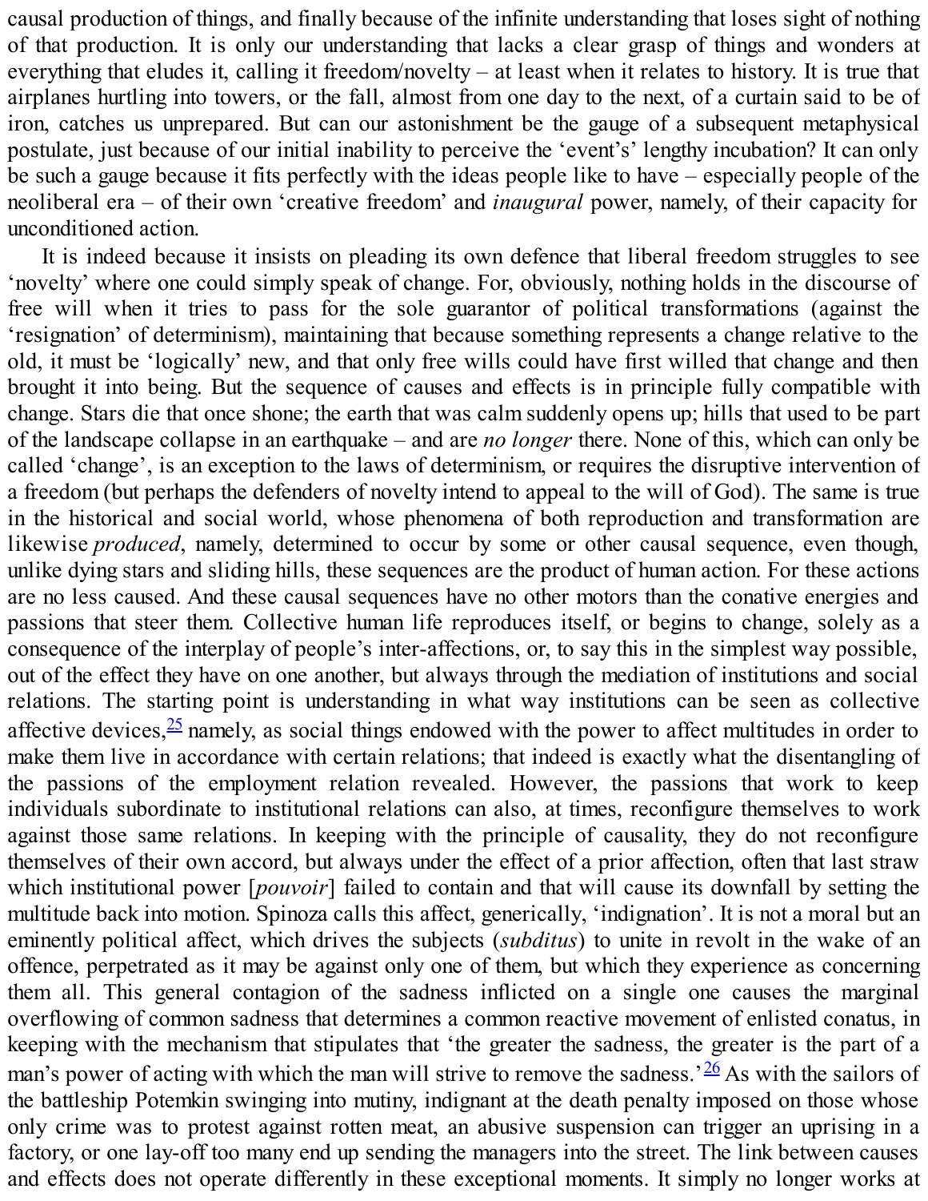causal production of things, and finally because of the infinite understanding that loses sight of nothing of that production. It is only our understanding that lacks a clear grasp of things and wonders at everything that eludes it, calling it freedom/novelty – at least when it relates to history. It is true that airplanes hurtling into towers, or the fall, almost from one day to the next, of a curtain said to be of iron, catches us unprepared. But can our astonishment be the gauge of a subsequent metaphysical postulate, just because of our initial inability to perceive the 'event's' lengthy incubation? It can only be such a gauge because it fits perfectly with the ideas people like to have – especially people of the neoliberal era – of their own 'creative freedom' and *inaugural* power, namely, of their capacity for unconditioned action.

It is indeed because it insists on pleading its own defence that liberal freedom struggles to see 'novelty' where one could simply speak of change. For, obviously, nothing holds in the discourse of free will when it tries to pass for the sole guarantor of political transformations (against the 'resignation' of determinism), maintaining that because something represents a change relative to the old, it must be 'logically' new, and that only free wills could have first willed that change and then brought it into being. But the sequence of causes and effects is in principle fully compatible with change. Stars die that once shone; the earth that was calm suddenly opens up; hills that used to be part of the landscape collapse in an earthquake – and are *no longer* there. None of this, which can only be called 'change', is an exception to the laws of determinism, or requires the disruptive intervention of a freedom (but perhaps the defenders of novelty intend to appeal to the will of God). The same is true in the historical and social world, whose phenomena of both reproduction and transformation are likewise *produced*, namely, determined to occur by some or other causal sequence, even though, unlike dying stars and sliding hills, these sequences are the product of human action. For these actions are no less caused. And these causal sequences have no other motors than the conative energies and passions that steer them. Collective human life reproduces itself, or begins to change, solely as a consequence of the interplay of people's inter-affections, or, to say this in the simplest way possible, out of the effect they have on one another, but always through the mediation of institutions and social relations. The starting point is understanding in what way institutions can be seen as collective affective devices,[25] namely, as social things endowed with the power to affect multitudes in order to make them live in accordance with certain relations; that indeed is exactly what the disentangling of the passions of the employment relation revealed. However, the passions that work to keep individuals subordinate to institutional relations can also, at times, reconfigure themselves to work against those same relations. In keeping with the principle of causality, they do not reconfigure themselves of their own accord, but always under the effect of a prior affection, often that last straw which institutional power [*pouvoir*] failed to contain and that will cause its downfall by setting the multitude back into motion. Spinoza calls this affect, generically, 'indignation'. It is not a moral but an eminently political affect, which drives the subjects (*subditus*) to unite in revolt in the wake of an offence, perpetrated as it may be against only one of them, but which they experience as concerning them all. This general contagion of the sadness inflicted on a single one causes the marginal overflowing of common sadness that determines a common reactive movement of enlisted conatus, in keeping with the mechanism that stipulates that 'the greater the sadness, the greater is the part of a man's power of acting with which the man will strive to remove the sadness.'[26] As with the sailors of the battleship Potemkin swinging into mutiny, indignant at the death penalty imposed on those whose only crime was to protest against rotten meat, an abusive suspension can trigger an uprising in a factory, or one lay-off too many end up sending the managers into the street. The link between causes and effects does not operate differently in these exceptional moments. It simply no longer works at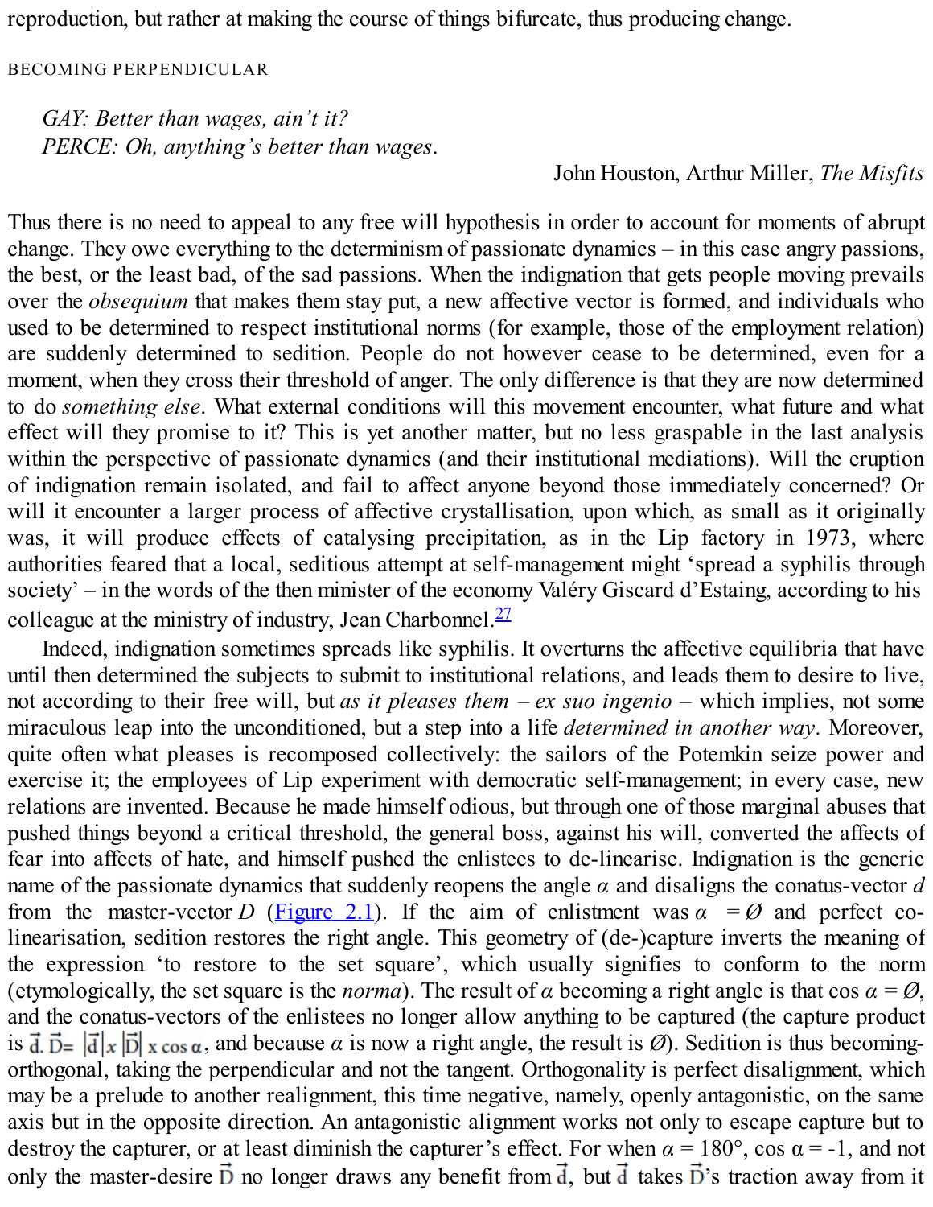reproduction, but rather at making the course of things bifurcate, thus producing change.

## BECOMING PERPENDICULAR

> *GAY: Better than wages, ain't it?*
> *PERCE: Oh, anything's better than wages.*
>
> John Houston, Arthur Miller, *The Misfits*

Thus there is no need to appeal to any free will hypothesis in order to account for moments of abrupt change. They owe everything to the determinism of passionate dynamics – in this case angry passions, the best, or the least bad, of the sad passions. When the indignation that gets people moving prevails over the *obsequium* that makes them stay put, a new affective vector is formed, and individuals who used to be determined to respect institutional norms (for example, those of the employment relation) are suddenly determined to sedition. People do not however cease to be determined, even for a moment, when they cross their threshold of anger. The only difference is that they are now determined to do *something else*. What external conditions will this movement encounter, what future and what effect will they promise to it? This is yet another matter, but no less graspable in the last analysis within the perspective of passionate dynamics (and their institutional mediations). Will the eruption of indignation remain isolated, and fail to affect anyone beyond those immediately concerned? Or will it encounter a larger process of affective crystallisation, upon which, as small as it originally was, it will produce effects of catalysing precipitation, as in the Lip factory in 1973, where authorities feared that a local, seditious attempt at self-management might 'spread a syphilis through society' – in the words of the then minister of the economy Valéry Giscard d'Estaing, according to his colleague at the ministry of industry, Jean Charbonnel.[27]

Indeed, indignation sometimes spreads like syphilis. It overturns the affective equilibria that have until then determined the subjects to submit to institutional relations, and leads them to desire to live, not according to their free will, but *as it pleases them* – *ex suo ingenio* – which implies, not some miraculous leap into the unconditioned, but a step into a life *determined in another way*. Moreover, quite often what pleases is recomposed collectively: the sailors of the Potemkin seize power and exercise it; the employees of Lip experiment with democratic self-management; in every case, new relations are invented. Because he made himself odious, but through one of those marginal abuses that pushed things beyond a critical threshold, the general boss, against his will, converted the affects of fear into affects of hate, and himself pushed the enlistees to de-linearise. Indignation is the generic name of the passionate dynamics that suddenly reopens the angle $\alpha$ and disaligns the conatus-vector $d$ from the master-vector $D$ (Figure 2.1). If the aim of enlistment was $\alpha = \emptyset$ and perfect co-linearisation, sedition restores the right angle. This geometry of (de-)capture inverts the meaning of the expression 'to restore to the set square', which usually signifies to conform to the norm (etymologically, the set square is the *norma*). The result of $\alpha$ becoming a right angle is that $\cos \alpha = \emptyset$, and the conatus-vectors of the enlistees no longer allow anything to be captured (the capture product is $\vec{d}.\vec{D} = |\vec{d}| \times |\vec{D}| \times \cos \alpha$, and because $\alpha$ is now a right angle, the result is $\emptyset$). Sedition is thus becoming-orthogonal, taking the perpendicular and not the tangent. Orthogonality is perfect disalignment, which may be a prelude to another realignment, this time negative, namely, openly antagonistic, on the same axis but in the opposite direction. An antagonistic alignment works not only to escape capture but to destroy the capturer, or at least diminish the capturer's effect. For when $\alpha = 180°$, $\cos \alpha = -1$, and not only the master-desire $\vec{D}$ no longer draws any benefit from $\vec{d}$, but $\vec{d}$ takes $\vec{D}$'s traction away from it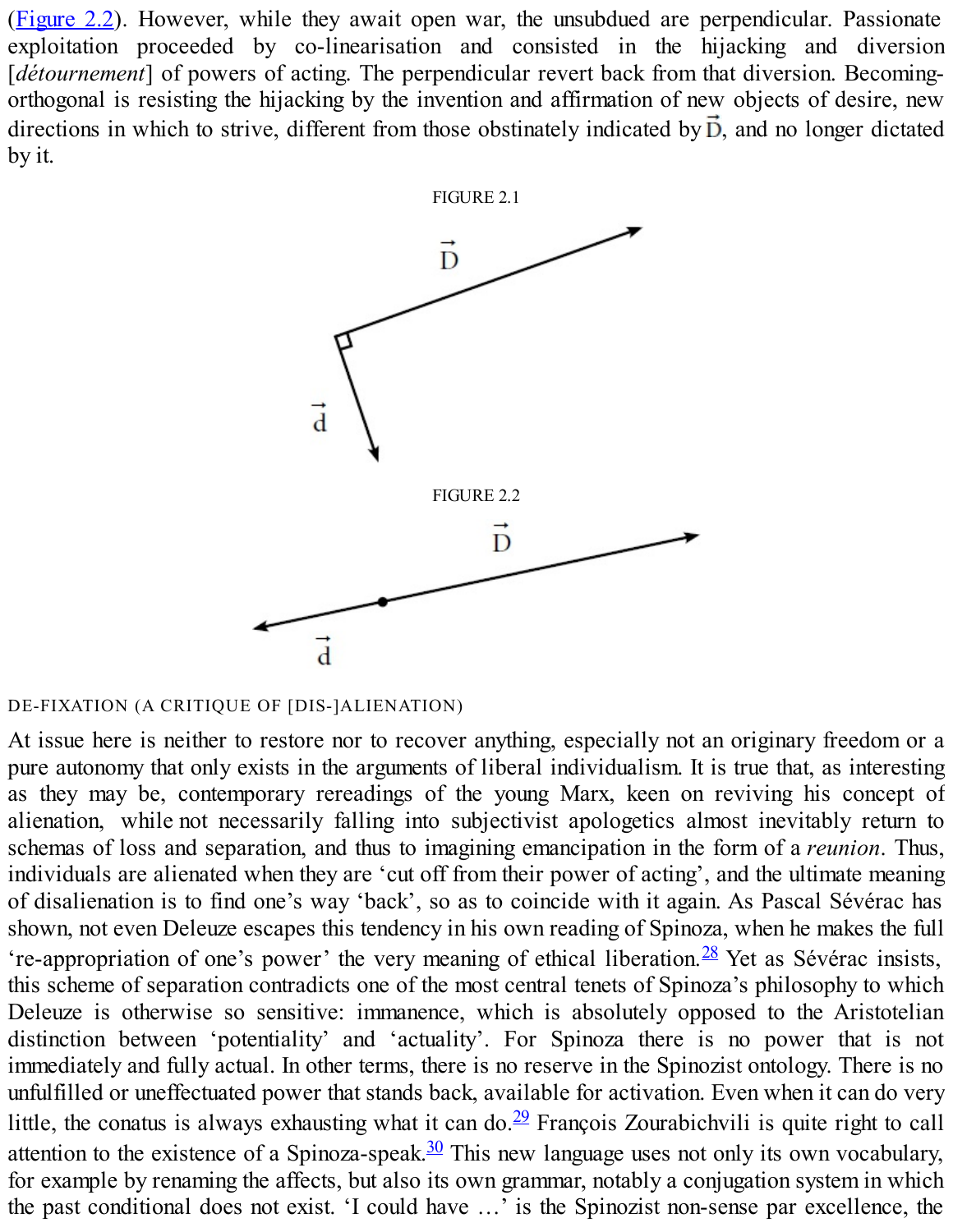(Figure 2.2). However, while they await open war, the unsubdued are perpendicular. Passionate exploitation proceeded by co-linearisation and consisted in the hijacking and diversion [*détournement*] of powers of acting. The perpendicular revert back from that diversion. Becoming-orthogonal is resisting the hijacking by the invention and affirmation of new objects of desire, new directions in which to strive, different from those obstinately indicated by $\vec{D}$, and no longer dictated by it.

FIGURE 2.1

$\vec{D}$

$\vec{d}$

FIGURE 2.2

$\vec{D}$

$\vec{d}$

DE-FIXATION (A CRITIQUE OF [DIS-]ALIENATION)

At issue here is neither to restore nor to recover anything, especially not an originary freedom or a pure autonomy that only exists in the arguments of liberal individualism. It is true that, as interesting as they may be, contemporary rereadings of the young Marx, keen on reviving his concept of alienation, while not necessarily falling into subjectivist apologetics almost inevitably return to schemas of loss and separation, and thus to imagining emancipation in the form of a *reunion*. Thus, individuals are alienated when they are 'cut off from their power of acting', and the ultimate meaning of disalienation is to find one's way 'back', so as to coincide with it again. As Pascal Sévérac has shown, not even Deleuze escapes this tendency in his own reading of Spinoza, when he makes the full 're-appropriation of one's power' the very meaning of ethical liberation.[28] Yet as Sévérac insists, this scheme of separation contradicts one of the most central tenets of Spinoza's philosophy to which Deleuze is otherwise so sensitive: immanence, which is absolutely opposed to the Aristotelian distinction between 'potentiality' and 'actuality'. For Spinoza there is no power that is not immediately and fully actual. In other terms, there is no reserve in the Spinozist ontology. There is no unfulfilled or uneffectuated power that stands back, available for activation. Even when it can do very little, the conatus is always exhausting what it can do.[29] François Zourabichvili is quite right to call attention to the existence of a Spinoza-speak.[30] This new language uses not only its own vocabulary, for example by renaming the affects, but also its own grammar, notably a conjugation system in which the past conditional does not exist. 'I could have …' is the Spinozist non-sense par excellence, the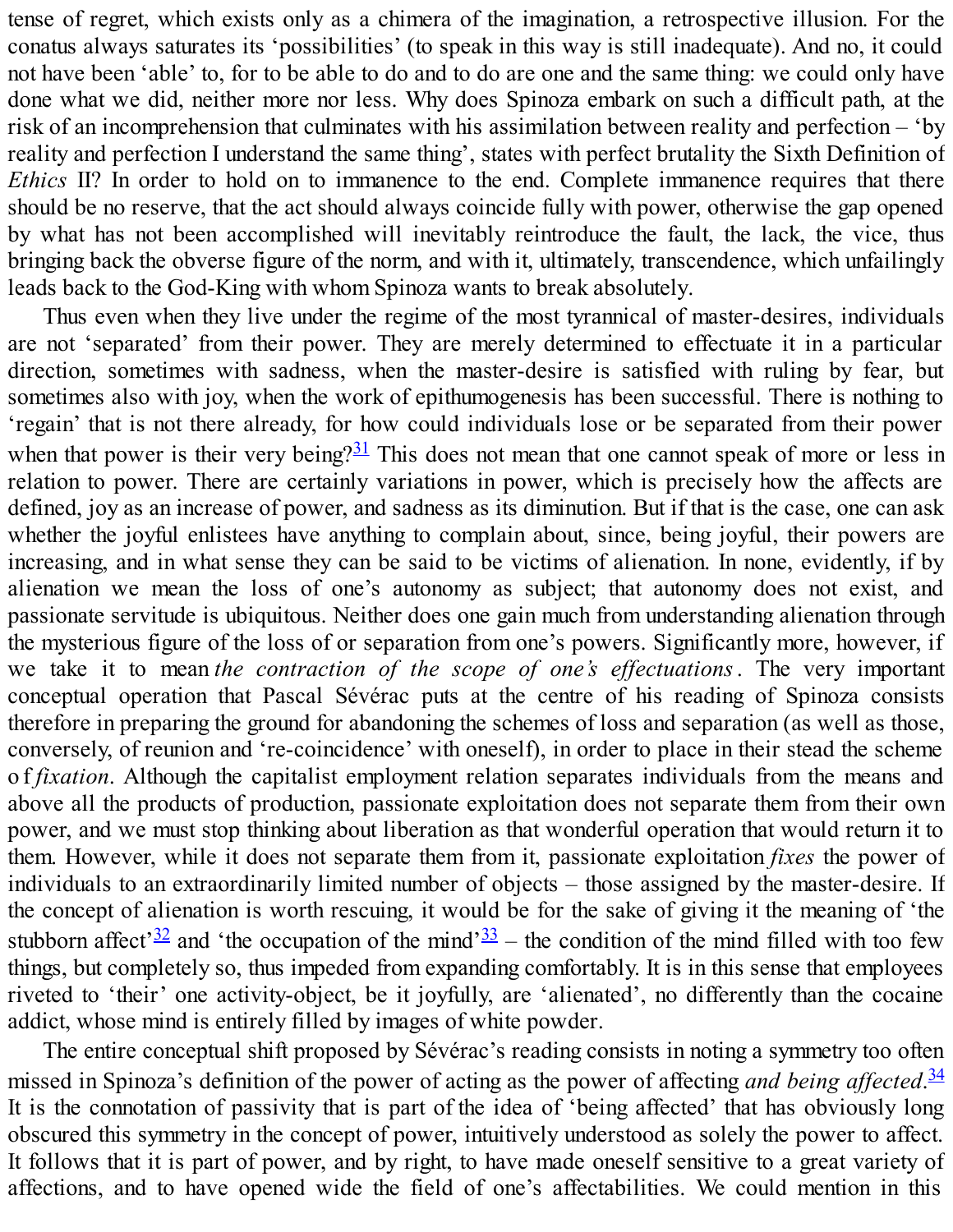tense of regret, which exists only as a chimera of the imagination, a retrospective illusion. For the conatus always saturates its 'possibilities' (to speak in this way is still inadequate). And no, it could not have been 'able' to, for to be able to do and to do are one and the same thing: we could only have done what we did, neither more nor less. Why does Spinoza embark on such a difficult path, at the risk of an incomprehension that culminates with his assimilation between reality and perfection – 'by reality and perfection I understand the same thing', states with perfect brutality the Sixth Definition of *Ethics* II? In order to hold on to immanence to the end. Complete immanence requires that there should be no reserve, that the act should always coincide fully with power, otherwise the gap opened by what has not been accomplished will inevitably reintroduce the fault, the lack, the vice, thus bringing back the obverse figure of the norm, and with it, ultimately, transcendence, which unfailingly leads back to the God-King with whom Spinoza wants to break absolutely.

Thus even when they live under the regime of the most tyrannical of master-desires, individuals are not 'separated' from their power. They are merely determined to effectuate it in a particular direction, sometimes with sadness, when the master-desire is satisfied with ruling by fear, but sometimes also with joy, when the work of epithumogenesis has been successful. There is nothing to 'regain' that is not there already, for how could individuals lose or be separated from their power when that power is their very being?[31] This does not mean that one cannot speak of more or less in relation to power. There are certainly variations in power, which is precisely how the affects are defined, joy as an increase of power, and sadness as its diminution. But if that is the case, one can ask whether the joyful enlistees have anything to complain about, since, being joyful, their powers are increasing, and in what sense they can be said to be victims of alienation. In none, evidently, if by alienation we mean the loss of one's autonomy as subject; that autonomy does not exist, and passionate servitude is ubiquitous. Neither does one gain much from understanding alienation through the mysterious figure of the loss of or separation from one's powers. Significantly more, however, if we take it to mean *the contraction of the scope of one's effectuations*. The very important conceptual operation that Pascal Sévérac puts at the centre of his reading of Spinoza consists therefore in preparing the ground for abandoning the schemes of loss and separation (as well as those, conversely, of reunion and 're-coincidence' with oneself), in order to place in their stead the scheme of *fixation*. Although the capitalist employment relation separates individuals from the means and above all the products of production, passionate exploitation does not separate them from their own power, and we must stop thinking about liberation as that wonderful operation that would return it to them. However, while it does not separate them from it, passionate exploitation *fixes* the power of individuals to an extraordinarily limited number of objects – those assigned by the master-desire. If the concept of alienation is worth rescuing, it would be for the sake of giving it the meaning of 'the stubborn affect'[32] and 'the occupation of the mind'[33] – the condition of the mind filled with too few things, but completely so, thus impeded from expanding comfortably. It is in this sense that employees riveted to 'their' one activity-object, be it joyfully, are 'alienated', no differently than the cocaine addict, whose mind is entirely filled by images of white powder.

The entire conceptual shift proposed by Sévérac's reading consists in noting a symmetry too often missed in Spinoza's definition of the power of acting as the power of affecting *and being affected*.[34] It is the connotation of passivity that is part of the idea of 'being affected' that has obviously long obscured this symmetry in the concept of power, intuitively understood as solely the power to affect. It follows that it is part of power, and by right, to have made oneself sensitive to a great variety of affections, and to have opened wide the field of one's affectabilities. We could mention in this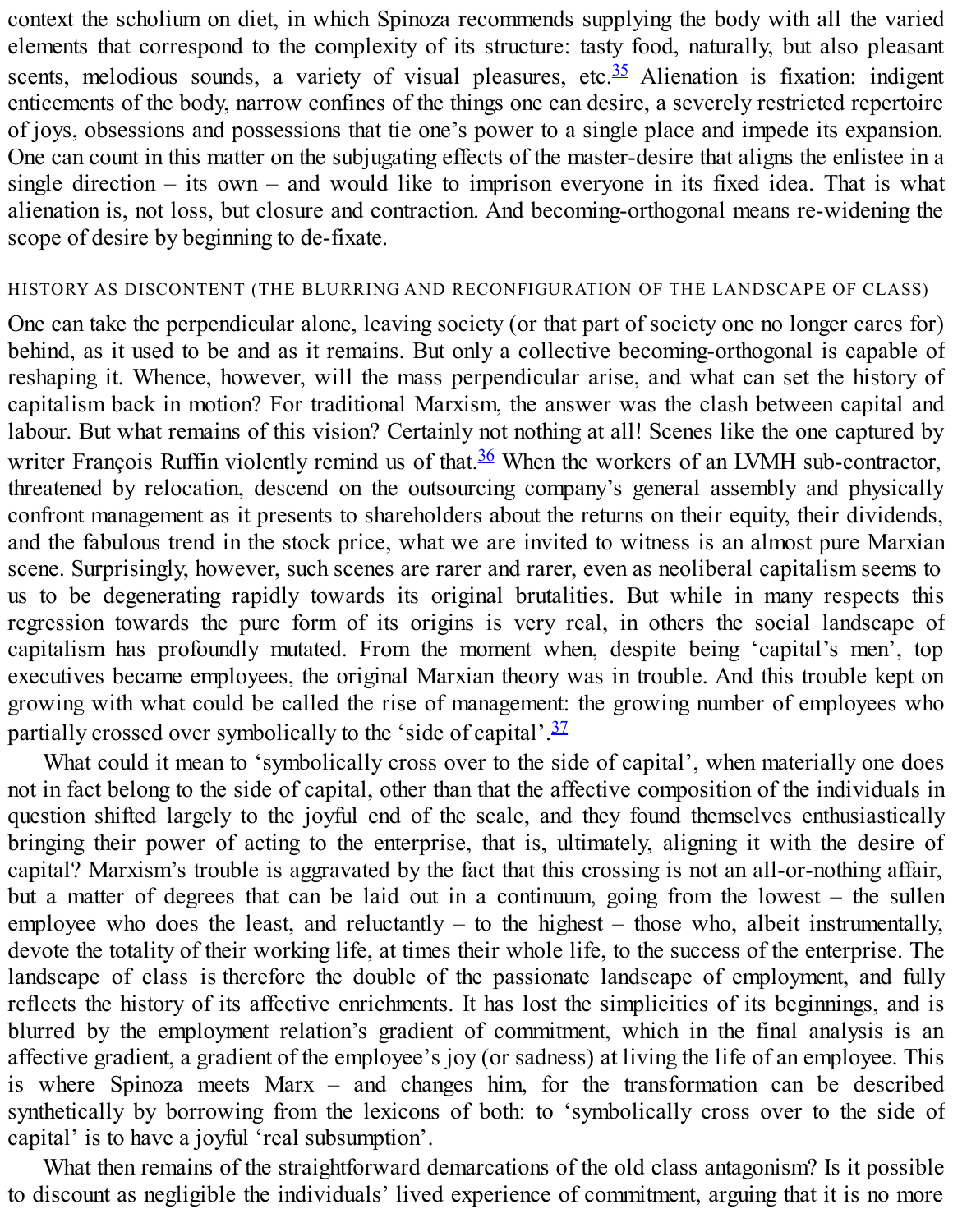context the scholium on diet, in which Spinoza recommends supplying the body with all the varied elements that correspond to the complexity of its structure: tasty food, naturally, but also pleasant scents, melodious sounds, a variety of visual pleasures, etc.[35] Alienation is fixation: indigent enticements of the body, narrow confines of the things one can desire, a severely restricted repertoire of joys, obsessions and possessions that tie one's power to a single place and impede its expansion. One can count in this matter on the subjugating effects of the master-desire that aligns the enlistee in a single direction – its own – and would like to imprison everyone in its fixed idea. That is what alienation is, not loss, but closure and contraction. And becoming-orthogonal means re-widening the scope of desire by beginning to de-fixate.

### HISTORY AS DISCONTENT (THE BLURRING AND RECONFIGURATION OF THE LANDSCAPE OF CLASS)

One can take the perpendicular alone, leaving society (or that part of society one no longer cares for) behind, as it used to be and as it remains. But only a collective becoming-orthogonal is capable of reshaping it. Whence, however, will the mass perpendicular arise, and what can set the history of capitalism back in motion? For traditional Marxism, the answer was the clash between capital and labour. But what remains of this vision? Certainly not nothing at all! Scenes like the one captured by writer François Ruffin violently remind us of that.[36] When the workers of an LVMH sub-contractor, threatened by relocation, descend on the outsourcing company's general assembly and physically confront management as it presents to shareholders about the returns on their equity, their dividends, and the fabulous trend in the stock price, what we are invited to witness is an almost pure Marxian scene. Surprisingly, however, such scenes are rarer and rarer, even as neoliberal capitalism seems to us to be degenerating rapidly towards its original brutalities. But while in many respects this regression towards the pure form of its origins is very real, in others the social landscape of capitalism has profoundly mutated. From the moment when, despite being 'capital's men', top executives became employees, the original Marxian theory was in trouble. And this trouble kept on growing with what could be called the rise of management: the growing number of employees who partially crossed over symbolically to the 'side of capital'.[37]

What could it mean to 'symbolically cross over to the side of capital', when materially one does not in fact belong to the side of capital, other than that the affective composition of the individuals in question shifted largely to the joyful end of the scale, and they found themselves enthusiastically bringing their power of acting to the enterprise, that is, ultimately, aligning it with the desire of capital? Marxism's trouble is aggravated by the fact that this crossing is not an all-or-nothing affair, but a matter of degrees that can be laid out in a continuum, going from the lowest – the sullen employee who does the least, and reluctantly – to the highest – those who, albeit instrumentally, devote the totality of their working life, at times their whole life, to the success of the enterprise. The landscape of class is therefore the double of the passionate landscape of employment, and fully reflects the history of its affective enrichments. It has lost the simplicities of its beginnings, and is blurred by the employment relation's gradient of commitment, which in the final analysis is an affective gradient, a gradient of the employee's joy (or sadness) at living the life of an employee. This is where Spinoza meets Marx – and changes him, for the transformation can be described synthetically by borrowing from the lexicons of both: to 'symbolically cross over to the side of capital' is to have a joyful 'real subsumption'.

What then remains of the straightforward demarcations of the old class antagonism? Is it possible to discount as negligible the individuals' lived experience of commitment, arguing that it is no more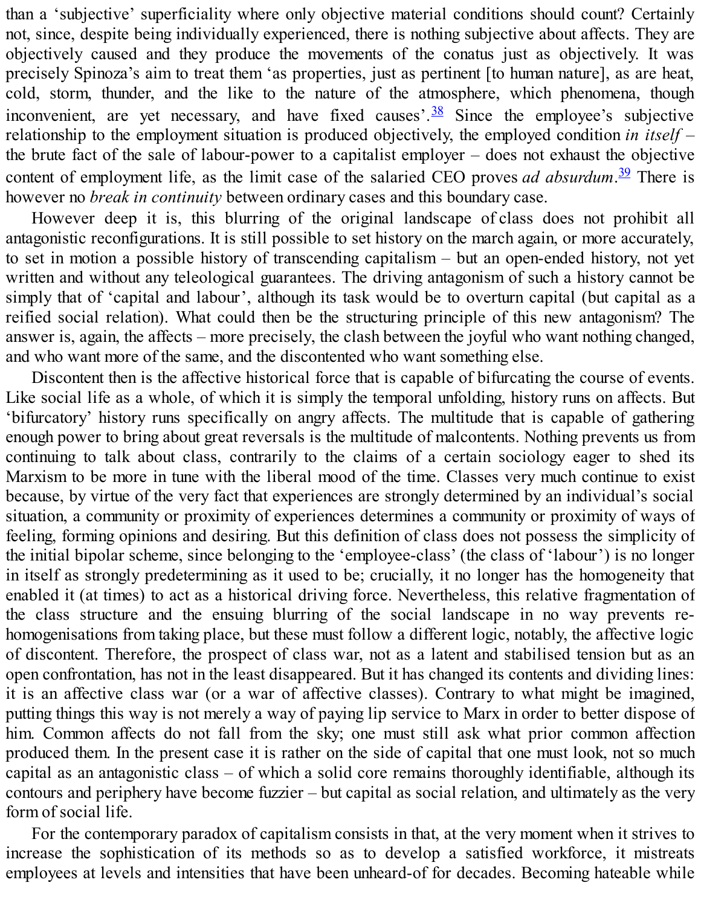than a 'subjective' superficiality where only objective material conditions should count? Certainly not, since, despite being individually experienced, there is nothing subjective about affects. They are objectively caused and they produce the movements of the conatus just as objectively. It was precisely Spinoza's aim to treat them 'as properties, just as pertinent [to human nature], as are heat, cold, storm, thunder, and the like to the nature of the atmosphere, which phenomena, though inconvenient, are yet necessary, and have fixed causes'.[38] Since the employee's subjective relationship to the employment situation is produced objectively, the employed condition *in itself* – the brute fact of the sale of labour-power to a capitalist employer – does not exhaust the objective content of employment life, as the limit case of the salaried CEO proves *ad absurdum*.[39] There is however no *break in continuity* between ordinary cases and this boundary case.

However deep it is, this blurring of the original landscape of class does not prohibit all antagonistic reconfigurations. It is still possible to set history on the march again, or more accurately, to set in motion a possible history of transcending capitalism – but an open-ended history, not yet written and without any teleological guarantees. The driving antagonism of such a history cannot be simply that of 'capital and labour', although its task would be to overturn capital (but capital as a reified social relation). What could then be the structuring principle of this new antagonism? The answer is, again, the affects – more precisely, the clash between the joyful who want nothing changed, and who want more of the same, and the discontented who want something else.

Discontent then is the affective historical force that is capable of bifurcating the course of events. Like social life as a whole, of which it is simply the temporal unfolding, history runs on affects. But 'bifurcatory' history runs specifically on angry affects. The multitude that is capable of gathering enough power to bring about great reversals is the multitude of malcontents. Nothing prevents us from continuing to talk about class, contrarily to the claims of a certain sociology eager to shed its Marxism to be more in tune with the liberal mood of the time. Classes very much continue to exist because, by virtue of the very fact that experiences are strongly determined by an individual's social situation, a community or proximity of experiences determines a community or proximity of ways of feeling, forming opinions and desiring. But this definition of class does not possess the simplicity of the initial bipolar scheme, since belonging to the 'employee-class' (the class of 'labour') is no longer in itself as strongly predetermining as it used to be; crucially, it no longer has the homogeneity that enabled it (at times) to act as a historical driving force. Nevertheless, this relative fragmentation of the class structure and the ensuing blurring of the social landscape in no way prevents re-homogenisations from taking place, but these must follow a different logic, notably, the affective logic of discontent. Therefore, the prospect of class war, not as a latent and stabilised tension but as an open confrontation, has not in the least disappeared. But it has changed its contents and dividing lines: it is an affective class war (or a war of affective classes). Contrary to what might be imagined, putting things this way is not merely a way of paying lip service to Marx in order to better dispose of him. Common affects do not fall from the sky; one must still ask what prior common affection produced them. In the present case it is rather on the side of capital that one must look, not so much capital as an antagonistic class – of which a solid core remains thoroughly identifiable, although its contours and periphery have become fuzzier – but capital as social relation, and ultimately as the very form of social life.

For the contemporary paradox of capitalism consists in that, at the very moment when it strives to increase the sophistication of its methods so as to develop a satisfied workforce, it mistreats employees at levels and intensities that have been unheard-of for decades. Becoming hateable while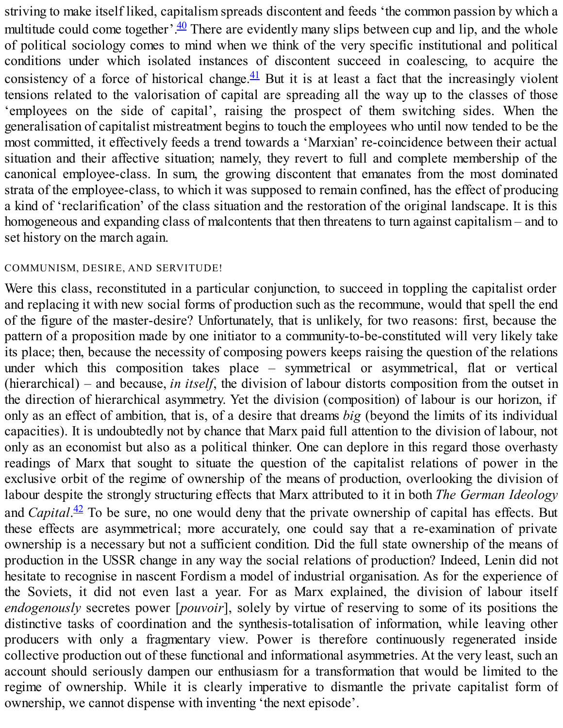striving to make itself liked, capitalism spreads discontent and feeds 'the common passion by which a multitude could come together'.[40] There are evidently many slips between cup and lip, and the whole of political sociology comes to mind when we think of the very specific institutional and political conditions under which isolated instances of discontent succeed in coalescing, to acquire the consistency of a force of historical change.[41] But it is at least a fact that the increasingly violent tensions related to the valorisation of capital are spreading all the way up to the classes of those 'employees on the side of capital', raising the prospect of them switching sides. When the generalisation of capitalist mistreatment begins to touch the employees who until now tended to be the most committed, it effectively feeds a trend towards a 'Marxian' re-coincidence between their actual situation and their affective situation; namely, they revert to full and complete membership of the canonical employee-class. In sum, the growing discontent that emanates from the most dominated strata of the employee-class, to which it was supposed to remain confined, has the effect of producing a kind of 'reclarification' of the class situation and the restoration of the original landscape. It is this homogeneous and expanding class of malcontents that then threatens to turn against capitalism – and to set history on the march again.

## COMMUNISM, DESIRE, AND SERVITUDE!

Were this class, reconstituted in a particular conjunction, to succeed in toppling the capitalist order and replacing it with new social forms of production such as the recommune, would that spell the end of the figure of the master-desire? Unfortunately, that is unlikely, for two reasons: first, because the pattern of a proposition made by one initiator to a community-to-be-constituted will very likely take its place; then, because the necessity of composing powers keeps raising the question of the relations under which this composition takes place – symmetrical or asymmetrical, flat or vertical (hierarchical) – and because, *in itself*, the division of labour distorts composition from the outset in the direction of hierarchical asymmetry. Yet the division (composition) of labour is our horizon, if only as an effect of ambition, that is, of a desire that dreams *big* (beyond the limits of its individual capacities). It is undoubtedly not by chance that Marx paid full attention to the division of labour, not only as an economist but also as a political thinker. One can deplore in this regard those overhasty readings of Marx that sought to situate the question of the capitalist relations of power in the exclusive orbit of the regime of ownership of the means of production, overlooking the division of labour despite the strongly structuring effects that Marx attributed to it in both *The German Ideology* and *Capital*.[42] To be sure, no one would deny that the private ownership of capital has effects. But these effects are asymmetrical; more accurately, one could say that a re-examination of private ownership is a necessary but not a sufficient condition. Did the full state ownership of the means of production in the USSR change in any way the social relations of production? Indeed, Lenin did not hesitate to recognise in nascent Fordism a model of industrial organisation. As for the experience of the Soviets, it did not even last a year. For as Marx explained, the division of labour itself *endogenously* secretes power [*pouvoir*], solely by virtue of reserving to some of its positions the distinctive tasks of coordination and the synthesis-totalisation of information, while leaving other producers with only a fragmentary view. Power is therefore continuously regenerated inside collective production out of these functional and informational asymmetries. At the very least, such an account should seriously dampen our enthusiasm for a transformation that would be limited to the regime of ownership. While it is clearly imperative to dismantle the private capitalist form of ownership, we cannot dispense with inventing 'the next episode'.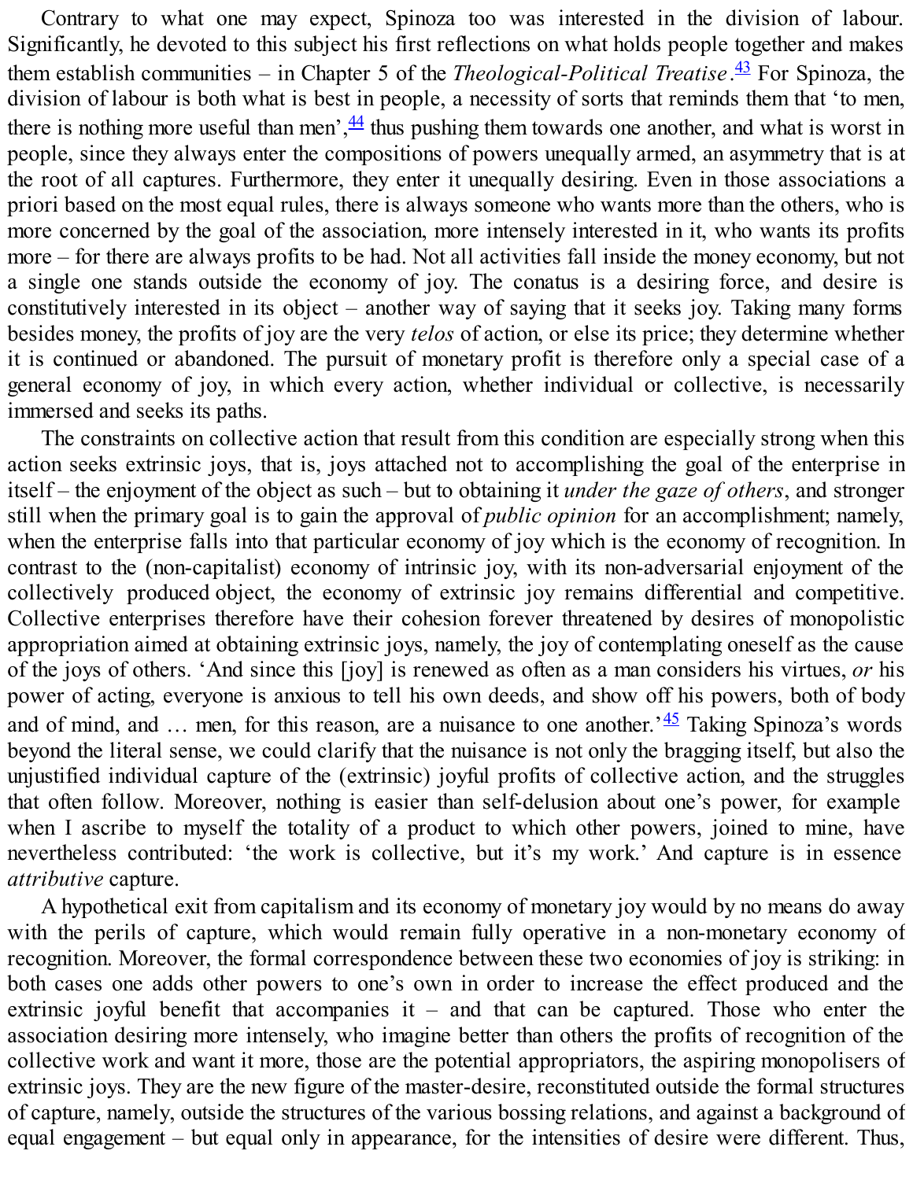Contrary to what one may expect, Spinoza too was interested in the division of labour. Significantly, he devoted to this subject his first reflections on what holds people together and makes them establish communities – in Chapter 5 of the *Theological-Political Treatise*.[43] For Spinoza, the division of labour is both what is best in people, a necessity of sorts that reminds them that 'to men, there is nothing more useful than men',[44] thus pushing them towards one another, and what is worst in people, since they always enter the compositions of powers unequally armed, an asymmetry that is at the root of all captures. Furthermore, they enter it unequally desiring. Even in those associations a priori based on the most equal rules, there is always someone who wants more than the others, who is more concerned by the goal of the association, more intensely interested in it, who wants its profits more – for there are always profits to be had. Not all activities fall inside the money economy, but not a single one stands outside the economy of joy. The conatus is a desiring force, and desire is constitutively interested in its object – another way of saying that it seeks joy. Taking many forms besides money, the profits of joy are the very *telos* of action, or else its price; they determine whether it is continued or abandoned. The pursuit of monetary profit is therefore only a special case of a general economy of joy, in which every action, whether individual or collective, is necessarily immersed and seeks its paths.

The constraints on collective action that result from this condition are especially strong when this action seeks extrinsic joys, that is, joys attached not to accomplishing the goal of the enterprise in itself – the enjoyment of the object as such – but to obtaining it *under the gaze of others*, and stronger still when the primary goal is to gain the approval of *public opinion* for an accomplishment; namely, when the enterprise falls into that particular economy of joy which is the economy of recognition. In contrast to the (non-capitalist) economy of intrinsic joy, with its non-adversarial enjoyment of the collectively produced object, the economy of extrinsic joy remains differential and competitive. Collective enterprises therefore have their cohesion forever threatened by desires of monopolistic appropriation aimed at obtaining extrinsic joys, namely, the joy of contemplating oneself as the cause of the joys of others. 'And since this [joy] is renewed as often as a man considers his virtues, *or* his power of acting, everyone is anxious to tell his own deeds, and show off his powers, both of body and of mind, and … men, for this reason, are a nuisance to one another.'[45] Taking Spinoza's words beyond the literal sense, we could clarify that the nuisance is not only the bragging itself, but also the unjustified individual capture of the (extrinsic) joyful profits of collective action, and the struggles that often follow. Moreover, nothing is easier than self-delusion about one's power, for example when I ascribe to myself the totality of a product to which other powers, joined to mine, have nevertheless contributed: 'the work is collective, but it's my work.' And capture is in essence *attributive* capture.

A hypothetical exit from capitalism and its economy of monetary joy would by no means do away with the perils of capture, which would remain fully operative in a non-monetary economy of recognition. Moreover, the formal correspondence between these two economies of joy is striking: in both cases one adds other powers to one's own in order to increase the effect produced and the extrinsic joyful benefit that accompanies it – and that can be captured. Those who enter the association desiring more intensely, who imagine better than others the profits of recognition of the collective work and want it more, those are the potential appropriators, the aspiring monopolisers of extrinsic joys. They are the new figure of the master-desire, reconstituted outside the formal structures of capture, namely, outside the structures of the various bossing relations, and against a background of equal engagement – but equal only in appearance, for the intensities of desire were different. Thus,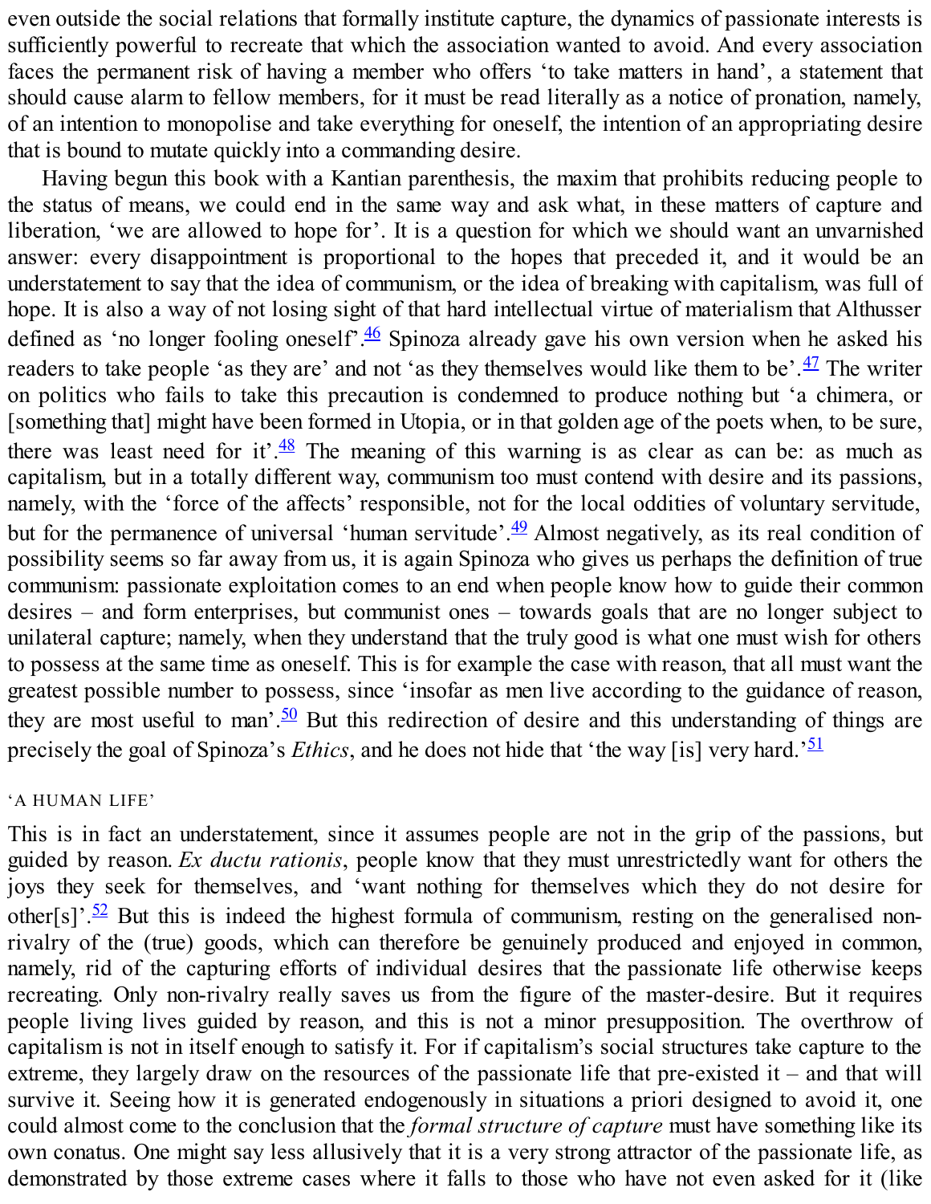even outside the social relations that formally institute capture, the dynamics of passionate interests is sufficiently powerful to recreate that which the association wanted to avoid. And every association faces the permanent risk of having a member who offers 'to take matters in hand', a statement that should cause alarm to fellow members, for it must be read literally as a notice of pronation, namely, of an intention to monopolise and take everything for oneself, the intention of an appropriating desire that is bound to mutate quickly into a commanding desire.

Having begun this book with a Kantian parenthesis, the maxim that prohibits reducing people to the status of means, we could end in the same way and ask what, in these matters of capture and liberation, 'we are allowed to hope for'. It is a question for which we should want an unvarnished answer: every disappointment is proportional to the hopes that preceded it, and it would be an understatement to say that the idea of communism, or the idea of breaking with capitalism, was full of hope. It is also a way of not losing sight of that hard intellectual virtue of materialism that Althusser defined as 'no longer fooling oneself'.[46] Spinoza already gave his own version when he asked his readers to take people 'as they are' and not 'as they themselves would like them to be'.[47] The writer on politics who fails to take this precaution is condemned to produce nothing but 'a chimera, or [something that] might have been formed in Utopia, or in that golden age of the poets when, to be sure, there was least need for it'.[48] The meaning of this warning is as clear as can be: as much as capitalism, but in a totally different way, communism too must contend with desire and its passions, namely, with the 'force of the affects' responsible, not for the local oddities of voluntary servitude, but for the permanence of universal 'human servitude'.[49] Almost negatively, as its real condition of possibility seems so far away from us, it is again Spinoza who gives us perhaps the definition of true communism: passionate exploitation comes to an end when people know how to guide their common desires – and form enterprises, but communist ones – towards goals that are no longer subject to unilateral capture; namely, when they understand that the truly good is what one must wish for others to possess at the same time as oneself. This is for example the case with reason, that all must want the greatest possible number to possess, since 'insofar as men live according to the guidance of reason, they are most useful to man'.[50] But this redirection of desire and this understanding of things are precisely the goal of Spinoza's *Ethics*, and he does not hide that 'the way [is] very hard.'[51]

## 'A HUMAN LIFE'

This is in fact an understatement, since it assumes people are not in the grip of the passions, but guided by reason. *Ex ductu rationis*, people know that they must unrestrictedly want for others the joys they seek for themselves, and 'want nothing for themselves which they do not desire for other[s]'.[52] But this is indeed the highest formula of communism, resting on the generalised non-rivalry of the (true) goods, which can therefore be genuinely produced and enjoyed in common, namely, rid of the capturing efforts of individual desires that the passionate life otherwise keeps recreating. Only non-rivalry really saves us from the figure of the master-desire. But it requires people living lives guided by reason, and this is not a minor presupposition. The overthrow of capitalism is not in itself enough to satisfy it. For if capitalism's social structures take capture to the extreme, they largely draw on the resources of the passionate life that pre-existed it – and that will survive it. Seeing how it is generated endogenously in situations a priori designed to avoid it, one could almost come to the conclusion that the *formal structure of capture* must have something like its own conatus. One might say less allusively that it is a very strong attractor of the passionate life, as demonstrated by those extreme cases where it falls to those who have not even asked for it (like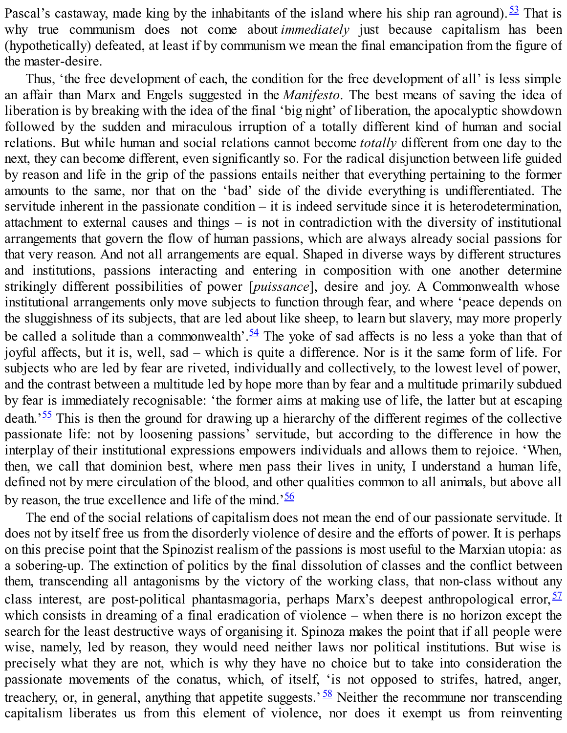Pascal's castaway, made king by the inhabitants of the island where his ship ran aground).[53] That is why true communism does not come about *immediately* just because capitalism has been (hypothetically) defeated, at least if by communism we mean the final emancipation from the figure of the master-desire.

Thus, 'the free development of each, the condition for the free development of all' is less simple an affair than Marx and Engels suggested in the *Manifesto*. The best means of saving the idea of liberation is by breaking with the idea of the final 'big night' of liberation, the apocalyptic showdown followed by the sudden and miraculous irruption of a totally different kind of human and social relations. But while human and social relations cannot become *totally* different from one day to the next, they can become different, even significantly so. For the radical disjunction between life guided by reason and life in the grip of the passions entails neither that everything pertaining to the former amounts to the same, nor that on the 'bad' side of the divide everything is undifferentiated. The servitude inherent in the passionate condition – it is indeed servitude since it is heterodetermination, attachment to external causes and things – is not in contradiction with the diversity of institutional arrangements that govern the flow of human passions, which are always already social passions for that very reason. And not all arrangements are equal. Shaped in diverse ways by different structures and institutions, passions interacting and entering in composition with one another determine strikingly different possibilities of power [*puissance*], desire and joy. A Commonwealth whose institutional arrangements only move subjects to function through fear, and where 'peace depends on the sluggishness of its subjects, that are led about like sheep, to learn but slavery, may more properly be called a solitude than a commonwealth'.[54] The yoke of sad affects is no less a yoke than that of joyful affects, but it is, well, sad – which is quite a difference. Nor is it the same form of life. For subjects who are led by fear are riveted, individually and collectively, to the lowest level of power, and the contrast between a multitude led by hope more than by fear and a multitude primarily subdued by fear is immediately recognisable: 'the former aims at making use of life, the latter but at escaping death.'[55] This is then the ground for drawing up a hierarchy of the different regimes of the collective passionate life: not by loosening passions' servitude, but according to the difference in how the interplay of their institutional expressions empowers individuals and allows them to rejoice. 'When, then, we call that dominion best, where men pass their lives in unity, I understand a human life, defined not by mere circulation of the blood, and other qualities common to all animals, but above all by reason, the true excellence and life of the mind.'[56]

The end of the social relations of capitalism does not mean the end of our passionate servitude. It does not by itself free us from the disorderly violence of desire and the efforts of power. It is perhaps on this precise point that the Spinozist realism of the passions is most useful to the Marxian utopia: as a sobering-up. The extinction of politics by the final dissolution of classes and the conflict between them, transcending all antagonisms by the victory of the working class, that non-class without any class interest, are post-political phantasmagoria, perhaps Marx's deepest anthropological error,[57] which consists in dreaming of a final eradication of violence – when there is no horizon except the search for the least destructive ways of organising it. Spinoza makes the point that if all people were wise, namely, led by reason, they would need neither laws nor political institutions. But wise is precisely what they are not, which is why they have no choice but to take into consideration the passionate movements of the conatus, which, of itself, 'is not opposed to strifes, hatred, anger, treachery, or, in general, anything that appetite suggests.'[58] Neither the recommune nor transcending capitalism liberates us from this element of violence, nor does it exempt us from reinventing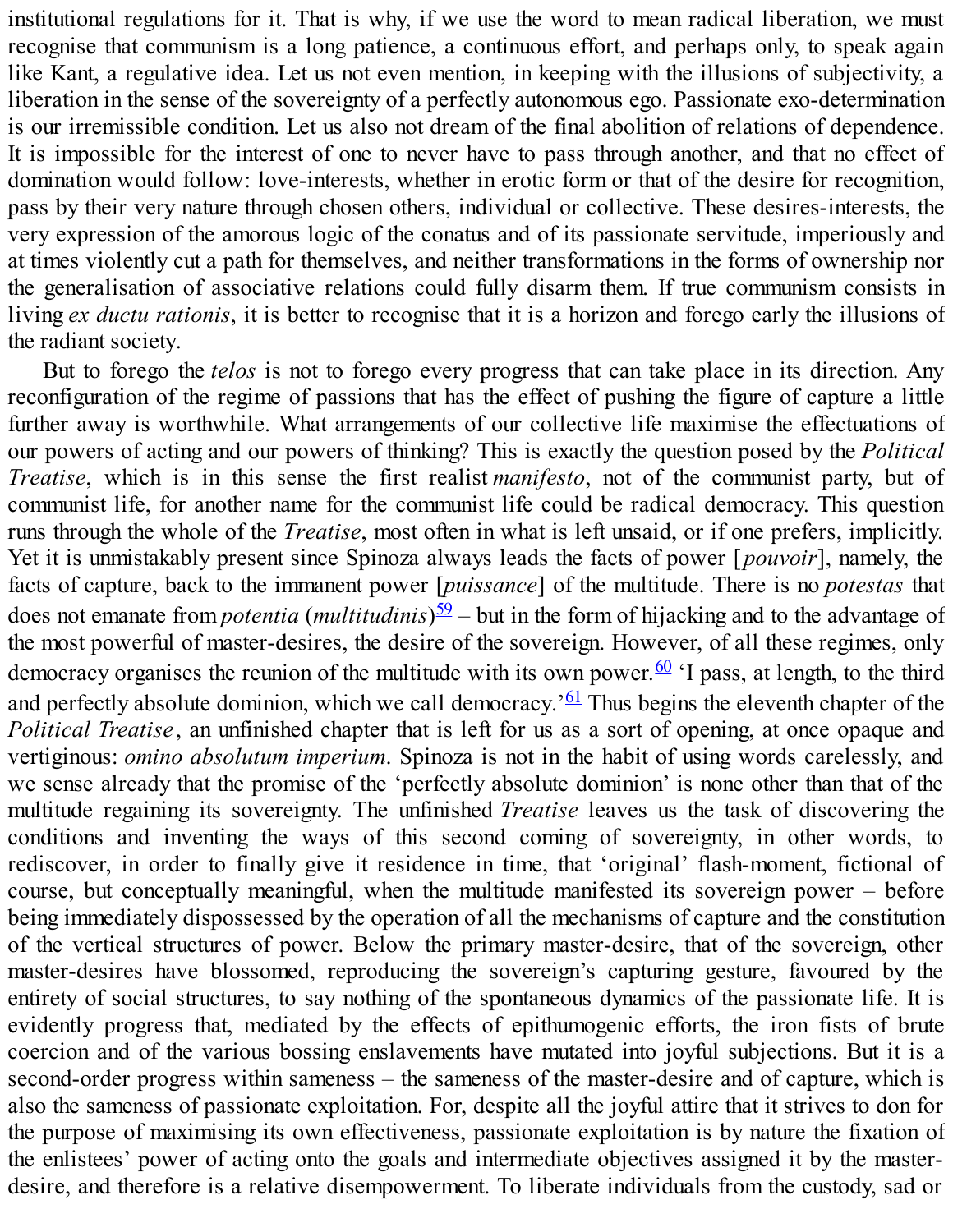institutional regulations for it. That is why, if we use the word to mean radical liberation, we must recognise that communism is a long patience, a continuous effort, and perhaps only, to speak again like Kant, a regulative idea. Let us not even mention, in keeping with the illusions of subjectivity, a liberation in the sense of the sovereignty of a perfectly autonomous ego. Passionate exo-determination is our irremissible condition. Let us also not dream of the final abolition of relations of dependence. It is impossible for the interest of one to never have to pass through another, and that no effect of domination would follow: love-interests, whether in erotic form or that of the desire for recognition, pass by their very nature through chosen others, individual or collective. These desires-interests, the very expression of the amorous logic of the conatus and of its passionate servitude, imperiously and at times violently cut a path for themselves, and neither transformations in the forms of ownership nor the generalisation of associative relations could fully disarm them. If true communism consists in living *ex ductu rationis*, it is better to recognise that it is a horizon and forego early the illusions of the radiant society.

But to forego the *telos* is not to forego every progress that can take place in its direction. Any reconfiguration of the regime of passions that has the effect of pushing the figure of capture a little further away is worthwhile. What arrangements of our collective life maximise the effectuations of our powers of acting and our powers of thinking? This is exactly the question posed by the *Political Treatise*, which is in this sense the first realist *manifesto*, not of the communist party, but of communist life, for another name for the communist life could be radical democracy. This question runs through the whole of the *Treatise*, most often in what is left unsaid, or if one prefers, implicitly. Yet it is unmistakably present since Spinoza always leads the facts of power [*pouvoir*], namely, the facts of capture, back to the immanent power [*puissance*] of the multitude. There is no *potestas* that does not emanate from *potentia* (*multitudinis*)[59] – but in the form of hijacking and to the advantage of the most powerful of master-desires, the desire of the sovereign. However, of all these regimes, only democracy organises the reunion of the multitude with its own power.[60] 'I pass, at length, to the third and perfectly absolute dominion, which we call democracy.'[61] Thus begins the eleventh chapter of the *Political Treatise*, an unfinished chapter that is left for us as a sort of opening, at once opaque and vertiginous: *omino absolutum imperium*. Spinoza is not in the habit of using words carelessly, and we sense already that the promise of the 'perfectly absolute dominion' is none other than that of the multitude regaining its sovereignty. The unfinished *Treatise* leaves us the task of discovering the conditions and inventing the ways of this second coming of sovereignty, in other words, to rediscover, in order to finally give it residence in time, that 'original' flash-moment, fictional of course, but conceptually meaningful, when the multitude manifested its sovereign power – before being immediately dispossessed by the operation of all the mechanisms of capture and the constitution of the vertical structures of power. Below the primary master-desire, that of the sovereign, other master-desires have blossomed, reproducing the sovereign's capturing gesture, favoured by the entirety of social structures, to say nothing of the spontaneous dynamics of the passionate life. It is evidently progress that, mediated by the effects of epithumogenic efforts, the iron fists of brute coercion and of the various bossing enslavements have mutated into joyful subjections. But it is a second-order progress within sameness – the sameness of the master-desire and of capture, which is also the sameness of passionate exploitation. For, despite all the joyful attire that it strives to don for the purpose of maximising its own effectiveness, passionate exploitation is by nature the fixation of the enlistees' power of acting onto the goals and intermediate objectives assigned it by the master-desire, and therefore is a relative disempowerment. To liberate individuals from the custody, sad or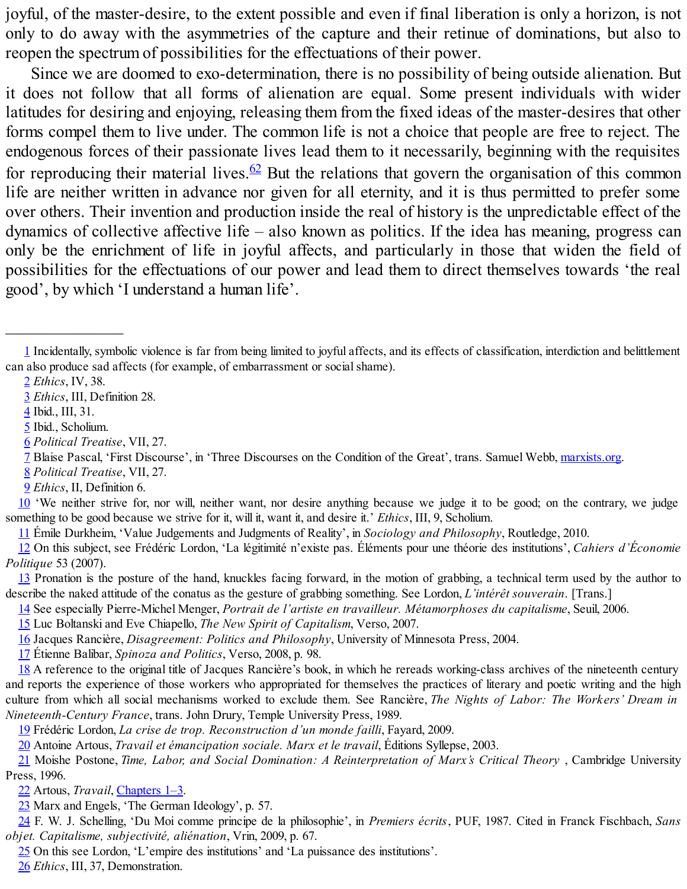joyful, of the master-desire, to the extent possible and even if final liberation is only a horizon, is not only to do away with the asymmetries of the capture and their retinue of dominations, but also to reopen the spectrum of possibilities for the effectuations of their power.

Since we are doomed to exo-determination, there is no possibility of being outside alienation. But it does not follow that all forms of alienation are equal. Some present individuals with wider latitudes for desiring and enjoying, releasing them from the fixed ideas of the master-desires that other forms compel them to live under. The common life is not a choice that people are free to reject. The endogenous forces of their passionate lives lead them to it necessarily, beginning with the requisites for reproducing their material lives.[62] But the relations that govern the organisation of this common life are neither written in advance nor given for all eternity, and it is thus permitted to prefer some over others. Their invention and production inside the real of history is the unpredictable effect of the dynamics of collective affective life – also known as politics. If the idea has meaning, progress can only be the enrichment of life in joyful affects, and particularly in those that widen the field of possibilities for the effectuations of our power and lead them to direct themselves towards 'the real good', by which 'I understand a human life'.

---

1 Incidentally, symbolic violence is far from being limited to joyful affects, and its effects of classification, interdiction and belittlement can also produce sad affects (for example, of embarrassment or social shame).

2 *Ethics*, IV, 38.

3 *Ethics*, III, Definition 28.

4 Ibid., III, 31.

5 Ibid., Scholium.

6 *Political Treatise*, VII, 27.

7 Blaise Pascal, 'First Discourse', in 'Three Discourses on the Condition of the Great', trans. Samuel Webb, marxists.org.

8 *Political Treatise*, VII, 27.

9 *Ethics*, II, Definition 6.

10 'We neither strive for, nor will, neither want, nor desire anything because we judge it to be good; on the contrary, we judge something to be good because we strive for it, will it, want it, and desire it.' *Ethics*, III, 9, Scholium.

11 Émile Durkheim, 'Value Judgements and Judgments of Reality', in *Sociology and Philosophy*, Routledge, 2010.

12 On this subject, see Frédéric Lordon, 'La légitimité n'existe pas. Éléments pour une théorie des institutions', *Cahiers d'Économie Politique* 53 (2007).

13 Pronation is the posture of the hand, knuckles facing forward, in the motion of grabbing, a technical term used by the author to describe the naked attitude of the conatus as the gesture of grabbing something. See Lordon, *L'intérêt souverain*. [Trans.]

14 See especially Pierre-Michel Menger, *Portrait de l'artiste en travailleur. Métamorphoses du capitalisme*, Seuil, 2006.

15 Luc Boltanski and Eve Chiapello, *The New Spirit of Capitalism*, Verso, 2007.

16 Jacques Rancière, *Disagreement: Politics and Philosophy*, University of Minnesota Press, 2004.

17 Étienne Balibar, *Spinoza and Politics*, Verso, 2008, p. 98.

18 A reference to the original title of Jacques Rancière's book, in which he rereads working-class archives of the nineteenth century and reports the experience of those workers who appropriated for themselves the practices of literary and poetic writing and the high culture from which all social mechanisms worked to exclude them. See Rancière, *The Nights of Labor: The Workers' Dream in Nineteenth-Century France*, trans. John Drury, Temple University Press, 1989.

19 Frédéric Lordon, *La crise de trop. Reconstruction d'un monde failli*, Fayard, 2009.

20 Antoine Artous, *Travail et émancipation sociale. Marx et le travail*, Éditions Syllepse, 2003.

21 Moishe Postone, *Time, Labor, and Social Domination: A Reinterpretation of Marx's Critical Theory*, Cambridge University Press, 1996.

22 Artous, *Travail*, Chapters 1–3.

23 Marx and Engels, 'The German Ideology', p. 57.

24 F. W. J. Schelling, 'Du Moi comme principe de la philosophie', in *Premiers écrits*, PUF, 1987. Cited in Franck Fischbach, *Sans objet. Capitalisme, subjectivité, aliénation*, Vrin, 2009, p. 67.

25 On this see Lordon, 'L'empire des institutions' and 'La puissance des institutions'.

26 *Ethics*, III, 37, Demonstration.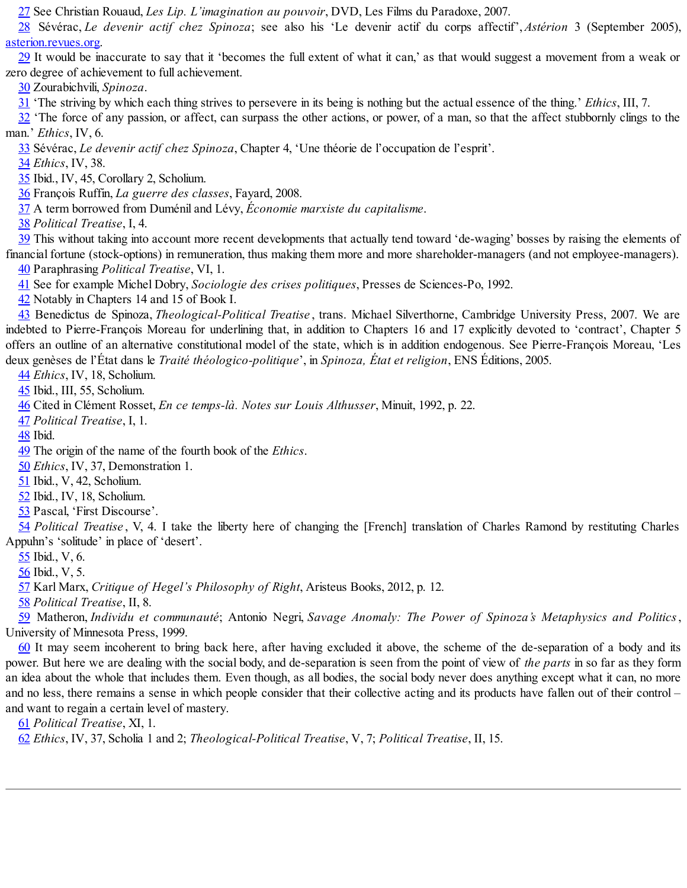27 See Christian Rouaud, *Les Lip. L'imagination au pouvoir*, DVD, Les Films du Paradoxe, 2007.

28 Sévérac, *Le devenir actif chez Spinoza*; see also his 'Le devenir actif du corps affectif', *Astérion* 3 (September 2005), asterion.revues.org.

29 It would be inaccurate to say that it 'becomes the full extent of what it can,' as that would suggest a movement from a weak or zero degree of achievement to full achievement.

30 Zourabichvili, *Spinoza*.

31 'The striving by which each thing strives to persevere in its being is nothing but the actual essence of the thing.' *Ethics*, III, 7.

32 'The force of any passion, or affect, can surpass the other actions, or power, of a man, so that the affect stubbornly clings to the man.' *Ethics*, IV, 6.

33 Sévérac, *Le devenir actif chez Spinoza*, Chapter 4, 'Une théorie de l'occupation de l'esprit'.

34 *Ethics*, IV, 38.

35 Ibid., IV, 45, Corollary 2, Scholium.

36 François Ruffin, *La guerre des classes*, Fayard, 2008.

37 A term borrowed from Duménil and Lévy, *Économie marxiste du capitalisme*.

38 *Political Treatise*, I, 4.

39 This without taking into account more recent developments that actually tend toward 'de-waging' bosses by raising the elements of financial fortune (stock-options) in remuneration, thus making them more and more shareholder-managers (and not employee-managers).

40 Paraphrasing *Political Treatise*, VI, 1.

41 See for example Michel Dobry, *Sociologie des crises politiques*, Presses de Sciences-Po, 1992.

42 Notably in Chapters 14 and 15 of Book I.

43 Benedictus de Spinoza, *Theological-Political Treatise*, trans. Michael Silverthorne, Cambridge University Press, 2007. We are indebted to Pierre-François Moreau for underlining that, in addition to Chapters 16 and 17 explicitly devoted to 'contract', Chapter 5 offers an outline of an alternative constitutional model of the state, which is in addition endogenous. See Pierre-François Moreau, 'Les deux genèses de l'État dans le *Traité théologico-politique*', in *Spinoza, État et religion*, ENS Éditions, 2005.

44 *Ethics*, IV, 18, Scholium.

45 Ibid., III, 55, Scholium.

46 Cited in Clément Rosset, *En ce temps-là. Notes sur Louis Althusser*, Minuit, 1992, p. 22.

47 *Political Treatise*, I, 1.

48 Ibid.

49 The origin of the name of the fourth book of the *Ethics*.

50 *Ethics*, IV, 37, Demonstration 1.

51 Ibid., V, 42, Scholium.

52 Ibid., IV, 18, Scholium.

53 Pascal, 'First Discourse'.

54 *Political Treatise*, V, 4. I take the liberty here of changing the [French] translation of Charles Ramond by restituting Charles Appuhn's 'solitude' in place of 'desert'.

55 Ibid., V, 6.

56 Ibid., V, 5.

57 Karl Marx, *Critique of Hegel's Philosophy of Right*, Aristeus Books, 2012, p. 12.

58 *Political Treatise*, II, 8.

59 Matheron, *Individu et communauté*; Antonio Negri, *Savage Anomaly: The Power of Spinoza's Metaphysics and Politics*, University of Minnesota Press, 1999.

60 It may seem incoherent to bring back here, after having excluded it above, the scheme of the de-separation of a body and its power. But here we are dealing with the social body, and de-separation is seen from the point of view of *the parts* in so far as they form an idea about the whole that includes them. Even though, as all bodies, the social body never does anything except what it can, no more and no less, there remains a sense in which people consider that their collective acting and its products have fallen out of their control – and want to regain a certain level of mastery.

61 *Political Treatise*, XI, 1.

62 *Ethics*, IV, 37, Scholia 1 and 2; *Theological-Political Treatise*, V, 7; *Political Treatise*, II, 15.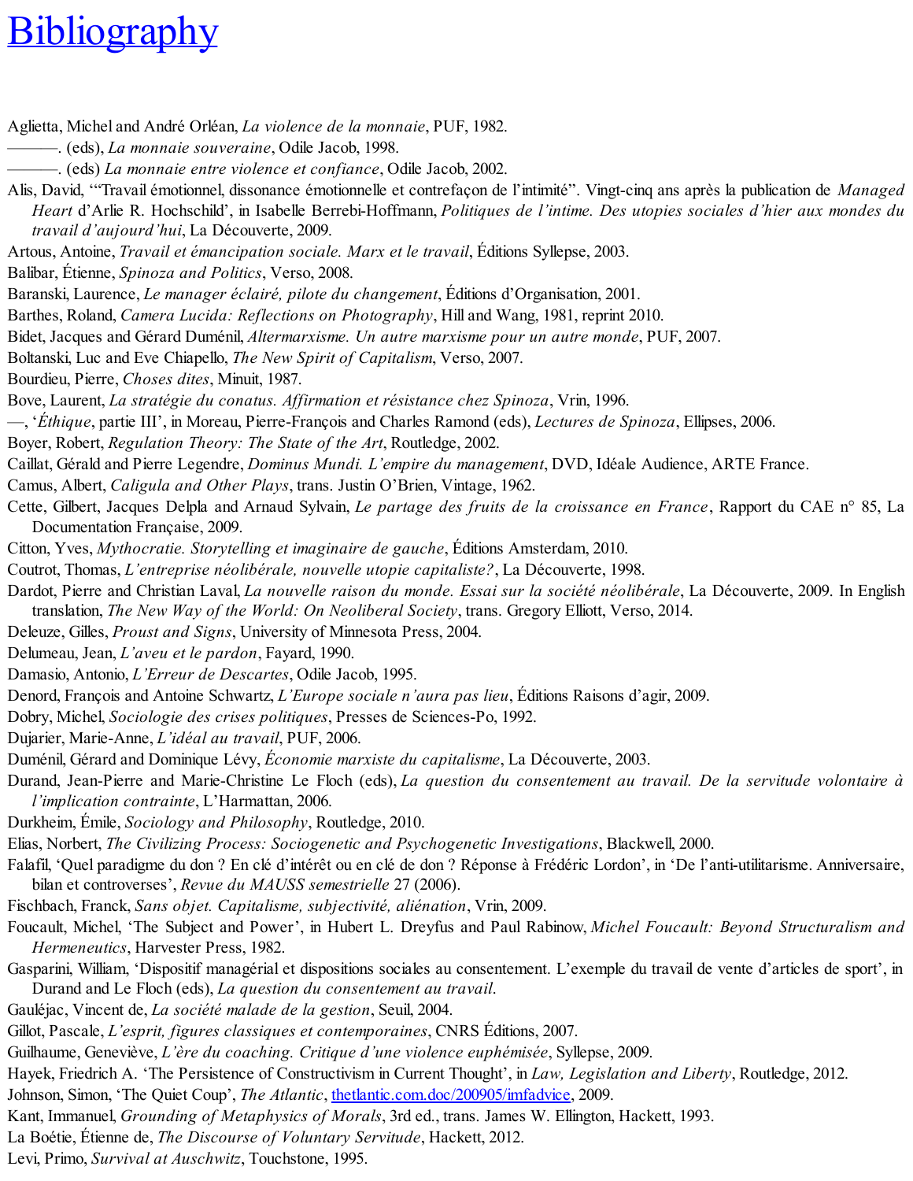# Bibliography

Aglietta, Michel and André Orléan, *La violence de la monnaie*, PUF, 1982.

———. (eds), *La monnaie souveraine*, Odile Jacob, 1998.

———. (eds) *La monnaie entre violence et confiance*, Odile Jacob, 2002.

Alis, David, '"Travail émotionnel, dissonance émotionnelle et contrefaçon de l'intimité". Vingt-cinq ans après la publication de *Managed Heart* d'Arlie R. Hochschild', in Isabelle Berrebi-Hoffmann, *Politiques de l'intime. Des utopies sociales d'hier aux mondes du travail d'aujourd'hui*, La Découverte, 2009.

Artous, Antoine, *Travail et émancipation sociale. Marx et le travail*, Éditions Syllepse, 2003.

Balibar, Étienne, *Spinoza and Politics*, Verso, 2008.

Baranski, Laurence, *Le manager éclairé, pilote du changement*, Éditions d'Organisation, 2001.

Barthes, Roland, *Camera Lucida: Reflections on Photography*, Hill and Wang, 1981, reprint 2010.

Bidet, Jacques and Gérard Duménil, *Altermarxisme. Un autre marxisme pour un autre monde*, PUF, 2007.

Boltanski, Luc and Eve Chiapello, *The New Spirit of Capitalism*, Verso, 2007.

Bourdieu, Pierre, *Choses dites*, Minuit, 1987.

Bove, Laurent, *La stratégie du conatus. Affirmation et résistance chez Spinoza*, Vrin, 1996.

—, '*Éthique*, partie III', in Moreau, Pierre-François and Charles Ramond (eds), *Lectures de Spinoza*, Ellipses, 2006.

Boyer, Robert, *Regulation Theory: The State of the Art*, Routledge, 2002.

Caillat, Gérald and Pierre Legendre, *Dominus Mundi. L'empire du management*, DVD, Idéale Audience, ARTE France.

Camus, Albert, *Caligula and Other Plays*, trans. Justin O'Brien, Vintage, 1962.

Cette, Gilbert, Jacques Delpla and Arnaud Sylvain, *Le partage des fruits de la croissance en France*, Rapport du CAE n° 85, La Documentation Française, 2009.

Citton, Yves, *Mythocratie. Storytelling et imaginaire de gauche*, Éditions Amsterdam, 2010.

Coutrot, Thomas, *L'entreprise néolibérale, nouvelle utopie capitaliste?*, La Découverte, 1998.

Dardot, Pierre and Christian Laval, *La nouvelle raison du monde. Essai sur la société néolibérale*, La Découverte, 2009. In English translation, *The New Way of the World: On Neoliberal Society*, trans. Gregory Elliott, Verso, 2014.

Deleuze, Gilles, *Proust and Signs*, University of Minnesota Press, 2004.

Delumeau, Jean, *L'aveu et le pardon*, Fayard, 1990.

Damasio, Antonio, *L'Erreur de Descartes*, Odile Jacob, 1995.

Denord, François and Antoine Schwartz, *L'Europe sociale n'aura pas lieu*, Éditions Raisons d'agir, 2009.

Dobry, Michel, *Sociologie des crises politiques*, Presses de Sciences-Po, 1992.

Dujarier, Marie-Anne, *L'idéal au travail*, PUF, 2006.

Duménil, Gérard and Dominique Lévy, *Économie marxiste du capitalisme*, La Découverte, 2003.

Durand, Jean-Pierre and Marie-Christine Le Floch (eds), *La question du consentement au travail. De la servitude volontaire à l'implication contrainte*, L'Harmattan, 2006.

Durkheim, Émile, *Sociology and Philosophy*, Routledge, 2010.

Elias, Norbert, *The Civilizing Process: Sociogenetic and Psychogenetic Investigations*, Blackwell, 2000.

Falafil, 'Quel paradigme du don ? En clé d'intérêt ou en clé de don ? Réponse à Frédéric Lordon', in 'De l'anti-utilitarisme. Anniversaire, bilan et controverses', *Revue du MAUSS semestrielle* 27 (2006).

Fischbach, Franck, *Sans objet. Capitalisme, subjectivité, aliénation*, Vrin, 2009.

Foucault, Michel, 'The Subject and Power', in Hubert L. Dreyfus and Paul Rabinow, *Michel Foucault: Beyond Structuralism and Hermeneutics*, Harvester Press, 1982.

Gasparini, William, 'Dispositif managérial et dispositions sociales au consentement. L'exemple du travail de vente d'articles de sport', in Durand and Le Floch (eds), *La question du consentement au travail*.

Gauléjac, Vincent de, *La société malade de la gestion*, Seuil, 2004.

Gillot, Pascale, *L'esprit, figures classiques et contemporaines*, CNRS Éditions, 2007.

Guilhaume, Geneviève, *L'ère du coaching. Critique d'une violence euphémisée*, Syllepse, 2009.

Hayek, Friedrich A. 'The Persistence of Constructivism in Current Thought', in *Law, Legislation and Liberty*, Routledge, 2012.

Johnson, Simon, 'The Quiet Coup', *The Atlantic*, thetlantic.com.doc/200905/imfadvice, 2009.

Kant, Immanuel, *Grounding of Metaphysics of Morals*, 3rd ed., trans. James W. Ellington, Hackett, 1993.

La Boétie, Étienne de, *The Discourse of Voluntary Servitude*, Hackett, 2012.

Levi, Primo, *Survival at Auschwitz*, Touchstone, 1995.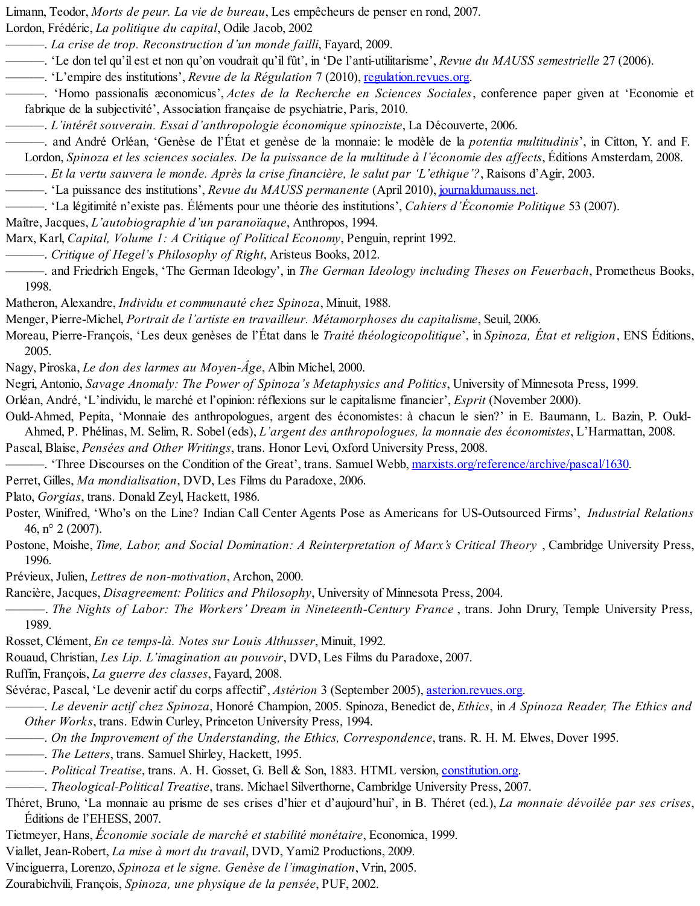Limann, Teodor, *Morts de peur. La vie de bureau*, Les empêcheurs de penser en rond, 2007.

Lordon, Frédéric, *La politique du capital*, Odile Jacob, 2002

———. *La crise de trop. Reconstruction d'un monde failli*, Fayard, 2009.

———. 'Le don tel qu'il est et non qu'on voudrait qu'il fût', in 'De l'anti-utilitarisme', *Revue du MAUSS semestrielle* 27 (2006).

———. 'L'empire des institutions', *Revue de la Régulation* 7 (2010), regulation.revues.org.

———. 'Homo passionalis æconomicus', *Actes de la Recherche en Sciences Sociales*, conference paper given at 'Economie et fabrique de la subjectivité', Association française de psychiatrie, Paris, 2010.

———. *L'intérêt souverain. Essai d'anthropologie économique spinoziste*, La Découverte, 2006.

———. and André Orléan, 'Genèse de l'État et genèse de la monnaie: le modèle de la *potentia multitudinis*', in Citton, Y. and F. Lordon, *Spinoza et les sciences sociales. De la puissance de la multitude à l'économie des affects*, Éditions Amsterdam, 2008.

———. *Et la vertu sauvera le monde. Après la crise financière, le salut par 'L'ethique'?*, Raisons d'Agir, 2003.

———. 'La puissance des institutions', *Revue du MAUSS permanente* (April 2010), journaldumauss.net.

———. 'La légitimité n'existe pas. Éléments pour une théorie des institutions', *Cahiers d'Économie Politique* 53 (2007).

Maître, Jacques, *L'autobiographie d'un paranoïaque*, Anthropos, 1994.

Marx, Karl, *Capital, Volume 1: A Critique of Political Economy*, Penguin, reprint 1992.

———. *Critique of Hegel's Philosophy of Right*, Aristeus Books, 2012.

———. and Friedrich Engels, 'The German Ideology', in *The German Ideology including Theses on Feuerbach*, Prometheus Books, 1998.

Matheron, Alexandre, *Individu et communauté chez Spinoza*, Minuit, 1988.

Menger, Pierre-Michel, *Portrait de l'artiste en travailleur. Métamorphoses du capitalisme*, Seuil, 2006.

Moreau, Pierre-François, 'Les deux genèses de l'État dans le *Traité théologicopolitique*', in *Spinoza, État et religion*, ENS Éditions, 2005.

Nagy, Piroska, *Le don des larmes au Moyen-Âge*, Albin Michel, 2000.

Negri, Antonio, *Savage Anomaly: The Power of Spinoza's Metaphysics and Politics*, University of Minnesota Press, 1999.

Orléan, André, 'L'individu, le marché et l'opinion: réflexions sur le capitalisme financier', *Esprit* (November 2000).

Ould-Ahmed, Pepita, 'Monnaie des anthropologues, argent des économistes: à chacun le sien?' in E. Baumann, L. Bazin, P. Ould-Ahmed, P. Phélinas, M. Selim, R. Sobel (eds), *L'argent des anthropologues, la monnaie des économistes*, L'Harmattan, 2008.

Pascal, Blaise, *Pensées and Other Writings*, trans. Honor Levi, Oxford University Press, 2008.

———. 'Three Discourses on the Condition of the Great', trans. Samuel Webb, marxists.org/reference/archive/pascal/1630.

Perret, Gilles, *Ma mondialisation*, DVD, Les Films du Paradoxe, 2006.

Plato, *Gorgias*, trans. Donald Zeyl, Hackett, 1986.

Poster, Winifred, 'Who's on the Line? Indian Call Center Agents Pose as Americans for US-Outsourced Firms', *Industrial Relations* 46, n° 2 (2007).

Postone, Moishe, *Time, Labor, and Social Domination: A Reinterpretation of Marx's Critical Theory*, Cambridge University Press, 1996.

Prévieux, Julien, *Lettres de non-motivation*, Archon, 2000.

Rancière, Jacques, *Disagreement: Politics and Philosophy*, University of Minnesota Press, 2004.

———. *The Nights of Labor: The Workers' Dream in Nineteenth-Century France*, trans. John Drury, Temple University Press, 1989.

Rosset, Clément, *En ce temps-là. Notes sur Louis Althusser*, Minuit, 1992.

Rouaud, Christian, *Les Lip. L'imagination au pouvoir*, DVD, Les Films du Paradoxe, 2007.

Ruffin, François, *La guerre des classes*, Fayard, 2008.

Sévérac, Pascal, 'Le devenir actif du corps affectif', *Astérion* 3 (September 2005), asterion.revues.org.

———. *Le devenir actif chez Spinoza*, Honoré Champion, 2005. Spinoza, Benedict de, *Ethics*, in *A Spinoza Reader, The Ethics and Other Works*, trans. Edwin Curley, Princeton University Press, 1994.

———. *On the Improvement of the Understanding, the Ethics, Correspondence*, trans. R. H. M. Elwes, Dover 1995.

———. *The Letters*, trans. Samuel Shirley, Hackett, 1995.

———. *Political Treatise*, trans. A. H. Gosset, G. Bell & Son, 1883. HTML version, constitution.org.

———. *Theological-Political Treatise*, trans. Michael Silverthorne, Cambridge University Press, 2007.

Théret, Bruno, 'La monnaie au prisme de ses crises d'hier et d'aujourd'hui', in B. Théret (ed.), *La monnaie dévoilée par ses crises*, Éditions de l'EHESS, 2007.

Tietmeyer, Hans, *Économie sociale de marché et stabilité monétaire*, Economica, 1999.

Viallet, Jean-Robert, *La mise à mort du travail*, DVD, Yami2 Productions, 2009.

Vinciguerra, Lorenzo, *Spinoza et le signe. Genèse de l'imagination*, Vrin, 2005.

Zourabichvili, François, *Spinoza, une physique de la pensée*, PUF, 2002.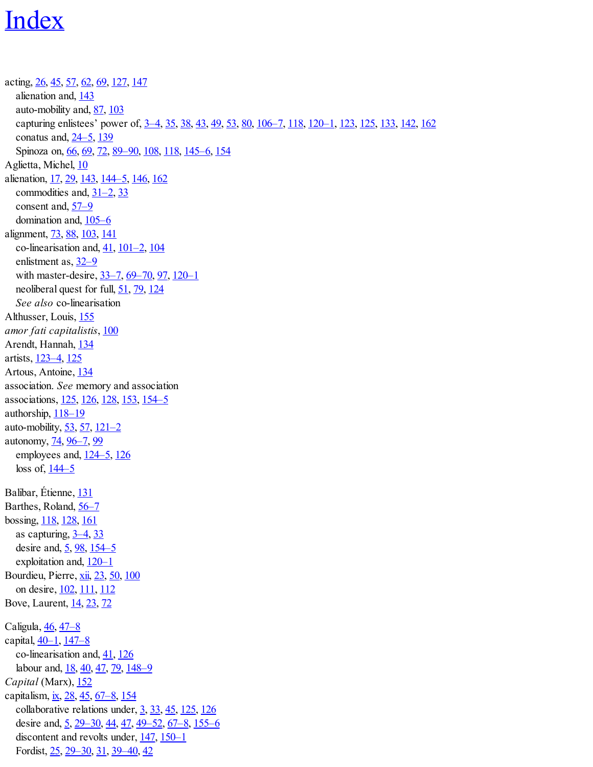# Index

acting, 26, 45, 57, 62, 69, 127, 147
  alienation and, 143
  auto-mobility and, 87, 103
  capturing enlistees' power of, 3–4, 35, 38, 43, 49, 53, 80, 106–7, 118, 120–1, 123, 125, 133, 142, 162
  conatus and, 24–5, 139
  Spinoza on, 66, 69, 72, 89–90, 108, 118, 145–6, 154
Aglietta, Michel, 10
alienation, 17, 29, 143, 144–5, 146, 162
  commodities and, 31–2, 33
  consent and, 57–9
  domination and, 105–6
alignment, 73, 88, 103, 141
  co-linearisation and, 41, 101–2, 104
  enlistment as, 32–9
  with master-desire, 33–7, 69–70, 97, 120–1
  neoliberal quest for full, 51, 79, 124
  *See also* co-linearisation
Althusser, Louis, 155
*amor fati capitalistis*, 100
Arendt, Hannah, 134
artists, 123–4, 125
Artous, Antoine, 134
association. *See* memory and association
associations, 125, 126, 128, 153, 154–5
authorship, 118–19
auto-mobility, 53, 57, 121–2
autonomy, 74, 96–7, 99
  employees and, 124–5, 126
  loss of, 144–5

Balibar, Étienne, 131
Barthes, Roland, 56–7
bossing, 118, 128, 161
  as capturing, 3–4, 33
  desire and, 5, 98, 154–5
  exploitation and, 120–1
Bourdieu, Pierre, xii, 23, 50, 100
  on desire, 102, 111, 112
Bove, Laurent, 14, 23, 72

Caligula, 46, 47–8
capital, 40–1, 147–8
  co-linearisation and, 41, 126
  labour and, 18, 40, 47, 79, 148–9
*Capital* (Marx), 152
capitalism, ix, 28, 45, 67–8, 154
  collaborative relations under, 3, 33, 45, 125, 126
  desire and, 5, 29–30, 44, 47, 49–52, 67–8, 155–6
  discontent and revolts under, 147, 150–1
  Fordist, 25, 29–30, 31, 39–40, 42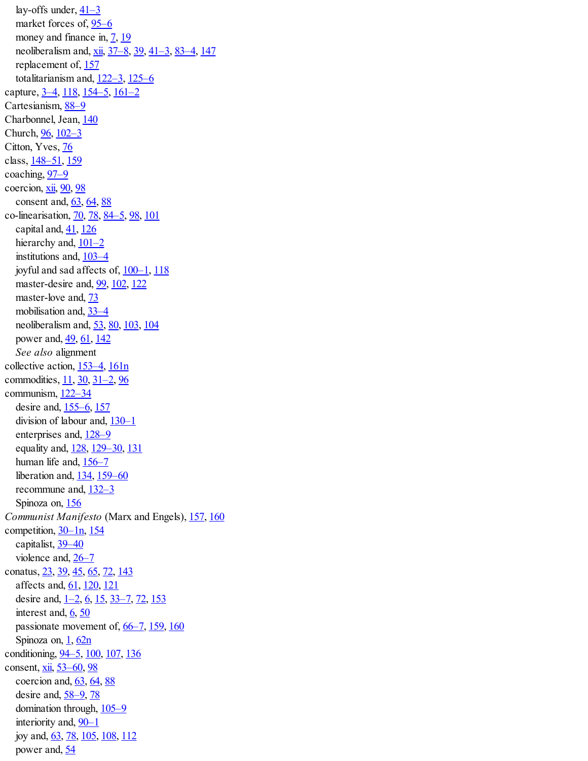lay-offs under, 41–3
    market forces of, 95–6
    money and finance in, 7, 19
    neoliberalism and, xii, 37–8, 39, 41–3, 83–4, 147
    replacement of, 157
    totalitarianism and, 122–3, 125–6
capture, 3–4, 118, 154–5, 161–2
Cartesianism, 88–9
Charbonnel, Jean, 140
Church, 96, 102–3
Citton, Yves, 76
class, 148–51, 159
coaching, 97–9
coercion, xii, 90, 98
    consent and, 63, 64, 88
co-linearisation, 70, 78, 84–5, 98, 101
    capital and, 41, 126
    hierarchy and, 101–2
    institutions and, 103–4
    joyful and sad affects of, 100–1, 118
    master-desire and, 99, 102, 122
    master-love and, 73
    mobilisation and, 33–4
    neoliberalism and, 53, 80, 103, 104
    power and, 49, 61, 142
    *See also* alignment
collective action, 153–4, 161n
commodities, 11, 30, 31–2, 96
communism, 122–34
    desire and, 155–6, 157
    division of labour and, 130–1
    enterprises and, 128–9
    equality and, 128, 129–30, 131
    human life and, 156–7
    liberation and, 134, 159–60
    recommune and, 132–3
    Spinoza on, 156
*Communist Manifesto* (Marx and Engels), 157, 160
competition, 30–1n, 154
    capitalist, 39–40
    violence and, 26–7
conatus, 23, 39, 45, 65, 72, 143
    affects and, 61, 120, 121
    desire and, 1–2, 6, 15, 33–7, 72, 153
    interest and, 6, 50
    passionate movement of, 66–7, 159, 160
    Spinoza on, 1, 62n
conditioning, 94–5, 100, 107, 136
consent, xii, 53–60, 98
    coercion and, 63, 64, 88
    desire and, 58–9, 78
    domination through, 105–9
    interiority and, 90–1
    joy and, 63, 78, 105, 108, 112
    power and, 54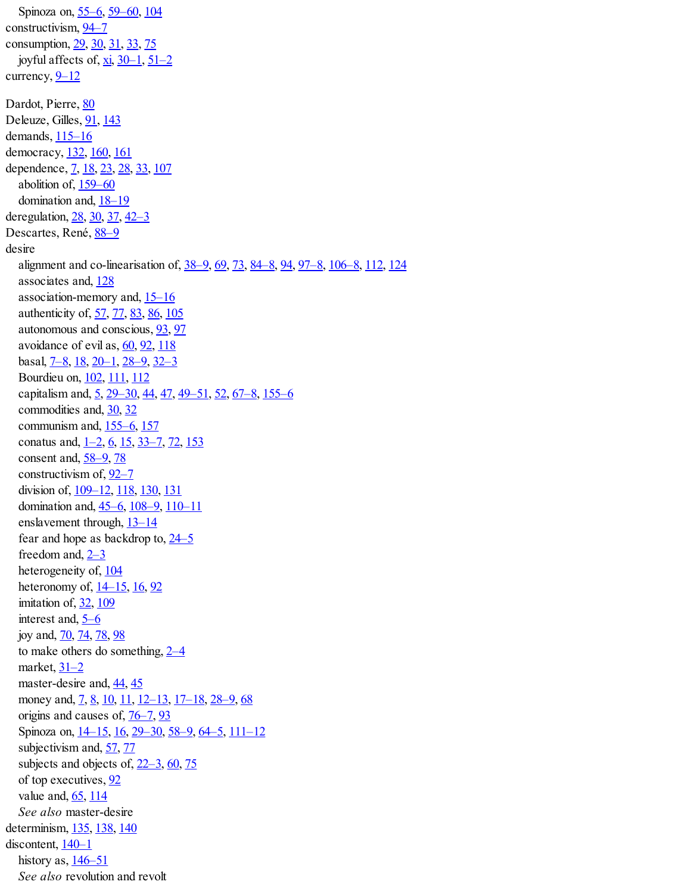Spinoza on, 55–6, 59–60, 104

constructivism, 94–7

consumption, 29, 30, 31, 33, 75

  joyful affects of, xi, 30–1, 51–2

currency, 9–12

Dardot, Pierre, 80

Deleuze, Gilles, 91, 143

demands, 115–16

democracy, 132, 160, 161

dependence, 7, 18, 23, 28, 33, 107

  abolition of, 159–60

  domination and, 18–19

deregulation, 28, 30, 37, 42–3

Descartes, René, 88–9

desire

  alignment and co-linearisation of, 38–9, 69, 73, 84–8, 94, 97–8, 106–8, 112, 124

  associates and, 128

  association-memory and, 15–16

  authenticity of, 57, 77, 83, 86, 105

  autonomous and conscious, 93, 97

  avoidance of evil as, 60, 92, 118

  basal, 7–8, 18, 20–1, 28–9, 32–3

  Bourdieu on, 102, 111, 112

  capitalism and, 5, 29–30, 44, 47, 49–51, 52, 67–8, 155–6

  commodities and, 30, 32

  communism and, 155–6, 157

  conatus and, 1–2, 6, 15, 33–7, 72, 153

  consent and, 58–9, 78

  constructivism of, 92–7

  division of, 109–12, 118, 130, 131

  domination and, 45–6, 108–9, 110–11

  enslavement through, 13–14

  fear and hope as backdrop to, 24–5

  freedom and, 2–3

  heterogeneity of, 104

  heteronomy of, 14–15, 16, 92

  imitation of, 32, 109

  interest and, 5–6

  joy and, 70, 74, 78, 98

  to make others do something, 2–4

  market, 31–2

  master-desire and, 44, 45

  money and, 7, 8, 10, 11, 12–13, 17–18, 28–9, 68

  origins and causes of, 76–7, 93

  Spinoza on, 14–15, 16, 29–30, 58–9, 64–5, 111–12

  subjectivism and, 57, 77

  subjects and objects of, 22–3, 60, 75

  of top executives, 92

  value and, 65, 114

  *See also* master-desire

determinism, 135, 138, 140

discontent, 140–1

  history as, 146–51

  *See also* revolution and revolt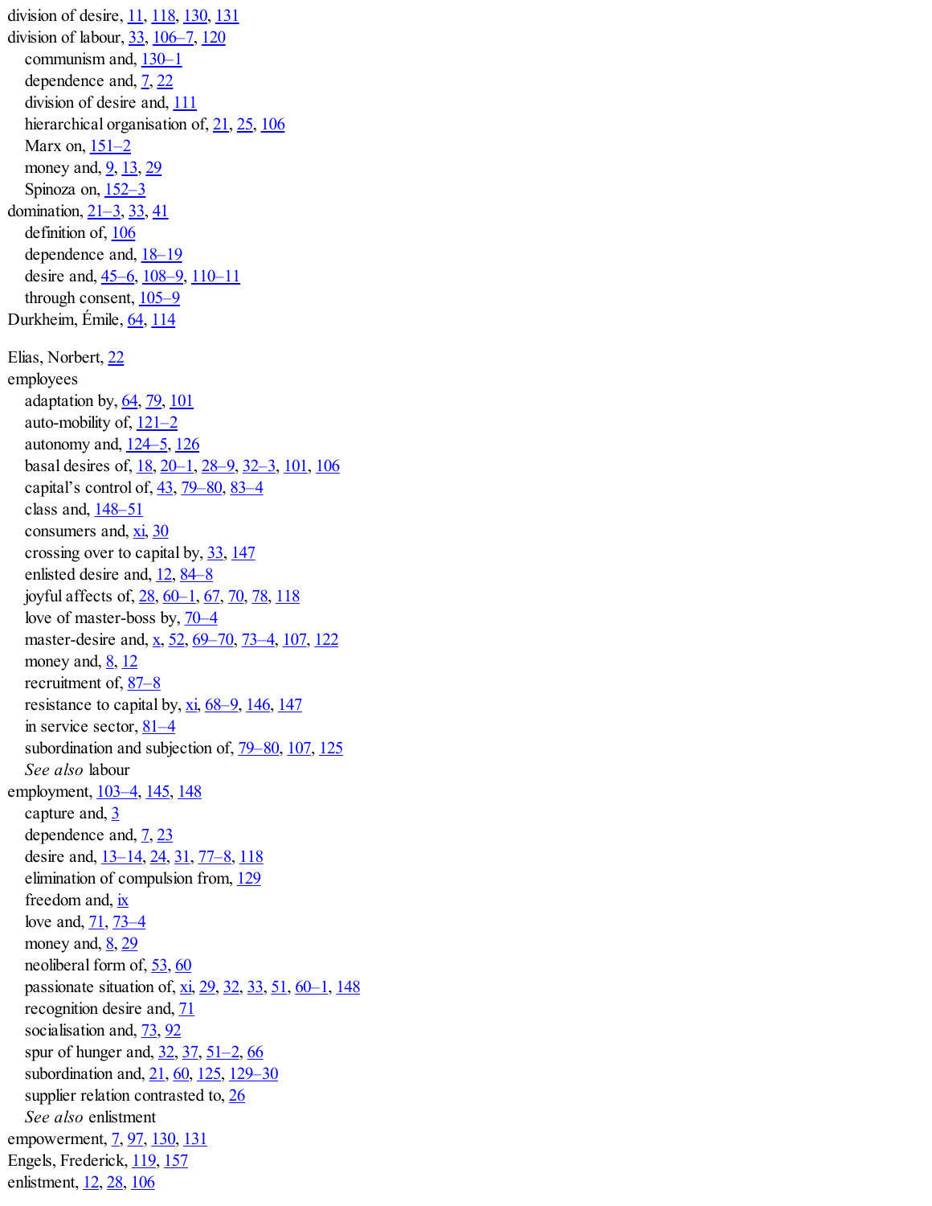division of desire, 11, 118, 130, 131
division of labour, 33, 106–7, 120
  communism and, 130–1
  dependence and, 7, 22
  division of desire and, 111
  hierarchical organisation of, 21, 25, 106
  Marx on, 151–2
  money and, 9, 13, 29
  Spinoza on, 152–3
domination, 21–3, 33, 41
  definition of, 106
  dependence and, 18–19
  desire and, 45–6, 108–9, 110–11
  through consent, 105–9
Durkheim, Émile, 64, 114

Elias, Norbert, 22
employees
  adaptation by, 64, 79, 101
  auto-mobility of, 121–2
  autonomy and, 124–5, 126
  basal desires of, 18, 20–1, 28–9, 32–3, 101, 106
  capital's control of, 43, 79–80, 83–4
  class and, 148–51
  consumers and, xi, 30
  crossing over to capital by, 33, 147
  enlisted desire and, 12, 84–8
  joyful affects of, 28, 60–1, 67, 70, 78, 118
  love of master-boss by, 70–4
  master-desire and, x, 52, 69–70, 73–4, 107, 122
  money and, 8, 12
  recruitment of, 87–8
  resistance to capital by, xi, 68–9, 146, 147
  in service sector, 81–4
  subordination and subjection of, 79–80, 107, 125
  *See also* labour
employment, 103–4, 145, 148
  capture and, 3
  dependence and, 7, 23
  desire and, 13–14, 24, 31, 77–8, 118
  elimination of compulsion from, 129
  freedom and, ix
  love and, 71, 73–4
  money and, 8, 29
  neoliberal form of, 53, 60
  passionate situation of, xi, 29, 32, 33, 51, 60–1, 148
  recognition desire and, 71
  socialisation and, 73, 92
  spur of hunger and, 32, 37, 51–2, 66
  subordination and, 21, 60, 125, 129–30
  supplier relation contrasted to, 26
  *See also* enlistment
empowerment, 7, 97, 130, 131
Engels, Frederick, 119, 157
enlistment, 12, 28, 106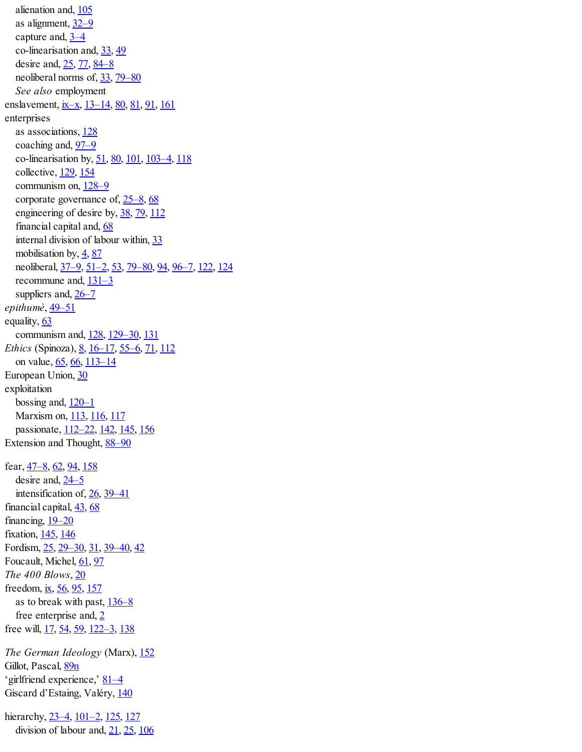alienation and, 105
as alignment, 32–9
capture and, 3–4
co-linearisation and, 33, 49
desire and, 25, 77, 84–8
neoliberal norms of, 33, 79–80
*See also* employment

enslavement, ix–x, 13–14, 80, 81, 91, 161

enterprises
as associations, 128
coaching and, 97–9
co-linearisation by, 51, 80, 101, 103–4, 118
collective, 129, 154
communism on, 128–9
corporate governance of, 25–8, 68
engineering of desire by, 38, 79, 112
financial capital and, 68
internal division of labour within, 33
mobilisation by, 4, 87
neoliberal, 37–9, 51–2, 53, 79–80, 94, 96–7, 122, 124
recommune and, 131–3
suppliers and, 26–7

*epithumè*, 49–51

equality, 63
communism and, 128, 129–30, 131

*Ethics* (Spinoza), 8, 16–17, 55–6, 71, 112
on value, 65, 66, 113–14

European Union, 30

exploitation
bossing and, 120–1
Marxism on, 113, 116, 117
passionate, 112–22, 142, 145, 156

Extension and Thought, 88–90

fear, 47–8, 62, 94, 158
desire and, 24–5
intensification of, 26, 39–41

financial capital, 43, 68

financing, 19–20

fixation, 145, 146

Fordism, 25, 29–30, 31, 39–40, 42

Foucault, Michel, 61, 97

*The 400 Blows*, 20

freedom, ix, 56, 95, 157
as to break with past, 136–8
free enterprise and, 2

free will, 17, 54, 59, 122–3, 138

*The German Ideology* (Marx), 152

Gillot, Pascal, 89n

'girlfriend experience,' 81–4

Giscard d'Estaing, Valéry, 140

hierarchy, 23–4, 101–2, 125, 127
division of labour and, 21, 25, 106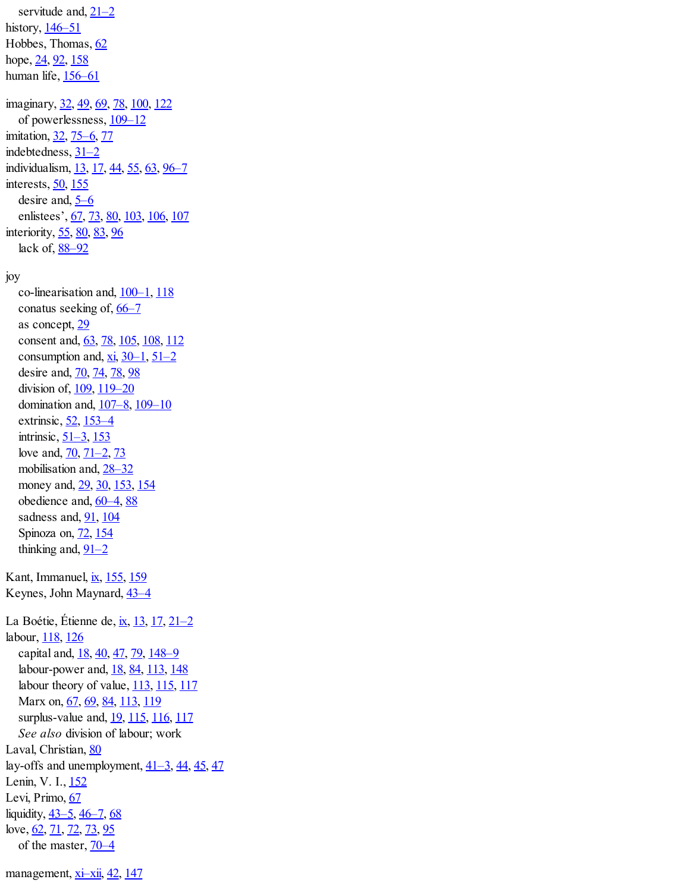servitude and, 21–2
history, 146–51
Hobbes, Thomas, 62
hope, 24, 92, 158
human life, 156–61

imaginary, 32, 49, 69, 78, 100, 122
  of powerlessness, 109–12
imitation, 32, 75–6, 77
indebtedness, 31–2
individualism, 13, 17, 44, 55, 63, 96–7
interests, 50, 155
  desire and, 5–6
  enlistees’, 67, 73, 80, 103, 106, 107
interiority, 55, 80, 83, 96
  lack of, 88–92

joy
  co-linearisation and, 100–1, 118
  conatus seeking of, 66–7
  as concept, 29
  consent and, 63, 78, 105, 108, 112
  consumption and, xi, 30–1, 51–2
  desire and, 70, 74, 78, 98
  division of, 109, 119–20
  domination and, 107–8, 109–10
  extrinsic, 52, 153–4
  intrinsic, 51–3, 153
  love and, 70, 71–2, 73
  mobilisation and, 28–32
  money and, 29, 30, 153, 154
  obedience and, 60–4, 88
  sadness and, 91, 104
  Spinoza on, 72, 154
  thinking and, 91–2

Kant, Immanuel, ix, 155, 159
Keynes, John Maynard, 43–4

La Boétie, Étienne de, ix, 13, 17, 21–2
labour, 118, 126
  capital and, 18, 40, 47, 79, 148–9
  labour-power and, 18, 84, 113, 148
  labour theory of value, 113, 115, 117
  Marx on, 67, 69, 84, 113, 119
  surplus-value and, 19, 115, 116, 117
  *See also* division of labour; work
Laval, Christian, 80
lay-offs and unemployment, 41–3, 44, 45, 47
Lenin, V. I., 152
Levi, Primo, 67
liquidity, 43–5, 46–7, 68
love, 62, 71, 72, 73, 95
  of the master, 70–4

management, xi–xii, 42, 147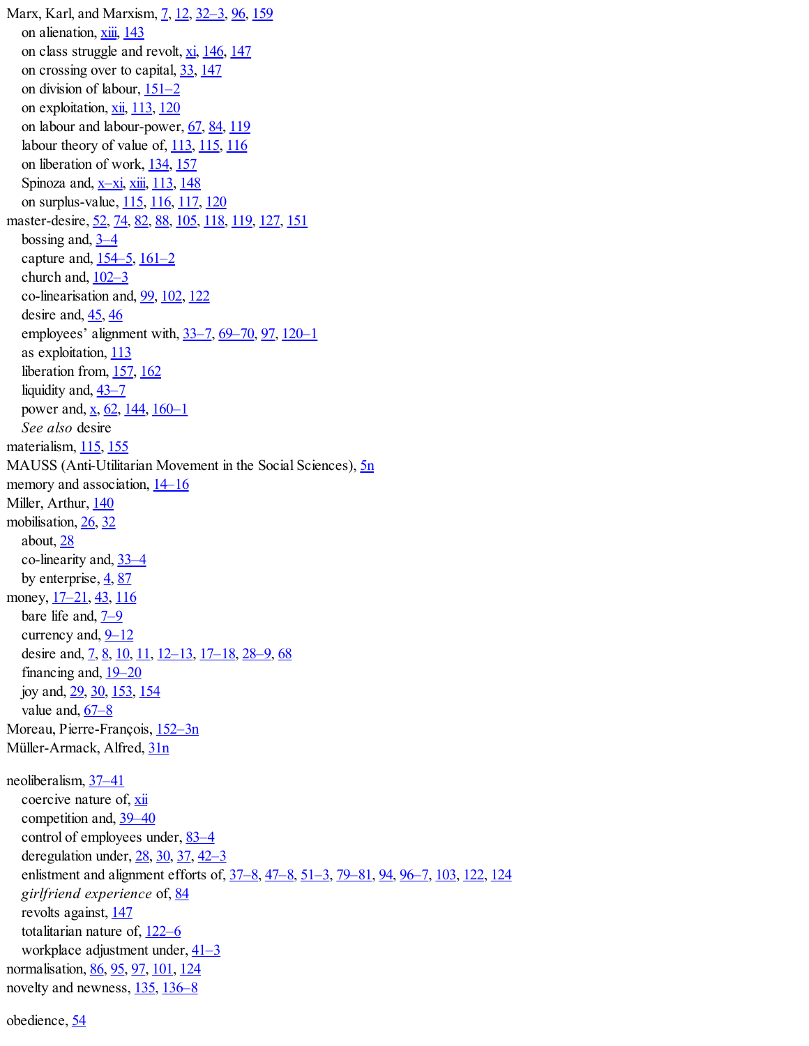Marx, Karl, and Marxism, 7, 12, 32–3, 96, 159
  on alienation, xiii, 143
  on class struggle and revolt, xi, 146, 147
  on crossing over to capital, 33, 147
  on division of labour, 151–2
  on exploitation, xii, 113, 120
  on labour and labour-power, 67, 84, 119
  labour theory of value of, 113, 115, 116
  on liberation of work, 134, 157
  Spinoza and, x–xi, xiii, 113, 148
  on surplus-value, 115, 116, 117, 120
master-desire, 52, 74, 82, 88, 105, 118, 119, 127, 151
  bossing and, 3–4
  capture and, 154–5, 161–2
  church and, 102–3
  co-linearisation and, 99, 102, 122
  desire and, 45, 46
  employees' alignment with, 33–7, 69–70, 97, 120–1
  as exploitation, 113
  liberation from, 157, 162
  liquidity and, 43–7
  power and, x, 62, 144, 160–1
  *See also* desire
materialism, 115, 155
MAUSS (Anti-Utilitarian Movement in the Social Sciences), 5n
memory and association, 14–16
Miller, Arthur, 140
mobilisation, 26, 32
  about, 28
  co-linearity and, 33–4
  by enterprise, 4, 87
money, 17–21, 43, 116
  bare life and, 7–9
  currency and, 9–12
  desire and, 7, 8, 10, 11, 12–13, 17–18, 28–9, 68
  financing and, 19–20
  joy and, 29, 30, 153, 154
  value and, 67–8
Moreau, Pierre-François, 152–3n
Müller-Armack, Alfred, 31n

neoliberalism, 37–41
  coercive nature of, xii
  competition and, 39–40
  control of employees under, 83–4
  deregulation under, 28, 30, 37, 42–3
  enlistment and alignment efforts of, 37–8, 47–8, 51–3, 79–81, 94, 96–7, 103, 122, 124
  *girlfriend experience* of, 84
  revolts against, 147
  totalitarian nature of, 122–6
  workplace adjustment under, 41–3
normalisation, 86, 95, 97, 101, 124
novelty and newness, 135, 136–8

obedience, 54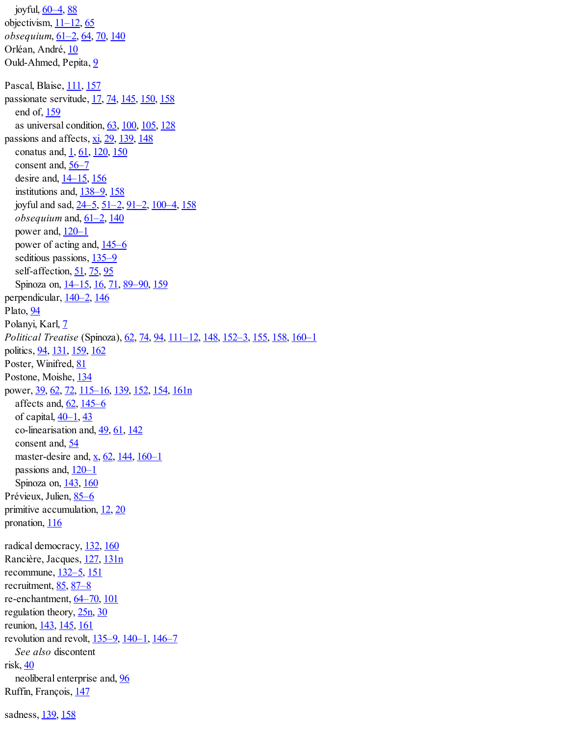joyful, 60–4, 88
objectivism, 11–12, 65
*obsequium*, 61–2, 64, 70, 140
Orléan, André, 10
Ould-Ahmed, Pepita, 9

Pascal, Blaise, 111, 157
passionate servitude, 17, 74, 145, 150, 158
  end of, 159
  as universal condition, 63, 100, 105, 128
passions and affects, xi, 29, 139, 148
  conatus and, 1, 61, 120, 150
  consent and, 56–7
  desire and, 14–15, 156
  institutions and, 138–9, 158
  joyful and sad, 24–5, 51–2, 91–2, 100–4, 158
  *obsequium* and, 61–2, 140
  power and, 120–1
  power of acting and, 145–6
  seditious passions, 135–9
  self-affection, 51, 75, 95
  Spinoza on, 14–15, 16, 71, 89–90, 159
perpendicular, 140–2, 146
Plato, 94
Polanyi, Karl, 7
*Political Treatise* (Spinoza), 62, 74, 94, 111–12, 148, 152–3, 155, 158, 160–1
politics, 94, 131, 159, 162
Poster, Winifred, 81
Postone, Moishe, 134
power, 39, 62, 72, 115–16, 139, 152, 154, 161n
  affects and, 62, 145–6
  of capital, 40–1, 43
  co-linearisation and, 49, 61, 142
  consent and, 54
  master-desire and, x, 62, 144, 160–1
  passions and, 120–1
  Spinoza on, 143, 160
Prévieux, Julien, 85–6
primitive accumulation, 12, 20
pronation, 116

radical democracy, 132, 160
Rancière, Jacques, 127, 131n
recommune, 132–5, 151
recruitment, 85, 87–8
re-enchantment, 64–70, 101
regulation theory, 25n, 30
reunion, 143, 145, 161
revolution and revolt, 135–9, 140–1, 146–7
  *See also* discontent
risk, 40
  neoliberal enterprise and, 96
Ruffin, François, 147

sadness, 139, 158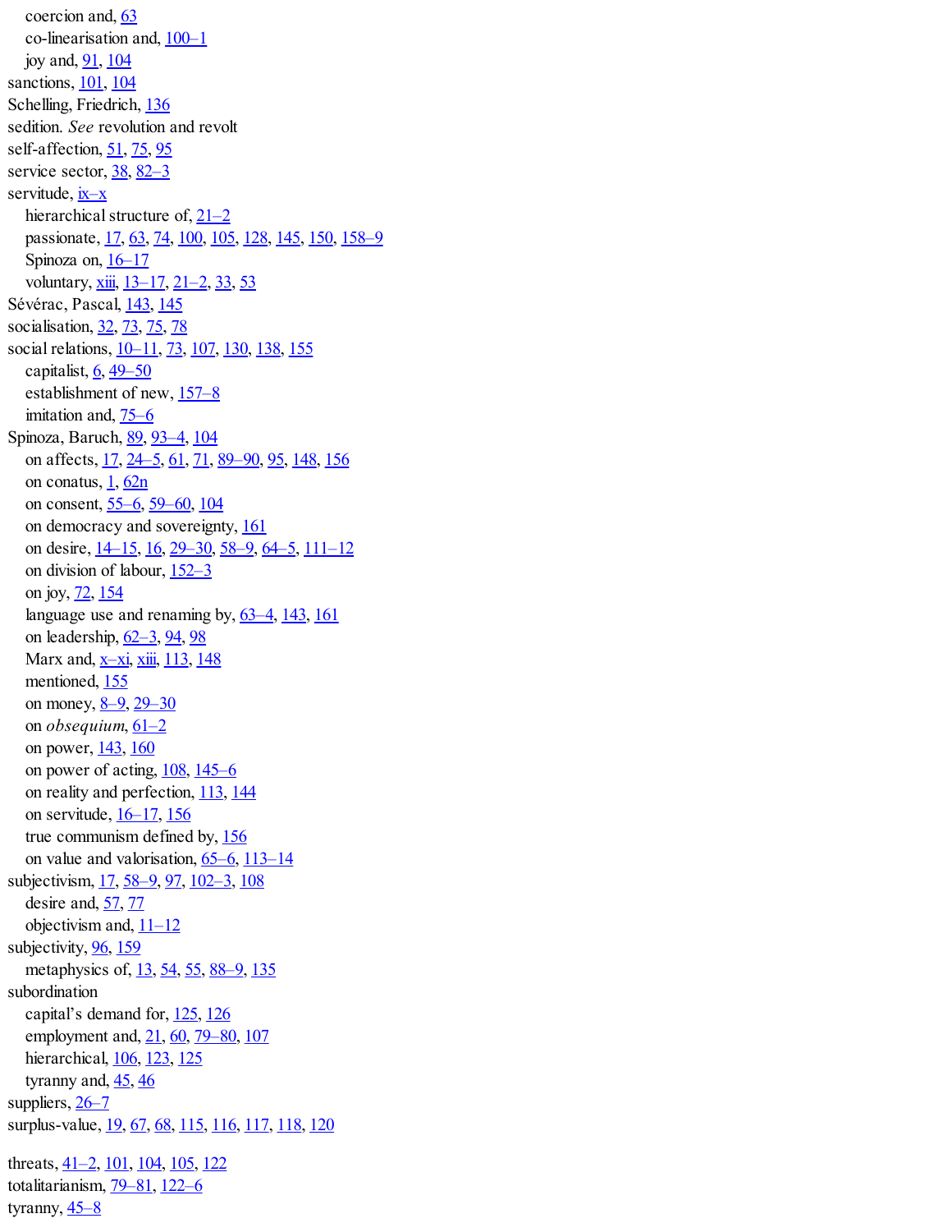coercion and, 63
co-linearisation and, 100–1
joy and, 91, 104
sanctions, 101, 104
Schelling, Friedrich, 136
sedition. *See* revolution and revolt
self-affection, 51, 75, 95
service sector, 38, 82–3
servitude, ix–x
hierarchical structure of, 21–2
passionate, 17, 63, 74, 100, 105, 128, 145, 150, 158–9
Spinoza on, 16–17
voluntary, xiii, 13–17, 21–2, 33, 53
Sévérac, Pascal, 143, 145
socialisation, 32, 73, 75, 78
social relations, 10–11, 73, 107, 130, 138, 155
capitalist, 6, 49–50
establishment of new, 157–8
imitation and, 75–6
Spinoza, Baruch, 89, 93–4, 104
on affects, 17, 24–5, 61, 71, 89–90, 95, 148, 156
on conatus, 1, 62n
on consent, 55–6, 59–60, 104
on democracy and sovereignty, 161
on desire, 14–15, 16, 29–30, 58–9, 64–5, 111–12
on division of labour, 152–3
on joy, 72, 154
language use and renaming by, 63–4, 143, 161
on leadership, 62–3, 94, 98
Marx and, x–xi, xiii, 113, 148
mentioned, 155
on money, 8–9, 29–30
on *obsequium*, 61–2
on power, 143, 160
on power of acting, 108, 145–6
on reality and perfection, 113, 144
on servitude, 16–17, 156
true communism defined by, 156
on value and valorisation, 65–6, 113–14
subjectivism, 17, 58–9, 97, 102–3, 108
desire and, 57, 77
objectivism and, 11–12
subjectivity, 96, 159
metaphysics of, 13, 54, 55, 88–9, 135
subordination
capital's demand for, 125, 126
employment and, 21, 60, 79–80, 107
hierarchical, 106, 123, 125
tyranny and, 45, 46
suppliers, 26–7
surplus-value, 19, 67, 68, 115, 116, 117, 118, 120

threats, 41–2, 101, 104, 105, 122
totalitarianism, 79–81, 122–6
tyranny, 45–8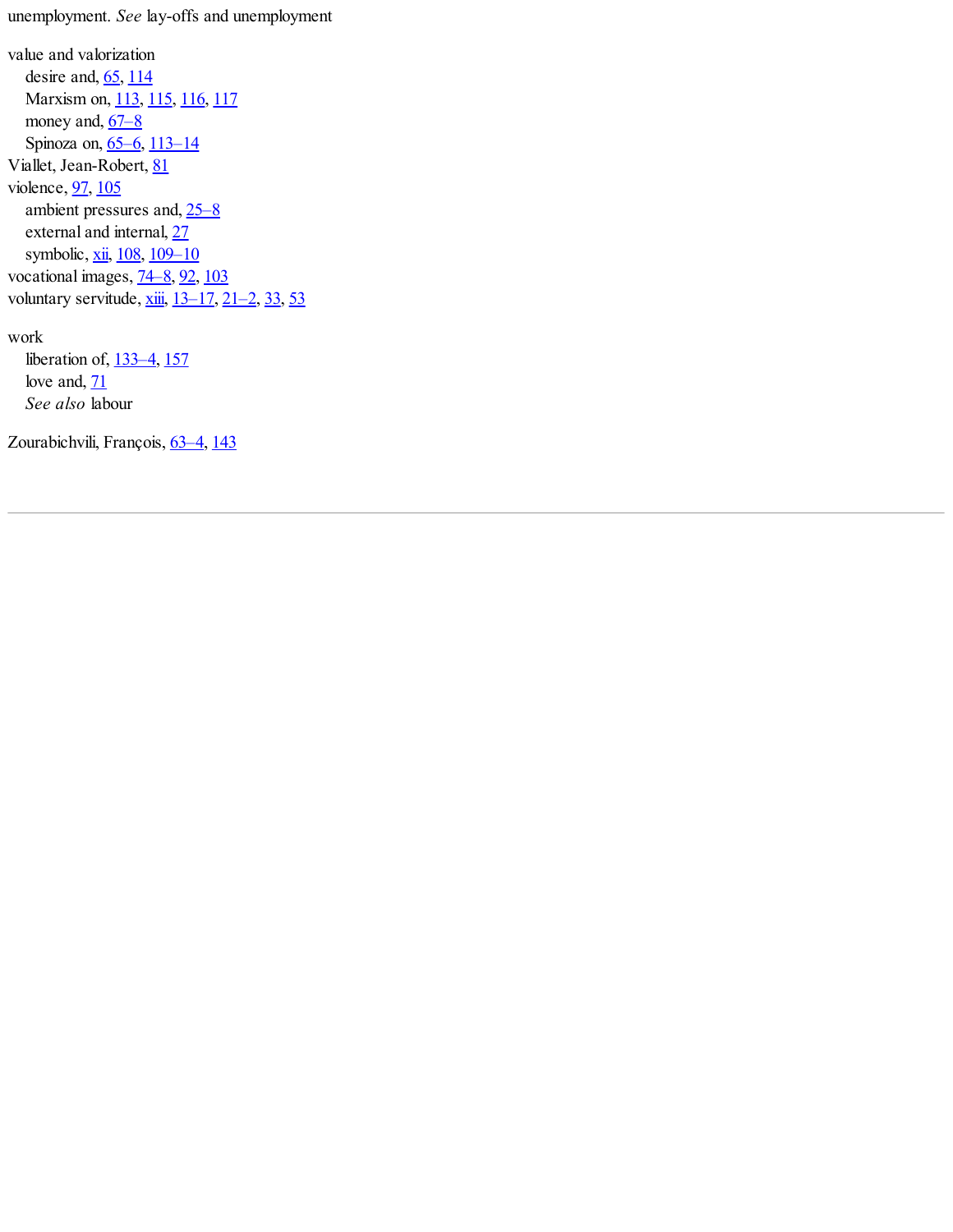unemployment. *See* lay-offs and unemployment

value and valorization
  desire and, 65, 114
  Marxism on, 113, 115, 116, 117
  money and, 67–8
  Spinoza on, 65–6, 113–14
Viallet, Jean-Robert, 81
violence, 97, 105
  ambient pressures and, 25–8
  external and internal, 27
  symbolic, xii, 108, 109–10
vocational images, 74–8, 92, 103
voluntary servitude, xiii, 13–17, 21–2, 33, 53

work
  liberation of, 133–4, 157
  love and, 71
  *See also* labour

Zourabichvili, François, 63–4, 143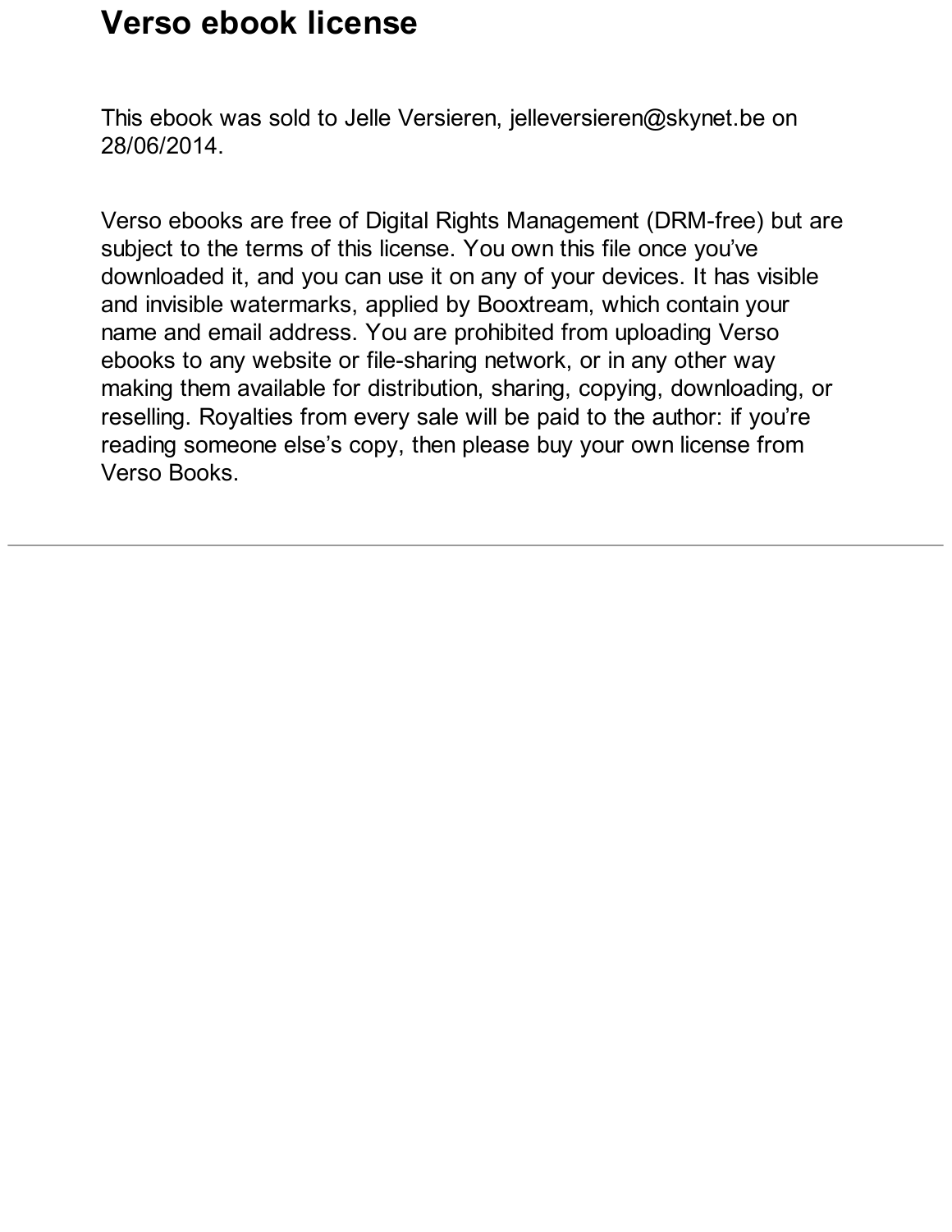# Verso ebook license

This ebook was sold to Jelle Versieren, jelleversieren@skynet.be on 28/06/2014.

Verso ebooks are free of Digital Rights Management (DRM-free) but are subject to the terms of this license. You own this file once you've downloaded it, and you can use it on any of your devices. It has visible and invisible watermarks, applied by Booxtream, which contain your name and email address. You are prohibited from uploading Verso ebooks to any website or file-sharing network, or in any other way making them available for distribution, sharing, copying, downloading, or reselling. Royalties from every sale will be paid to the author: if you're reading someone else's copy, then please buy your own license from Verso Books.

---